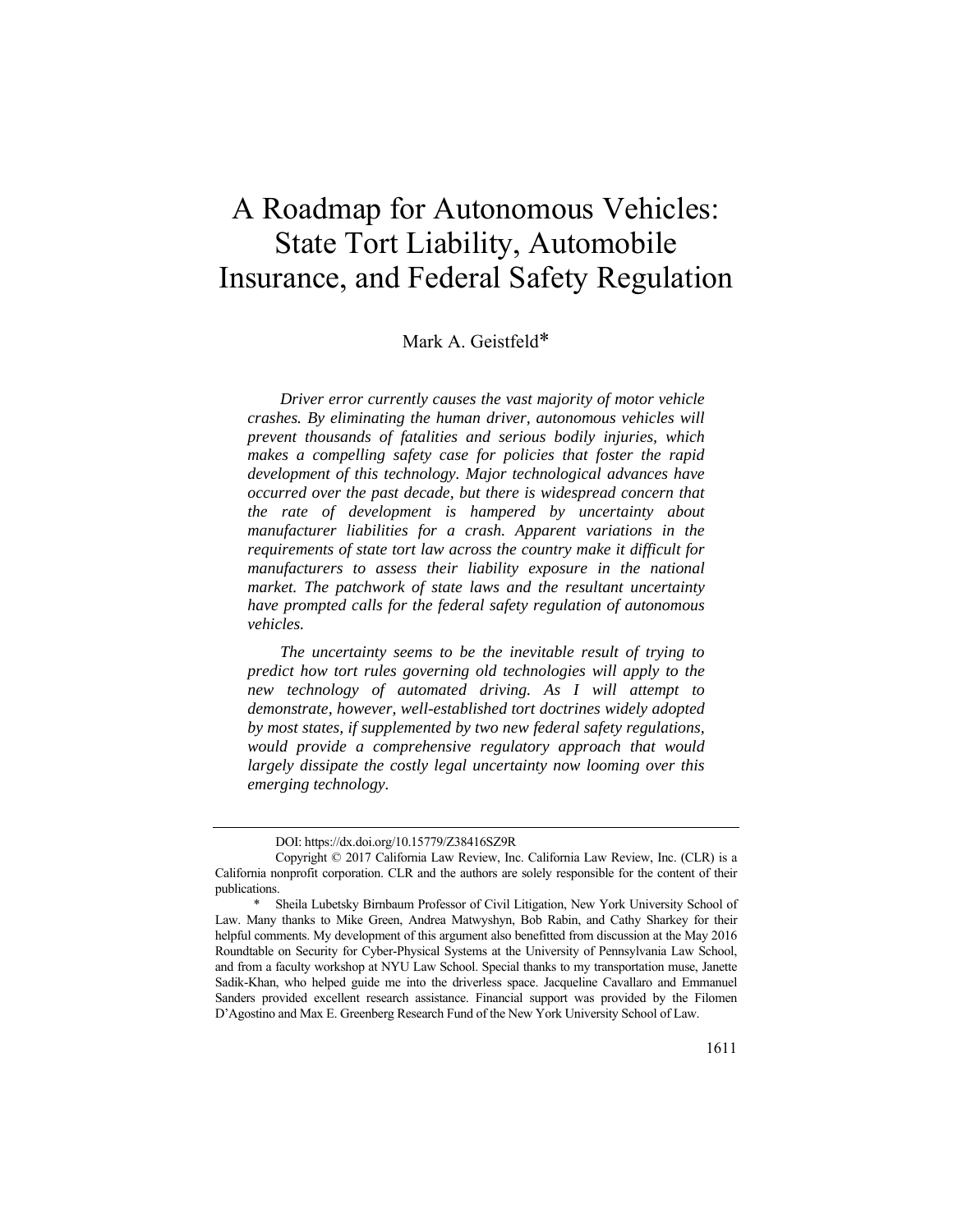# A Roadmap for Autonomous Vehicles: State Tort Liability, Automobile Insurance, and Federal Safety Regulation

Mark A. Geistfeld*

*Driver error currently causes the vast majority of motor vehicle crashes. By eliminating the human driver, autonomous vehicles will prevent thousands of fatalities and serious bodily injuries, which makes a compelling safety case for policies that foster the rapid development of this technology. Major technological advances have occurred over the past decade, but there is widespread concern that the rate of development is hampered by uncertainty about manufacturer liabilities for a crash. Apparent variations in the requirements of state tort law across the country make it difficult for manufacturers to assess their liability exposure in the national market. The patchwork of state laws and the resultant uncertainty have prompted calls for the federal safety regulation of autonomous vehicles.*

*The uncertainty seems to be the inevitable result of trying to predict how tort rules governing old technologies will apply to the new technology of automated driving. As I will attempt to demonstrate, however, well-established tort doctrines widely adopted by most states, if supplemented by two new federal safety regulations, would provide a comprehensive regulatory approach that would largely dissipate the costly legal uncertainty now looming over this emerging technology.*

---

DOI: https://dx.doi.org/10.15779/Z38416SZ9R

Copyright © 2017 California Law Review, Inc. California Law Review, Inc. (CLR) is a California nonprofit corporation. CLR and the authors are solely responsible for the content of their publications.

\* Sheila Lubetsky Birnbaum Professor of Civil Litigation, New York University School of Law. Many thanks to Mike Green, Andrea Matwyshyn, Bob Rabin, and Cathy Sharkey for their helpful comments. My development of this argument also benefitted from discussion at the May 2016 Roundtable on Security for Cyber-Physical Systems at the University of Pennsylvania Law School, and from a faculty workshop at NYU Law School. Special thanks to my transportation muse, Janette Sadik-Khan, who helped guide me into the driverless space. Jacqueline Cavallaro and Emmanuel Sanders provided excellent research assistance. Financial support was provided by the Filomen D'Agostino and Max E. Greenberg Research Fund of the New York University School of Law.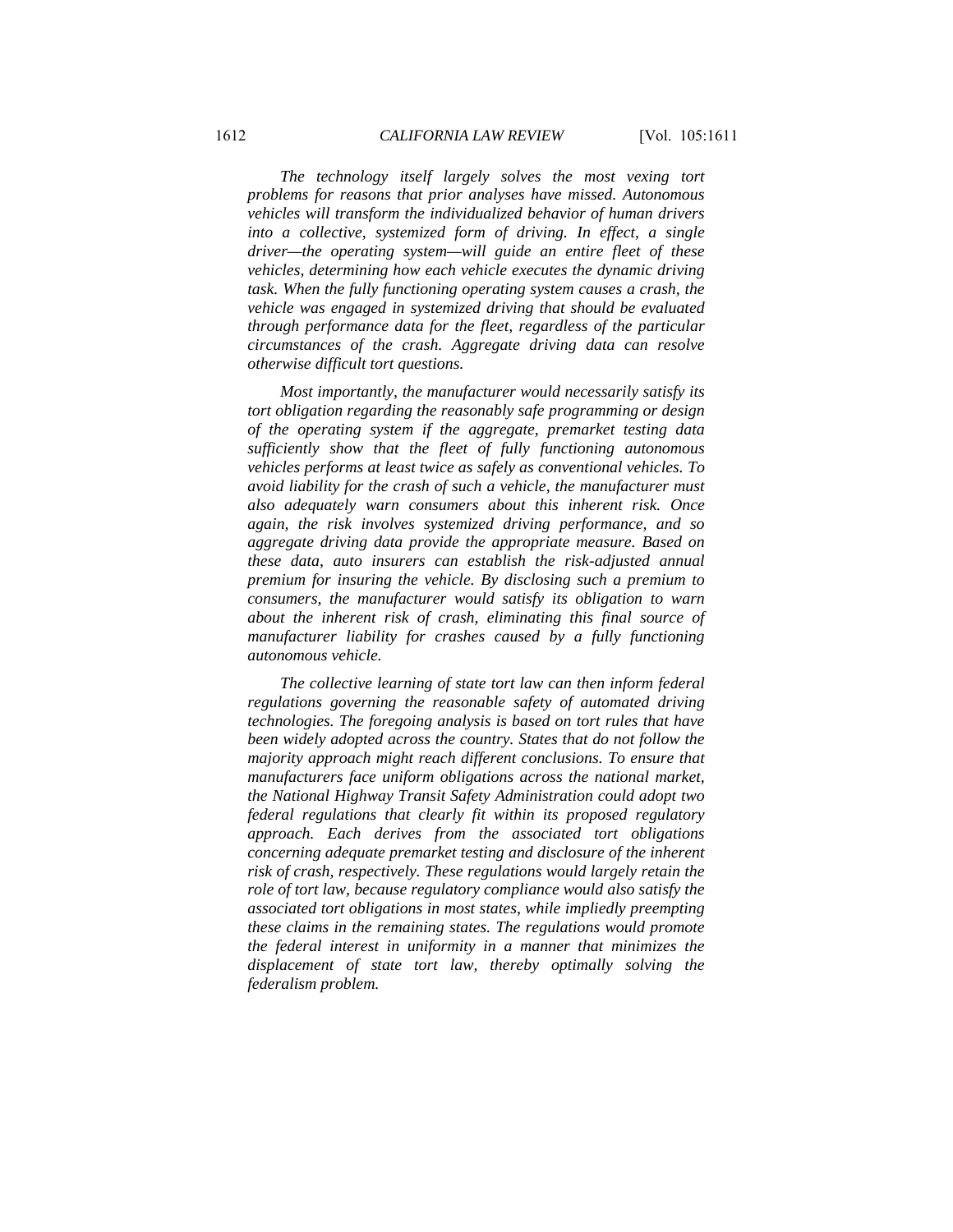*The technology itself largely solves the most vexing tort problems for reasons that prior analyses have missed. Autonomous vehicles will transform the individualized behavior of human drivers into a collective, systemized form of driving. In effect, a single driver—the operating system—will guide an entire fleet of these vehicles, determining how each vehicle executes the dynamic driving task. When the fully functioning operating system causes a crash, the vehicle was engaged in systemized driving that should be evaluated through performance data for the fleet, regardless of the particular circumstances of the crash. Aggregate driving data can resolve otherwise difficult tort questions.*

*Most importantly, the manufacturer would necessarily satisfy its tort obligation regarding the reasonably safe programming or design of the operating system if the aggregate, premarket testing data sufficiently show that the fleet of fully functioning autonomous vehicles performs at least twice as safely as conventional vehicles. To avoid liability for the crash of such a vehicle, the manufacturer must also adequately warn consumers about this inherent risk. Once again, the risk involves systemized driving performance, and so aggregate driving data provide the appropriate measure. Based on these data, auto insurers can establish the risk-adjusted annual premium for insuring the vehicle. By disclosing such a premium to consumers, the manufacturer would satisfy its obligation to warn about the inherent risk of crash, eliminating this final source of manufacturer liability for crashes caused by a fully functioning autonomous vehicle.*

*The collective learning of state tort law can then inform federal regulations governing the reasonable safety of automated driving technologies. The foregoing analysis is based on tort rules that have been widely adopted across the country. States that do not follow the majority approach might reach different conclusions. To ensure that manufacturers face uniform obligations across the national market, the National Highway Transit Safety Administration could adopt two federal regulations that clearly fit within its proposed regulatory approach. Each derives from the associated tort obligations concerning adequate premarket testing and disclosure of the inherent risk of crash, respectively. These regulations would largely retain the role of tort law, because regulatory compliance would also satisfy the associated tort obligations in most states, while impliedly preempting these claims in the remaining states. The regulations would promote the federal interest in uniformity in a manner that minimizes the displacement of state tort law, thereby optimally solving the federalism problem.*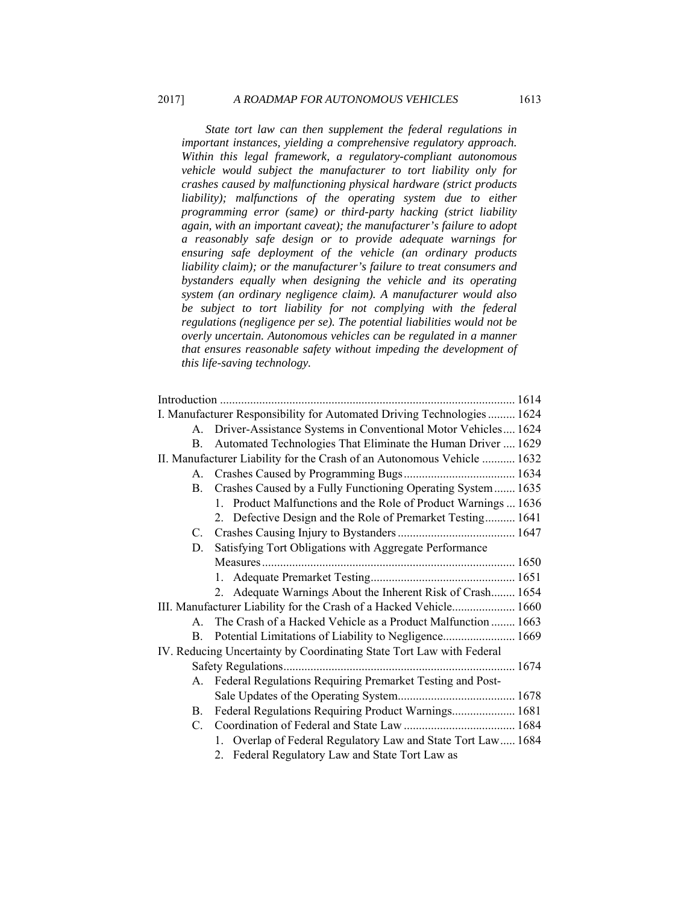*State tort law can then supplement the federal regulations in important instances, yielding a comprehensive regulatory approach. Within this legal framework, a regulatory-compliant autonomous vehicle would subject the manufacturer to tort liability only for crashes caused by malfunctioning physical hardware (strict products liability); malfunctions of the operating system due to either programming error (same) or third-party hacking (strict liability again, with an important caveat); the manufacturer's failure to adopt a reasonably safe design or to provide adequate warnings for ensuring safe deployment of the vehicle (an ordinary products liability claim); or the manufacturer's failure to treat consumers and bystanders equally when designing the vehicle and its operating system (an ordinary negligence claim). A manufacturer would also be subject to tort liability for not complying with the federal regulations (negligence per se). The potential liabilities would not be overly uncertain. Autonomous vehicles can be regulated in a manner that ensures reasonable safety without impeding the development of this life-saving technology.*

Introduction .......... 1614
I. Manufacturer Responsibility for Automated Driving Technologies .......... 1624
- A. Driver-Assistance Systems in Conventional Motor Vehicles .......... 1624
- B. Automated Technologies That Eliminate the Human Driver .......... 1629

II. Manufacturer Liability for the Crash of an Autonomous Vehicle .......... 1632
- A. Crashes Caused by Programming Bugs .......... 1634
- B. Crashes Caused by a Fully Functioning Operating System .......... 1635
  1. Product Malfunctions and the Role of Product Warnings .......... 1636
  2. Defective Design and the Role of Premarket Testing .......... 1641
- C. Crashes Causing Injury to Bystanders .......... 1647
- D. Satisfying Tort Obligations with Aggregate Performance Measures .......... 1650
  1. Adequate Premarket Testing .......... 1651
  2. Adequate Warnings About the Inherent Risk of Crash .......... 1654

III. Manufacturer Liability for the Crash of a Hacked Vehicle .......... 1660
- A. The Crash of a Hacked Vehicle as a Product Malfunction .......... 1663
- B. Potential Limitations of Liability to Negligence .......... 1669

IV. Reducing Uncertainty by Coordinating State Tort Law with Federal Safety Regulations .......... 1674
- A. Federal Regulations Requiring Premarket Testing and Post-Sale Updates of the Operating System .......... 1678
- B. Federal Regulations Requiring Product Warnings .......... 1681
- C. Coordination of Federal and State Law .......... 1684
  1. Overlap of Federal Regulatory Law and State Tort Law .......... 1684
  2. Federal Regulatory Law and State Tort Law as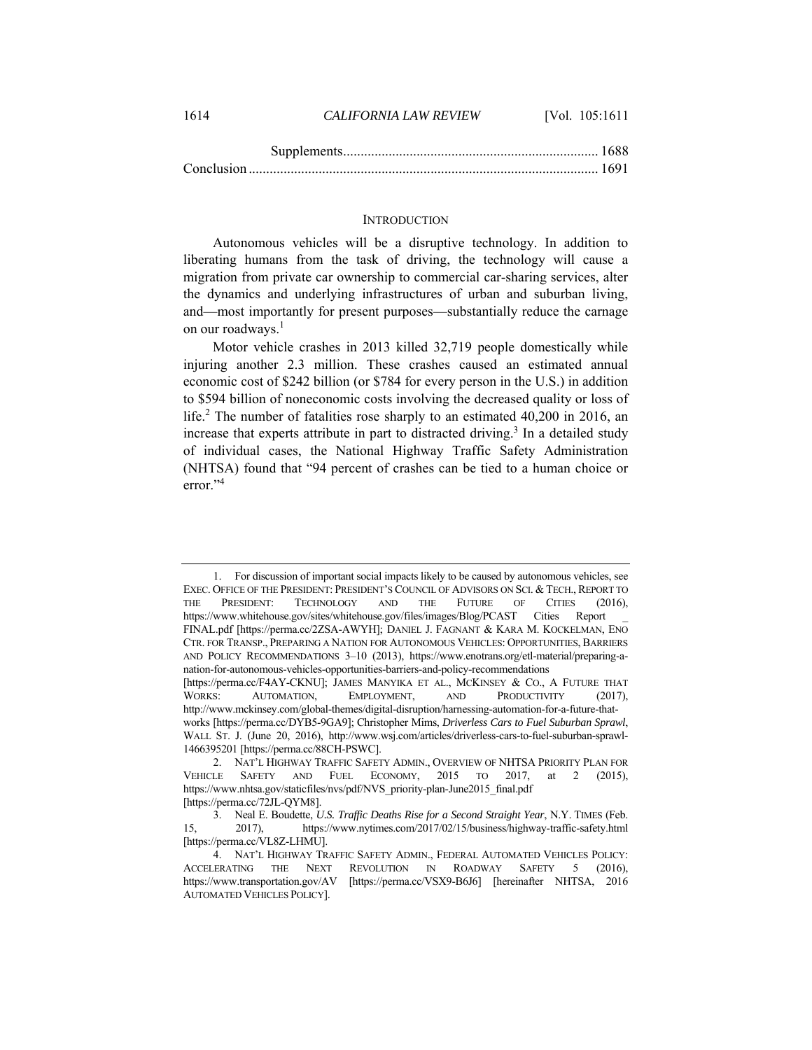Supplements........................................................................ 1688

Conclusion .................................................................................................. 1691

## INTRODUCTION

Autonomous vehicles will be a disruptive technology. In addition to liberating humans from the task of driving, the technology will cause a migration from private car ownership to commercial car-sharing services, alter the dynamics and underlying infrastructures of urban and suburban living, and—most importantly for present purposes—substantially reduce the carnage on our roadways.[1]

Motor vehicle crashes in 2013 killed 32,719 people domestically while injuring another 2.3 million. These crashes caused an estimated annual economic cost of $242 billion (or $784 for every person in the U.S.) in addition to $594 billion of noneconomic costs involving the decreased quality or loss of life.[2] The number of fatalities rose sharply to an estimated 40,200 in 2016, an increase that experts attribute in part to distracted driving.[3] In a detailed study of individual cases, the National Highway Traffic Safety Administration (NHTSA) found that "94 percent of crashes can be tied to a human choice or error."[4]

---

1. For discussion of important social impacts likely to be caused by autonomous vehicles, see EXEC. OFFICE OF THE PRESIDENT: PRESIDENT'S COUNCIL OF ADVISORS ON SCI. & TECH., REPORT TO THE PRESIDENT: TECHNOLOGY AND THE FUTURE OF CITIES (2016), https://www.whitehouse.gov/sites/whitehouse.gov/files/images/Blog/PCAST Cities Report _ FINAL.pdf [https://perma.cc/2ZSA-AWYH]; DANIEL J. FAGNANT & KARA M. KOCKELMAN, ENO CTR. FOR TRANSP., PREPARING A NATION FOR AUTONOMOUS VEHICLES: OPPORTUNITIES, BARRIERS AND POLICY RECOMMENDATIONS 3–10 (2013), https://www.enotrans.org/etl-material/preparing-a-nation-for-autonomous-vehicles-opportunities-barriers-and-policy-recommendations [https://perma.cc/F4AY-CKNU]; JAMES MANYIKA ET AL., MCKINSEY & CO., A FUTURE THAT WORKS: AUTOMATION, EMPLOYMENT, AND PRODUCTIVITY (2017), http://www.mckinsey.com/global-themes/digital-disruption/harnessing-automation-for-a-future-that-works [https://perma.cc/DYB5-9GA9]; Christopher Mims, *Driverless Cars to Fuel Suburban Sprawl*, WALL ST. J. (June 20, 2016), http://www.wsj.com/articles/driverless-cars-to-fuel-suburban-sprawl-1466395201 [https://perma.cc/88CH-PSWC].

2. NAT'L HIGHWAY TRAFFIC SAFETY ADMIN., OVERVIEW OF NHTSA PRIORITY PLAN FOR VEHICLE SAFETY AND FUEL ECONOMY, 2015 TO 2017, at 2 (2015), https://www.nhtsa.gov/staticfiles/nvs/pdf/NVS_priority-plan-June2015_final.pdf [https://perma.cc/72JL-QYM8].

3. Neal E. Boudette, *U.S. Traffic Deaths Rise for a Second Straight Year*, N.Y. TIMES (Feb. 15, 2017), https://www.nytimes.com/2017/02/15/business/highway-traffic-safety.html [https://perma.cc/VL8Z-LHMU].

4. NAT'L HIGHWAY TRAFFIC SAFETY ADMIN., FEDERAL AUTOMATED VEHICLES POLICY: ACCELERATING THE NEXT REVOLUTION IN ROADWAY SAFETY 5 (2016), https://www.transportation.gov/AV [https://perma.cc/VSX9-B6J6] [hereinafter NHTSA, 2016 AUTOMATED VEHICLES POLICY].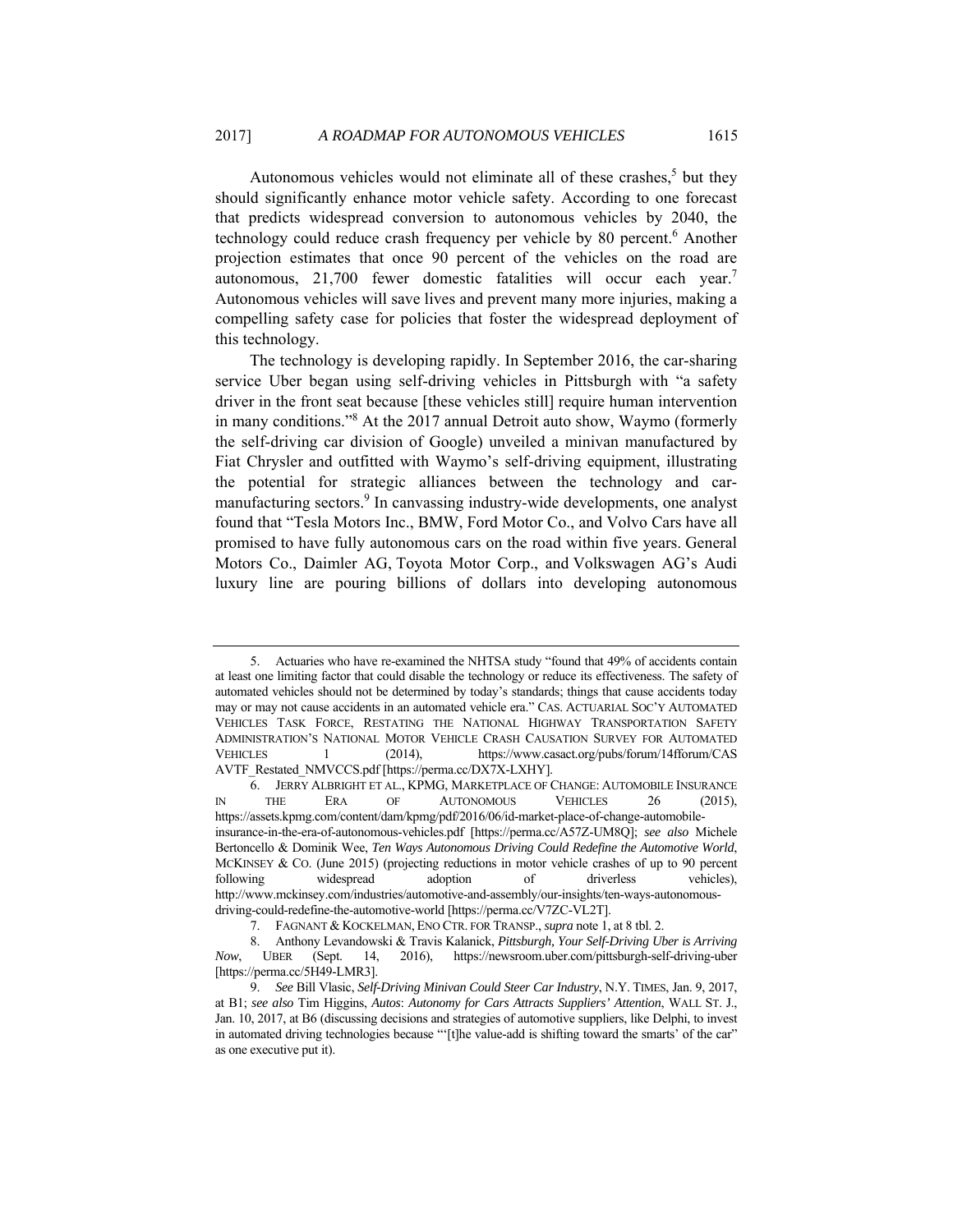Autonomous vehicles would not eliminate all of these crashes,[5] but they should significantly enhance motor vehicle safety. According to one forecast that predicts widespread conversion to autonomous vehicles by 2040, the technology could reduce crash frequency per vehicle by 80 percent.[6] Another projection estimates that once 90 percent of the vehicles on the road are autonomous, 21,700 fewer domestic fatalities will occur each year.[7] Autonomous vehicles will save lives and prevent many more injuries, making a compelling safety case for policies that foster the widespread deployment of this technology.

The technology is developing rapidly. In September 2016, the car-sharing service Uber began using self-driving vehicles in Pittsburgh with "a safety driver in the front seat because [these vehicles still] require human intervention in many conditions."[8] At the 2017 annual Detroit auto show, Waymo (formerly the self-driving car division of Google) unveiled a minivan manufactured by Fiat Chrysler and outfitted with Waymo's self-driving equipment, illustrating the potential for strategic alliances between the technology and car-manufacturing sectors.[9] In canvassing industry-wide developments, one analyst found that "Tesla Motors Inc., BMW, Ford Motor Co., and Volvo Cars have all promised to have fully autonomous cars on the road within five years. General Motors Co., Daimler AG, Toyota Motor Corp., and Volkswagen AG's Audi luxury line are pouring billions of dollars into developing autonomous

---

5. Actuaries who have re-examined the NHTSA study "found that 49% of accidents contain at least one limiting factor that could disable the technology or reduce its effectiveness. The safety of automated vehicles should not be determined by today's standards; things that cause accidents today may or may not cause accidents in an automated vehicle era." CAS. ACTUARIAL SOC'Y AUTOMATED VEHICLES TASK FORCE, RESTATING THE NATIONAL HIGHWAY TRANSPORTATION SAFETY ADMINISTRATION'S NATIONAL MOTOR VEHICLE CRASH CAUSATION SURVEY FOR AUTOMATED VEHICLES 1 (2014), https://www.casact.org/pubs/forum/14fforum/CAS AVTF_Restated_NMVCCS.pdf [https://perma.cc/DX7X-LXHY].

6. JERRY ALBRIGHT ET AL., KPMG, MARKETPLACE OF CHANGE: AUTOMOBILE INSURANCE IN THE ERA OF AUTONOMOUS VEHICLES 26 (2015), https://assets.kpmg.com/content/dam/kpmg/pdf/2016/06/id-market-place-of-change-automobile-insurance-in-the-era-of-autonomous-vehicles.pdf [https://perma.cc/A57Z-UM8Q]; *see also* Michele Bertoncello & Dominik Wee, *Ten Ways Autonomous Driving Could Redefine the Automotive World*, MCKINSEY & CO. (June 2015) (projecting reductions in motor vehicle crashes of up to 90 percent following widespread adoption of driverless vehicles), http://www.mckinsey.com/industries/automotive-and-assembly/our-insights/ten-ways-autonomous-driving-could-redefine-the-automotive-world [https://perma.cc/V7ZC-VL2T].

7. FAGNANT & KOCKELMAN, ENO CTR. FOR TRANSP., *supra* note 1, at 8 tbl. 2.

8. Anthony Levandowski & Travis Kalanick, *Pittsburgh, Your Self-Driving Uber is Arriving Now*, UBER (Sept. 14, 2016), https://newsroom.uber.com/pittsburgh-self-driving-uber [https://perma.cc/5H49-LMR3].

9. *See* Bill Vlasic, *Self-Driving Minivan Could Steer Car Industry*, N.Y. TIMES, Jan. 9, 2017, at B1; *see also* Tim Higgins, *Autos*: *Autonomy for Cars Attracts Suppliers' Attention*, WALL ST. J., Jan. 10, 2017, at B6 (discussing decisions and strategies of automotive suppliers, like Delphi, to invest in automated driving technologies because "'[t]he value-add is shifting toward the smarts' of the car" as one executive put it).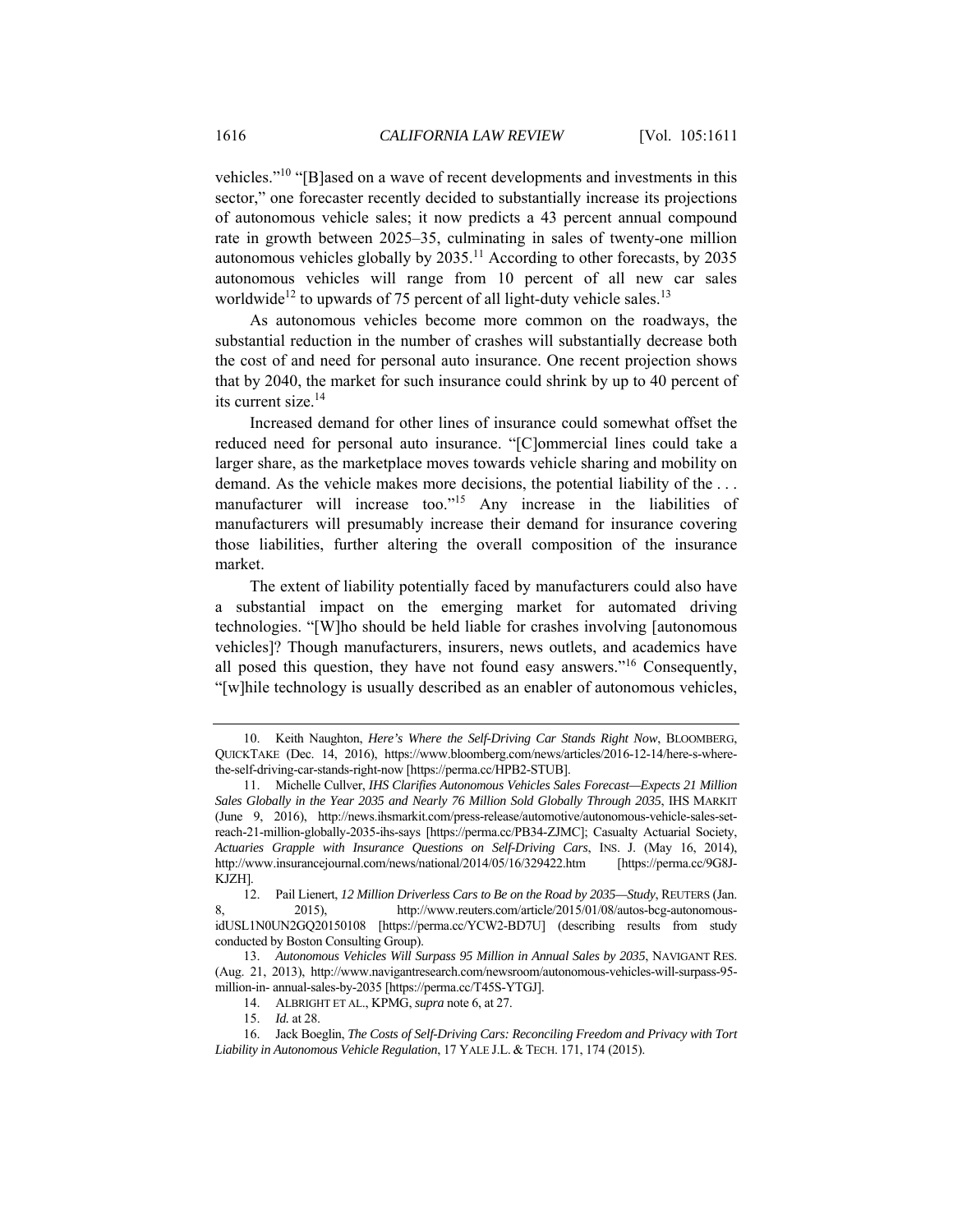vehicles."[10] "[B]ased on a wave of recent developments and investments in this sector," one forecaster recently decided to substantially increase its projections of autonomous vehicle sales; it now predicts a 43 percent annual compound rate in growth between 2025–35, culminating in sales of twenty-one million autonomous vehicles globally by 2035.[11] According to other forecasts, by 2035 autonomous vehicles will range from 10 percent of all new car sales worldwide[12] to upwards of 75 percent of all light-duty vehicle sales.[13]

As autonomous vehicles become more common on the roadways, the substantial reduction in the number of crashes will substantially decrease both the cost of and need for personal auto insurance. One recent projection shows that by 2040, the market for such insurance could shrink by up to 40 percent of its current size.[14]

Increased demand for other lines of insurance could somewhat offset the reduced need for personal auto insurance. "[C]ommercial lines could take a larger share, as the marketplace moves towards vehicle sharing and mobility on demand. As the vehicle makes more decisions, the potential liability of the . . . manufacturer will increase too."[15] Any increase in the liabilities of manufacturers will presumably increase their demand for insurance covering those liabilities, further altering the overall composition of the insurance market.

The extent of liability potentially faced by manufacturers could also have a substantial impact on the emerging market for automated driving technologies. "[W]ho should be held liable for crashes involving [autonomous vehicles]? Though manufacturers, insurers, news outlets, and academics have all posed this question, they have not found easy answers."[16] Consequently, "[w]hile technology is usually described as an enabler of autonomous vehicles,

---

10. Keith Naughton, *Here's Where the Self-Driving Car Stands Right Now*, BLOOMBERG, QUICKTAKE (Dec. 14, 2016), https://www.bloomberg.com/news/articles/2016-12-14/here-s-where-the-self-driving-car-stands-right-now [https://perma.cc/HPB2-STUB].

11. Michelle Cullver, *IHS Clarifies Autonomous Vehicles Sales Forecast—Expects 21 Million Sales Globally in the Year 2035 and Nearly 76 Million Sold Globally Through 2035*, IHS MARKIT (June 9, 2016), http://news.ihsmarkit.com/press-release/automotive/autonomous-vehicle-sales-set-reach-21-million-globally-2035-ihs-says [https://perma.cc/PB34-ZJMC]; Casualty Actuarial Society, *Actuaries Grapple with Insurance Questions on Self-Driving Cars*, INS. J. (May 16, 2014), http://www.insurancejournal.com/news/national/2014/05/16/329422.htm [https://perma.cc/9G8J-KJZH].

12. Pail Lienert, *12 Million Driverless Cars to Be on the Road by 2035—Study*, REUTERS (Jan. 8, 2015), http://www.reuters.com/article/2015/01/08/autos-bcg-autonomous-idUSL1N0UN2GQ20150108 [https://perma.cc/YCW2-BD7U] (describing results from study conducted by Boston Consulting Group).

13. *Autonomous Vehicles Will Surpass 95 Million in Annual Sales by 2035*, NAVIGANT RES. (Aug. 21, 2013), http://www.navigantresearch.com/newsroom/autonomous-vehicles-will-surpass-95-million-in- annual-sales-by-2035 [https://perma.cc/T45S-YTGJ].

14. ALBRIGHT ET AL., KPMG, *supra* note 6, at 27.

15. *Id.* at 28.

16. Jack Boeglin, *The Costs of Self-Driving Cars: Reconciling Freedom and Privacy with Tort Liability in Autonomous Vehicle Regulation*, 17 YALE J.L. & TECH. 171, 174 (2015).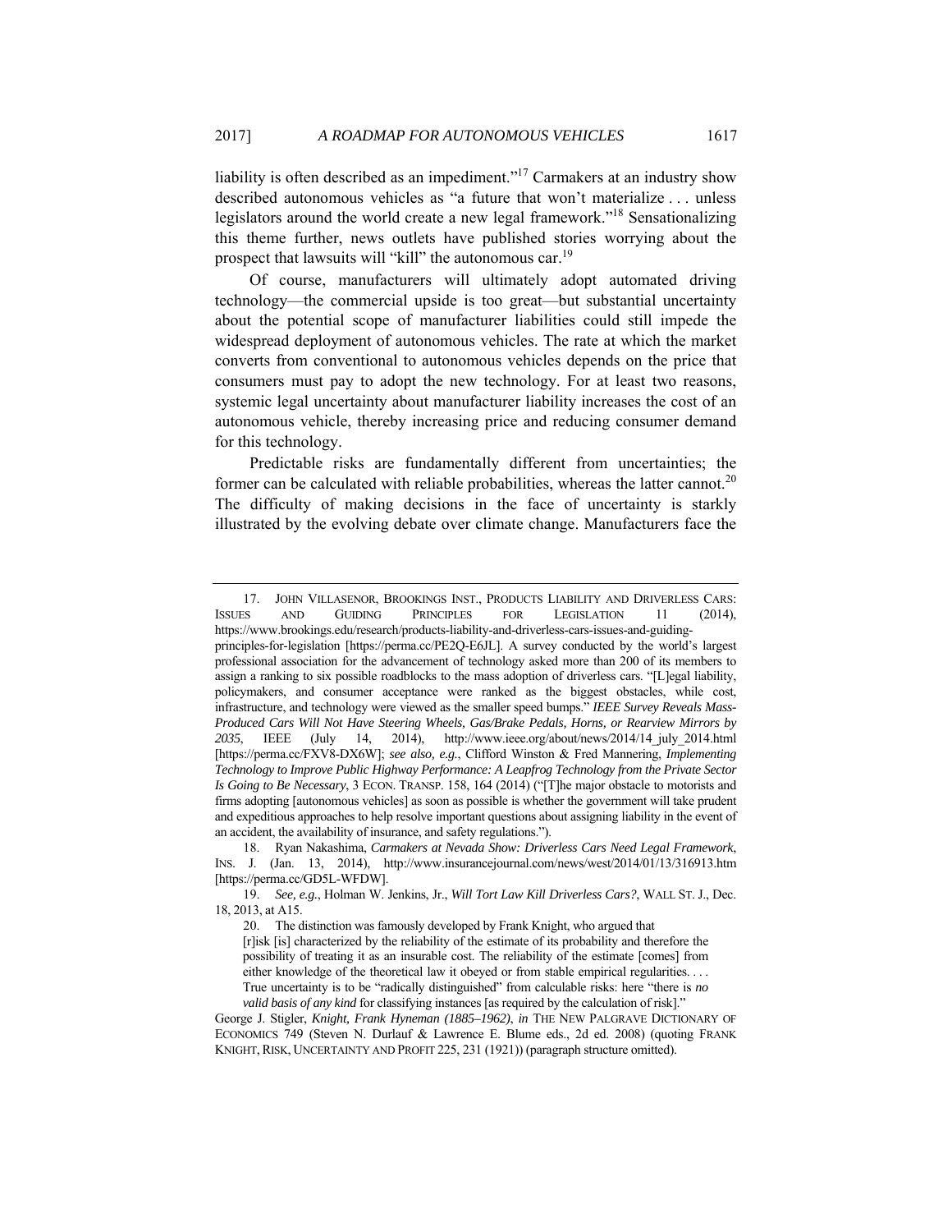liability is often described as an impediment."[17] Carmakers at an industry show described autonomous vehicles as "a future that won't materialize . . . unless legislators around the world create a new legal framework."[18] Sensationalizing this theme further, news outlets have published stories worrying about the prospect that lawsuits will "kill" the autonomous car.[19]

Of course, manufacturers will ultimately adopt automated driving technology—the commercial upside is too great—but substantial uncertainty about the potential scope of manufacturer liabilities could still impede the widespread deployment of autonomous vehicles. The rate at which the market converts from conventional to autonomous vehicles depends on the price that consumers must pay to adopt the new technology. For at least two reasons, systemic legal uncertainty about manufacturer liability increases the cost of an autonomous vehicle, thereby increasing price and reducing consumer demand for this technology.

Predictable risks are fundamentally different from uncertainties; the former can be calculated with reliable probabilities, whereas the latter cannot.[20] The difficulty of making decisions in the face of uncertainty is starkly illustrated by the evolving debate over climate change. Manufacturers face the

---

17. JOHN VILLASENOR, BROOKINGS INST., PRODUCTS LIABILITY AND DRIVERLESS CARS: ISSUES AND GUIDING PRINCIPLES FOR LEGISLATION 11 (2014), https://www.brookings.edu/research/products-liability-and-driverless-cars-issues-and-guiding-principles-for-legislation [https://perma.cc/PE2Q-E6JL]. A survey conducted by the world's largest professional association for the advancement of technology asked more than 200 of its members to assign a ranking to six possible roadblocks to the mass adoption of driverless cars. "[L]egal liability, policymakers, and consumer acceptance were ranked as the biggest obstacles, while cost, infrastructure, and technology were viewed as the smaller speed bumps." *IEEE Survey Reveals Mass-Produced Cars Will Not Have Steering Wheels, Gas/Brake Pedals, Horns, or Rearview Mirrors by 2035*, IEEE (July 14, 2014), http://www.ieee.org/about/news/2014/14_july_2014.html [https://perma.cc/FXV8-DX6W]; *see also, e.g.*, Clifford Winston & Fred Mannering, *Implementing Technology to Improve Public Highway Performance: A Leapfrog Technology from the Private Sector Is Going to Be Necessary*, 3 ECON. TRANSP. 158, 164 (2014) ("[T]he major obstacle to motorists and firms adopting [autonomous vehicles] as soon as possible is whether the government will take prudent and expeditious approaches to help resolve important questions about assigning liability in the event of an accident, the availability of insurance, and safety regulations.").

18. Ryan Nakashima, *Carmakers at Nevada Show: Driverless Cars Need Legal Framework*, INS. J. (Jan. 13, 2014), http://www.insurancejournal.com/news/west/2014/01/13/316913.htm [https://perma.cc/GD5L-WFDW].

19. *See, e.g.*, Holman W. Jenkins, Jr., *Will Tort Law Kill Driverless Cars?*, WALL ST. J., Dec. 18, 2013, at A15.

20. The distinction was famously developed by Frank Knight, who argued that

> [r]isk [is] characterized by the reliability of the estimate of its probability and therefore the possibility of treating it as an insurable cost. The reliability of the estimate [comes] from either knowledge of the theoretical law it obeyed or from stable empirical regularities. . . . True uncertainty is to be "radically distinguished" from calculable risks: here "there is *no valid basis of any kind* for classifying instances [as required by the calculation of risk]."

George J. Stigler, *Knight, Frank Hyneman (1885–1962)*, *in* THE NEW PALGRAVE DICTIONARY OF ECONOMICS 749 (Steven N. Durlauf & Lawrence E. Blume eds., 2d ed. 2008) (quoting FRANK KNIGHT, RISK, UNCERTAINTY AND PROFIT 225, 231 (1921)) (paragraph structure omitted).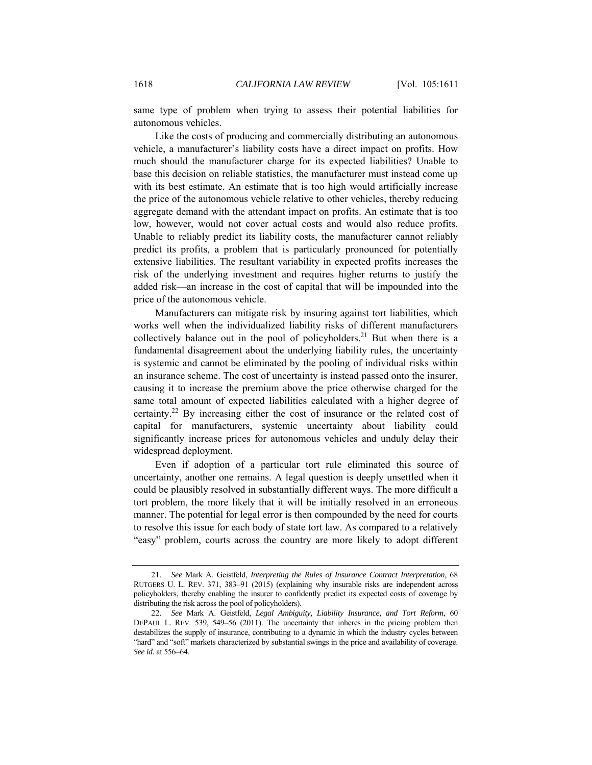same type of problem when trying to assess their potential liabilities for autonomous vehicles.

Like the costs of producing and commercially distributing an autonomous vehicle, a manufacturer's liability costs have a direct impact on profits. How much should the manufacturer charge for its expected liabilities? Unable to base this decision on reliable statistics, the manufacturer must instead come up with its best estimate. An estimate that is too high would artificially increase the price of the autonomous vehicle relative to other vehicles, thereby reducing aggregate demand with the attendant impact on profits. An estimate that is too low, however, would not cover actual costs and would also reduce profits. Unable to reliably predict its liability costs, the manufacturer cannot reliably predict its profits, a problem that is particularly pronounced for potentially extensive liabilities. The resultant variability in expected profits increases the risk of the underlying investment and requires higher returns to justify the added risk—an increase in the cost of capital that will be impounded into the price of the autonomous vehicle.

Manufacturers can mitigate risk by insuring against tort liabilities, which works well when the individualized liability risks of different manufacturers collectively balance out in the pool of policyholders.[21] But when there is a fundamental disagreement about the underlying liability rules, the uncertainty is systemic and cannot be eliminated by the pooling of individual risks within an insurance scheme. The cost of uncertainty is instead passed onto the insurer, causing it to increase the premium above the price otherwise charged for the same total amount of expected liabilities calculated with a higher degree of certainty.[22] By increasing either the cost of insurance or the related cost of capital for manufacturers, systemic uncertainty about liability could significantly increase prices for autonomous vehicles and unduly delay their widespread deployment.

Even if adoption of a particular tort rule eliminated this source of uncertainty, another one remains. A legal question is deeply unsettled when it could be plausibly resolved in substantially different ways. The more difficult a tort problem, the more likely that it will be initially resolved in an erroneous manner. The potential for legal error is then compounded by the need for courts to resolve this issue for each body of state tort law. As compared to a relatively "easy" problem, courts across the country are more likely to adopt different

21. *See* Mark A. Geistfeld, *Interpreting the Rules of Insurance Contract Interpretation*, 68 RUTGERS U. L. REV. 371, 383–91 (2015) (explaining why insurable risks are independent across policyholders, thereby enabling the insurer to confidently predict its expected costs of coverage by distributing the risk across the pool of policyholders).

22. *See* Mark A. Geistfeld, *Legal Ambiguity, Liability Insurance, and Tort Reform*, 60 DEPAUL L. REV. 539, 549–56 (2011). The uncertainty that inheres in the pricing problem then destabilizes the supply of insurance, contributing to a dynamic in which the industry cycles between "hard" and "soft" markets characterized by substantial swings in the price and availability of coverage. *See id.* at 556–64.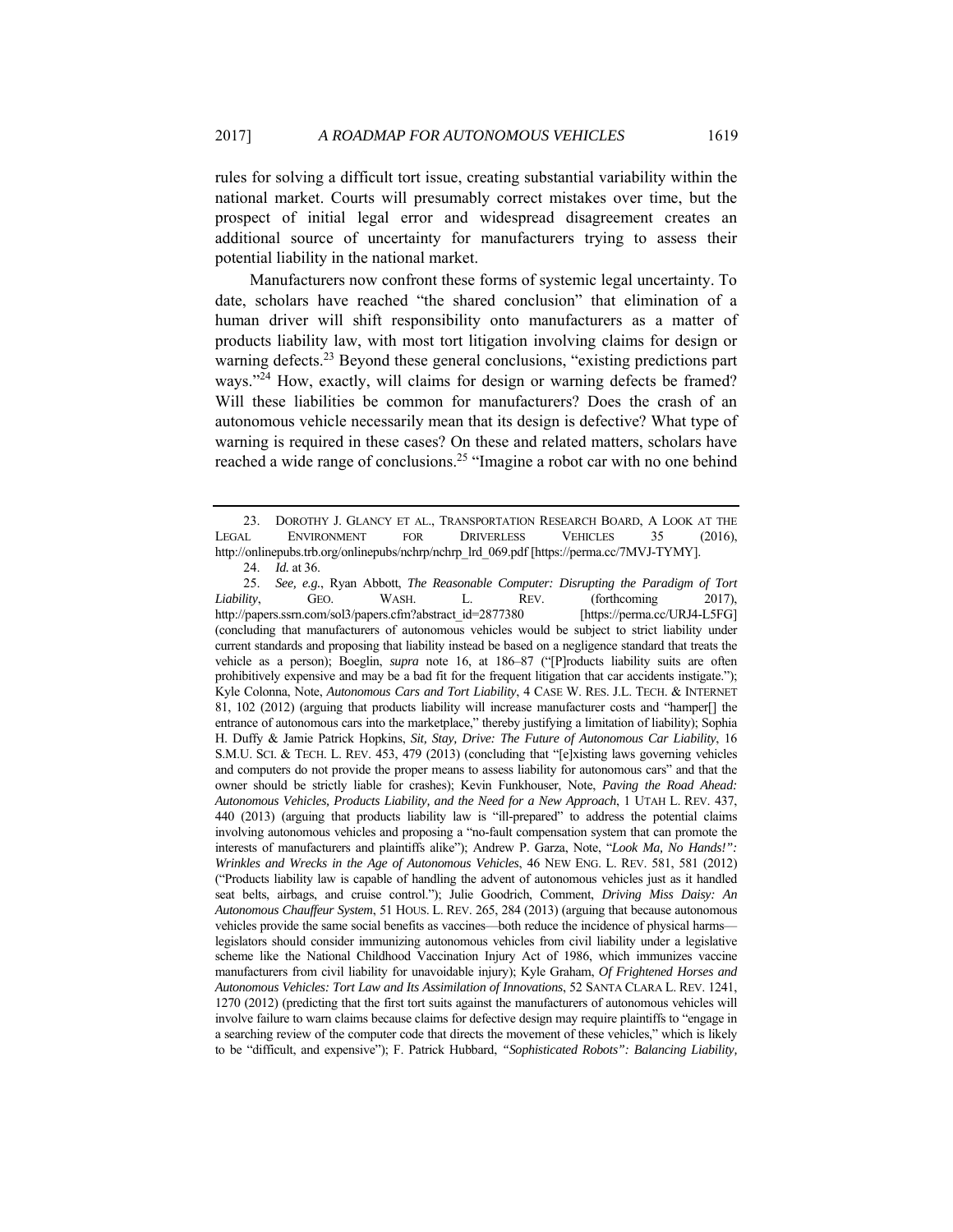rules for solving a difficult tort issue, creating substantial variability within the national market. Courts will presumably correct mistakes over time, but the prospect of initial legal error and widespread disagreement creates an additional source of uncertainty for manufacturers trying to assess their potential liability in the national market.

Manufacturers now confront these forms of systemic legal uncertainty. To date, scholars have reached "the shared conclusion" that elimination of a human driver will shift responsibility onto manufacturers as a matter of products liability law, with most tort litigation involving claims for design or warning defects.[23] Beyond these general conclusions, "existing predictions part ways."[24] How, exactly, will claims for design or warning defects be framed? Will these liabilities be common for manufacturers? Does the crash of an autonomous vehicle necessarily mean that its design is defective? What type of warning is required in these cases? On these and related matters, scholars have reached a wide range of conclusions.[25] "Imagine a robot car with no one behind

---

23. DOROTHY J. GLANCY ET AL., TRANSPORTATION RESEARCH BOARD, A LOOK AT THE LEGAL ENVIRONMENT FOR DRIVERLESS VEHICLES 35 (2016), http://onlinepubs.trb.org/onlinepubs/nchrp/nchrp_lrd_069.pdf [https://perma.cc/7MVJ-TYMY].

24. *Id.* at 36.

25. *See, e.g.*, Ryan Abbott, *The Reasonable Computer: Disrupting the Paradigm of Tort Liability*, GEO. WASH. L. REV. (forthcoming 2017), http://papers.ssrn.com/sol3/papers.cfm?abstract_id=2877380 [https://perma.cc/URJ4-L5FG] (concluding that manufacturers of autonomous vehicles would be subject to strict liability under current standards and proposing that liability instead be based on a negligence standard that treats the vehicle as a person); Boeglin, *supra* note 16, at 186–87 ("[P]roducts liability suits are often prohibitively expensive and may be a bad fit for the frequent litigation that car accidents instigate."); Kyle Colonna, Note, *Autonomous Cars and Tort Liability*, 4 CASE W. RES. J.L. TECH. & INTERNET 81, 102 (2012) (arguing that products liability will increase manufacturer costs and "hamper[] the entrance of autonomous cars into the marketplace," thereby justifying a limitation of liability); Sophia H. Duffy & Jamie Patrick Hopkins, *Sit, Stay, Drive: The Future of Autonomous Car Liability*, 16 S.M.U. SCI. & TECH. L. REV. 453, 479 (2013) (concluding that "[e]xisting laws governing vehicles and computers do not provide the proper means to assess liability for autonomous cars" and that the owner should be strictly liable for crashes); Kevin Funkhouser, Note, *Paving the Road Ahead: Autonomous Vehicles, Products Liability, and the Need for a New Approach*, 1 UTAH L. REV. 437, 440 (2013) (arguing that products liability law is "ill-prepared" to address the potential claims involving autonomous vehicles and proposing a "no-fault compensation system that can promote the interests of manufacturers and plaintiffs alike"); Andrew P. Garza, Note, "*Look Ma, No Hands!": Wrinkles and Wrecks in the Age of Autonomous Vehicles*, 46 NEW ENG. L. REV. 581, 581 (2012) ("Products liability law is capable of handling the advent of autonomous vehicles just as it handled seat belts, airbags, and cruise control."); Julie Goodrich, Comment, *Driving Miss Daisy: An Autonomous Chauffeur System*, 51 HOUS. L. REV. 265, 284 (2013) (arguing that because autonomous vehicles provide the same social benefits as vaccines—both reduce the incidence of physical harms—legislators should consider immunizing autonomous vehicles from civil liability under a legislative scheme like the National Childhood Vaccination Injury Act of 1986, which immunizes vaccine manufacturers from civil liability for unavoidable injury); Kyle Graham, *Of Frightened Horses and Autonomous Vehicles: Tort Law and Its Assimilation of Innovations*, 52 SANTA CLARA L. REV. 1241, 1270 (2012) (predicting that the first tort suits against the manufacturers of autonomous vehicles will involve failure to warn claims because claims for defective design may require plaintiffs to "engage in a searching review of the computer code that directs the movement of these vehicles," which is likely to be "difficult, and expensive"); F. Patrick Hubbard, *"Sophisticated Robots": Balancing Liability,*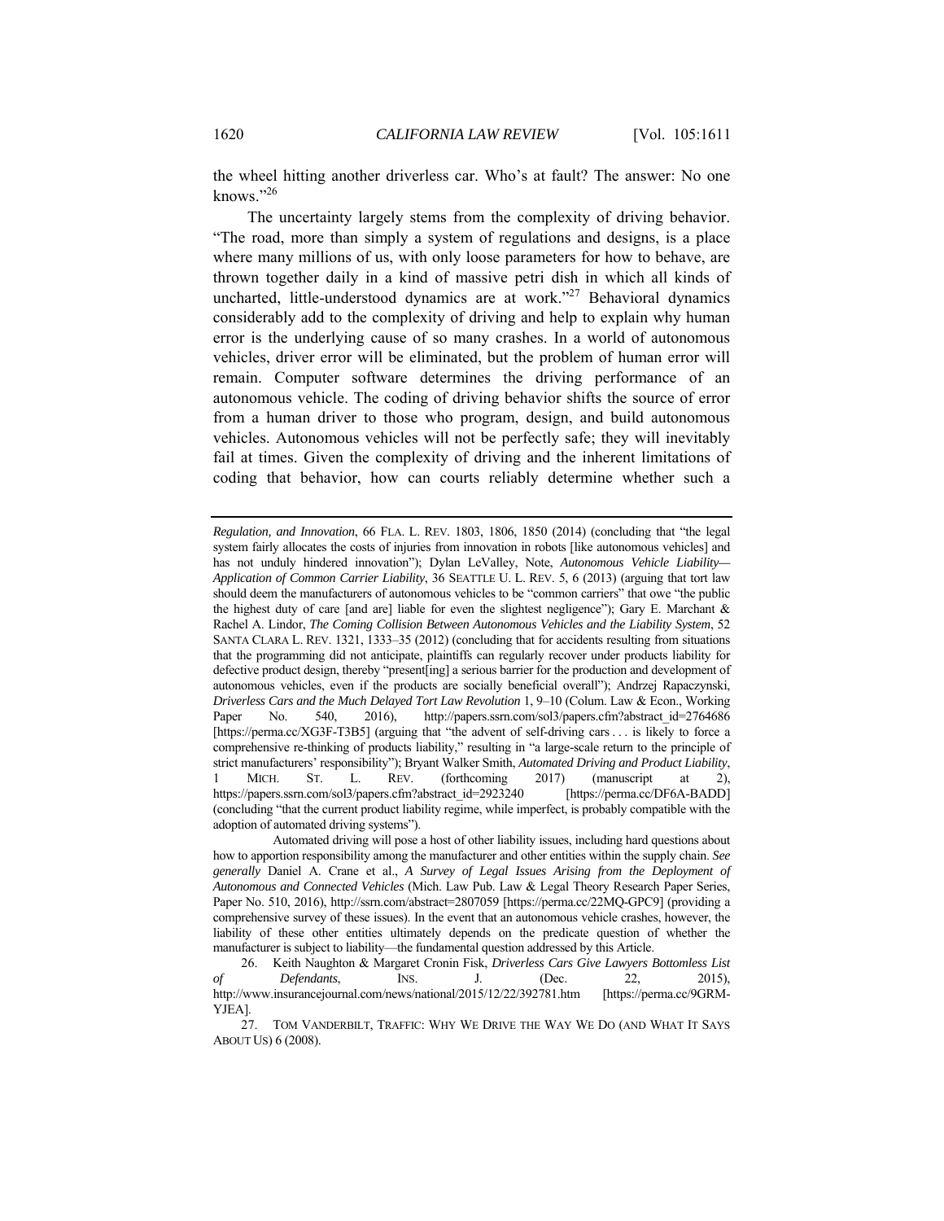the wheel hitting another driverless car. Who's at fault? The answer: No one knows."[26]

The uncertainty largely stems from the complexity of driving behavior. "The road, more than simply a system of regulations and designs, is a place where many millions of us, with only loose parameters for how to behave, are thrown together daily in a kind of massive petri dish in which all kinds of uncharted, little-understood dynamics are at work."[27] Behavioral dynamics considerably add to the complexity of driving and help to explain why human error is the underlying cause of so many crashes. In a world of autonomous vehicles, driver error will be eliminated, but the problem of human error will remain. Computer software determines the driving performance of an autonomous vehicle. The coding of driving behavior shifts the source of error from a human driver to those who program, design, and build autonomous vehicles. Autonomous vehicles will not be perfectly safe; they will inevitably fail at times. Given the complexity of driving and the inherent limitations of coding that behavior, how can courts reliably determine whether such a

---

*Regulation, and Innovation*, 66 FLA. L. REV. 1803, 1806, 1850 (2014) (concluding that "the legal system fairly allocates the costs of injuries from innovation in robots [like autonomous vehicles] and has not unduly hindered innovation"); Dylan LeValley, Note, *Autonomous Vehicle Liability—Application of Common Carrier Liability*, 36 SEATTLE U. L. REV. 5, 6 (2013) (arguing that tort law should deem the manufacturers of autonomous vehicles to be "common carriers" that owe "the public the highest duty of care [and are] liable for even the slightest negligence"); Gary E. Marchant & Rachel A. Lindor, *The Coming Collision Between Autonomous Vehicles and the Liability System*, 52 SANTA CLARA L. REV. 1321, 1333–35 (2012) (concluding that for accidents resulting from situations that the programming did not anticipate, plaintiffs can regularly recover under products liability for defective product design, thereby "present[ing] a serious barrier for the production and development of autonomous vehicles, even if the products are socially beneficial overall"); Andrzej Rapaczynski, *Driverless Cars and the Much Delayed Tort Law Revolution* 1, 9–10 (Colum. Law & Econ., Working Paper No. 540, 2016), http://papers.ssrn.com/sol3/papers.cfm?abstract_id=2764686 [https://perma.cc/XG3F-T3B5] (arguing that "the advent of self-driving cars . . . is likely to force a comprehensive re-thinking of products liability," resulting in "a large-scale return to the principle of strict manufacturers' responsibility"); Bryant Walker Smith, *Automated Driving and Product Liability*, 1 MICH. ST. L. REV. (forthcoming 2017) (manuscript at 2), https://papers.ssrn.com/sol3/papers.cfm?abstract_id=2923240 [https://perma.cc/DF6A-BADD] (concluding "that the current product liability regime, while imperfect, is probably compatible with the adoption of automated driving systems").

Automated driving will pose a host of other liability issues, including hard questions about how to apportion responsibility among the manufacturer and other entities within the supply chain. *See generally* Daniel A. Crane et al., *A Survey of Legal Issues Arising from the Deployment of Autonomous and Connected Vehicles* (Mich. Law Pub. Law & Legal Theory Research Paper Series, Paper No. 510, 2016), http://ssrn.com/abstract=2807059 [https://perma.cc/22MQ-GPC9] (providing a comprehensive survey of these issues). In the event that an autonomous vehicle crashes, however, the liability of these other entities ultimately depends on the predicate question of whether the manufacturer is subject to liability—the fundamental question addressed by this Article.

26. Keith Naughton & Margaret Cronin Fisk, *Driverless Cars Give Lawyers Bottomless List of Defendants*, INS. J. (Dec. 22, 2015), http://www.insurancejournal.com/news/national/2015/12/22/392781.htm [https://perma.cc/9GRM-YJEA].

27. TOM VANDERBILT, TRAFFIC: WHY WE DRIVE THE WAY WE DO (AND WHAT IT SAYS ABOUT US) 6 (2008).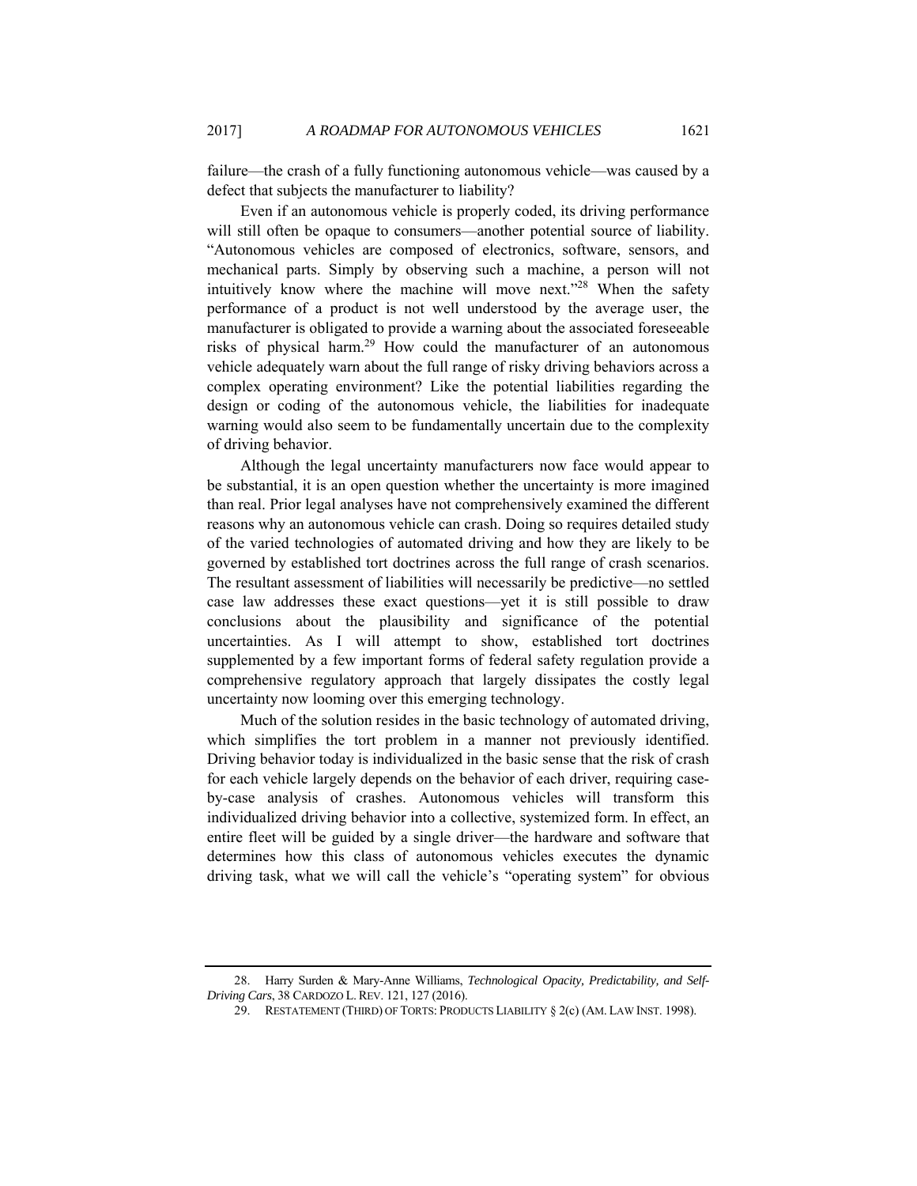failure—the crash of a fully functioning autonomous vehicle—was caused by a defect that subjects the manufacturer to liability?

Even if an autonomous vehicle is properly coded, its driving performance will still often be opaque to consumers—another potential source of liability. "Autonomous vehicles are composed of electronics, software, sensors, and mechanical parts. Simply by observing such a machine, a person will not intuitively know where the machine will move next."[28] When the safety performance of a product is not well understood by the average user, the manufacturer is obligated to provide a warning about the associated foreseeable risks of physical harm.[29] How could the manufacturer of an autonomous vehicle adequately warn about the full range of risky driving behaviors across a complex operating environment? Like the potential liabilities regarding the design or coding of the autonomous vehicle, the liabilities for inadequate warning would also seem to be fundamentally uncertain due to the complexity of driving behavior.

Although the legal uncertainty manufacturers now face would appear to be substantial, it is an open question whether the uncertainty is more imagined than real. Prior legal analyses have not comprehensively examined the different reasons why an autonomous vehicle can crash. Doing so requires detailed study of the varied technologies of automated driving and how they are likely to be governed by established tort doctrines across the full range of crash scenarios. The resultant assessment of liabilities will necessarily be predictive—no settled case law addresses these exact questions—yet it is still possible to draw conclusions about the plausibility and significance of the potential uncertainties. As I will attempt to show, established tort doctrines supplemented by a few important forms of federal safety regulation provide a comprehensive regulatory approach that largely dissipates the costly legal uncertainty now looming over this emerging technology.

Much of the solution resides in the basic technology of automated driving, which simplifies the tort problem in a manner not previously identified. Driving behavior today is individualized in the basic sense that the risk of crash for each vehicle largely depends on the behavior of each driver, requiring case-by-case analysis of crashes. Autonomous vehicles will transform this individualized driving behavior into a collective, systemized form. In effect, an entire fleet will be guided by a single driver—the hardware and software that determines how this class of autonomous vehicles executes the dynamic driving task, what we will call the vehicle's "operating system" for obvious

28. Harry Surden & Mary-Anne Williams, *Technological Opacity, Predictability, and Self-Driving Cars*, 38 CARDOZO L. REV. 121, 127 (2016).

29. RESTATEMENT (THIRD) OF TORTS: PRODUCTS LIABILITY § 2(c) (AM. LAW INST. 1998).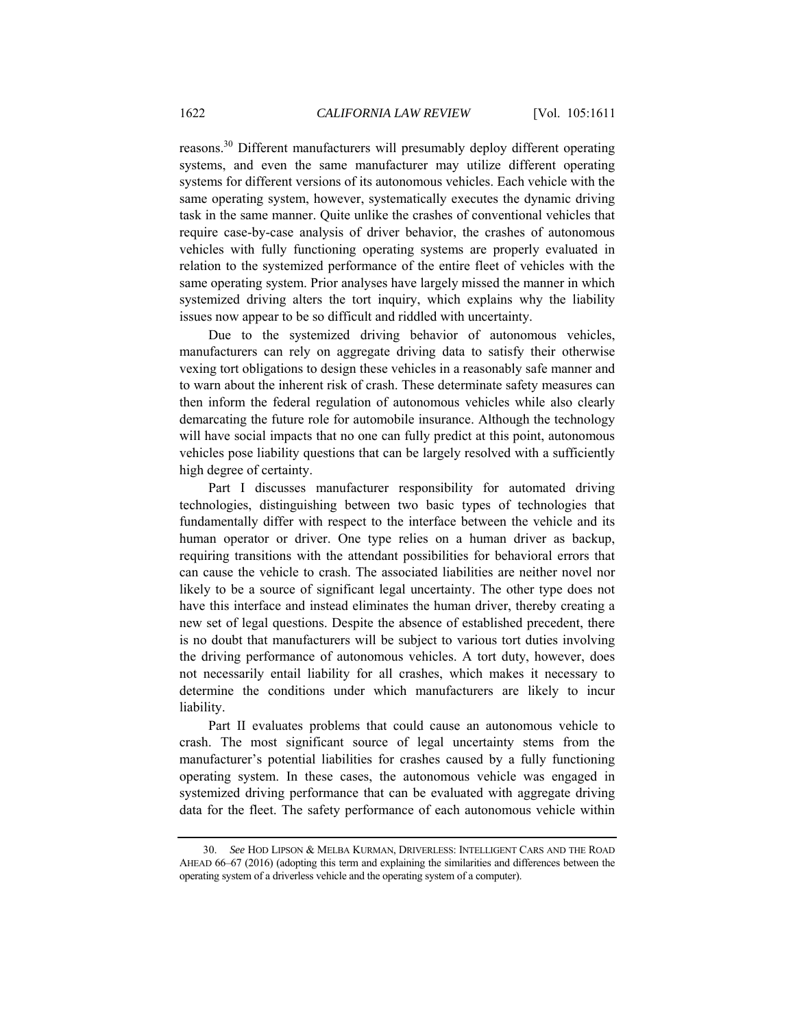reasons.[30] Different manufacturers will presumably deploy different operating systems, and even the same manufacturer may utilize different operating systems for different versions of its autonomous vehicles. Each vehicle with the same operating system, however, systematically executes the dynamic driving task in the same manner. Quite unlike the crashes of conventional vehicles that require case-by-case analysis of driver behavior, the crashes of autonomous vehicles with fully functioning operating systems are properly evaluated in relation to the systemized performance of the entire fleet of vehicles with the same operating system. Prior analyses have largely missed the manner in which systemized driving alters the tort inquiry, which explains why the liability issues now appear to be so difficult and riddled with uncertainty.

Due to the systemized driving behavior of autonomous vehicles, manufacturers can rely on aggregate driving data to satisfy their otherwise vexing tort obligations to design these vehicles in a reasonably safe manner and to warn about the inherent risk of crash. These determinate safety measures can then inform the federal regulation of autonomous vehicles while also clearly demarcating the future role for automobile insurance. Although the technology will have social impacts that no one can fully predict at this point, autonomous vehicles pose liability questions that can be largely resolved with a sufficiently high degree of certainty.

Part I discusses manufacturer responsibility for automated driving technologies, distinguishing between two basic types of technologies that fundamentally differ with respect to the interface between the vehicle and its human operator or driver. One type relies on a human driver as backup, requiring transitions with the attendant possibilities for behavioral errors that can cause the vehicle to crash. The associated liabilities are neither novel nor likely to be a source of significant legal uncertainty. The other type does not have this interface and instead eliminates the human driver, thereby creating a new set of legal questions. Despite the absence of established precedent, there is no doubt that manufacturers will be subject to various tort duties involving the driving performance of autonomous vehicles. A tort duty, however, does not necessarily entail liability for all crashes, which makes it necessary to determine the conditions under which manufacturers are likely to incur liability.

Part II evaluates problems that could cause an autonomous vehicle to crash. The most significant source of legal uncertainty stems from the manufacturer's potential liabilities for crashes caused by a fully functioning operating system. In these cases, the autonomous vehicle was engaged in systemized driving performance that can be evaluated with aggregate driving data for the fleet. The safety performance of each autonomous vehicle within

30. *See* HOD LIPSON & MELBA KURMAN, DRIVERLESS: INTELLIGENT CARS AND THE ROAD AHEAD 66–67 (2016) (adopting this term and explaining the similarities and differences between the operating system of a driverless vehicle and the operating system of a computer).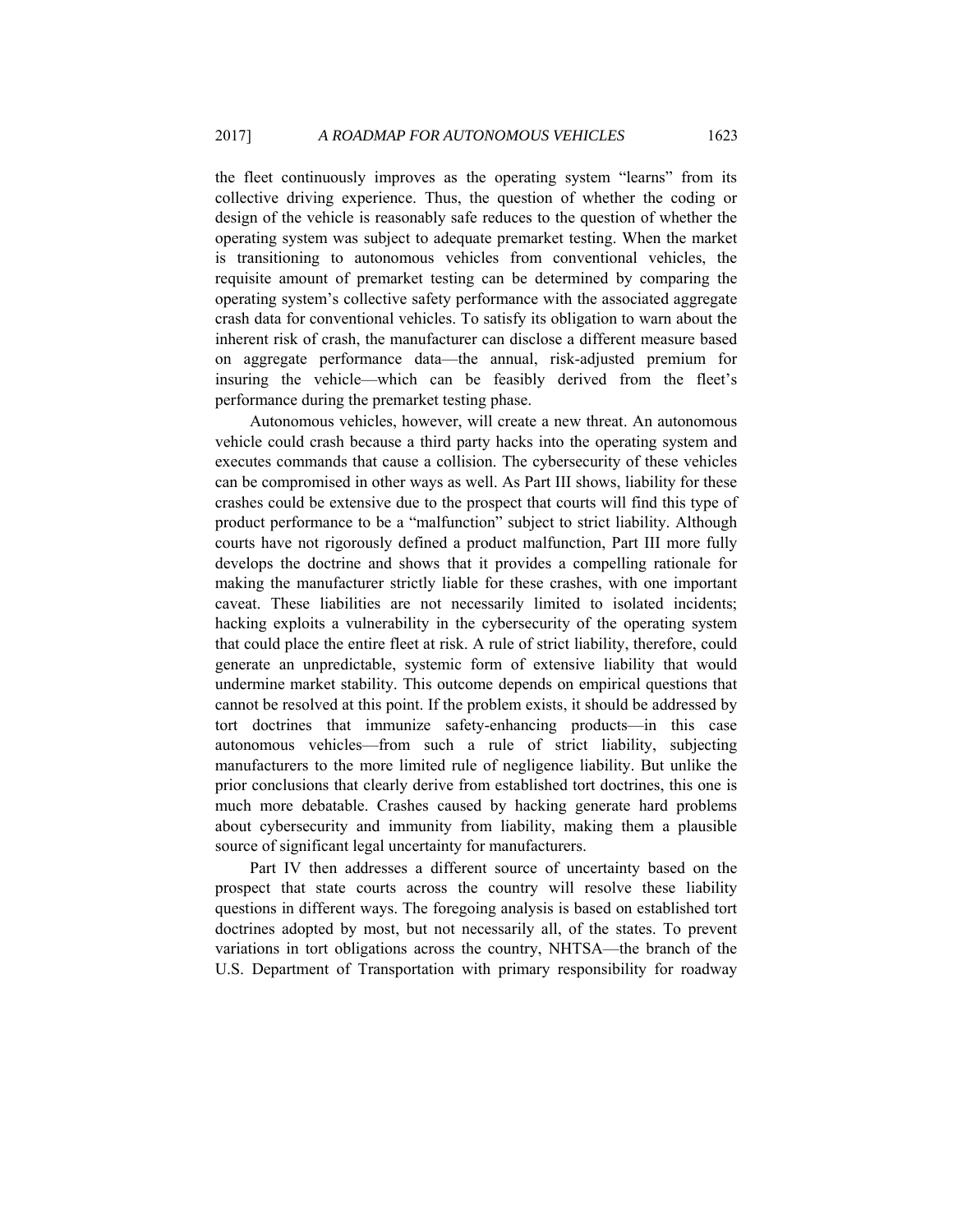the fleet continuously improves as the operating system "learns" from its collective driving experience. Thus, the question of whether the coding or design of the vehicle is reasonably safe reduces to the question of whether the operating system was subject to adequate premarket testing. When the market is transitioning to autonomous vehicles from conventional vehicles, the requisite amount of premarket testing can be determined by comparing the operating system's collective safety performance with the associated aggregate crash data for conventional vehicles. To satisfy its obligation to warn about the inherent risk of crash, the manufacturer can disclose a different measure based on aggregate performance data—the annual, risk-adjusted premium for insuring the vehicle—which can be feasibly derived from the fleet's performance during the premarket testing phase.

Autonomous vehicles, however, will create a new threat. An autonomous vehicle could crash because a third party hacks into the operating system and executes commands that cause a collision. The cybersecurity of these vehicles can be compromised in other ways as well. As Part III shows, liability for these crashes could be extensive due to the prospect that courts will find this type of product performance to be a "malfunction" subject to strict liability. Although courts have not rigorously defined a product malfunction, Part III more fully develops the doctrine and shows that it provides a compelling rationale for making the manufacturer strictly liable for these crashes, with one important caveat. These liabilities are not necessarily limited to isolated incidents; hacking exploits a vulnerability in the cybersecurity of the operating system that could place the entire fleet at risk. A rule of strict liability, therefore, could generate an unpredictable, systemic form of extensive liability that would undermine market stability. This outcome depends on empirical questions that cannot be resolved at this point. If the problem exists, it should be addressed by tort doctrines that immunize safety-enhancing products—in this case autonomous vehicles—from such a rule of strict liability, subjecting manufacturers to the more limited rule of negligence liability. But unlike the prior conclusions that clearly derive from established tort doctrines, this one is much more debatable. Crashes caused by hacking generate hard problems about cybersecurity and immunity from liability, making them a plausible source of significant legal uncertainty for manufacturers.

Part IV then addresses a different source of uncertainty based on the prospect that state courts across the country will resolve these liability questions in different ways. The foregoing analysis is based on established tort doctrines adopted by most, but not necessarily all, of the states. To prevent variations in tort obligations across the country, NHTSA—the branch of the U.S. Department of Transportation with primary responsibility for roadway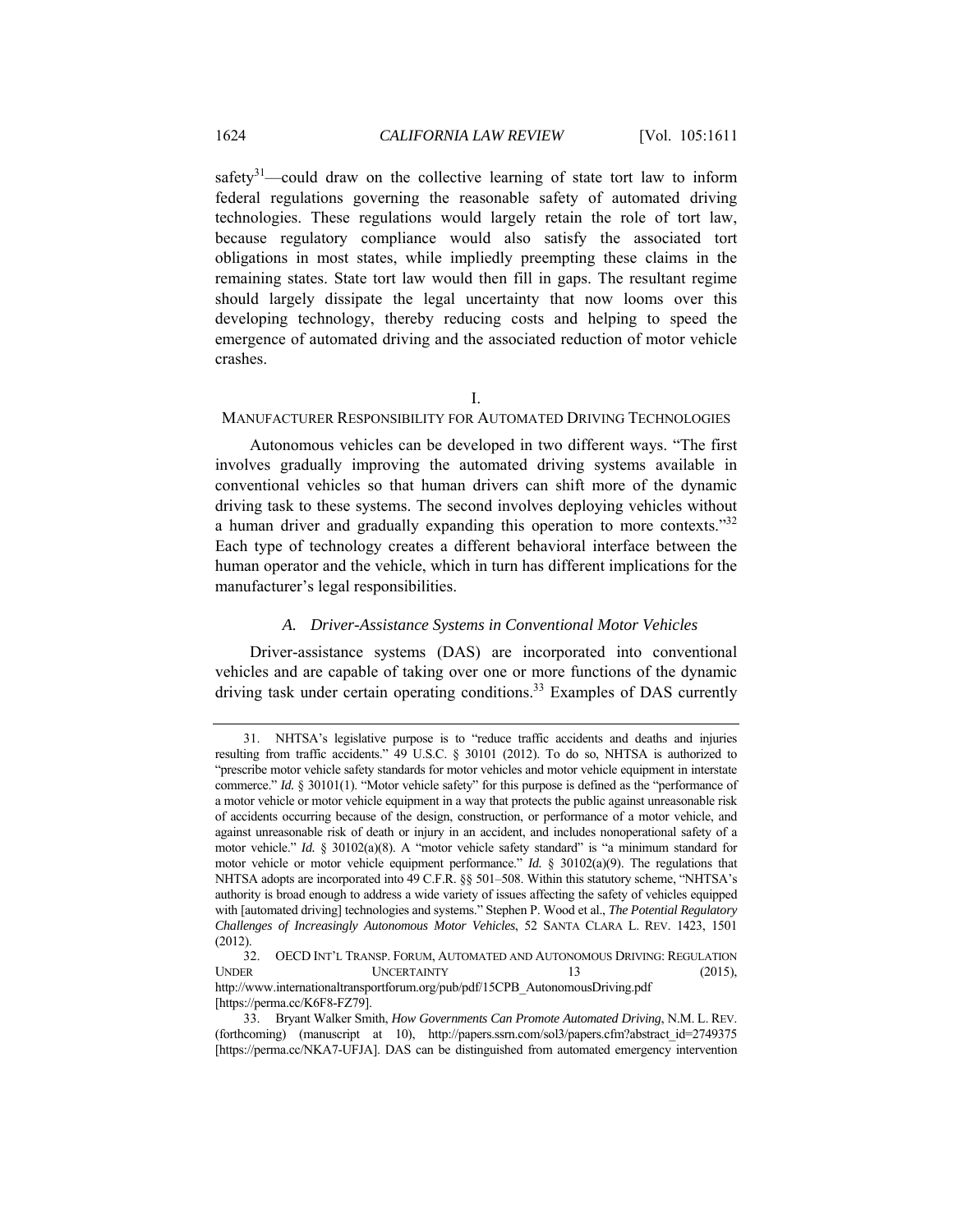safety[31]—could draw on the collective learning of state tort law to inform federal regulations governing the reasonable safety of automated driving technologies. These regulations would largely retain the role of tort law, because regulatory compliance would also satisfy the associated tort obligations in most states, while impliedly preempting these claims in the remaining states. State tort law would then fill in gaps. The resultant regime should largely dissipate the legal uncertainty that now looms over this developing technology, thereby reducing costs and helping to speed the emergence of automated driving and the associated reduction of motor vehicle crashes.

## I.
## MANUFACTURER RESPONSIBILITY FOR AUTOMATED DRIVING TECHNOLOGIES

Autonomous vehicles can be developed in two different ways. "The first involves gradually improving the automated driving systems available in conventional vehicles so that human drivers can shift more of the dynamic driving task to these systems. The second involves deploying vehicles without a human driver and gradually expanding this operation to more contexts."[32] Each type of technology creates a different behavioral interface between the human operator and the vehicle, which in turn has different implications for the manufacturer's legal responsibilities.

### *A. Driver-Assistance Systems in Conventional Motor Vehicles*

Driver-assistance systems (DAS) are incorporated into conventional vehicles and are capable of taking over one or more functions of the dynamic driving task under certain operating conditions.[33] Examples of DAS currently

---

31. NHTSA's legislative purpose is to "reduce traffic accidents and deaths and injuries resulting from traffic accidents." 49 U.S.C. § 30101 (2012). To do so, NHTSA is authorized to "prescribe motor vehicle safety standards for motor vehicles and motor vehicle equipment in interstate commerce." *Id.* § 30101(1). "Motor vehicle safety" for this purpose is defined as the "performance of a motor vehicle or motor vehicle equipment in a way that protects the public against unreasonable risk of accidents occurring because of the design, construction, or performance of a motor vehicle, and against unreasonable risk of death or injury in an accident, and includes nonoperational safety of a motor vehicle." *Id.* § 30102(a)(8). A "motor vehicle safety standard" is "a minimum standard for motor vehicle or motor vehicle equipment performance." *Id.* § 30102(a)(9). The regulations that NHTSA adopts are incorporated into 49 C.F.R. §§ 501–508. Within this statutory scheme, "NHTSA's authority is broad enough to address a wide variety of issues affecting the safety of vehicles equipped with [automated driving] technologies and systems." Stephen P. Wood et al., *The Potential Regulatory Challenges of Increasingly Autonomous Motor Vehicles*, 52 SANTA CLARA L. REV. 1423, 1501 (2012).

32. OECD INT'L TRANSP. FORUM, AUTOMATED AND AUTONOMOUS DRIVING: REGULATION UNDER UNCERTAINTY 13 (2015), http://www.internationaltransportforum.org/pub/pdf/15CPB_AutonomousDriving.pdf [https://perma.cc/K6F8-FZ79].

33. Bryant Walker Smith, *How Governments Can Promote Automated Driving*, N.M. L. REV. (forthcoming) (manuscript at 10), http://papers.ssrn.com/sol3/papers.cfm?abstract_id=2749375 [https://perma.cc/NKA7-UFJA]. DAS can be distinguished from automated emergency intervention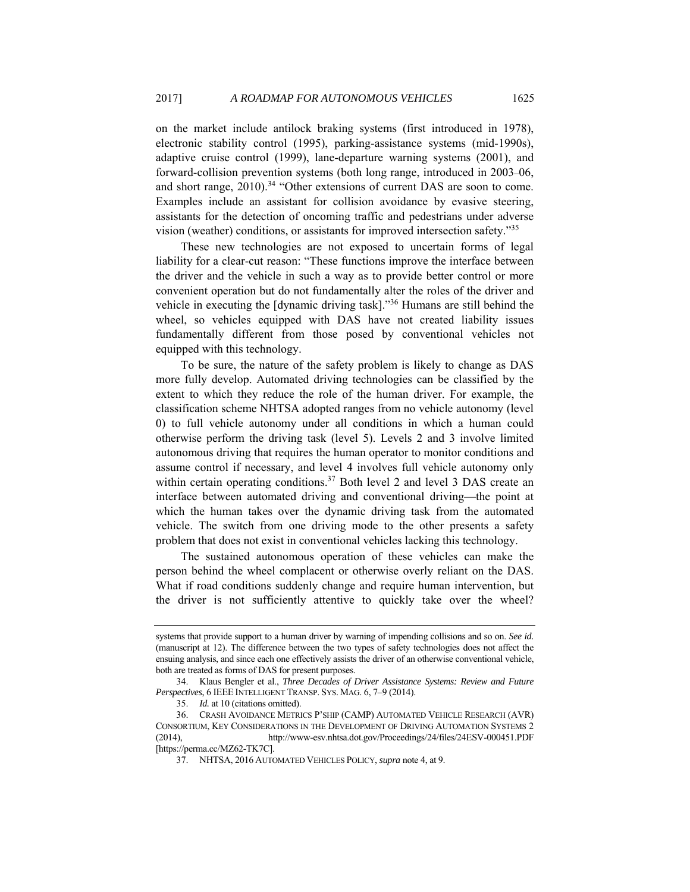on the market include antilock braking systems (first introduced in 1978), electronic stability control (1995), parking-assistance systems (mid-1990s), adaptive cruise control (1999), lane-departure warning systems (2001), and forward-collision prevention systems (both long range, introduced in 2003–06, and short range, 2010).[34] "Other extensions of current DAS are soon to come. Examples include an assistant for collision avoidance by evasive steering, assistants for the detection of oncoming traffic and pedestrians under adverse vision (weather) conditions, or assistants for improved intersection safety."[35]

These new technologies are not exposed to uncertain forms of legal liability for a clear-cut reason: "These functions improve the interface between the driver and the vehicle in such a way as to provide better control or more convenient operation but do not fundamentally alter the roles of the driver and vehicle in executing the [dynamic driving task]."[36] Humans are still behind the wheel, so vehicles equipped with DAS have not created liability issues fundamentally different from those posed by conventional vehicles not equipped with this technology.

To be sure, the nature of the safety problem is likely to change as DAS more fully develop. Automated driving technologies can be classified by the extent to which they reduce the role of the human driver. For example, the classification scheme NHTSA adopted ranges from no vehicle autonomy (level 0) to full vehicle autonomy under all conditions in which a human could otherwise perform the driving task (level 5). Levels 2 and 3 involve limited autonomous driving that requires the human operator to monitor conditions and assume control if necessary, and level 4 involves full vehicle autonomy only within certain operating conditions.[37] Both level 2 and level 3 DAS create an interface between automated driving and conventional driving—the point at which the human takes over the dynamic driving task from the automated vehicle. The switch from one driving mode to the other presents a safety problem that does not exist in conventional vehicles lacking this technology.

The sustained autonomous operation of these vehicles can make the person behind the wheel complacent or otherwise overly reliant on the DAS. What if road conditions suddenly change and require human intervention, but the driver is not sufficiently attentive to quickly take over the wheel?

---

systems that provide support to a human driver by warning of impending collisions and so on. *See id.* (manuscript at 12). The difference between the two types of safety technologies does not affect the ensuing analysis, and since each one effectively assists the driver of an otherwise conventional vehicle, both are treated as forms of DAS for present purposes.

34. Klaus Bengler et al., *Three Decades of Driver Assistance Systems: Review and Future Perspectives*, 6 IEEE INTELLIGENT TRANSP. SYS. MAG. 6, 7–9 (2014).

35. *Id.* at 10 (citations omitted).

36. CRASH AVOIDANCE METRICS P'SHIP (CAMP) AUTOMATED VEHICLE RESEARCH (AVR) CONSORTIUM, KEY CONSIDERATIONS IN THE DEVELOPMENT OF DRIVING AUTOMATION SYSTEMS 2 (2014), http://www-esv.nhtsa.dot.gov/Proceedings/24/files/24ESV-000451.PDF [https://perma.cc/MZ62-TK7C].

37. NHTSA, 2016 AUTOMATED VEHICLES POLICY, *supra* note 4, at 9.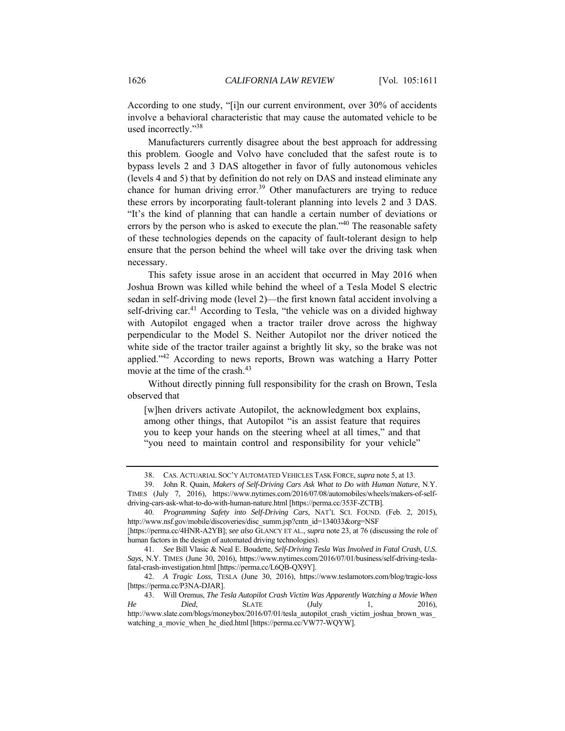According to one study, "[i]n our current environment, over 30% of accidents involve a behavioral characteristic that may cause the automated vehicle to be used incorrectly."[38]

Manufacturers currently disagree about the best approach for addressing this problem. Google and Volvo have concluded that the safest route is to bypass levels 2 and 3 DAS altogether in favor of fully autonomous vehicles (levels 4 and 5) that by definition do not rely on DAS and instead eliminate any chance for human driving error.[39] Other manufacturers are trying to reduce these errors by incorporating fault-tolerant planning into levels 2 and 3 DAS. "It's the kind of planning that can handle a certain number of deviations or errors by the person who is asked to execute the plan."[40] The reasonable safety of these technologies depends on the capacity of fault-tolerant design to help ensure that the person behind the wheel will take over the driving task when necessary.

This safety issue arose in an accident that occurred in May 2016 when Joshua Brown was killed while behind the wheel of a Tesla Model S electric sedan in self-driving mode (level 2)—the first known fatal accident involving a self-driving car.[41] According to Tesla, "the vehicle was on a divided highway with Autopilot engaged when a tractor trailer drove across the highway perpendicular to the Model S. Neither Autopilot nor the driver noticed the white side of the tractor trailer against a brightly lit sky, so the brake was not applied."[42] According to news reports, Brown was watching a Harry Potter movie at the time of the crash.[43]

Without directly pinning full responsibility for the crash on Brown, Tesla observed that

> [w]hen drivers activate Autopilot, the acknowledgment box explains, among other things, that Autopilot "is an assist feature that requires you to keep your hands on the steering wheel at all times," and that "you need to maintain control and responsibility for your vehicle"

---

38. CAS. ACTUARIAL SOC'Y AUTOMATED VEHICLES TASK FORCE, *supra* note 5, at 13.

39. John R. Quain, *Makers of Self-Driving Cars Ask What to Do with Human Nature*, N.Y. TIMES (July 7, 2016), https://www.nytimes.com/2016/07/08/automobiles/wheels/makers-of-self-driving-cars-ask-what-to-do-with-human-nature.html [https://perma.cc/353F-ZCTB].

40. *Programming Safety into Self-Driving Cars*, NAT'L SCI. FOUND. (Feb. 2, 2015), http://www.nsf.gov/mobile/discoveries/disc_summ.jsp?cntn_id=134033&org=NSF [https://perma.cc/4HNR-A2YB]; *see also* GLANCY ET AL., *supra* note 23, at 76 (discussing the role of human factors in the design of automated driving technologies).

41. *See* Bill Vlasic & Neal E. Boudette, *Self-Driving Tesla Was Involved in Fatal Crash, U.S. Says*, N.Y. TIMES (June 30, 2016), https://www.nytimes.com/2016/07/01/business/self-driving-tesla-fatal-crash-investigation.html [https://perma.cc/L6QB-QX9Y].

42. *A Tragic Loss*, TESLA (June 30, 2016), https://www.teslamotors.com/blog/tragic-loss [https://perma.cc/P3NA-DJAR].

43. Will Oremus, *The Tesla Autopilot Crash Victim Was Apparently Watching a Movie When He Died*, SLATE (July 1, 2016), http://www.slate.com/blogs/moneybox/2016/07/01/tesla_autopilot_crash_victim_joshua_brown_was_watching_a_movie_when_he_died.html [https://perma.cc/VW77-WQYW].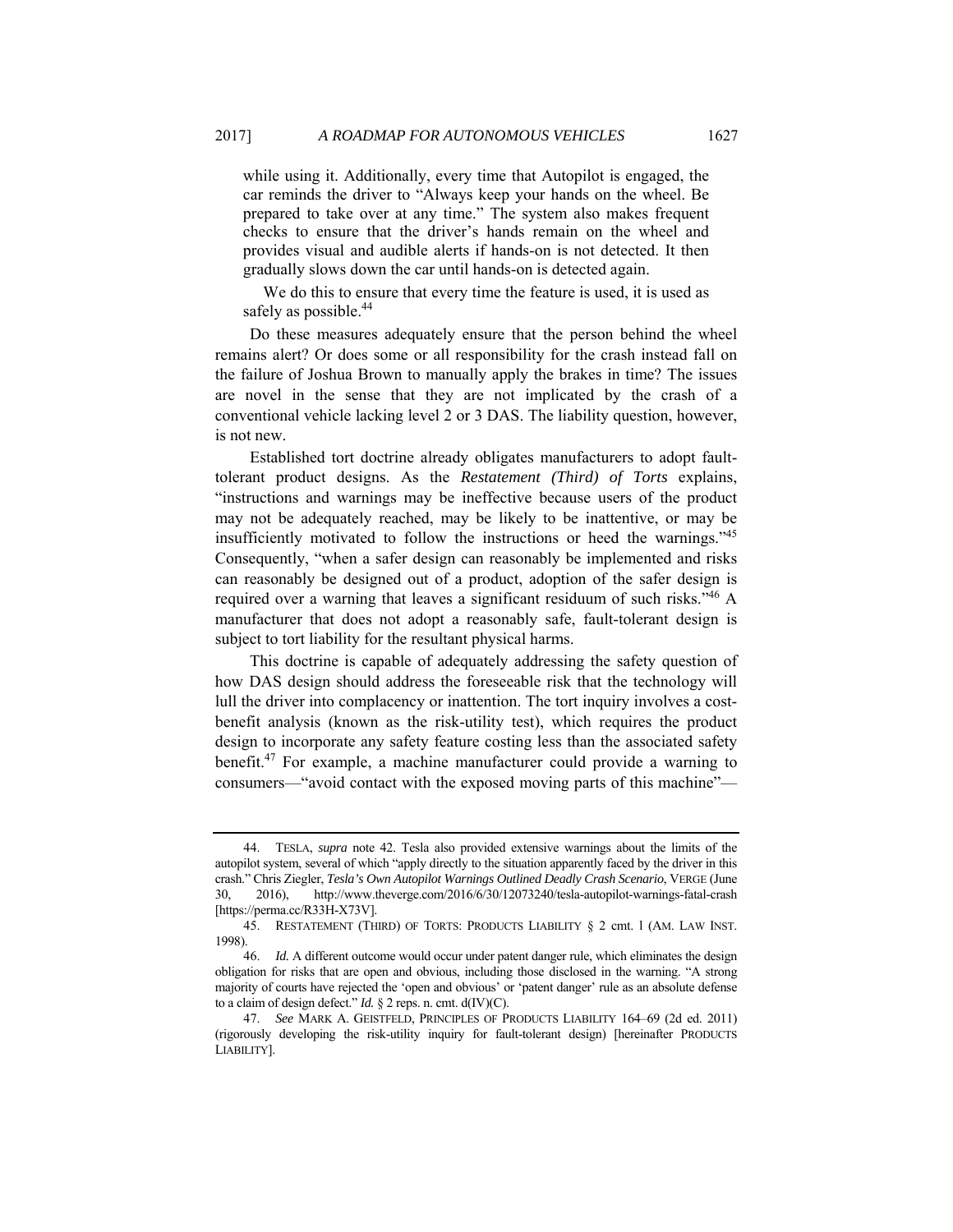while using it. Additionally, every time that Autopilot is engaged, the car reminds the driver to "Always keep your hands on the wheel. Be prepared to take over at any time." The system also makes frequent checks to ensure that the driver's hands remain on the wheel and provides visual and audible alerts if hands-on is not detected. It then gradually slows down the car until hands-on is detected again.

> We do this to ensure that every time the feature is used, it is used as safely as possible.[44]

Do these measures adequately ensure that the person behind the wheel remains alert? Or does some or all responsibility for the crash instead fall on the failure of Joshua Brown to manually apply the brakes in time? The issues are novel in the sense that they are not implicated by the crash of a conventional vehicle lacking level 2 or 3 DAS. The liability question, however, is not new.

Established tort doctrine already obligates manufacturers to adopt fault-tolerant product designs. As the *Restatement (Third) of Torts* explains, "instructions and warnings may be ineffective because users of the product may not be adequately reached, may be likely to be inattentive, or may be insufficiently motivated to follow the instructions or heed the warnings."[45] Consequently, "when a safer design can reasonably be implemented and risks can reasonably be designed out of a product, adoption of the safer design is required over a warning that leaves a significant residuum of such risks."[46] A manufacturer that does not adopt a reasonably safe, fault-tolerant design is subject to tort liability for the resultant physical harms.

This doctrine is capable of adequately addressing the safety question of how DAS design should address the foreseeable risk that the technology will lull the driver into complacency or inattention. The tort inquiry involves a cost-benefit analysis (known as the risk-utility test), which requires the product design to incorporate any safety feature costing less than the associated safety benefit.[47] For example, a machine manufacturer could provide a warning to consumers—"avoid contact with the exposed moving parts of this machine"—

---

44. TESLA, *supra* note 42. Tesla also provided extensive warnings about the limits of the autopilot system, several of which "apply directly to the situation apparently faced by the driver in this crash." Chris Ziegler, *Tesla's Own Autopilot Warnings Outlined Deadly Crash Scenario*, VERGE (June 30, 2016), http://www.theverge.com/2016/6/30/12073240/tesla-autopilot-warnings-fatal-crash [https://perma.cc/R33H-X73V].

45. RESTATEMENT (THIRD) OF TORTS: PRODUCTS LIABILITY § 2 cmt. l (AM. LAW INST. 1998).

46. *Id.* A different outcome would occur under patent danger rule, which eliminates the design obligation for risks that are open and obvious, including those disclosed in the warning. "A strong majority of courts have rejected the 'open and obvious' or 'patent danger' rule as an absolute defense to a claim of design defect." *Id.* § 2 reps. n. cmt. d(IV)(C).

47. *See* MARK A. GEISTFELD, PRINCIPLES OF PRODUCTS LIABILITY 164–69 (2d ed. 2011) (rigorously developing the risk-utility inquiry for fault-tolerant design) [hereinafter PRODUCTS LIABILITY].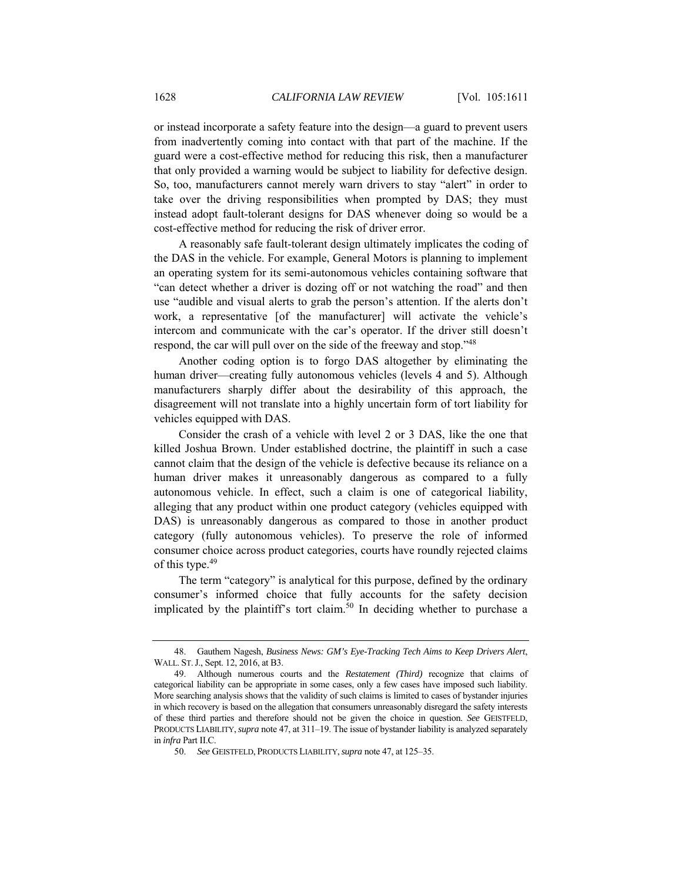or instead incorporate a safety feature into the design—a guard to prevent users from inadvertently coming into contact with that part of the machine. If the guard were a cost-effective method for reducing this risk, then a manufacturer that only provided a warning would be subject to liability for defective design. So, too, manufacturers cannot merely warn drivers to stay "alert" in order to take over the driving responsibilities when prompted by DAS; they must instead adopt fault-tolerant designs for DAS whenever doing so would be a cost-effective method for reducing the risk of driver error.

A reasonably safe fault-tolerant design ultimately implicates the coding of the DAS in the vehicle. For example, General Motors is planning to implement an operating system for its semi-autonomous vehicles containing software that "can detect whether a driver is dozing off or not watching the road" and then use "audible and visual alerts to grab the person's attention. If the alerts don't work, a representative [of the manufacturer] will activate the vehicle's intercom and communicate with the car's operator. If the driver still doesn't respond, the car will pull over on the side of the freeway and stop."[48]

Another coding option is to forgo DAS altogether by eliminating the human driver—creating fully autonomous vehicles (levels 4 and 5). Although manufacturers sharply differ about the desirability of this approach, the disagreement will not translate into a highly uncertain form of tort liability for vehicles equipped with DAS.

Consider the crash of a vehicle with level 2 or 3 DAS, like the one that killed Joshua Brown. Under established doctrine, the plaintiff in such a case cannot claim that the design of the vehicle is defective because its reliance on a human driver makes it unreasonably dangerous as compared to a fully autonomous vehicle. In effect, such a claim is one of categorical liability, alleging that any product within one product category (vehicles equipped with DAS) is unreasonably dangerous as compared to those in another product category (fully autonomous vehicles). To preserve the role of informed consumer choice across product categories, courts have roundly rejected claims of this type.[49]

The term "category" is analytical for this purpose, defined by the ordinary consumer's informed choice that fully accounts for the safety decision implicated by the plaintiff's tort claim.[50] In deciding whether to purchase a

---

48. Gauthem Nagesh, *Business News: GM's Eye-Tracking Tech Aims to Keep Drivers Alert*, WALL. ST. J., Sept. 12, 2016, at B3.

49. Although numerous courts and the *Restatement (Third)* recognize that claims of categorical liability can be appropriate in some cases, only a few cases have imposed such liability. More searching analysis shows that the validity of such claims is limited to cases of bystander injuries in which recovery is based on the allegation that consumers unreasonably disregard the safety interests of these third parties and therefore should not be given the choice in question. *See* GEISTFELD, PRODUCTS LIABILITY, *supra* note 47, at 311–19. The issue of bystander liability is analyzed separately in *infra* Part II.C.

50. *See* GEISTFELD, PRODUCTS LIABILITY, *supra* note 47, at 125–35.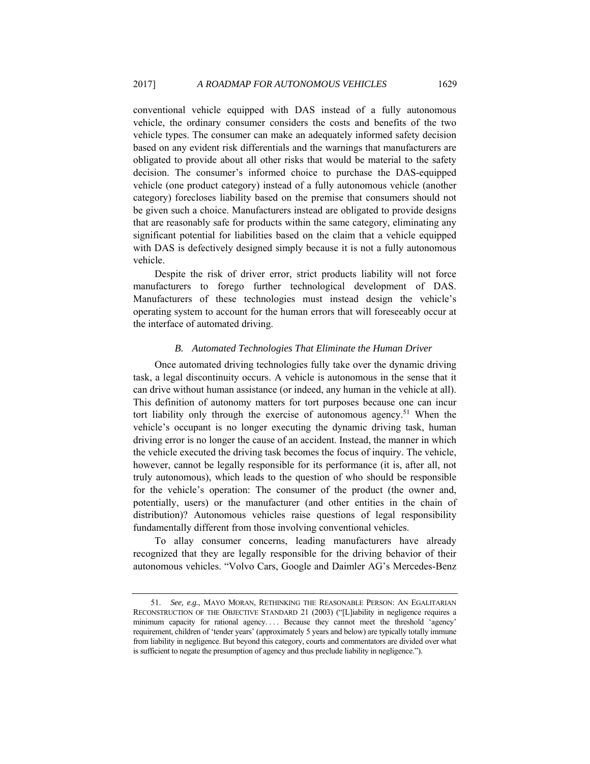conventional vehicle equipped with DAS instead of a fully autonomous vehicle, the ordinary consumer considers the costs and benefits of the two vehicle types. The consumer can make an adequately informed safety decision based on any evident risk differentials and the warnings that manufacturers are obligated to provide about all other risks that would be material to the safety decision. The consumer's informed choice to purchase the DAS-equipped vehicle (one product category) instead of a fully autonomous vehicle (another category) forecloses liability based on the premise that consumers should not be given such a choice. Manufacturers instead are obligated to provide designs that are reasonably safe for products within the same category, eliminating any significant potential for liabilities based on the claim that a vehicle equipped with DAS is defectively designed simply because it is not a fully autonomous vehicle.

Despite the risk of driver error, strict products liability will not force manufacturers to forego further technological development of DAS. Manufacturers of these technologies must instead design the vehicle's operating system to account for the human errors that will foreseeably occur at the interface of automated driving.

### *B. Automated Technologies That Eliminate the Human Driver*

Once automated driving technologies fully take over the dynamic driving task, a legal discontinuity occurs. A vehicle is autonomous in the sense that it can drive without human assistance (or indeed, any human in the vehicle at all). This definition of autonomy matters for tort purposes because one can incur tort liability only through the exercise of autonomous agency.[51] When the vehicle's occupant is no longer executing the dynamic driving task, human driving error is no longer the cause of an accident. Instead, the manner in which the vehicle executed the driving task becomes the focus of inquiry. The vehicle, however, cannot be legally responsible for its performance (it is, after all, not truly autonomous), which leads to the question of who should be responsible for the vehicle's operation: The consumer of the product (the owner and, potentially, users) or the manufacturer (and other entities in the chain of distribution)? Autonomous vehicles raise questions of legal responsibility fundamentally different from those involving conventional vehicles.

To allay consumer concerns, leading manufacturers have already recognized that they are legally responsible for the driving behavior of their autonomous vehicles. "Volvo Cars, Google and Daimler AG's Mercedes-Benz

---

51. *See, e.g.*, MAYO MORAN, RETHINKING THE REASONABLE PERSON: AN EGALITARIAN RECONSTRUCTION OF THE OBJECTIVE STANDARD 21 (2003) ("[L]iability in negligence requires a minimum capacity for rational agency. . . . Because they cannot meet the threshold 'agency' requirement, children of 'tender years' (approximately 5 years and below) are typically totally immune from liability in negligence. But beyond this category, courts and commentators are divided over what is sufficient to negate the presumption of agency and thus preclude liability in negligence.").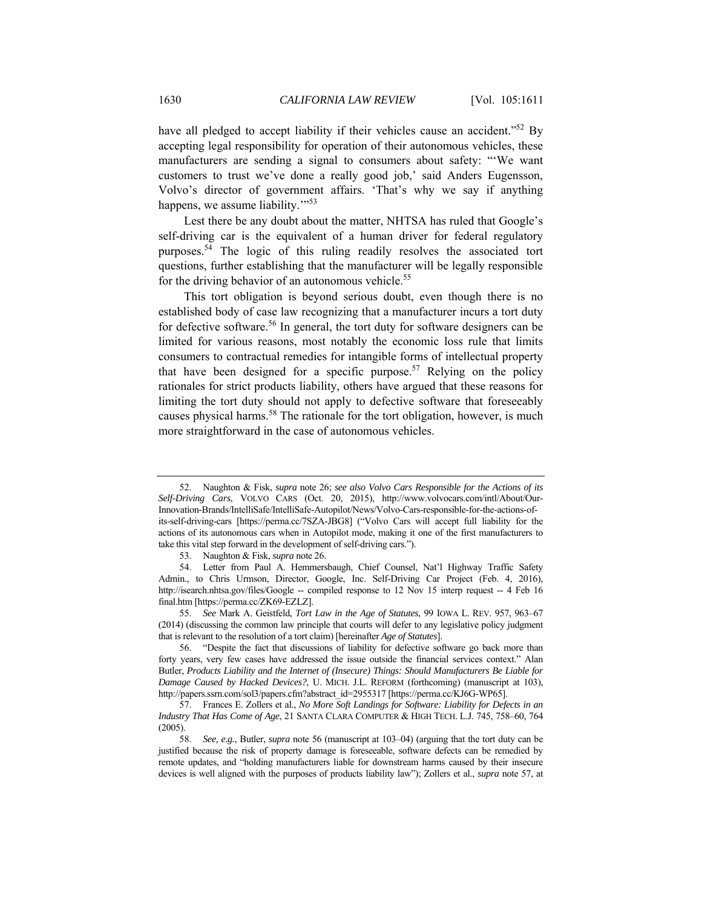have all pledged to accept liability if their vehicles cause an accident."[52] By accepting legal responsibility for operation of their autonomous vehicles, these manufacturers are sending a signal to consumers about safety: "'We want customers to trust we've done a really good job,' said Anders Eugensson, Volvo's director of government affairs. 'That's why we say if anything happens, we assume liability.'"[53]

Lest there be any doubt about the matter, NHTSA has ruled that Google's self-driving car is the equivalent of a human driver for federal regulatory purposes.[54] The logic of this ruling readily resolves the associated tort questions, further establishing that the manufacturer will be legally responsible for the driving behavior of an autonomous vehicle.[55]

This tort obligation is beyond serious doubt, even though there is no established body of case law recognizing that a manufacturer incurs a tort duty for defective software.[56] In general, the tort duty for software designers can be limited for various reasons, most notably the economic loss rule that limits consumers to contractual remedies for intangible forms of intellectual property that have been designed for a specific purpose.[57] Relying on the policy rationales for strict products liability, others have argued that these reasons for limiting the tort duty should not apply to defective software that foreseeably causes physical harms.[58] The rationale for the tort obligation, however, is much more straightforward in the case of autonomous vehicles.

---

52. Naughton & Fisk, *supra* note 26; *see also Volvo Cars Responsible for the Actions of its Self-Driving Cars*, VOLVO CARS (Oct. 20, 2015), http://www.volvocars.com/intl/About/Our-Innovation-Brands/IntelliSafe/IntelliSafe-Autopilot/News/Volvo-Cars-responsible-for-the-actions-of-its-self-driving-cars [https://perma.cc/7SZA-JBG8] ("Volvo Cars will accept full liability for the actions of its autonomous cars when in Autopilot mode, making it one of the first manufacturers to take this vital step forward in the development of self-driving cars.").

53. Naughton & Fisk, *supra* note 26.

54. Letter from Paul A. Hemmersbaugh, Chief Counsel, Nat'l Highway Traffic Safety Admin., to Chris Urmson, Director, Google, Inc. Self-Driving Car Project (Feb. 4, 2016), http://isearch.nhtsa.gov/files/Google -- compiled response to 12 Nov 15 interp request -- 4 Feb 16 final.htm [https://perma.cc/ZK69-EZLZ].

55. *See* Mark A. Geistfeld, *Tort Law in the Age of Statutes*, 99 IOWA L. REV. 957, 963–67 (2014) (discussing the common law principle that courts will defer to any legislative policy judgment that is relevant to the resolution of a tort claim) [hereinafter *Age of Statutes*].

56. "Despite the fact that discussions of liability for defective software go back more than forty years, very few cases have addressed the issue outside the financial services context." Alan Butler, *Products Liability and the Internet of (Insecure) Things: Should Manufacturers Be Liable for Damage Caused by Hacked Devices?*, U. MICH. J.L. REFORM (forthcoming) (manuscript at 103), http://papers.ssrn.com/sol3/papers.cfm?abstract_id=2955317 [https://perma.cc/KJ6G-WP65].

57. Frances E. Zollers et al., *No More Soft Landings for Software: Liability for Defects in an Industry That Has Come of Age*, 21 SANTA CLARA COMPUTER & HIGH TECH. L.J. 745, 758–60, 764 (2005).

58. *See, e.g.*, Butler, *supra* note 56 (manuscript at 103–04) (arguing that the tort duty can be justified because the risk of property damage is foreseeable, software defects can be remedied by remote updates, and "holding manufacturers liable for downstream harms caused by their insecure devices is well aligned with the purposes of products liability law"); Zollers et al., *supra* note 57, at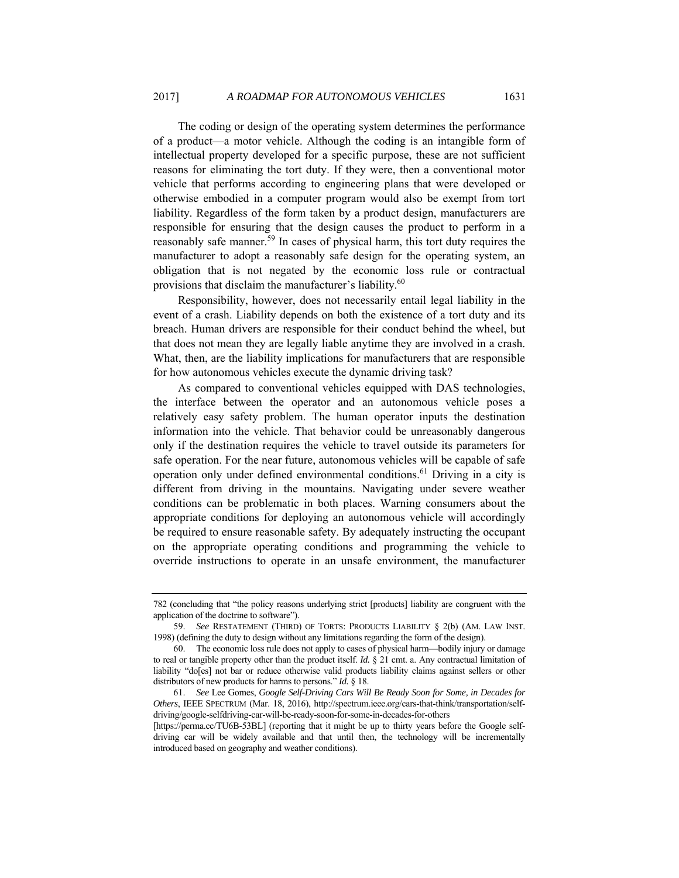The coding or design of the operating system determines the performance of a product—a motor vehicle. Although the coding is an intangible form of intellectual property developed for a specific purpose, these are not sufficient reasons for eliminating the tort duty. If they were, then a conventional motor vehicle that performs according to engineering plans that were developed or otherwise embodied in a computer program would also be exempt from tort liability. Regardless of the form taken by a product design, manufacturers are responsible for ensuring that the design causes the product to perform in a reasonably safe manner.[59] In cases of physical harm, this tort duty requires the manufacturer to adopt a reasonably safe design for the operating system, an obligation that is not negated by the economic loss rule or contractual provisions that disclaim the manufacturer's liability.[60]

Responsibility, however, does not necessarily entail legal liability in the event of a crash. Liability depends on both the existence of a tort duty and its breach. Human drivers are responsible for their conduct behind the wheel, but that does not mean they are legally liable anytime they are involved in a crash. What, then, are the liability implications for manufacturers that are responsible for how autonomous vehicles execute the dynamic driving task?

As compared to conventional vehicles equipped with DAS technologies, the interface between the operator and an autonomous vehicle poses a relatively easy safety problem. The human operator inputs the destination information into the vehicle. That behavior could be unreasonably dangerous only if the destination requires the vehicle to travel outside its parameters for safe operation. For the near future, autonomous vehicles will be capable of safe operation only under defined environmental conditions.[61] Driving in a city is different from driving in the mountains. Navigating under severe weather conditions can be problematic in both places. Warning consumers about the appropriate conditions for deploying an autonomous vehicle will accordingly be required to ensure reasonable safety. By adequately instructing the occupant on the appropriate operating conditions and programming the vehicle to override instructions to operate in an unsafe environment, the manufacturer

---

782 (concluding that "the policy reasons underlying strict [products] liability are congruent with the application of the doctrine to software").

59. *See* RESTATEMENT (THIRD) OF TORTS: PRODUCTS LIABILITY § 2(b) (AM. LAW INST. 1998) (defining the duty to design without any limitations regarding the form of the design).

60. The economic loss rule does not apply to cases of physical harm—bodily injury or damage to real or tangible property other than the product itself. *Id.* § 21 cmt. a. Any contractual limitation of liability "do[es] not bar or reduce otherwise valid products liability claims against sellers or other distributors of new products for harms to persons." *Id.* § 18.

61. *See* Lee Gomes, *Google Self-Driving Cars Will Be Ready Soon for Some, in Decades for Others*, IEEE SPECTRUM (Mar. 18, 2016), http://spectrum.ieee.org/cars-that-think/transportation/self-driving/google-selfdriving-car-will-be-ready-soon-for-some-in-decades-for-others [https://perma.cc/TU6B-53BL] (reporting that it might be up to thirty years before the Google self-driving car will be widely available and that until then, the technology will be incrementally introduced based on geography and weather conditions).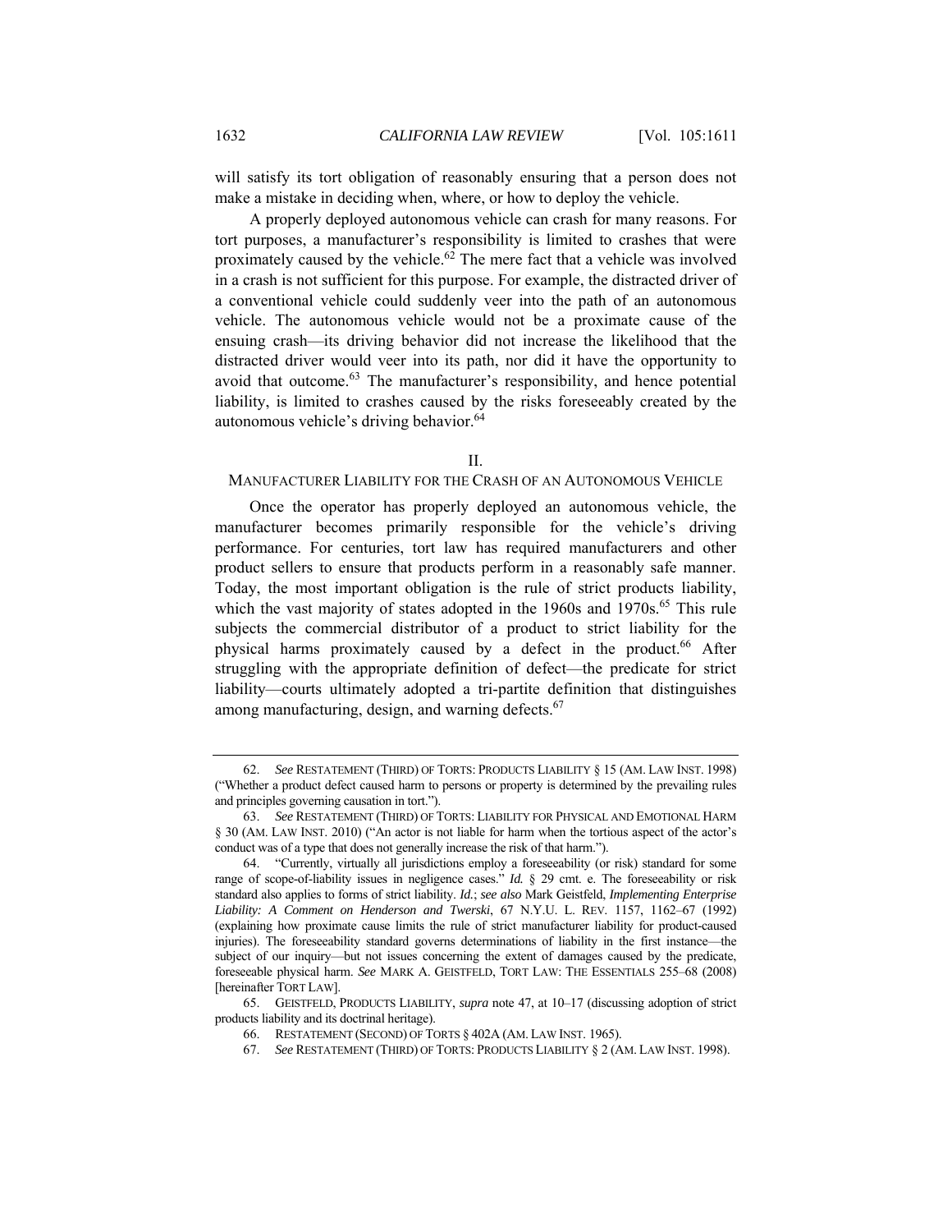will satisfy its tort obligation of reasonably ensuring that a person does not make a mistake in deciding when, where, or how to deploy the vehicle.

A properly deployed autonomous vehicle can crash for many reasons. For tort purposes, a manufacturer's responsibility is limited to crashes that were proximately caused by the vehicle.[62] The mere fact that a vehicle was involved in a crash is not sufficient for this purpose. For example, the distracted driver of a conventional vehicle could suddenly veer into the path of an autonomous vehicle. The autonomous vehicle would not be a proximate cause of the ensuing crash—its driving behavior did not increase the likelihood that the distracted driver would veer into its path, nor did it have the opportunity to avoid that outcome.[63] The manufacturer's responsibility, and hence potential liability, is limited to crashes caused by the risks foreseeably created by the autonomous vehicle's driving behavior.[64]

## II.
## MANUFACTURER LIABILITY FOR THE CRASH OF AN AUTONOMOUS VEHICLE

Once the operator has properly deployed an autonomous vehicle, the manufacturer becomes primarily responsible for the vehicle's driving performance. For centuries, tort law has required manufacturers and other product sellers to ensure that products perform in a reasonably safe manner. Today, the most important obligation is the rule of strict products liability, which the vast majority of states adopted in the 1960s and 1970s.[65] This rule subjects the commercial distributor of a product to strict liability for the physical harms proximately caused by a defect in the product.[66] After struggling with the appropriate definition of defect—the predicate for strict liability—courts ultimately adopted a tri-partite definition that distinguishes among manufacturing, design, and warning defects.[67]

---

62. *See* RESTATEMENT (THIRD) OF TORTS: PRODUCTS LIABILITY § 15 (AM. LAW INST. 1998) ("Whether a product defect caused harm to persons or property is determined by the prevailing rules and principles governing causation in tort.").

63. *See* RESTATEMENT (THIRD) OF TORTS: LIABILITY FOR PHYSICAL AND EMOTIONAL HARM § 30 (AM. LAW INST. 2010) ("An actor is not liable for harm when the tortious aspect of the actor's conduct was of a type that does not generally increase the risk of that harm.").

64. "Currently, virtually all jurisdictions employ a foreseeability (or risk) standard for some range of scope-of-liability issues in negligence cases." *Id.* § 29 cmt. e. The foreseeability or risk standard also applies to forms of strict liability. *Id.*; *see also* Mark Geistfeld, *Implementing Enterprise Liability: A Comment on Henderson and Twerski*, 67 N.Y.U. L. REV. 1157, 1162–67 (1992) (explaining how proximate cause limits the rule of strict manufacturer liability for product-caused injuries). The foreseeability standard governs determinations of liability in the first instance—the subject of our inquiry—but not issues concerning the extent of damages caused by the predicate, foreseeable physical harm. *See* MARK A. GEISTFELD, TORT LAW: THE ESSENTIALS 255–68 (2008) [hereinafter TORT LAW].

65. GEISTFELD, PRODUCTS LIABILITY, *supra* note 47, at 10–17 (discussing adoption of strict products liability and its doctrinal heritage).

66. RESTATEMENT (SECOND) OF TORTS § 402A (AM. LAW INST. 1965).

67. *See* RESTATEMENT (THIRD) OF TORTS: PRODUCTS LIABILITY § 2 (AM. LAW INST. 1998).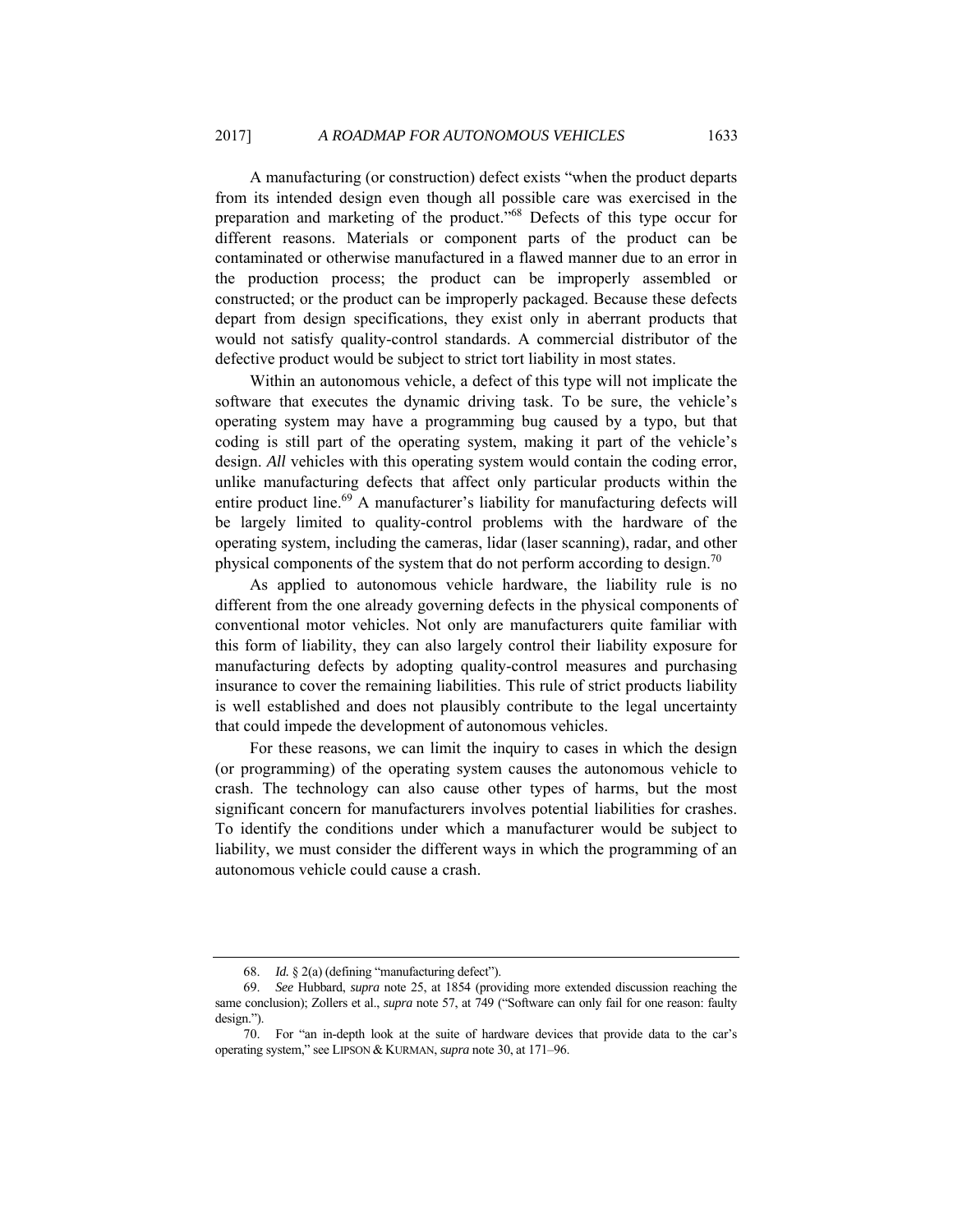A manufacturing (or construction) defect exists "when the product departs from its intended design even though all possible care was exercised in the preparation and marketing of the product."[68] Defects of this type occur for different reasons. Materials or component parts of the product can be contaminated or otherwise manufactured in a flawed manner due to an error in the production process; the product can be improperly assembled or constructed; or the product can be improperly packaged. Because these defects depart from design specifications, they exist only in aberrant products that would not satisfy quality-control standards. A commercial distributor of the defective product would be subject to strict tort liability in most states.

Within an autonomous vehicle, a defect of this type will not implicate the software that executes the dynamic driving task. To be sure, the vehicle's operating system may have a programming bug caused by a typo, but that coding is still part of the operating system, making it part of the vehicle's design. *All* vehicles with this operating system would contain the coding error, unlike manufacturing defects that affect only particular products within the entire product line.[69] A manufacturer's liability for manufacturing defects will be largely limited to quality-control problems with the hardware of the operating system, including the cameras, lidar (laser scanning), radar, and other physical components of the system that do not perform according to design.[70]

As applied to autonomous vehicle hardware, the liability rule is no different from the one already governing defects in the physical components of conventional motor vehicles. Not only are manufacturers quite familiar with this form of liability, they can also largely control their liability exposure for manufacturing defects by adopting quality-control measures and purchasing insurance to cover the remaining liabilities. This rule of strict products liability is well established and does not plausibly contribute to the legal uncertainty that could impede the development of autonomous vehicles.

For these reasons, we can limit the inquiry to cases in which the design (or programming) of the operating system causes the autonomous vehicle to crash. The technology can also cause other types of harms, but the most significant concern for manufacturers involves potential liabilities for crashes. To identify the conditions under which a manufacturer would be subject to liability, we must consider the different ways in which the programming of an autonomous vehicle could cause a crash.

---

68. *Id.* § 2(a) (defining "manufacturing defect").

69. *See* Hubbard, *supra* note 25, at 1854 (providing more extended discussion reaching the same conclusion); Zollers et al., *supra* note 57, at 749 ("Software can only fail for one reason: faulty design.").

70. For "an in-depth look at the suite of hardware devices that provide data to the car's operating system," see LIPSON & KURMAN, *supra* note 30, at 171–96.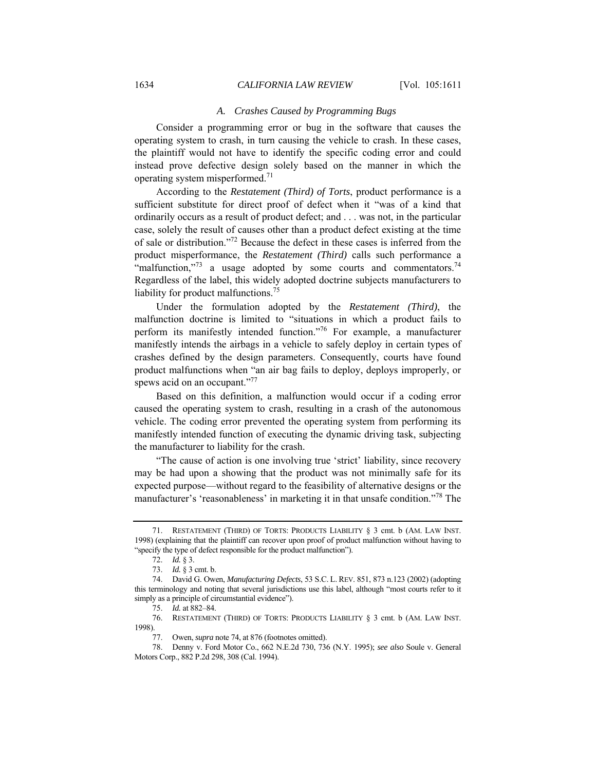### A. Crashes Caused by Programming Bugs

Consider a programming error or bug in the software that causes the operating system to crash, in turn causing the vehicle to crash. In these cases, the plaintiff would not have to identify the specific coding error and could instead prove defective design solely based on the manner in which the operating system misperformed.[71]

According to the *Restatement (Third) of Torts*, product performance is a sufficient substitute for direct proof of defect when it "was of a kind that ordinarily occurs as a result of product defect; and . . . was not, in the particular case, solely the result of causes other than a product defect existing at the time of sale or distribution."[72] Because the defect in these cases is inferred from the product misperformance, the *Restatement (Third)* calls such performance a "malfunction,"[73] a usage adopted by some courts and commentators.[74] Regardless of the label, this widely adopted doctrine subjects manufacturers to liability for product malfunctions.[75]

Under the formulation adopted by the *Restatement (Third)*, the malfunction doctrine is limited to "situations in which a product fails to perform its manifestly intended function."[76] For example, a manufacturer manifestly intends the airbags in a vehicle to safely deploy in certain types of crashes defined by the design parameters. Consequently, courts have found product malfunctions when "an air bag fails to deploy, deploys improperly, or spews acid on an occupant."[77]

Based on this definition, a malfunction would occur if a coding error caused the operating system to crash, resulting in a crash of the autonomous vehicle. The coding error prevented the operating system from performing its manifestly intended function of executing the dynamic driving task, subjecting the manufacturer to liability for the crash.

"The cause of action is one involving true 'strict' liability, since recovery may be had upon a showing that the product was not minimally safe for its expected purpose—without regard to the feasibility of alternative designs or the manufacturer's 'reasonableness' in marketing it in that unsafe condition."[78] The

---

71. RESTATEMENT (THIRD) OF TORTS: PRODUCTS LIABILITY § 3 cmt. b (AM. LAW INST. 1998) (explaining that the plaintiff can recover upon proof of product malfunction without having to "specify the type of defect responsible for the product malfunction").

72. *Id.* § 3.

73. *Id.* § 3 cmt. b.

74. David G. Owen, *Manufacturing Defects*, 53 S.C. L. REV. 851, 873 n.123 (2002) (adopting this terminology and noting that several jurisdictions use this label, although "most courts refer to it simply as a principle of circumstantial evidence").

75. *Id.* at 882–84.

76. RESTATEMENT (THIRD) OF TORTS: PRODUCTS LIABILITY § 3 cmt. b (AM. LAW INST. 1998).

77. Owen, *supra* note 74, at 876 (footnotes omitted).

78. Denny v. Ford Motor Co., 662 N.E.2d 730, 736 (N.Y. 1995); *see also* Soule v. General Motors Corp., 882 P.2d 298, 308 (Cal. 1994).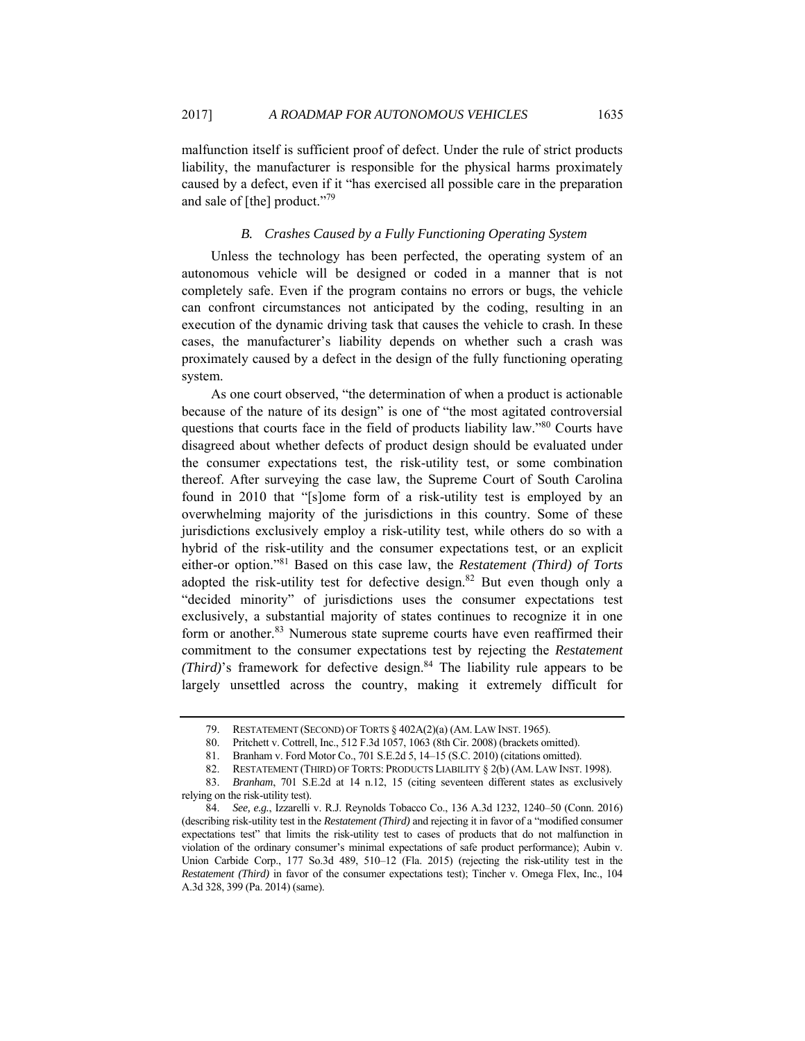malfunction itself is sufficient proof of defect. Under the rule of strict products liability, the manufacturer is responsible for the physical harms proximately caused by a defect, even if it "has exercised all possible care in the preparation and sale of [the] product."[79]

### *B. Crashes Caused by a Fully Functioning Operating System*

Unless the technology has been perfected, the operating system of an autonomous vehicle will be designed or coded in a manner that is not completely safe. Even if the program contains no errors or bugs, the vehicle can confront circumstances not anticipated by the coding, resulting in an execution of the dynamic driving task that causes the vehicle to crash. In these cases, the manufacturer's liability depends on whether such a crash was proximately caused by a defect in the design of the fully functioning operating system.

As one court observed, "the determination of when a product is actionable because of the nature of its design" is one of "the most agitated controversial questions that courts face in the field of products liability law."[80] Courts have disagreed about whether defects of product design should be evaluated under the consumer expectations test, the risk-utility test, or some combination thereof. After surveying the case law, the Supreme Court of South Carolina found in 2010 that "[s]ome form of a risk-utility test is employed by an overwhelming majority of the jurisdictions in this country. Some of these jurisdictions exclusively employ a risk-utility test, while others do so with a hybrid of the risk-utility and the consumer expectations test, or an explicit either-or option."[81] Based on this case law, the *Restatement (Third) of Torts* adopted the risk-utility test for defective design.[82] But even though only a "decided minority" of jurisdictions uses the consumer expectations test exclusively, a substantial majority of states continues to recognize it in one form or another.[83] Numerous state supreme courts have even reaffirmed their commitment to the consumer expectations test by rejecting the *Restatement (Third)*'s framework for defective design.[84] The liability rule appears to be largely unsettled across the country, making it extremely difficult for

---

79. RESTATEMENT (SECOND) OF TORTS § 402A(2)(a) (AM. LAW INST. 1965).

80. Pritchett v. Cottrell, Inc., 512 F.3d 1057, 1063 (8th Cir. 2008) (brackets omitted).

81. Branham v. Ford Motor Co., 701 S.E.2d 5, 14–15 (S.C. 2010) (citations omitted).

82. RESTATEMENT (THIRD) OF TORTS: PRODUCTS LIABILITY § 2(b) (AM. LAW INST. 1998).

83. *Branham*, 701 S.E.2d at 14 n.12, 15 (citing seventeen different states as exclusively relying on the risk-utility test).

84. *See, e.g.*, Izzarelli v. R.J. Reynolds Tobacco Co., 136 A.3d 1232, 1240–50 (Conn. 2016) (describing risk-utility test in the *Restatement (Third)* and rejecting it in favor of a "modified consumer expectations test" that limits the risk-utility test to cases of products that do not malfunction in violation of the ordinary consumer's minimal expectations of safe product performance); Aubin v. Union Carbide Corp., 177 So.3d 489, 510–12 (Fla. 2015) (rejecting the risk-utility test in the *Restatement (Third)* in favor of the consumer expectations test); Tincher v. Omega Flex, Inc., 104 A.3d 328, 399 (Pa. 2014) (same).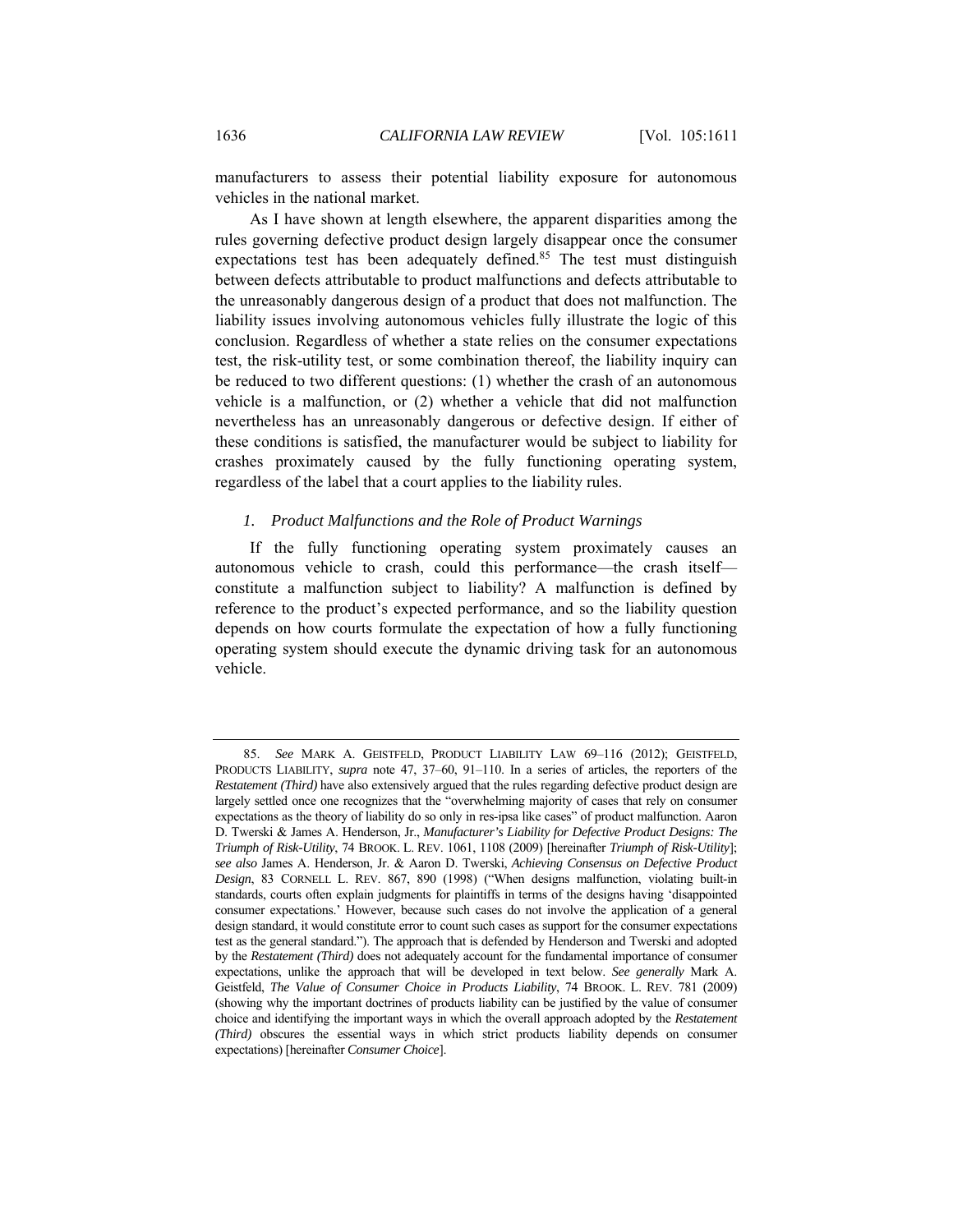manufacturers to assess their potential liability exposure for autonomous vehicles in the national market.

As I have shown at length elsewhere, the apparent disparities among the rules governing defective product design largely disappear once the consumer expectations test has been adequately defined.[85] The test must distinguish between defects attributable to product malfunctions and defects attributable to the unreasonably dangerous design of a product that does not malfunction. The liability issues involving autonomous vehicles fully illustrate the logic of this conclusion. Regardless of whether a state relies on the consumer expectations test, the risk-utility test, or some combination thereof, the liability inquiry can be reduced to two different questions: (1) whether the crash of an autonomous vehicle is a malfunction, or (2) whether a vehicle that did not malfunction nevertheless has an unreasonably dangerous or defective design. If either of these conditions is satisfied, the manufacturer would be subject to liability for crashes proximately caused by the fully functioning operating system, regardless of the label that a court applies to the liability rules.

### *1. Product Malfunctions and the Role of Product Warnings*

If the fully functioning operating system proximately causes an autonomous vehicle to crash, could this performance—the crash itself—constitute a malfunction subject to liability? A malfunction is defined by reference to the product's expected performance, and so the liability question depends on how courts formulate the expectation of how a fully functioning operating system should execute the dynamic driving task for an autonomous vehicle.

---

85. *See* MARK A. GEISTFELD, PRODUCT LIABILITY LAW 69–116 (2012); GEISTFELD, PRODUCTS LIABILITY, *supra* note 47, 37–60, 91–110. In a series of articles, the reporters of the *Restatement (Third)* have also extensively argued that the rules regarding defective product design are largely settled once one recognizes that the "overwhelming majority of cases that rely on consumer expectations as the theory of liability do so only in res-ipsa like cases" of product malfunction. Aaron D. Twerski & James A. Henderson, Jr., *Manufacturer's Liability for Defective Product Designs: The Triumph of Risk-Utility*, 74 BROOK. L. REV. 1061, 1108 (2009) [hereinafter *Triumph of Risk-Utility*]; *see also* James A. Henderson, Jr. & Aaron D. Twerski, *Achieving Consensus on Defective Product Design*, 83 CORNELL L. REV. 867, 890 (1998) ("When designs malfunction, violating built-in standards, courts often explain judgments for plaintiffs in terms of the designs having 'disappointed consumer expectations.' However, because such cases do not involve the application of a general design standard, it would constitute error to count such cases as support for the consumer expectations test as the general standard."). The approach that is defended by Henderson and Twerski and adopted by the *Restatement (Third)* does not adequately account for the fundamental importance of consumer expectations, unlike the approach that will be developed in text below. *See generally* Mark A. Geistfeld, *The Value of Consumer Choice in Products Liability*, 74 BROOK. L. REV. 781 (2009) (showing why the important doctrines of products liability can be justified by the value of consumer choice and identifying the important ways in which the overall approach adopted by the *Restatement (Third)* obscures the essential ways in which strict products liability depends on consumer expectations) [hereinafter *Consumer Choice*].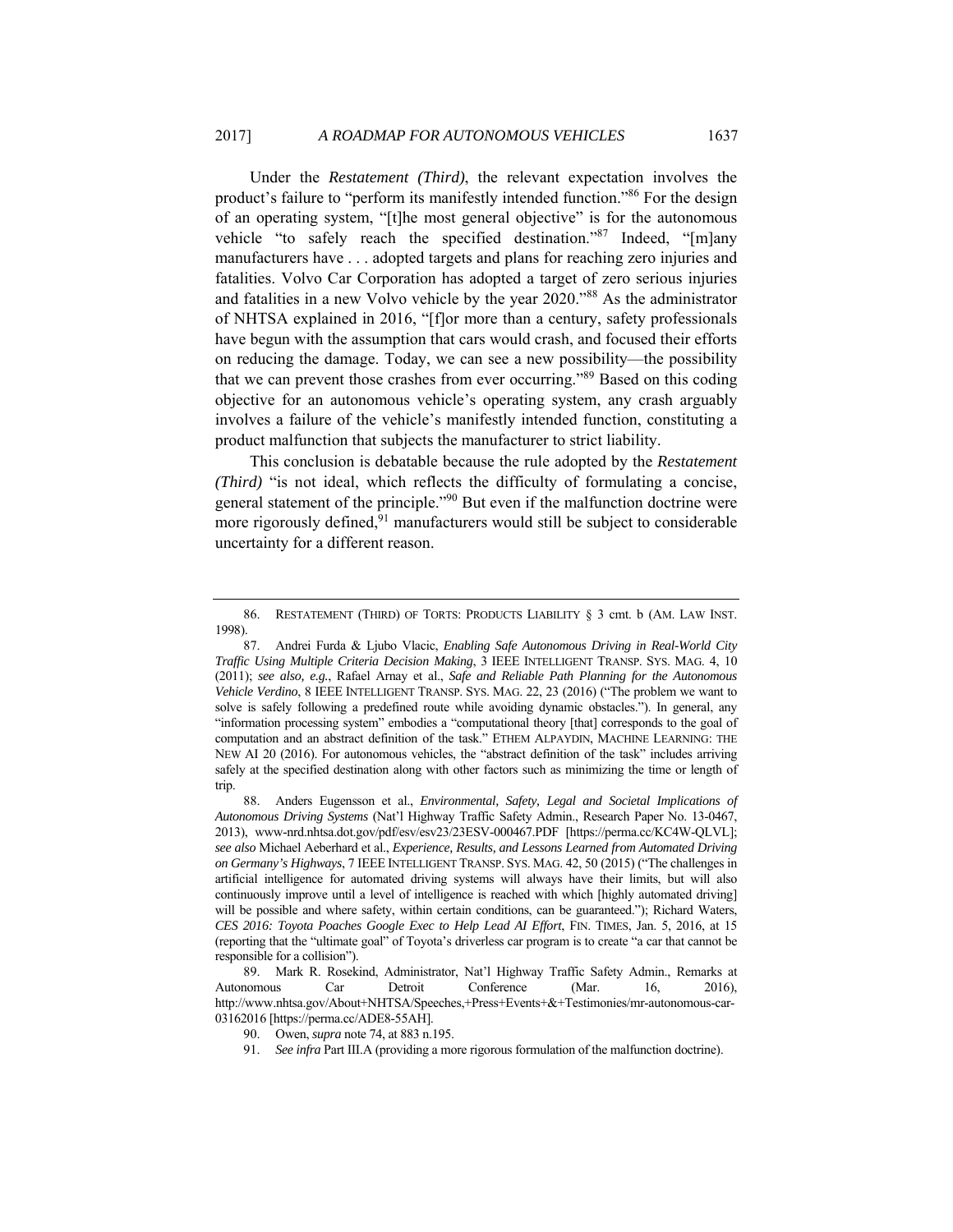Under the *Restatement (Third)*, the relevant expectation involves the product's failure to "perform its manifestly intended function."[86] For the design of an operating system, "[t]he most general objective" is for the autonomous vehicle "to safely reach the specified destination."[87] Indeed, "[m]any manufacturers have . . . adopted targets and plans for reaching zero injuries and fatalities. Volvo Car Corporation has adopted a target of zero serious injuries and fatalities in a new Volvo vehicle by the year 2020."[88] As the administrator of NHTSA explained in 2016, "[f]or more than a century, safety professionals have begun with the assumption that cars would crash, and focused their efforts on reducing the damage. Today, we can see a new possibility—the possibility that we can prevent those crashes from ever occurring."[89] Based on this coding objective for an autonomous vehicle's operating system, any crash arguably involves a failure of the vehicle's manifestly intended function, constituting a product malfunction that subjects the manufacturer to strict liability.

This conclusion is debatable because the rule adopted by the *Restatement (Third)* "is not ideal, which reflects the difficulty of formulating a concise, general statement of the principle."[90] But even if the malfunction doctrine were more rigorously defined,[91] manufacturers would still be subject to considerable uncertainty for a different reason.

---

86. RESTATEMENT (THIRD) OF TORTS: PRODUCTS LIABILITY § 3 cmt. b (AM. LAW INST. 1998).

87. Andrei Furda & Ljubo Vlacic, *Enabling Safe Autonomous Driving in Real-World City Traffic Using Multiple Criteria Decision Making*, 3 IEEE INTELLIGENT TRANSP. SYS. MAG. 4, 10 (2011); *see also, e.g.*, Rafael Arnay et al., *Safe and Reliable Path Planning for the Autonomous Vehicle Verdino*, 8 IEEE INTELLIGENT TRANSP. SYS. MAG. 22, 23 (2016) ("The problem we want to solve is safely following a predefined route while avoiding dynamic obstacles."). In general, any "information processing system" embodies a "computational theory [that] corresponds to the goal of computation and an abstract definition of the task." ETHEM ALPAYDIN, MACHINE LEARNING: THE NEW AI 20 (2016). For autonomous vehicles, the "abstract definition of the task" includes arriving safely at the specified destination along with other factors such as minimizing the time or length of trip.

88. Anders Eugensson et al., *Environmental, Safety, Legal and Societal Implications of Autonomous Driving Systems* (Nat'l Highway Traffic Safety Admin., Research Paper No. 13-0467, 2013), www-nrd.nhtsa.dot.gov/pdf/esv/esv23/23ESV-000467.PDF [https://perma.cc/KC4W-QLVL]; *see also* Michael Aeberhard et al., *Experience, Results, and Lessons Learned from Automated Driving on Germany's Highways*, 7 IEEE INTELLIGENT TRANSP. SYS. MAG. 42, 50 (2015) ("The challenges in artificial intelligence for automated driving systems will always have their limits, but will also continuously improve until a level of intelligence is reached with which [highly automated driving] will be possible and where safety, within certain conditions, can be guaranteed."); Richard Waters, *CES 2016: Toyota Poaches Google Exec to Help Lead AI Effort*, FIN. TIMES, Jan. 5, 2016, at 15 (reporting that the "ultimate goal" of Toyota's driverless car program is to create "a car that cannot be responsible for a collision").

89. Mark R. Rosekind, Administrator, Nat'l Highway Traffic Safety Admin., Remarks at Autonomous Car Detroit Conference (Mar. 16, 2016), http://www.nhtsa.gov/About+NHTSA/Speeches,+Press+Events+&+Testimonies/mr-autonomous-car-03162016 [https://perma.cc/ADE8-55AH].

90. Owen, *supra* note 74, at 883 n.195.

91. *See infra* Part III.A (providing a more rigorous formulation of the malfunction doctrine).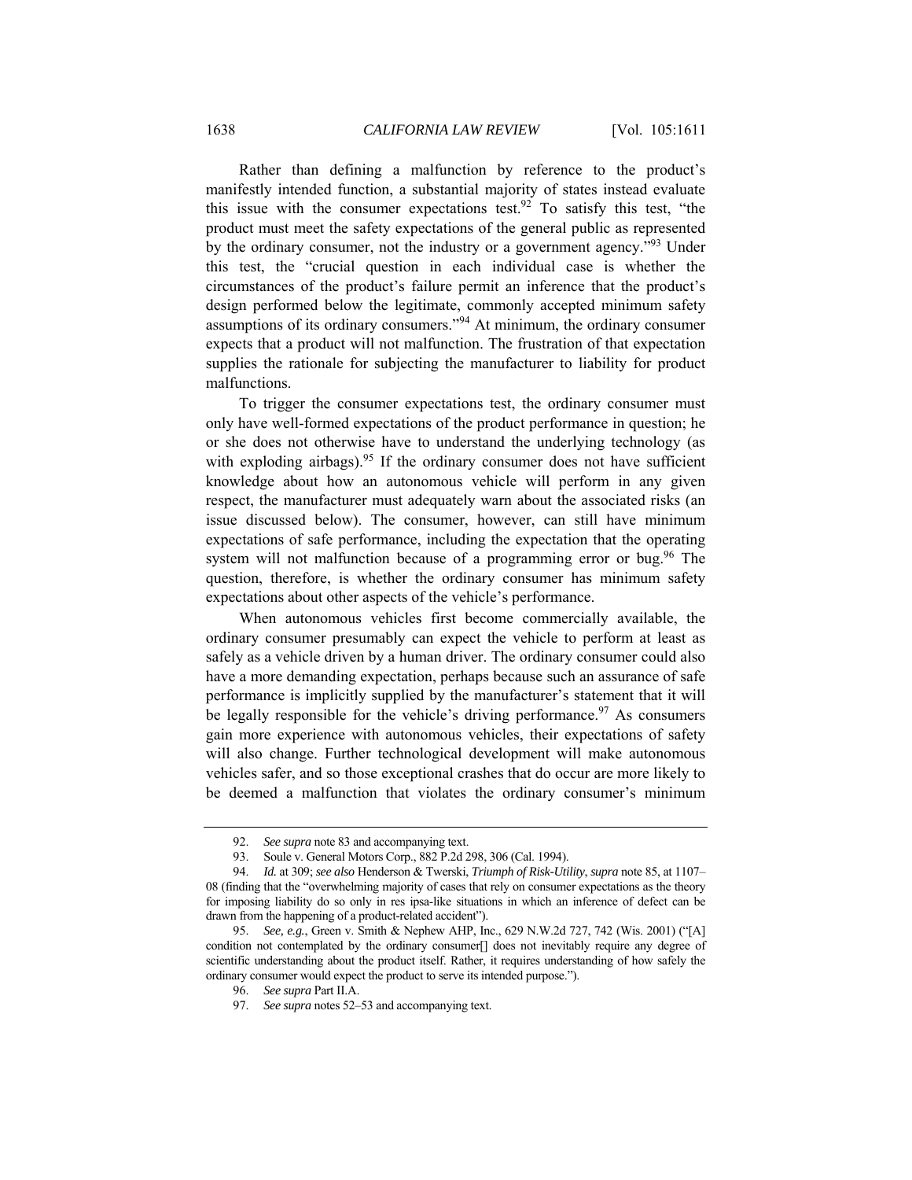Rather than defining a malfunction by reference to the product's manifestly intended function, a substantial majority of states instead evaluate this issue with the consumer expectations test.[92] To satisfy this test, "the product must meet the safety expectations of the general public as represented by the ordinary consumer, not the industry or a government agency."[93] Under this test, the "crucial question in each individual case is whether the circumstances of the product's failure permit an inference that the product's design performed below the legitimate, commonly accepted minimum safety assumptions of its ordinary consumers."[94] At minimum, the ordinary consumer expects that a product will not malfunction. The frustration of that expectation supplies the rationale for subjecting the manufacturer to liability for product malfunctions.

To trigger the consumer expectations test, the ordinary consumer must only have well-formed expectations of the product performance in question; he or she does not otherwise have to understand the underlying technology (as with exploding airbags).[95] If the ordinary consumer does not have sufficient knowledge about how an autonomous vehicle will perform in any given respect, the manufacturer must adequately warn about the associated risks (an issue discussed below). The consumer, however, can still have minimum expectations of safe performance, including the expectation that the operating system will not malfunction because of a programming error or bug.[96] The question, therefore, is whether the ordinary consumer has minimum safety expectations about other aspects of the vehicle's performance.

When autonomous vehicles first become commercially available, the ordinary consumer presumably can expect the vehicle to perform at least as safely as a vehicle driven by a human driver. The ordinary consumer could also have a more demanding expectation, perhaps because such an assurance of safe performance is implicitly supplied by the manufacturer's statement that it will be legally responsible for the vehicle's driving performance.[97] As consumers gain more experience with autonomous vehicles, their expectations of safety will also change. Further technological development will make autonomous vehicles safer, and so those exceptional crashes that do occur are more likely to be deemed a malfunction that violates the ordinary consumer's minimum

---

92. *See supra* note 83 and accompanying text.

93. Soule v. General Motors Corp., 882 P.2d 298, 306 (Cal. 1994).

94. *Id.* at 309; *see also* Henderson & Twerski, *Triumph of Risk-Utility*, *supra* note 85, at 1107–08 (finding that the "overwhelming majority of cases that rely on consumer expectations as the theory for imposing liability do so only in res ipsa-like situations in which an inference of defect can be drawn from the happening of a product-related accident").

95. *See, e.g.*, Green v. Smith & Nephew AHP, Inc., 629 N.W.2d 727, 742 (Wis. 2001) ("[A] condition not contemplated by the ordinary consumer[] does not inevitably require any degree of scientific understanding about the product itself. Rather, it requires understanding of how safely the ordinary consumer would expect the product to serve its intended purpose.").

96. *See supra* Part II.A.

97. *See supra* notes 52–53 and accompanying text.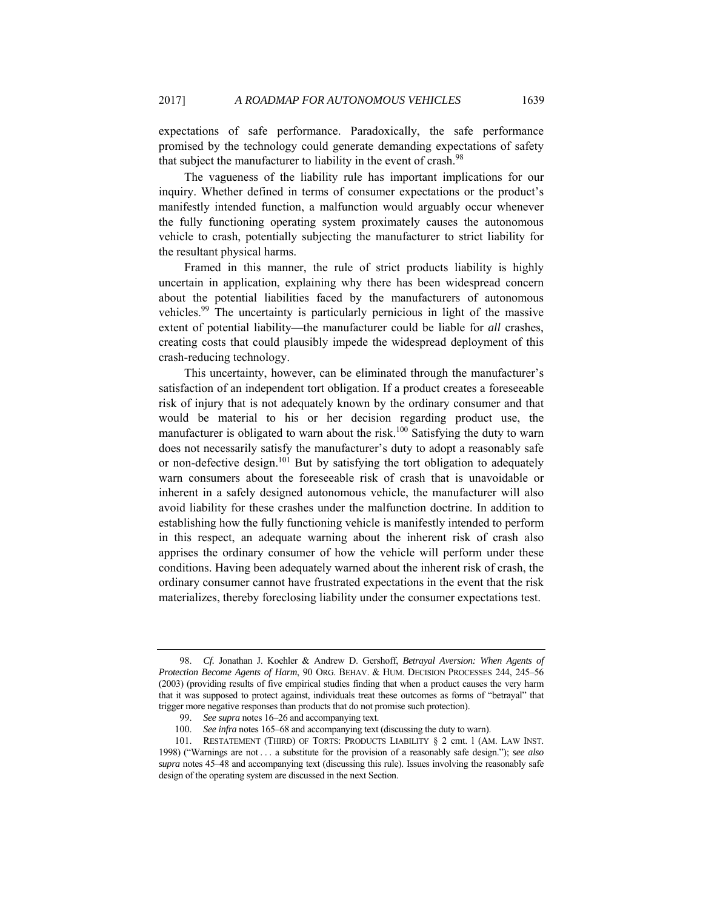expectations of safe performance. Paradoxically, the safe performance promised by the technology could generate demanding expectations of safety that subject the manufacturer to liability in the event of crash.[98]

The vagueness of the liability rule has important implications for our inquiry. Whether defined in terms of consumer expectations or the product's manifestly intended function, a malfunction would arguably occur whenever the fully functioning operating system proximately causes the autonomous vehicle to crash, potentially subjecting the manufacturer to strict liability for the resultant physical harms.

Framed in this manner, the rule of strict products liability is highly uncertain in application, explaining why there has been widespread concern about the potential liabilities faced by the manufacturers of autonomous vehicles.[99] The uncertainty is particularly pernicious in light of the massive extent of potential liability—the manufacturer could be liable for *all* crashes, creating costs that could plausibly impede the widespread deployment of this crash-reducing technology.

This uncertainty, however, can be eliminated through the manufacturer's satisfaction of an independent tort obligation. If a product creates a foreseeable risk of injury that is not adequately known by the ordinary consumer and that would be material to his or her decision regarding product use, the manufacturer is obligated to warn about the risk.[100] Satisfying the duty to warn does not necessarily satisfy the manufacturer's duty to adopt a reasonably safe or non-defective design.[101] But by satisfying the tort obligation to adequately warn consumers about the foreseeable risk of crash that is unavoidable or inherent in a safely designed autonomous vehicle, the manufacturer will also avoid liability for these crashes under the malfunction doctrine. In addition to establishing how the fully functioning vehicle is manifestly intended to perform in this respect, an adequate warning about the inherent risk of crash also apprises the ordinary consumer of how the vehicle will perform under these conditions. Having been adequately warned about the inherent risk of crash, the ordinary consumer cannot have frustrated expectations in the event that the risk materializes, thereby foreclosing liability under the consumer expectations test.

---

98. *Cf.* Jonathan J. Koehler & Andrew D. Gershoff, *Betrayal Aversion: When Agents of Protection Become Agents of Harm*, 90 ORG. BEHAV. & HUM. DECISION PROCESSES 244, 245–56 (2003) (providing results of five empirical studies finding that when a product causes the very harm that it was supposed to protect against, individuals treat these outcomes as forms of "betrayal" that trigger more negative responses than products that do not promise such protection).

99. *See supra* notes 16–26 and accompanying text.

100. *See infra* notes 165–68 and accompanying text (discussing the duty to warn).

101. RESTATEMENT (THIRD) OF TORTS: PRODUCTS LIABILITY § 2 cmt. l (AM. LAW INST. 1998) ("Warnings are not . . . a substitute for the provision of a reasonably safe design."); *see also supra* notes 45–48 and accompanying text (discussing this rule). Issues involving the reasonably safe design of the operating system are discussed in the next Section.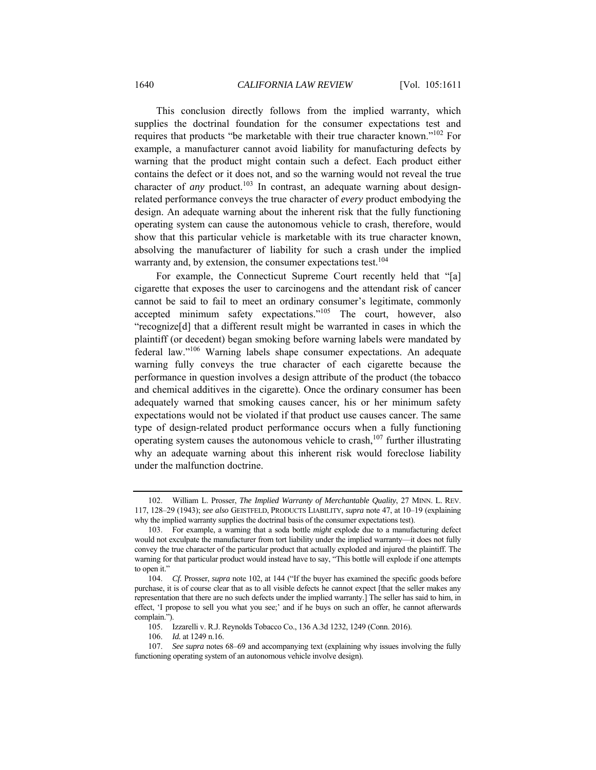This conclusion directly follows from the implied warranty, which supplies the doctrinal foundation for the consumer expectations test and requires that products "be marketable with their true character known."[102] For example, a manufacturer cannot avoid liability for manufacturing defects by warning that the product might contain such a defect. Each product either contains the defect or it does not, and so the warning would not reveal the true character of *any* product.[103] In contrast, an adequate warning about design-related performance conveys the true character of *every* product embodying the design. An adequate warning about the inherent risk that the fully functioning operating system can cause the autonomous vehicle to crash, therefore, would show that this particular vehicle is marketable with its true character known, absolving the manufacturer of liability for such a crash under the implied warranty and, by extension, the consumer expectations test.[104]

For example, the Connecticut Supreme Court recently held that "[a] cigarette that exposes the user to carcinogens and the attendant risk of cancer cannot be said to fail to meet an ordinary consumer's legitimate, commonly accepted minimum safety expectations."[105] The court, however, also "recognize[d] that a different result might be warranted in cases in which the plaintiff (or decedent) began smoking before warning labels were mandated by federal law."[106] Warning labels shape consumer expectations. An adequate warning fully conveys the true character of each cigarette because the performance in question involves a design attribute of the product (the tobacco and chemical additives in the cigarette). Once the ordinary consumer has been adequately warned that smoking causes cancer, his or her minimum safety expectations would not be violated if that product use causes cancer. The same type of design-related product performance occurs when a fully functioning operating system causes the autonomous vehicle to crash,[107] further illustrating why an adequate warning about this inherent risk would foreclose liability under the malfunction doctrine.

---

102. William L. Prosser, *The Implied Warranty of Merchantable Quality*, 27 MINN. L. REV. 117, 128–29 (1943); *see also* GEISTFELD, PRODUCTS LIABILITY, *supra* note 47, at 10–19 (explaining why the implied warranty supplies the doctrinal basis of the consumer expectations test).

103. For example, a warning that a soda bottle *might* explode due to a manufacturing defect would not exculpate the manufacturer from tort liability under the implied warranty—it does not fully convey the true character of the particular product that actually exploded and injured the plaintiff. The warning for that particular product would instead have to say, "This bottle will explode if one attempts to open it."

104. *Cf.* Prosser, *supra* note 102, at 144 ("If the buyer has examined the specific goods before purchase, it is of course clear that as to all visible defects he cannot expect [that the seller makes any representation that there are no such defects under the implied warranty.] The seller has said to him, in effect, 'I propose to sell you what you see;' and if he buys on such an offer, he cannot afterwards complain.").

105. Izzarelli v. R.J. Reynolds Tobacco Co., 136 A.3d 1232, 1249 (Conn. 2016).

106. *Id.* at 1249 n.16.

107. *See supra* notes 68–69 and accompanying text (explaining why issues involving the fully functioning operating system of an autonomous vehicle involve design).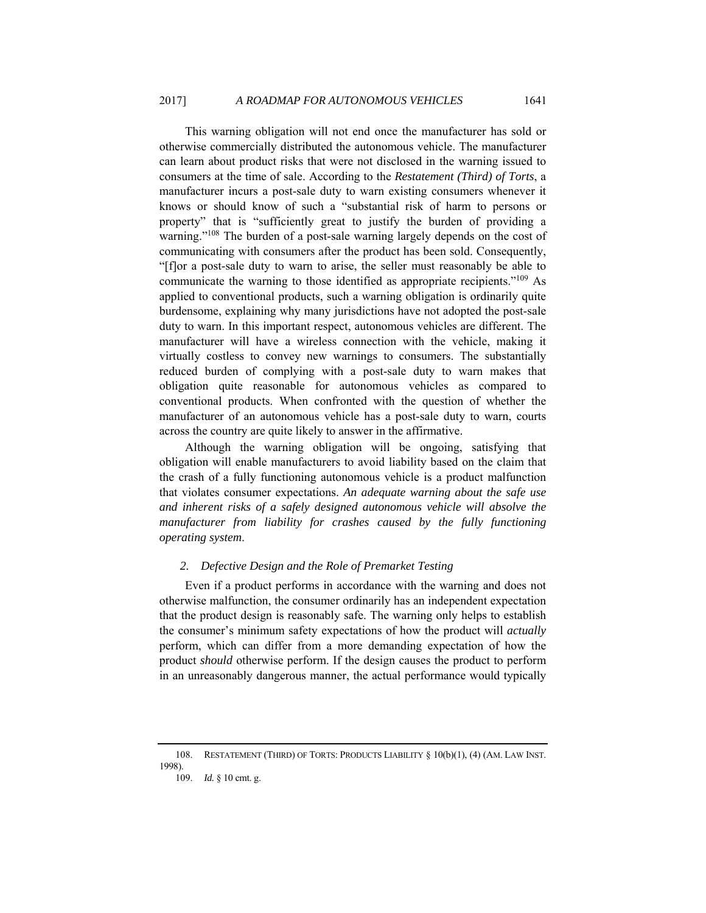This warning obligation will not end once the manufacturer has sold or otherwise commercially distributed the autonomous vehicle. The manufacturer can learn about product risks that were not disclosed in the warning issued to consumers at the time of sale. According to the *Restatement (Third) of Torts*, a manufacturer incurs a post-sale duty to warn existing consumers whenever it knows or should know of such a "substantial risk of harm to persons or property" that is "sufficiently great to justify the burden of providing a warning."[108] The burden of a post-sale warning largely depends on the cost of communicating with consumers after the product has been sold. Consequently, "[f]or a post-sale duty to warn to arise, the seller must reasonably be able to communicate the warning to those identified as appropriate recipients."[109] As applied to conventional products, such a warning obligation is ordinarily quite burdensome, explaining why many jurisdictions have not adopted the post-sale duty to warn. In this important respect, autonomous vehicles are different. The manufacturer will have a wireless connection with the vehicle, making it virtually costless to convey new warnings to consumers. The substantially reduced burden of complying with a post-sale duty to warn makes that obligation quite reasonable for autonomous vehicles as compared to conventional products. When confronted with the question of whether the manufacturer of an autonomous vehicle has a post-sale duty to warn, courts across the country are quite likely to answer in the affirmative.

Although the warning obligation will be ongoing, satisfying that obligation will enable manufacturers to avoid liability based on the claim that the crash of a fully functioning autonomous vehicle is a product malfunction that violates consumer expectations. *An adequate warning about the safe use and inherent risks of a safely designed autonomous vehicle will absolve the manufacturer from liability for crashes caused by the fully functioning operating system*.

### *2. Defective Design and the Role of Premarket Testing*

Even if a product performs in accordance with the warning and does not otherwise malfunction, the consumer ordinarily has an independent expectation that the product design is reasonably safe. The warning only helps to establish the consumer's minimum safety expectations of how the product will *actually* perform, which can differ from a more demanding expectation of how the product *should* otherwise perform. If the design causes the product to perform in an unreasonably dangerous manner, the actual performance would typically

---

108. RESTATEMENT (THIRD) OF TORTS: PRODUCTS LIABILITY § 10(b)(1), (4) (AM. LAW INST. 1998).

109. *Id.* § 10 cmt. g.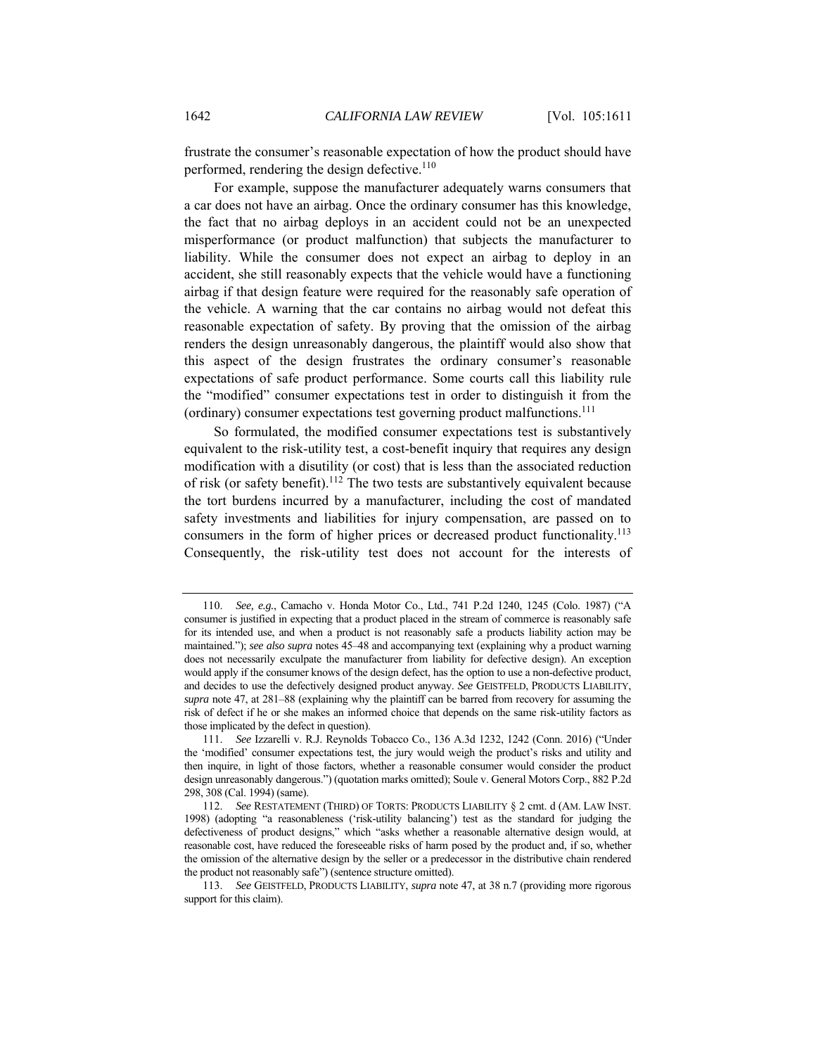frustrate the consumer's reasonable expectation of how the product should have performed, rendering the design defective.[110]

For example, suppose the manufacturer adequately warns consumers that a car does not have an airbag. Once the ordinary consumer has this knowledge, the fact that no airbag deploys in an accident could not be an unexpected misperformance (or product malfunction) that subjects the manufacturer to liability. While the consumer does not expect an airbag to deploy in an accident, she still reasonably expects that the vehicle would have a functioning airbag if that design feature were required for the reasonably safe operation of the vehicle. A warning that the car contains no airbag would not defeat this reasonable expectation of safety. By proving that the omission of the airbag renders the design unreasonably dangerous, the plaintiff would also show that this aspect of the design frustrates the ordinary consumer's reasonable expectations of safe product performance. Some courts call this liability rule the "modified" consumer expectations test in order to distinguish it from the (ordinary) consumer expectations test governing product malfunctions.[111]

So formulated, the modified consumer expectations test is substantively equivalent to the risk-utility test, a cost-benefit inquiry that requires any design modification with a disutility (or cost) that is less than the associated reduction of risk (or safety benefit).[112] The two tests are substantively equivalent because the tort burdens incurred by a manufacturer, including the cost of mandated safety investments and liabilities for injury compensation, are passed on to consumers in the form of higher prices or decreased product functionality.[113] Consequently, the risk-utility test does not account for the interests of

---

110. *See, e.g.*, Camacho v. Honda Motor Co., Ltd., 741 P.2d 1240, 1245 (Colo. 1987) ("A consumer is justified in expecting that a product placed in the stream of commerce is reasonably safe for its intended use, and when a product is not reasonably safe a products liability action may be maintained."); *see also supra* notes 45–48 and accompanying text (explaining why a product warning does not necessarily exculpate the manufacturer from liability for defective design). An exception would apply if the consumer knows of the design defect, has the option to use a non-defective product, and decides to use the defectively designed product anyway. *See* GEISTFELD, PRODUCTS LIABILITY, *supra* note 47, at 281–88 (explaining why the plaintiff can be barred from recovery for assuming the risk of defect if he or she makes an informed choice that depends on the same risk-utility factors as those implicated by the defect in question).

111. *See* Izzarelli v. R.J. Reynolds Tobacco Co., 136 A.3d 1232, 1242 (Conn. 2016) ("Under the 'modified' consumer expectations test, the jury would weigh the product's risks and utility and then inquire, in light of those factors, whether a reasonable consumer would consider the product design unreasonably dangerous.") (quotation marks omitted); Soule v. General Motors Corp., 882 P.2d 298, 308 (Cal. 1994) (same).

112. *See* RESTATEMENT (THIRD) OF TORTS: PRODUCTS LIABILITY § 2 cmt. d (AM. LAW INST. 1998) (adopting "a reasonableness ('risk-utility balancing') test as the standard for judging the defectiveness of product designs," which "asks whether a reasonable alternative design would, at reasonable cost, have reduced the foreseeable risks of harm posed by the product and, if so, whether the omission of the alternative design by the seller or a predecessor in the distributive chain rendered the product not reasonably safe") (sentence structure omitted).

113. *See* GEISTFELD, PRODUCTS LIABILITY, *supra* note 47, at 38 n.7 (providing more rigorous support for this claim).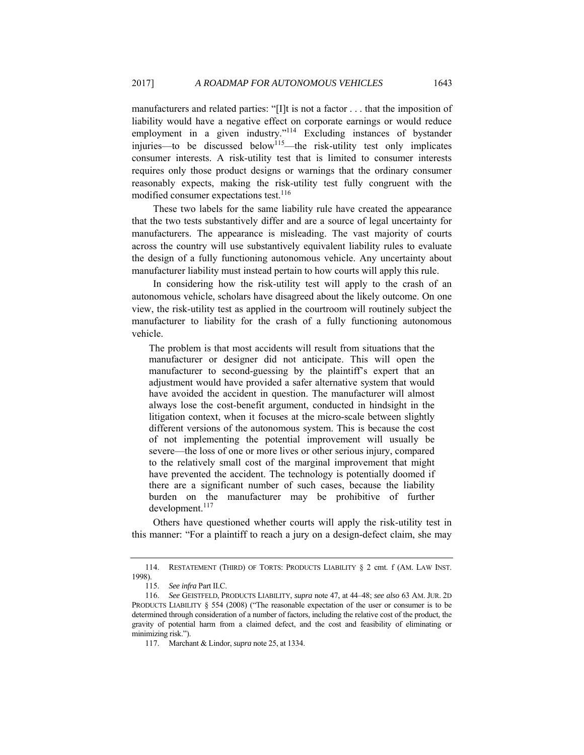manufacturers and related parties: "[I]t is not a factor . . . that the imposition of liability would have a negative effect on corporate earnings or would reduce employment in a given industry."[114] Excluding instances of bystander injuries—to be discussed below[115]—the risk-utility test only implicates consumer interests. A risk-utility test that is limited to consumer interests requires only those product designs or warnings that the ordinary consumer reasonably expects, making the risk-utility test fully congruent with the modified consumer expectations test.[116]

These two labels for the same liability rule have created the appearance that the two tests substantively differ and are a source of legal uncertainty for manufacturers. The appearance is misleading. The vast majority of courts across the country will use substantively equivalent liability rules to evaluate the design of a fully functioning autonomous vehicle. Any uncertainty about manufacturer liability must instead pertain to how courts will apply this rule.

In considering how the risk-utility test will apply to the crash of an autonomous vehicle, scholars have disagreed about the likely outcome. On one view, the risk-utility test as applied in the courtroom will routinely subject the manufacturer to liability for the crash of a fully functioning autonomous vehicle.

> The problem is that most accidents will result from situations that the manufacturer or designer did not anticipate. This will open the manufacturer to second-guessing by the plaintiff's expert that an adjustment would have provided a safer alternative system that would have avoided the accident in question. The manufacturer will almost always lose the cost-benefit argument, conducted in hindsight in the litigation context, when it focuses at the micro-scale between slightly different versions of the autonomous system. This is because the cost of not implementing the potential improvement will usually be severe—the loss of one or more lives or other serious injury, compared to the relatively small cost of the marginal improvement that might have prevented the accident. The technology is potentially doomed if there are a significant number of such cases, because the liability burden on the manufacturer may be prohibitive of further development.[117]

Others have questioned whether courts will apply the risk-utility test in this manner: "For a plaintiff to reach a jury on a design-defect claim, she may

---

114. RESTATEMENT (THIRD) OF TORTS: PRODUCTS LIABILITY § 2 cmt. f (AM. LAW INST. 1998).

115. *See infra* Part II.C.

116. *See* GEISTFELD, PRODUCTS LIABILITY, *supra* note 47, at 44–48; *see also* 63 AM. JUR. 2D PRODUCTS LIABILITY § 554 (2008) ("The reasonable expectation of the user or consumer is to be determined through consideration of a number of factors, including the relative cost of the product, the gravity of potential harm from a claimed defect, and the cost and feasibility of eliminating or minimizing risk.").

117. Marchant & Lindor, *supra* note 25, at 1334.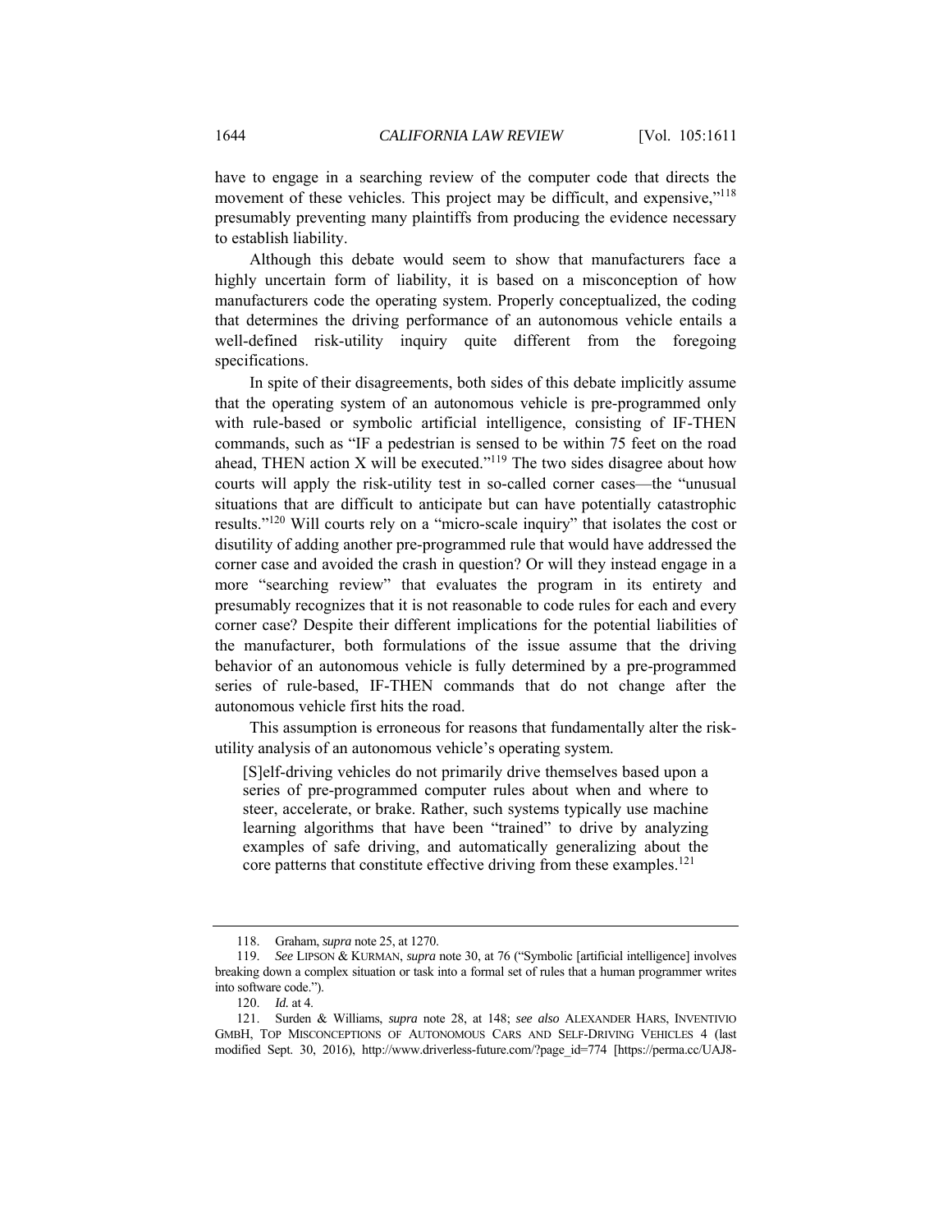have to engage in a searching review of the computer code that directs the movement of these vehicles. This project may be difficult, and expensive,"[118] presumably preventing many plaintiffs from producing the evidence necessary to establish liability.

Although this debate would seem to show that manufacturers face a highly uncertain form of liability, it is based on a misconception of how manufacturers code the operating system. Properly conceptualized, the coding that determines the driving performance of an autonomous vehicle entails a well-defined risk-utility inquiry quite different from the foregoing specifications.

In spite of their disagreements, both sides of this debate implicitly assume that the operating system of an autonomous vehicle is pre-programmed only with rule-based or symbolic artificial intelligence, consisting of IF-THEN commands, such as "IF a pedestrian is sensed to be within 75 feet on the road ahead, THEN action X will be executed."[119] The two sides disagree about how courts will apply the risk-utility test in so-called corner cases—the "unusual situations that are difficult to anticipate but can have potentially catastrophic results."[120] Will courts rely on a "micro-scale inquiry" that isolates the cost or disutility of adding another pre-programmed rule that would have addressed the corner case and avoided the crash in question? Or will they instead engage in a more "searching review" that evaluates the program in its entirety and presumably recognizes that it is not reasonable to code rules for each and every corner case? Despite their different implications for the potential liabilities of the manufacturer, both formulations of the issue assume that the driving behavior of an autonomous vehicle is fully determined by a pre-programmed series of rule-based, IF-THEN commands that do not change after the autonomous vehicle first hits the road.

This assumption is erroneous for reasons that fundamentally alter the risk-utility analysis of an autonomous vehicle's operating system.

> [S]elf-driving vehicles do not primarily drive themselves based upon a series of pre-programmed computer rules about when and where to steer, accelerate, or brake. Rather, such systems typically use machine learning algorithms that have been "trained" to drive by analyzing examples of safe driving, and automatically generalizing about the core patterns that constitute effective driving from these examples.[121]

---

118. Graham, *supra* note 25, at 1270.

119. *See* LIPSON & KURMAN, *supra* note 30, at 76 ("Symbolic [artificial intelligence] involves breaking down a complex situation or task into a formal set of rules that a human programmer writes into software code.").

120. *Id.* at 4.

121. Surden & Williams, *supra* note 28, at 148; *see also* ALEXANDER HARS, INVENTIVIO GMBH, TOP MISCONCEPTIONS OF AUTONOMOUS CARS AND SELF-DRIVING VEHICLES 4 (last modified Sept. 30, 2016), http://www.driverless-future.com/?page_id=774 [https://perma.cc/UAJ8-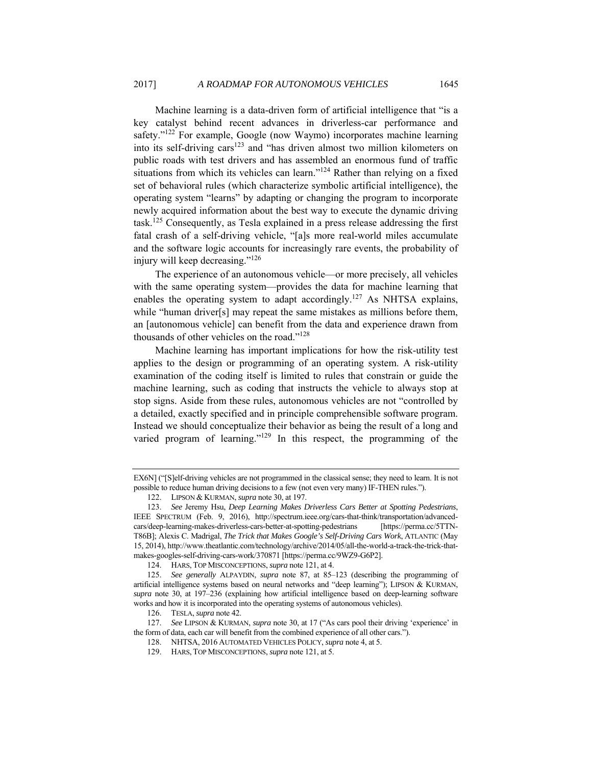Machine learning is a data-driven form of artificial intelligence that "is a key catalyst behind recent advances in driverless-car performance and safety."[122] For example, Google (now Waymo) incorporates machine learning into its self-driving cars[123] and "has driven almost two million kilometers on public roads with test drivers and has assembled an enormous fund of traffic situations from which its vehicles can learn."[124] Rather than relying on a fixed set of behavioral rules (which characterize symbolic artificial intelligence), the operating system "learns" by adapting or changing the program to incorporate newly acquired information about the best way to execute the dynamic driving task.[125] Consequently, as Tesla explained in a press release addressing the first fatal crash of a self-driving vehicle, "[a]s more real-world miles accumulate and the software logic accounts for increasingly rare events, the probability of injury will keep decreasing."[126]

The experience of an autonomous vehicle—or more precisely, all vehicles with the same operating system—provides the data for machine learning that enables the operating system to adapt accordingly.[127] As NHTSA explains, while "human driver[s] may repeat the same mistakes as millions before them, an [autonomous vehicle] can benefit from the data and experience drawn from thousands of other vehicles on the road."[128]

Machine learning has important implications for how the risk-utility test applies to the design or programming of an operating system. A risk-utility examination of the coding itself is limited to rules that constrain or guide the machine learning, such as coding that instructs the vehicle to always stop at stop signs. Aside from these rules, autonomous vehicles are not "controlled by a detailed, exactly specified and in principle comprehensible software program. Instead we should conceptualize their behavior as being the result of a long and varied program of learning."[129] In this respect, the programming of the

---

EX6N] ("[S]elf-driving vehicles are not programmed in the classical sense; they need to learn. It is not possible to reduce human driving decisions to a few (not even very many) IF-THEN rules.").

122. LIPSON & KURMAN, *supra* note 30, at 197.

123. *See* Jeremy Hsu, *Deep Learning Makes Driverless Cars Better at Spotting Pedestrians*, IEEE SPECTRUM (Feb. 9, 2016), http://spectrum.ieee.org/cars-that-think/transportation/advanced-cars/deep-learning-makes-driverless-cars-better-at-spotting-pedestrians [https://perma.cc/5TTN-T86B]; Alexis C. Madrigal, *The Trick that Makes Google's Self-Driving Cars Work*, ATLANTIC (May 15, 2014), http://www.theatlantic.com/technology/archive/2014/05/all-the-world-a-track-the-trick-that-makes-googles-self-driving-cars-work/370871 [https://perma.cc/9WZ9-G6P2].

124. HARS, TOP MISCONCEPTIONS, *supra* note 121, at 4.

125. *See generally* ALPAYDIN, *supra* note 87, at 85–123 (describing the programming of artificial intelligence systems based on neural networks and "deep learning"); LIPSON & KURMAN, *supra* note 30, at 197–236 (explaining how artificial intelligence based on deep-learning software works and how it is incorporated into the operating systems of autonomous vehicles).

126. TESLA, *supra* note 42.

127. *See* LIPSON & KURMAN, *supra* note 30, at 17 ("As cars pool their driving 'experience' in the form of data, each car will benefit from the combined experience of all other cars.").

128. NHTSA, 2016 AUTOMATED VEHICLES POLICY, *supra* note 4, at 5.

129. HARS, TOP MISCONCEPTIONS, *supra* note 121, at 5.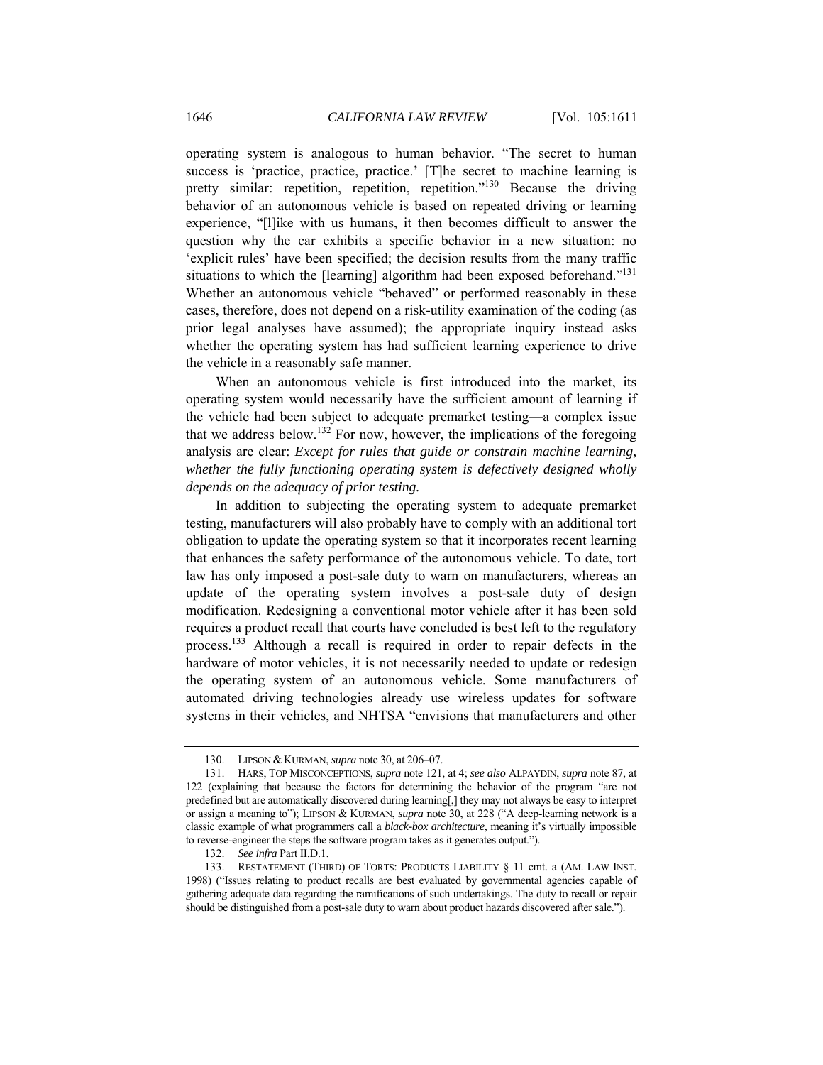operating system is analogous to human behavior. "The secret to human success is 'practice, practice, practice.' [T]he secret to machine learning is pretty similar: repetition, repetition, repetition."[130] Because the driving behavior of an autonomous vehicle is based on repeated driving or learning experience, "[l]ike with us humans, it then becomes difficult to answer the question why the car exhibits a specific behavior in a new situation: no 'explicit rules' have been specified; the decision results from the many traffic situations to which the [learning] algorithm had been exposed beforehand."[131] Whether an autonomous vehicle "behaved" or performed reasonably in these cases, therefore, does not depend on a risk-utility examination of the coding (as prior legal analyses have assumed); the appropriate inquiry instead asks whether the operating system has had sufficient learning experience to drive the vehicle in a reasonably safe manner.

When an autonomous vehicle is first introduced into the market, its operating system would necessarily have the sufficient amount of learning if the vehicle had been subject to adequate premarket testing—a complex issue that we address below.[132] For now, however, the implications of the foregoing analysis are clear: *Except for rules that guide or constrain machine learning, whether the fully functioning operating system is defectively designed wholly depends on the adequacy of prior testing.*

In addition to subjecting the operating system to adequate premarket testing, manufacturers will also probably have to comply with an additional tort obligation to update the operating system so that it incorporates recent learning that enhances the safety performance of the autonomous vehicle. To date, tort law has only imposed a post-sale duty to warn on manufacturers, whereas an update of the operating system involves a post-sale duty of design modification. Redesigning a conventional motor vehicle after it has been sold requires a product recall that courts have concluded is best left to the regulatory process.[133] Although a recall is required in order to repair defects in the hardware of motor vehicles, it is not necessarily needed to update or redesign the operating system of an autonomous vehicle. Some manufacturers of automated driving technologies already use wireless updates for software systems in their vehicles, and NHTSA "envisions that manufacturers and other

---

130. LIPSON & KURMAN, *supra* note 30, at 206–07.

131. HARS, TOP MISCONCEPTIONS, *supra* note 121, at 4; *see also* ALPAYDIN, *supra* note 87, at 122 (explaining that because the factors for determining the behavior of the program "are not predefined but are automatically discovered during learning[,] they may not always be easy to interpret or assign a meaning to"); LIPSON & KURMAN, *supra* note 30, at 228 ("A deep-learning network is a classic example of what programmers call a *black-box architecture*, meaning it's virtually impossible to reverse-engineer the steps the software program takes as it generates output.").

132. *See infra* Part II.D.1.

133. RESTATEMENT (THIRD) OF TORTS: PRODUCTS LIABILITY § 11 cmt. a (AM. LAW INST. 1998) ("Issues relating to product recalls are best evaluated by governmental agencies capable of gathering adequate data regarding the ramifications of such undertakings. The duty to recall or repair should be distinguished from a post-sale duty to warn about product hazards discovered after sale.").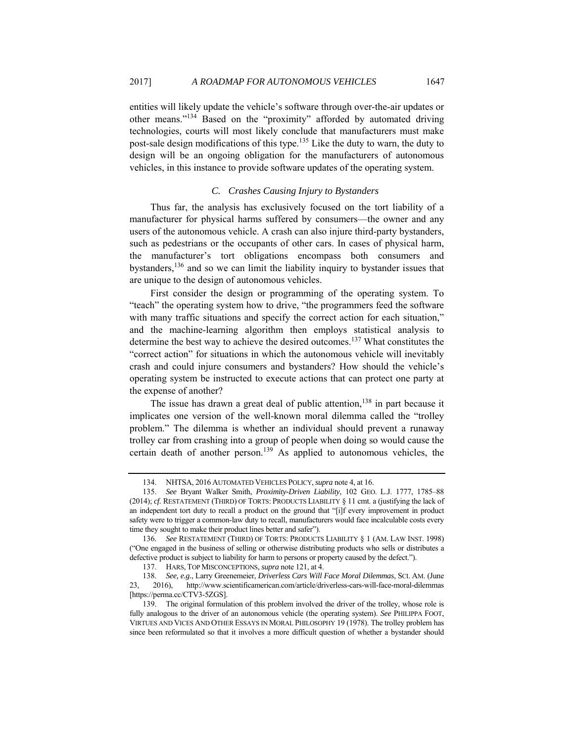entities will likely update the vehicle's software through over-the-air updates or other means."[134] Based on the "proximity" afforded by automated driving technologies, courts will most likely conclude that manufacturers must make post-sale design modifications of this type.[135] Like the duty to warn, the duty to design will be an ongoing obligation for the manufacturers of autonomous vehicles, in this instance to provide software updates of the operating system.

### *C. Crashes Causing Injury to Bystanders*

Thus far, the analysis has exclusively focused on the tort liability of a manufacturer for physical harms suffered by consumers—the owner and any users of the autonomous vehicle. A crash can also injure third-party bystanders, such as pedestrians or the occupants of other cars. In cases of physical harm, the manufacturer's tort obligations encompass both consumers and bystanders,[136] and so we can limit the liability inquiry to bystander issues that are unique to the design of autonomous vehicles.

First consider the design or programming of the operating system. To "teach" the operating system how to drive, "the programmers feed the software with many traffic situations and specify the correct action for each situation," and the machine-learning algorithm then employs statistical analysis to determine the best way to achieve the desired outcomes.[137] What constitutes the "correct action" for situations in which the autonomous vehicle will inevitably crash and could injure consumers and bystanders? How should the vehicle's operating system be instructed to execute actions that can protect one party at the expense of another?

The issue has drawn a great deal of public attention,[138] in part because it implicates one version of the well-known moral dilemma called the "trolley problem." The dilemma is whether an individual should prevent a runaway trolley car from crashing into a group of people when doing so would cause the certain death of another person.[139] As applied to autonomous vehicles, the

---

134. NHTSA, 2016 AUTOMATED VEHICLES POLICY, *supra* note 4, at 16.

135. *See* Bryant Walker Smith, *Proximity-Driven Liability*, 102 GEO. L.J. 1777, 1785–88 (2014); *cf.* RESTATEMENT (THIRD) OF TORTS: PRODUCTS LIABILITY § 11 cmt. a (justifying the lack of an independent tort duty to recall a product on the ground that "[i]f every improvement in product safety were to trigger a common-law duty to recall, manufacturers would face incalculable costs every time they sought to make their product lines better and safer").

136. *See* RESTATEMENT (THIRD) OF TORTS: PRODUCTS LIABILITY § 1 (AM. LAW INST. 1998) ("One engaged in the business of selling or otherwise distributing products who sells or distributes a defective product is subject to liability for harm to persons or property caused by the defect.").

137. HARS, TOP MISCONCEPTIONS, *supra* note 121, at 4.

138. *See, e.g.*, Larry Greenemeier, *Driverless Cars Will Face Moral Dilemmas*, SCI. AM. (June 23, 2016), http://www.scientificamerican.com/article/driverless-cars-will-face-moral-dilemmas [https://perma.cc/CTV3-5ZGS].

139. The original formulation of this problem involved the driver of the trolley, whose role is fully analogous to the driver of an autonomous vehicle (the operating system). *See* PHILIPPA FOOT, VIRTUES AND VICES AND OTHER ESSAYS IN MORAL PHILOSOPHY 19 (1978). The trolley problem has since been reformulated so that it involves a more difficult question of whether a bystander should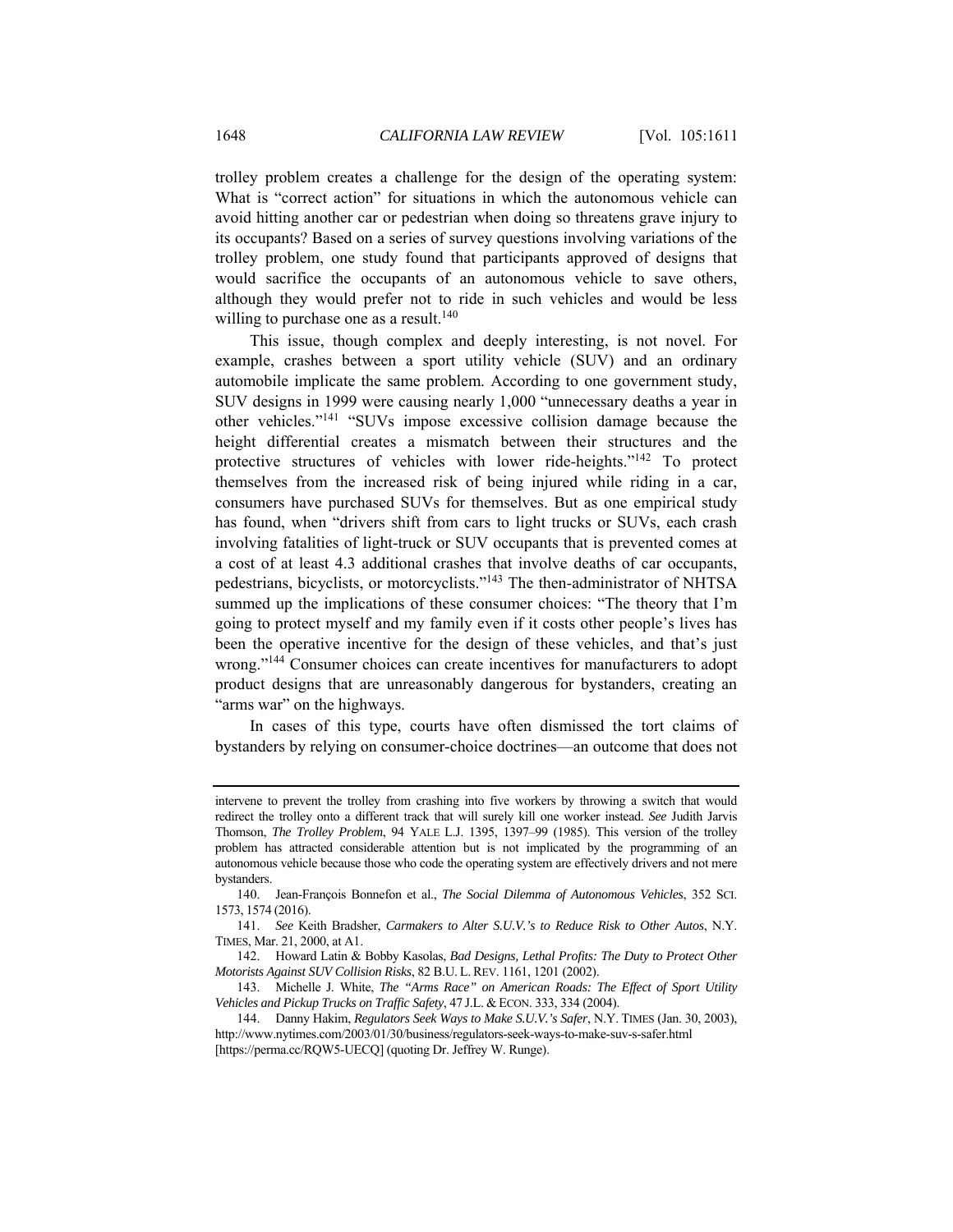trolley problem creates a challenge for the design of the operating system: What is "correct action" for situations in which the autonomous vehicle can avoid hitting another car or pedestrian when doing so threatens grave injury to its occupants? Based on a series of survey questions involving variations of the trolley problem, one study found that participants approved of designs that would sacrifice the occupants of an autonomous vehicle to save others, although they would prefer not to ride in such vehicles and would be less willing to purchase one as a result.[140]

This issue, though complex and deeply interesting, is not novel. For example, crashes between a sport utility vehicle (SUV) and an ordinary automobile implicate the same problem. According to one government study, SUV designs in 1999 were causing nearly 1,000 "unnecessary deaths a year in other vehicles."[141] "SUVs impose excessive collision damage because the height differential creates a mismatch between their structures and the protective structures of vehicles with lower ride-heights."[142] To protect themselves from the increased risk of being injured while riding in a car, consumers have purchased SUVs for themselves. But as one empirical study has found, when "drivers shift from cars to light trucks or SUVs, each crash involving fatalities of light-truck or SUV occupants that is prevented comes at a cost of at least 4.3 additional crashes that involve deaths of car occupants, pedestrians, bicyclists, or motorcyclists."[143] The then-administrator of NHTSA summed up the implications of these consumer choices: "The theory that I'm going to protect myself and my family even if it costs other people's lives has been the operative incentive for the design of these vehicles, and that's just wrong."[144] Consumer choices can create incentives for manufacturers to adopt product designs that are unreasonably dangerous for bystanders, creating an "arms war" on the highways.

In cases of this type, courts have often dismissed the tort claims of bystanders by relying on consumer-choice doctrines—an outcome that does not

---

intervene to prevent the trolley from crashing into five workers by throwing a switch that would redirect the trolley onto a different track that will surely kill one worker instead. *See* Judith Jarvis Thomson, *The Trolley Problem*, 94 YALE L.J. 1395, 1397–99 (1985). This version of the trolley problem has attracted considerable attention but is not implicated by the programming of an autonomous vehicle because those who code the operating system are effectively drivers and not mere bystanders.

140. Jean-François Bonnefon et al., *The Social Dilemma of Autonomous Vehicles*, 352 SCI. 1573, 1574 (2016).

141. *See* Keith Bradsher, *Carmakers to Alter S.U.V.'s to Reduce Risk to Other Autos*, N.Y. TIMES, Mar. 21, 2000, at A1.

142. Howard Latin & Bobby Kasolas, *Bad Designs, Lethal Profits: The Duty to Protect Other Motorists Against SUV Collision Risks*, 82 B.U. L. REV. 1161, 1201 (2002).

143. Michelle J. White, *The "Arms Race" on American Roads: The Effect of Sport Utility Vehicles and Pickup Trucks on Traffic Safety*, 47 J.L. & ECON. 333, 334 (2004).

144. Danny Hakim, *Regulators Seek Ways to Make S.U.V.'s Safer*, N.Y. TIMES (Jan. 30, 2003), http://www.nytimes.com/2003/01/30/business/regulators-seek-ways-to-make-suv-s-safer.html [https://perma.cc/RQW5-UECQ] (quoting Dr. Jeffrey W. Runge).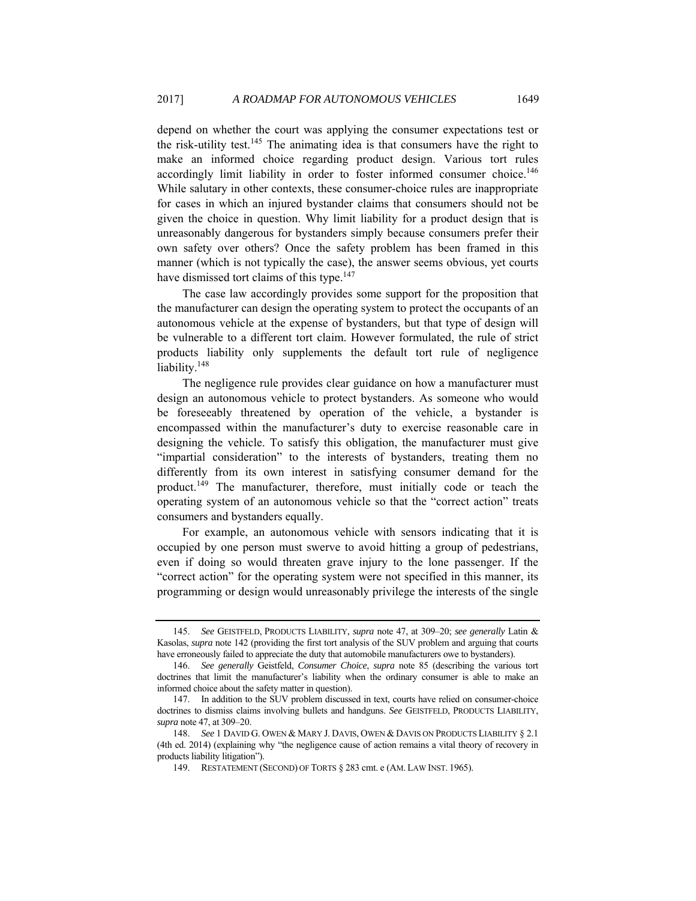depend on whether the court was applying the consumer expectations test or the risk-utility test.[145] The animating idea is that consumers have the right to make an informed choice regarding product design. Various tort rules accordingly limit liability in order to foster informed consumer choice.[146] While salutary in other contexts, these consumer-choice rules are inappropriate for cases in which an injured bystander claims that consumers should not be given the choice in question. Why limit liability for a product design that is unreasonably dangerous for bystanders simply because consumers prefer their own safety over others? Once the safety problem has been framed in this manner (which is not typically the case), the answer seems obvious, yet courts have dismissed tort claims of this type.[147]

The case law accordingly provides some support for the proposition that the manufacturer can design the operating system to protect the occupants of an autonomous vehicle at the expense of bystanders, but that type of design will be vulnerable to a different tort claim. However formulated, the rule of strict products liability only supplements the default tort rule of negligence liability.[148]

The negligence rule provides clear guidance on how a manufacturer must design an autonomous vehicle to protect bystanders. As someone who would be foreseeably threatened by operation of the vehicle, a bystander is encompassed within the manufacturer's duty to exercise reasonable care in designing the vehicle. To satisfy this obligation, the manufacturer must give "impartial consideration" to the interests of bystanders, treating them no differently from its own interest in satisfying consumer demand for the product.[149] The manufacturer, therefore, must initially code or teach the operating system of an autonomous vehicle so that the "correct action" treats consumers and bystanders equally.

For example, an autonomous vehicle with sensors indicating that it is occupied by one person must swerve to avoid hitting a group of pedestrians, even if doing so would threaten grave injury to the lone passenger. If the "correct action" for the operating system were not specified in this manner, its programming or design would unreasonably privilege the interests of the single

---

145. *See* GEISTFELD, PRODUCTS LIABILITY, *supra* note 47, at 309–20; *see generally* Latin & Kasolas, *supra* note 142 (providing the first tort analysis of the SUV problem and arguing that courts have erroneously failed to appreciate the duty that automobile manufacturers owe to bystanders).

146. *See generally* Geistfeld, *Consumer Choice*, *supra* note 85 (describing the various tort doctrines that limit the manufacturer's liability when the ordinary consumer is able to make an informed choice about the safety matter in question).

147. In addition to the SUV problem discussed in text, courts have relied on consumer-choice doctrines to dismiss claims involving bullets and handguns. *See* GEISTFELD, PRODUCTS LIABILITY, *supra* note 47, at 309–20.

148. *See* 1 DAVID G. OWEN & MARY J. DAVIS, OWEN & DAVIS ON PRODUCTS LIABILITY § 2.1 (4th ed. 2014) (explaining why "the negligence cause of action remains a vital theory of recovery in products liability litigation").

149. RESTATEMENT (SECOND) OF TORTS § 283 cmt. e (AM. LAW INST. 1965).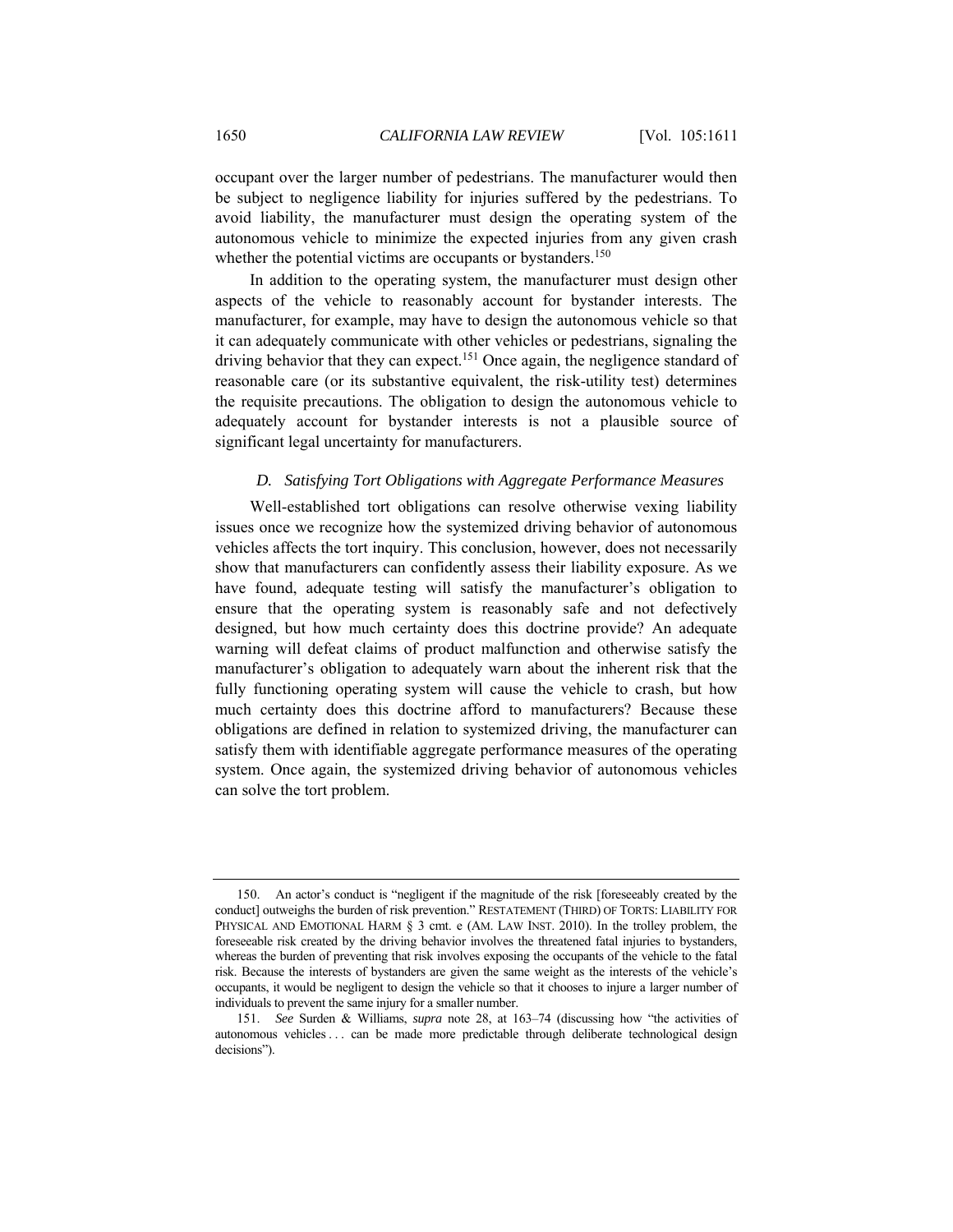occupant over the larger number of pedestrians. The manufacturer would then be subject to negligence liability for injuries suffered by the pedestrians. To avoid liability, the manufacturer must design the operating system of the autonomous vehicle to minimize the expected injuries from any given crash whether the potential victims are occupants or bystanders.[150]

In addition to the operating system, the manufacturer must design other aspects of the vehicle to reasonably account for bystander interests. The manufacturer, for example, may have to design the autonomous vehicle so that it can adequately communicate with other vehicles or pedestrians, signaling the driving behavior that they can expect.[151] Once again, the negligence standard of reasonable care (or its substantive equivalent, the risk-utility test) determines the requisite precautions. The obligation to design the autonomous vehicle to adequately account for bystander interests is not a plausible source of significant legal uncertainty for manufacturers.

### *D. Satisfying Tort Obligations with Aggregate Performance Measures*

Well-established tort obligations can resolve otherwise vexing liability issues once we recognize how the systemized driving behavior of autonomous vehicles affects the tort inquiry. This conclusion, however, does not necessarily show that manufacturers can confidently assess their liability exposure. As we have found, adequate testing will satisfy the manufacturer's obligation to ensure that the operating system is reasonably safe and not defectively designed, but how much certainty does this doctrine provide? An adequate warning will defeat claims of product malfunction and otherwise satisfy the manufacturer's obligation to adequately warn about the inherent risk that the fully functioning operating system will cause the vehicle to crash, but how much certainty does this doctrine afford to manufacturers? Because these obligations are defined in relation to systemized driving, the manufacturer can satisfy them with identifiable aggregate performance measures of the operating system. Once again, the systemized driving behavior of autonomous vehicles can solve the tort problem.

---

150. An actor's conduct is "negligent if the magnitude of the risk [foreseeably created by the conduct] outweighs the burden of risk prevention." RESTATEMENT (THIRD) OF TORTS: LIABILITY FOR PHYSICAL AND EMOTIONAL HARM § 3 cmt. e (AM. LAW INST. 2010). In the trolley problem, the foreseeable risk created by the driving behavior involves the threatened fatal injuries to bystanders, whereas the burden of preventing that risk involves exposing the occupants of the vehicle to the fatal risk. Because the interests of bystanders are given the same weight as the interests of the vehicle's occupants, it would be negligent to design the vehicle so that it chooses to injure a larger number of individuals to prevent the same injury for a smaller number.

151. *See* Surden & Williams, *supra* note 28, at 163–74 (discussing how "the activities of autonomous vehicles . . . can be made more predictable through deliberate technological design decisions").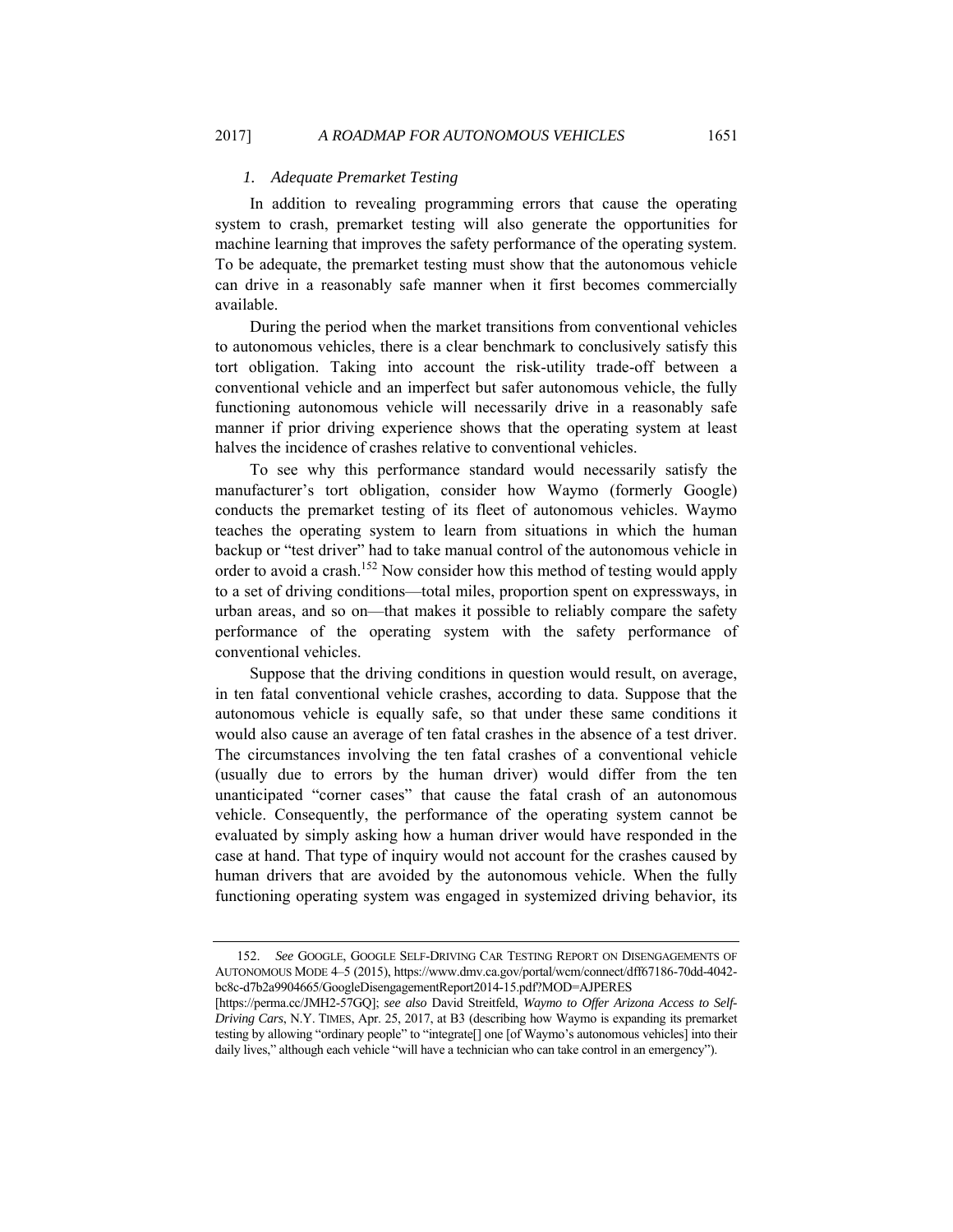### *1. Adequate Premarket Testing*

In addition to revealing programming errors that cause the operating system to crash, premarket testing will also generate the opportunities for machine learning that improves the safety performance of the operating system. To be adequate, the premarket testing must show that the autonomous vehicle can drive in a reasonably safe manner when it first becomes commercially available.

During the period when the market transitions from conventional vehicles to autonomous vehicles, there is a clear benchmark to conclusively satisfy this tort obligation. Taking into account the risk-utility trade-off between a conventional vehicle and an imperfect but safer autonomous vehicle, the fully functioning autonomous vehicle will necessarily drive in a reasonably safe manner if prior driving experience shows that the operating system at least halves the incidence of crashes relative to conventional vehicles.

To see why this performance standard would necessarily satisfy the manufacturer's tort obligation, consider how Waymo (formerly Google) conducts the premarket testing of its fleet of autonomous vehicles. Waymo teaches the operating system to learn from situations in which the human backup or "test driver" had to take manual control of the autonomous vehicle in order to avoid a crash.[152] Now consider how this method of testing would apply to a set of driving conditions—total miles, proportion spent on expressways, in urban areas, and so on—that makes it possible to reliably compare the safety performance of the operating system with the safety performance of conventional vehicles.

Suppose that the driving conditions in question would result, on average, in ten fatal conventional vehicle crashes, according to data. Suppose that the autonomous vehicle is equally safe, so that under these same conditions it would also cause an average of ten fatal crashes in the absence of a test driver. The circumstances involving the ten fatal crashes of a conventional vehicle (usually due to errors by the human driver) would differ from the ten unanticipated "corner cases" that cause the fatal crash of an autonomous vehicle. Consequently, the performance of the operating system cannot be evaluated by simply asking how a human driver would have responded in the case at hand. That type of inquiry would not account for the crashes caused by human drivers that are avoided by the autonomous vehicle. When the fully functioning operating system was engaged in systemized driving behavior, its

---

152. *See* GOOGLE, GOOGLE SELF-DRIVING CAR TESTING REPORT ON DISENGAGEMENTS OF AUTONOMOUS MODE 4–5 (2015), https://www.dmv.ca.gov/portal/wcm/connect/dff67186-70dd-4042-bc8c-d7b2a9904665/GoogleDisengagementReport2014-15.pdf?MOD=AJPERES [https://perma.cc/JMH2-57GQ]; *see also* David Streitfeld, *Waymo to Offer Arizona Access to Self-Driving Cars*, N.Y. TIMES, Apr. 25, 2017, at B3 (describing how Waymo is expanding its premarket testing by allowing "ordinary people" to "integrate[] one [of Waymo's autonomous vehicles] into their daily lives," although each vehicle "will have a technician who can take control in an emergency").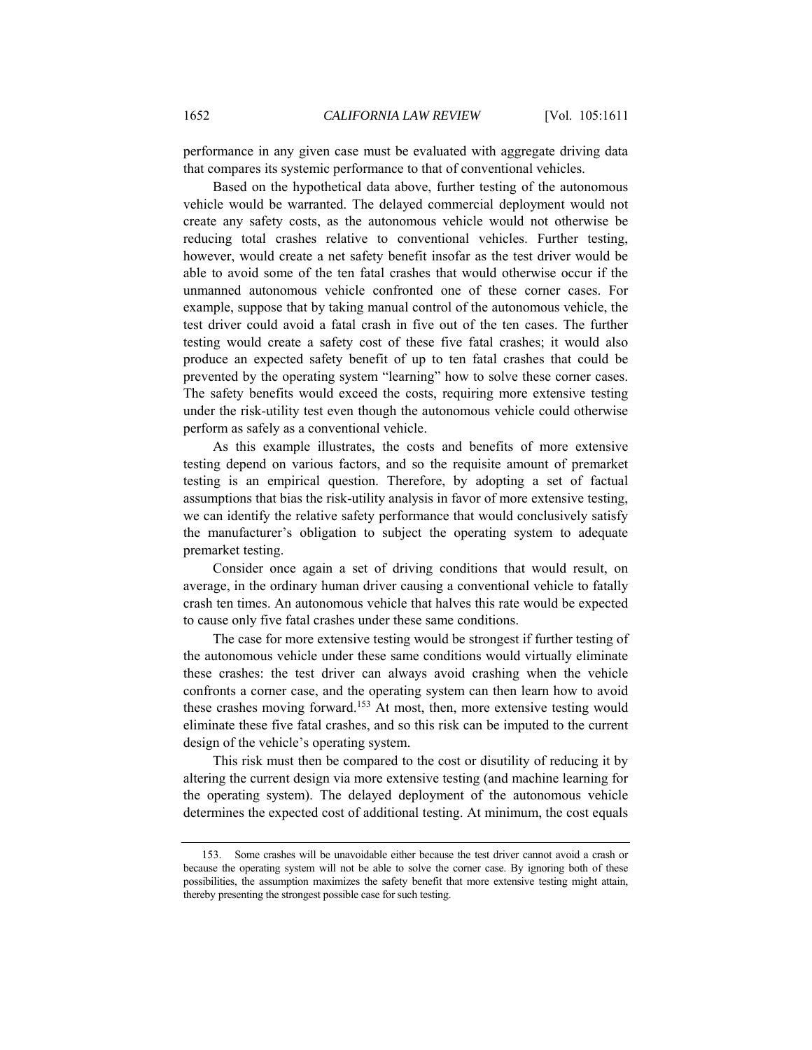performance in any given case must be evaluated with aggregate driving data that compares its systemic performance to that of conventional vehicles.

Based on the hypothetical data above, further testing of the autonomous vehicle would be warranted. The delayed commercial deployment would not create any safety costs, as the autonomous vehicle would not otherwise be reducing total crashes relative to conventional vehicles. Further testing, however, would create a net safety benefit insofar as the test driver would be able to avoid some of the ten fatal crashes that would otherwise occur if the unmanned autonomous vehicle confronted one of these corner cases. For example, suppose that by taking manual control of the autonomous vehicle, the test driver could avoid a fatal crash in five out of the ten cases. The further testing would create a safety cost of these five fatal crashes; it would also produce an expected safety benefit of up to ten fatal crashes that could be prevented by the operating system "learning" how to solve these corner cases. The safety benefits would exceed the costs, requiring more extensive testing under the risk-utility test even though the autonomous vehicle could otherwise perform as safely as a conventional vehicle.

As this example illustrates, the costs and benefits of more extensive testing depend on various factors, and so the requisite amount of premarket testing is an empirical question. Therefore, by adopting a set of factual assumptions that bias the risk-utility analysis in favor of more extensive testing, we can identify the relative safety performance that would conclusively satisfy the manufacturer's obligation to subject the operating system to adequate premarket testing.

Consider once again a set of driving conditions that would result, on average, in the ordinary human driver causing a conventional vehicle to fatally crash ten times. An autonomous vehicle that halves this rate would be expected to cause only five fatal crashes under these same conditions.

The case for more extensive testing would be strongest if further testing of the autonomous vehicle under these same conditions would virtually eliminate these crashes: the test driver can always avoid crashing when the vehicle confronts a corner case, and the operating system can then learn how to avoid these crashes moving forward.[153] At most, then, more extensive testing would eliminate these five fatal crashes, and so this risk can be imputed to the current design of the vehicle's operating system.

This risk must then be compared to the cost or disutility of reducing it by altering the current design via more extensive testing (and machine learning for the operating system). The delayed deployment of the autonomous vehicle determines the expected cost of additional testing. At minimum, the cost equals

---

153. Some crashes will be unavoidable either because the test driver cannot avoid a crash or because the operating system will not be able to solve the corner case. By ignoring both of these possibilities, the assumption maximizes the safety benefit that more extensive testing might attain, thereby presenting the strongest possible case for such testing.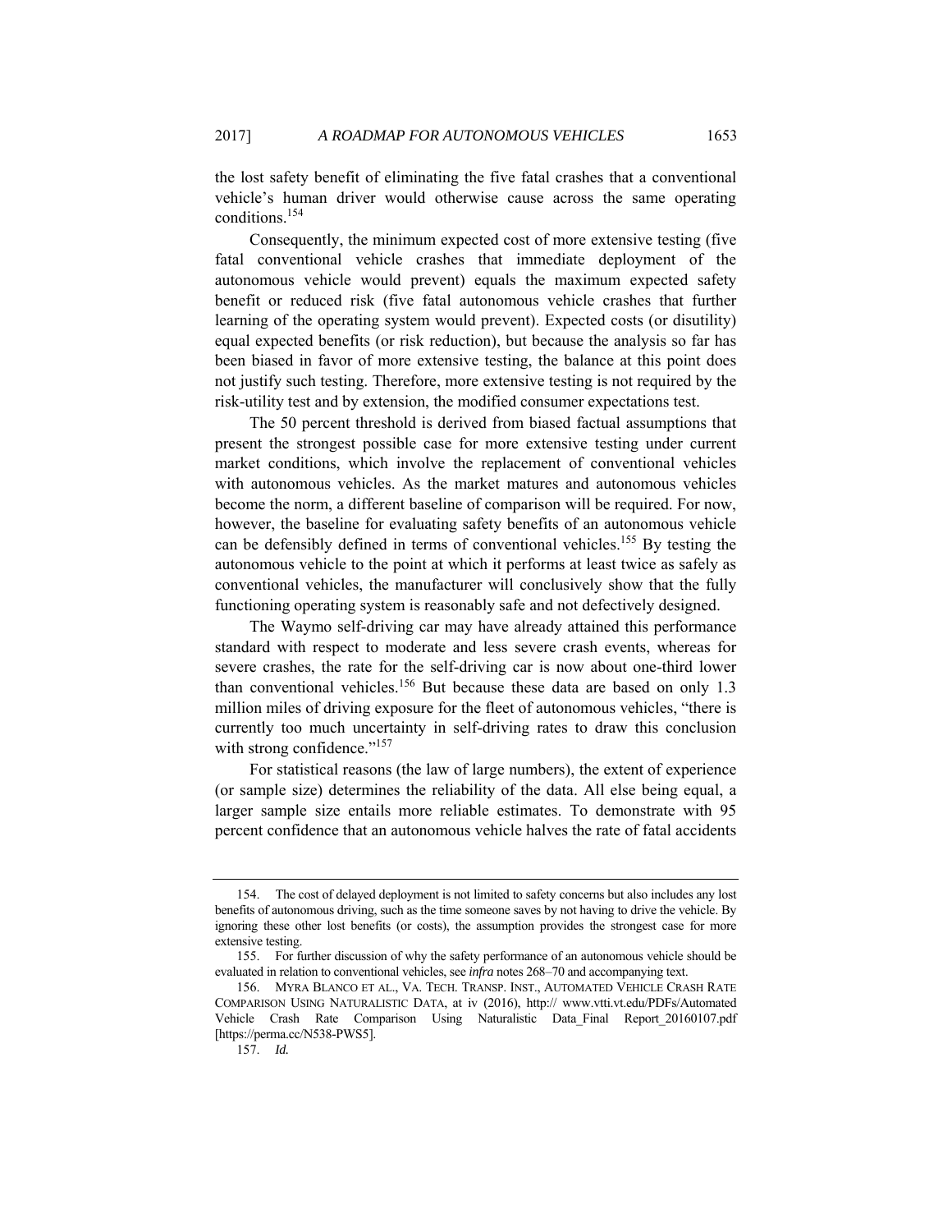the lost safety benefit of eliminating the five fatal crashes that a conventional vehicle's human driver would otherwise cause across the same operating conditions.[154]

Consequently, the minimum expected cost of more extensive testing (five fatal conventional vehicle crashes that immediate deployment of the autonomous vehicle would prevent) equals the maximum expected safety benefit or reduced risk (five fatal autonomous vehicle crashes that further learning of the operating system would prevent). Expected costs (or disutility) equal expected benefits (or risk reduction), but because the analysis so far has been biased in favor of more extensive testing, the balance at this point does not justify such testing. Therefore, more extensive testing is not required by the risk-utility test and by extension, the modified consumer expectations test.

The 50 percent threshold is derived from biased factual assumptions that present the strongest possible case for more extensive testing under current market conditions, which involve the replacement of conventional vehicles with autonomous vehicles. As the market matures and autonomous vehicles become the norm, a different baseline of comparison will be required. For now, however, the baseline for evaluating safety benefits of an autonomous vehicle can be defensibly defined in terms of conventional vehicles.[155] By testing the autonomous vehicle to the point at which it performs at least twice as safely as conventional vehicles, the manufacturer will conclusively show that the fully functioning operating system is reasonably safe and not defectively designed.

The Waymo self-driving car may have already attained this performance standard with respect to moderate and less severe crash events, whereas for severe crashes, the rate for the self-driving car is now about one-third lower than conventional vehicles.[156] But because these data are based on only 1.3 million miles of driving exposure for the fleet of autonomous vehicles, "there is currently too much uncertainty in self-driving rates to draw this conclusion with strong confidence."[157]

For statistical reasons (the law of large numbers), the extent of experience (or sample size) determines the reliability of the data. All else being equal, a larger sample size entails more reliable estimates. To demonstrate with 95 percent confidence that an autonomous vehicle halves the rate of fatal accidents

---

154. The cost of delayed deployment is not limited to safety concerns but also includes any lost benefits of autonomous driving, such as the time someone saves by not having to drive the vehicle. By ignoring these other lost benefits (or costs), the assumption provides the strongest case for more extensive testing.

155. For further discussion of why the safety performance of an autonomous vehicle should be evaluated in relation to conventional vehicles, see *infra* notes 268–70 and accompanying text.

156. MYRA BLANCO ET AL., VA. TECH. TRANSP. INST., AUTOMATED VEHICLE CRASH RATE COMPARISON USING NATURALISTIC DATA, at iv (2016), http:// www.vtti.vt.edu/PDFs/Automated Vehicle Crash Rate Comparison Using Naturalistic Data_Final Report_20160107.pdf [https://perma.cc/N538-PWS5].

157. *Id.*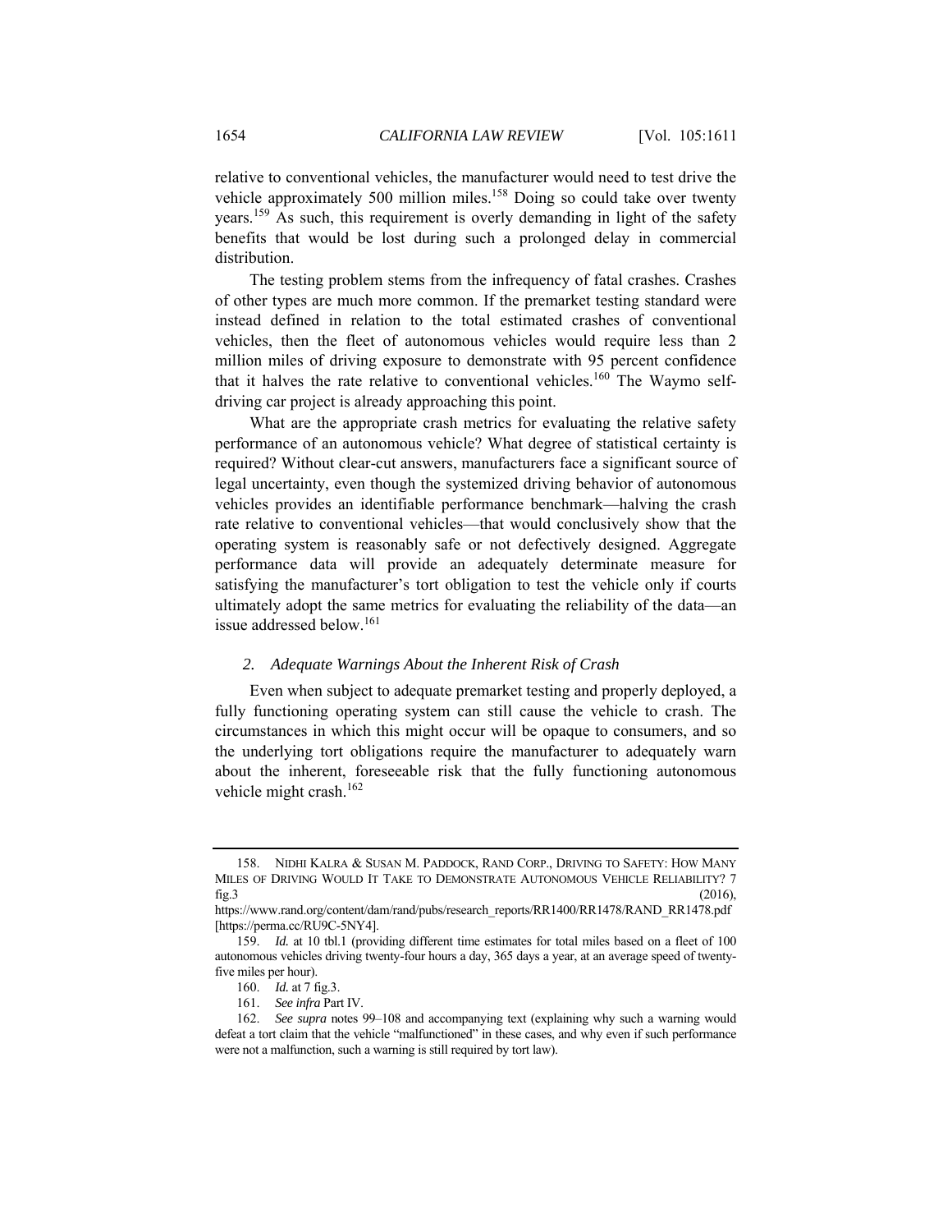relative to conventional vehicles, the manufacturer would need to test drive the vehicle approximately 500 million miles.[158] Doing so could take over twenty years.[159] As such, this requirement is overly demanding in light of the safety benefits that would be lost during such a prolonged delay in commercial distribution.

The testing problem stems from the infrequency of fatal crashes. Crashes of other types are much more common. If the premarket testing standard were instead defined in relation to the total estimated crashes of conventional vehicles, then the fleet of autonomous vehicles would require less than 2 million miles of driving exposure to demonstrate with 95 percent confidence that it halves the rate relative to conventional vehicles.[160] The Waymo self-driving car project is already approaching this point.

What are the appropriate crash metrics for evaluating the relative safety performance of an autonomous vehicle? What degree of statistical certainty is required? Without clear-cut answers, manufacturers face a significant source of legal uncertainty, even though the systemized driving behavior of autonomous vehicles provides an identifiable performance benchmark—halving the crash rate relative to conventional vehicles—that would conclusively show that the operating system is reasonably safe or not defectively designed. Aggregate performance data will provide an adequately determinate measure for satisfying the manufacturer's tort obligation to test the vehicle only if courts ultimately adopt the same metrics for evaluating the reliability of the data—an issue addressed below.[161]

### *2. Adequate Warnings About the Inherent Risk of Crash*

Even when subject to adequate premarket testing and properly deployed, a fully functioning operating system can still cause the vehicle to crash. The circumstances in which this might occur will be opaque to consumers, and so the underlying tort obligations require the manufacturer to adequately warn about the inherent, foreseeable risk that the fully functioning autonomous vehicle might crash.[162]

---

158. NIDHI KALRA & SUSAN M. PADDOCK, RAND CORP., DRIVING TO SAFETY: HOW MANY MILES OF DRIVING WOULD IT TAKE TO DEMONSTRATE AUTONOMOUS VEHICLE RELIABILITY? 7 fig.3 (2016), https://www.rand.org/content/dam/rand/pubs/research_reports/RR1400/RR1478/RAND_RR1478.pdf [https://perma.cc/RU9C-5NY4].

159. *Id.* at 10 tbl.1 (providing different time estimates for total miles based on a fleet of 100 autonomous vehicles driving twenty-four hours a day, 365 days a year, at an average speed of twenty-five miles per hour).

160. *Id.* at 7 fig.3.

161. *See infra* Part IV.

162. *See supra* notes 99–108 and accompanying text (explaining why such a warning would defeat a tort claim that the vehicle "malfunctioned" in these cases, and why even if such performance were not a malfunction, such a warning is still required by tort law).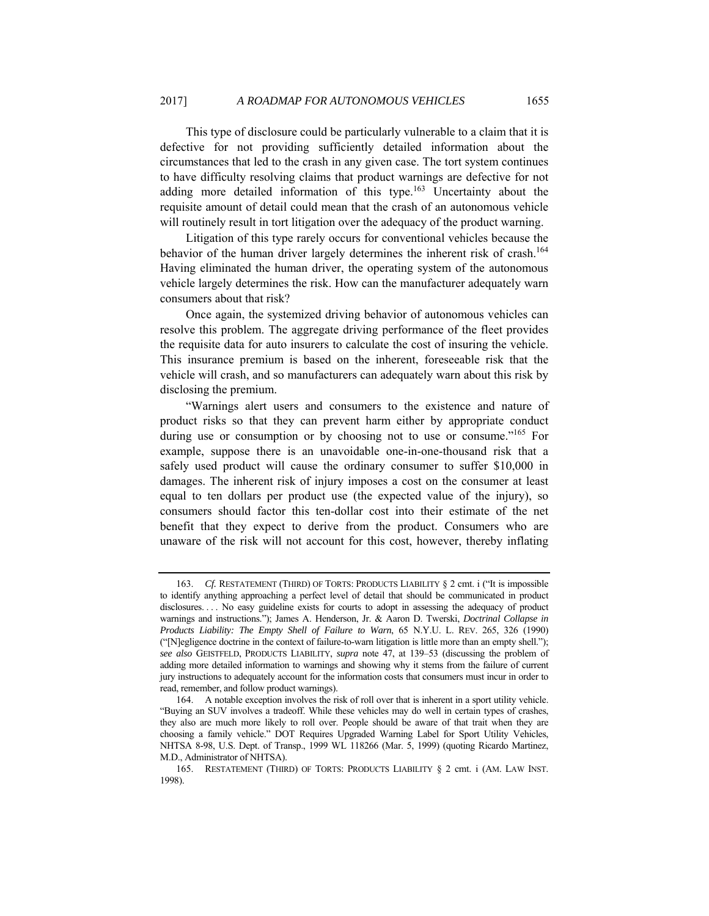This type of disclosure could be particularly vulnerable to a claim that it is defective for not providing sufficiently detailed information about the circumstances that led to the crash in any given case. The tort system continues to have difficulty resolving claims that product warnings are defective for not adding more detailed information of this type.[163] Uncertainty about the requisite amount of detail could mean that the crash of an autonomous vehicle will routinely result in tort litigation over the adequacy of the product warning.

Litigation of this type rarely occurs for conventional vehicles because the behavior of the human driver largely determines the inherent risk of crash.[164] Having eliminated the human driver, the operating system of the autonomous vehicle largely determines the risk. How can the manufacturer adequately warn consumers about that risk?

Once again, the systemized driving behavior of autonomous vehicles can resolve this problem. The aggregate driving performance of the fleet provides the requisite data for auto insurers to calculate the cost of insuring the vehicle. This insurance premium is based on the inherent, foreseeable risk that the vehicle will crash, and so manufacturers can adequately warn about this risk by disclosing the premium.

"Warnings alert users and consumers to the existence and nature of product risks so that they can prevent harm either by appropriate conduct during use or consumption or by choosing not to use or consume."[165] For example, suppose there is an unavoidable one-in-one-thousand risk that a safely used product will cause the ordinary consumer to suffer $10,000 in damages. The inherent risk of injury imposes a cost on the consumer at least equal to ten dollars per product use (the expected value of the injury), so consumers should factor this ten-dollar cost into their estimate of the net benefit that they expect to derive from the product. Consumers who are unaware of the risk will not account for this cost, however, thereby inflating

---

163. *Cf.* RESTATEMENT (THIRD) OF TORTS: PRODUCTS LIABILITY § 2 cmt. i ("It is impossible to identify anything approaching a perfect level of detail that should be communicated in product disclosures. . . . No easy guideline exists for courts to adopt in assessing the adequacy of product warnings and instructions."); James A. Henderson, Jr. & Aaron D. Twerski, *Doctrinal Collapse in Products Liability: The Empty Shell of Failure to Warn*, 65 N.Y.U. L. REV. 265, 326 (1990) ("[N]egligence doctrine in the context of failure-to-warn litigation is little more than an empty shell."); *see also* GEISTFELD, PRODUCTS LIABILITY, *supra* note 47, at 139–53 (discussing the problem of adding more detailed information to warnings and showing why it stems from the failure of current jury instructions to adequately account for the information costs that consumers must incur in order to read, remember, and follow product warnings).

164. A notable exception involves the risk of roll over that is inherent in a sport utility vehicle. "Buying an SUV involves a tradeoff. While these vehicles may do well in certain types of crashes, they also are much more likely to roll over. People should be aware of that trait when they are choosing a family vehicle." DOT Requires Upgraded Warning Label for Sport Utility Vehicles, NHTSA 8-98, U.S. Dept. of Transp., 1999 WL 118266 (Mar. 5, 1999) (quoting Ricardo Martinez, M.D., Administrator of NHTSA).

165. RESTATEMENT (THIRD) OF TORTS: PRODUCTS LIABILITY § 2 cmt. i (AM. LAW INST. 1998).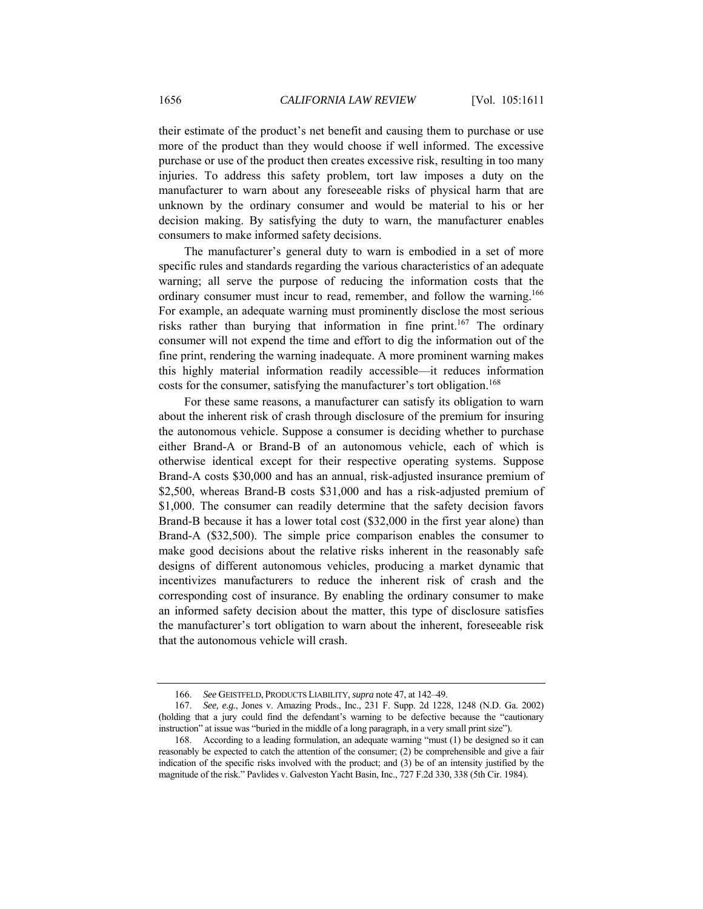their estimate of the product's net benefit and causing them to purchase or use more of the product than they would choose if well informed. The excessive purchase or use of the product then creates excessive risk, resulting in too many injuries. To address this safety problem, tort law imposes a duty on the manufacturer to warn about any foreseeable risks of physical harm that are unknown by the ordinary consumer and would be material to his or her decision making. By satisfying the duty to warn, the manufacturer enables consumers to make informed safety decisions.

The manufacturer's general duty to warn is embodied in a set of more specific rules and standards regarding the various characteristics of an adequate warning; all serve the purpose of reducing the information costs that the ordinary consumer must incur to read, remember, and follow the warning.[166] For example, an adequate warning must prominently disclose the most serious risks rather than burying that information in fine print.[167] The ordinary consumer will not expend the time and effort to dig the information out of the fine print, rendering the warning inadequate. A more prominent warning makes this highly material information readily accessible—it reduces information costs for the consumer, satisfying the manufacturer's tort obligation.[168]

For these same reasons, a manufacturer can satisfy its obligation to warn about the inherent risk of crash through disclosure of the premium for insuring the autonomous vehicle. Suppose a consumer is deciding whether to purchase either Brand-A or Brand-B of an autonomous vehicle, each of which is otherwise identical except for their respective operating systems. Suppose Brand-A costs $30,000 and has an annual, risk-adjusted insurance premium of $2,500, whereas Brand-B costs $31,000 and has a risk-adjusted premium of $1,000. The consumer can readily determine that the safety decision favors Brand-B because it has a lower total cost ($32,000 in the first year alone) than Brand-A ($32,500). The simple price comparison enables the consumer to make good decisions about the relative risks inherent in the reasonably safe designs of different autonomous vehicles, producing a market dynamic that incentivizes manufacturers to reduce the inherent risk of crash and the corresponding cost of insurance. By enabling the ordinary consumer to make an informed safety decision about the matter, this type of disclosure satisfies the manufacturer's tort obligation to warn about the inherent, foreseeable risk that the autonomous vehicle will crash.

---

166. *See* GEISTFELD, PRODUCTS LIABILITY, *supra* note 47, at 142–49.

167. *See, e.g.*, Jones v. Amazing Prods., Inc., 231 F. Supp. 2d 1228, 1248 (N.D. Ga. 2002) (holding that a jury could find the defendant's warning to be defective because the "cautionary instruction" at issue was "buried in the middle of a long paragraph, in a very small print size").

168. According to a leading formulation, an adequate warning "must (1) be designed so it can reasonably be expected to catch the attention of the consumer; (2) be comprehensible and give a fair indication of the specific risks involved with the product; and (3) be of an intensity justified by the magnitude of the risk." Pavlides v. Galveston Yacht Basin, Inc., 727 F.2d 330, 338 (5th Cir. 1984).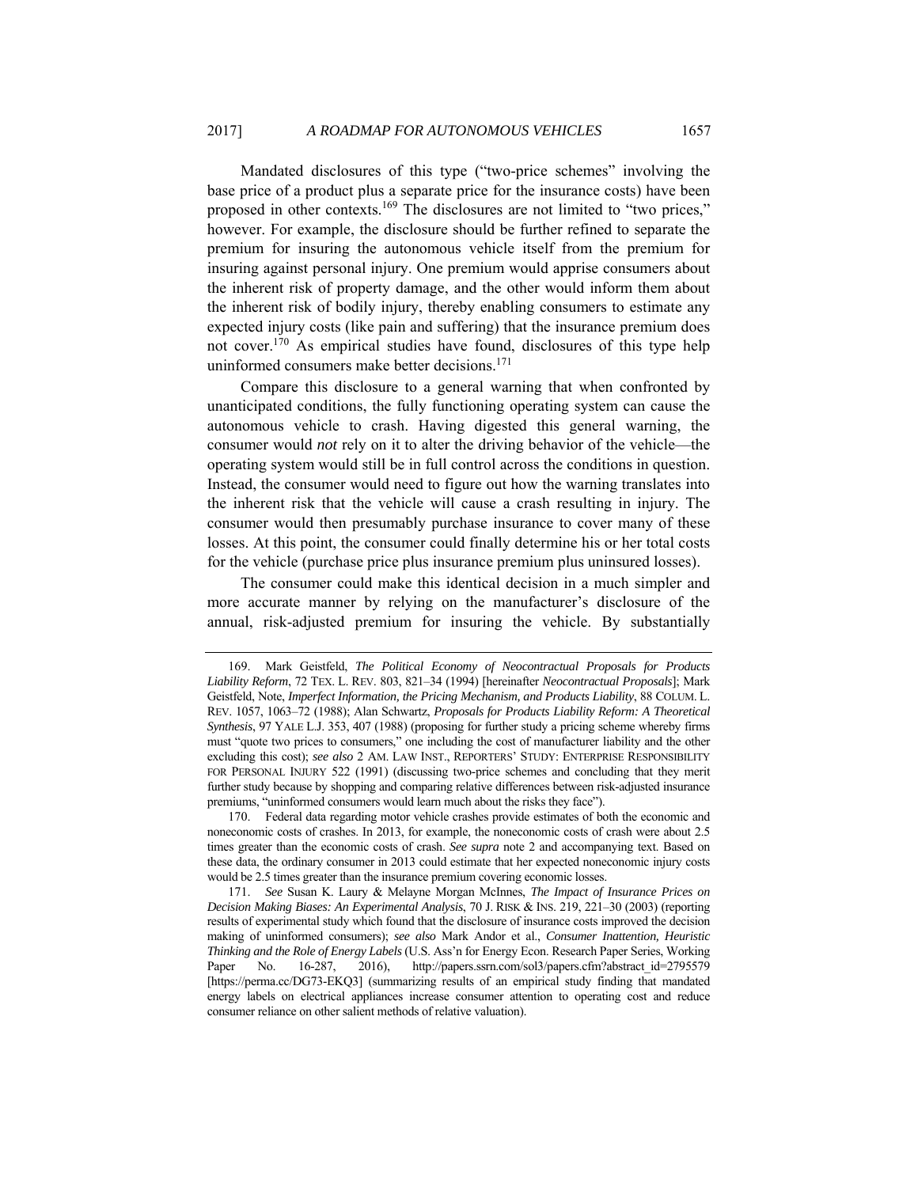Mandated disclosures of this type ("two-price schemes" involving the base price of a product plus a separate price for the insurance costs) have been proposed in other contexts.[169] The disclosures are not limited to "two prices," however. For example, the disclosure should be further refined to separate the premium for insuring the autonomous vehicle itself from the premium for insuring against personal injury. One premium would apprise consumers about the inherent risk of property damage, and the other would inform them about the inherent risk of bodily injury, thereby enabling consumers to estimate any expected injury costs (like pain and suffering) that the insurance premium does not cover.[170] As empirical studies have found, disclosures of this type help uninformed consumers make better decisions.[171]

Compare this disclosure to a general warning that when confronted by unanticipated conditions, the fully functioning operating system can cause the autonomous vehicle to crash. Having digested this general warning, the consumer would *not* rely on it to alter the driving behavior of the vehicle—the operating system would still be in full control across the conditions in question. Instead, the consumer would need to figure out how the warning translates into the inherent risk that the vehicle will cause a crash resulting in injury. The consumer would then presumably purchase insurance to cover many of these losses. At this point, the consumer could finally determine his or her total costs for the vehicle (purchase price plus insurance premium plus uninsured losses).

The consumer could make this identical decision in a much simpler and more accurate manner by relying on the manufacturer's disclosure of the annual, risk-adjusted premium for insuring the vehicle. By substantially

---

169. Mark Geistfeld, *The Political Economy of Neocontractual Proposals for Products Liability Reform*, 72 TEX. L. REV. 803, 821–34 (1994) [hereinafter *Neocontractual Proposals*]; Mark Geistfeld, Note, *Imperfect Information, the Pricing Mechanism, and Products Liability*, 88 COLUM. L. REV. 1057, 1063–72 (1988); Alan Schwartz, *Proposals for Products Liability Reform: A Theoretical Synthesis*, 97 YALE L.J. 353, 407 (1988) (proposing for further study a pricing scheme whereby firms must "quote two prices to consumers," one including the cost of manufacturer liability and the other excluding this cost); *see also* 2 AM. LAW INST., REPORTERS' STUDY: ENTERPRISE RESPONSIBILITY FOR PERSONAL INJURY 522 (1991) (discussing two-price schemes and concluding that they merit further study because by shopping and comparing relative differences between risk-adjusted insurance premiums, "uninformed consumers would learn much about the risks they face").

170. Federal data regarding motor vehicle crashes provide estimates of both the economic and noneconomic costs of crashes. In 2013, for example, the noneconomic costs of crash were about 2.5 times greater than the economic costs of crash. *See supra* note 2 and accompanying text. Based on these data, the ordinary consumer in 2013 could estimate that her expected noneconomic injury costs would be 2.5 times greater than the insurance premium covering economic losses.

171. *See* Susan K. Laury & Melayne Morgan McInnes, *The Impact of Insurance Prices on Decision Making Biases: An Experimental Analysis*, 70 J. RISK & INS. 219, 221–30 (2003) (reporting results of experimental study which found that the disclosure of insurance costs improved the decision making of uninformed consumers); *see also* Mark Andor et al., *Consumer Inattention, Heuristic Thinking and the Role of Energy Labels* (U.S. Ass'n for Energy Econ. Research Paper Series, Working Paper No. 16-287, 2016), http://papers.ssrn.com/sol3/papers.cfm?abstract_id=2795579 [https://perma.cc/DG73-EKQ3] (summarizing results of an empirical study finding that mandated energy labels on electrical appliances increase consumer attention to operating cost and reduce consumer reliance on other salient methods of relative valuation).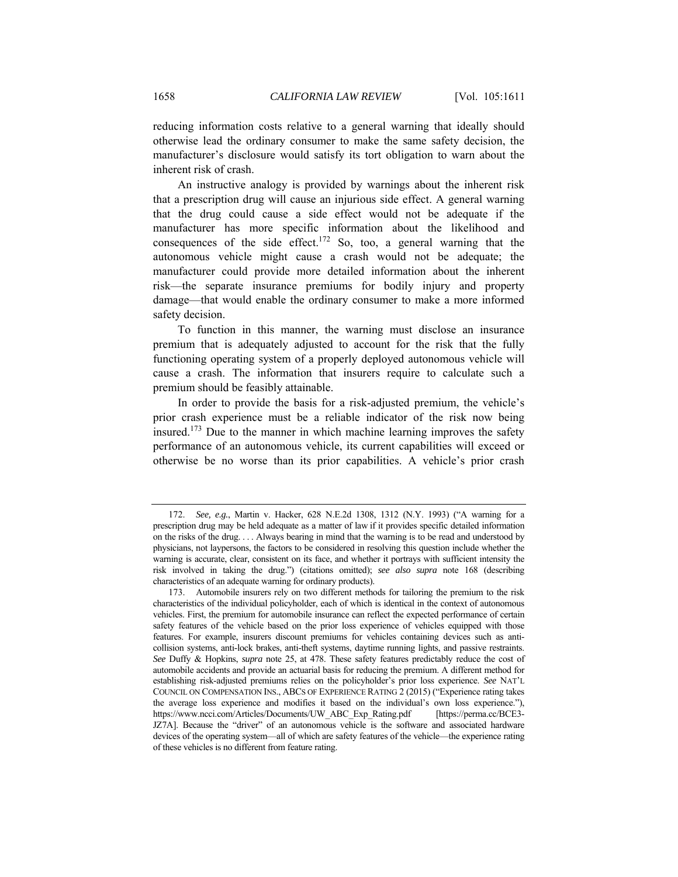reducing information costs relative to a general warning that ideally should otherwise lead the ordinary consumer to make the same safety decision, the manufacturer's disclosure would satisfy its tort obligation to warn about the inherent risk of crash.

An instructive analogy is provided by warnings about the inherent risk that a prescription drug will cause an injurious side effect. A general warning that the drug could cause a side effect would not be adequate if the manufacturer has more specific information about the likelihood and consequences of the side effect.[172] So, too, a general warning that the autonomous vehicle might cause a crash would not be adequate; the manufacturer could provide more detailed information about the inherent risk—the separate insurance premiums for bodily injury and property damage—that would enable the ordinary consumer to make a more informed safety decision.

To function in this manner, the warning must disclose an insurance premium that is adequately adjusted to account for the risk that the fully functioning operating system of a properly deployed autonomous vehicle will cause a crash. The information that insurers require to calculate such a premium should be feasibly attainable.

In order to provide the basis for a risk-adjusted premium, the vehicle's prior crash experience must be a reliable indicator of the risk now being insured.[173] Due to the manner in which machine learning improves the safety performance of an autonomous vehicle, its current capabilities will exceed or otherwise be no worse than its prior capabilities. A vehicle's prior crash

---

172. *See, e.g.*, Martin v. Hacker, 628 N.E.2d 1308, 1312 (N.Y. 1993) ("A warning for a prescription drug may be held adequate as a matter of law if it provides specific detailed information on the risks of the drug. . . . Always bearing in mind that the warning is to be read and understood by physicians, not laypersons, the factors to be considered in resolving this question include whether the warning is accurate, clear, consistent on its face, and whether it portrays with sufficient intensity the risk involved in taking the drug.") (citations omitted); *see also supra* note 168 (describing characteristics of an adequate warning for ordinary products).

173. Automobile insurers rely on two different methods for tailoring the premium to the risk characteristics of the individual policyholder, each of which is identical in the context of autonomous vehicles. First, the premium for automobile insurance can reflect the expected performance of certain safety features of the vehicle based on the prior loss experience of vehicles equipped with those features. For example, insurers discount premiums for vehicles containing devices such as anti-collision systems, anti-lock brakes, anti-theft systems, daytime running lights, and passive restraints. *See* Duffy & Hopkins, *supra* note 25, at 478. These safety features predictably reduce the cost of automobile accidents and provide an actuarial basis for reducing the premium. A different method for establishing risk-adjusted premiums relies on the policyholder's prior loss experience. *See* NAT'L COUNCIL ON COMPENSATION INS., ABCS OF EXPERIENCE RATING 2 (2015) ("Experience rating takes the average loss experience and modifies it based on the individual's own loss experience."), https://www.ncci.com/Articles/Documents/UW_ABC_Exp_Rating.pdf [https://perma.cc/BCE3-JZ7A]. Because the "driver" of an autonomous vehicle is the software and associated hardware devices of the operating system—all of which are safety features of the vehicle—the experience rating of these vehicles is no different from feature rating.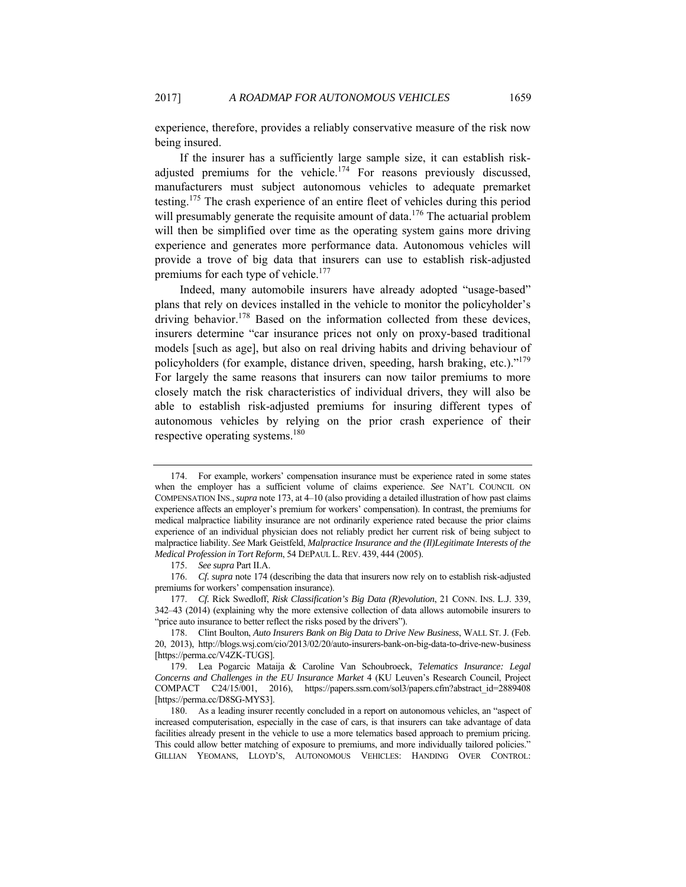experience, therefore, provides a reliably conservative measure of the risk now being insured.

If the insurer has a sufficiently large sample size, it can establish risk-adjusted premiums for the vehicle.[174] For reasons previously discussed, manufacturers must subject autonomous vehicles to adequate premarket testing.[175] The crash experience of an entire fleet of vehicles during this period will presumably generate the requisite amount of data.[176] The actuarial problem will then be simplified over time as the operating system gains more driving experience and generates more performance data. Autonomous vehicles will provide a trove of big data that insurers can use to establish risk-adjusted premiums for each type of vehicle.[177]

Indeed, many automobile insurers have already adopted "usage-based" plans that rely on devices installed in the vehicle to monitor the policyholder's driving behavior.[178] Based on the information collected from these devices, insurers determine "car insurance prices not only on proxy-based traditional models [such as age], but also on real driving habits and driving behaviour of policyholders (for example, distance driven, speeding, harsh braking, etc.)."[179] For largely the same reasons that insurers can now tailor premiums to more closely match the risk characteristics of individual drivers, they will also be able to establish risk-adjusted premiums for insuring different types of autonomous vehicles by relying on the prior crash experience of their respective operating systems.[180]

---

174. For example, workers' compensation insurance must be experience rated in some states when the employer has a sufficient volume of claims experience. *See* NAT'L COUNCIL ON COMPENSATION INS., *supra* note 173, at 4–10 (also providing a detailed illustration of how past claims experience affects an employer's premium for workers' compensation). In contrast, the premiums for medical malpractice liability insurance are not ordinarily experience rated because the prior claims experience of an individual physician does not reliably predict her current risk of being subject to malpractice liability. *See* Mark Geistfeld, *Malpractice Insurance and the (Il)Legitimate Interests of the Medical Profession in Tort Reform*, 54 DEPAUL L. REV. 439, 444 (2005).

175. *See supra* Part II.A.

176. *Cf. supra* note 174 (describing the data that insurers now rely on to establish risk-adjusted premiums for workers' compensation insurance).

177. *Cf.* Rick Swedloff, *Risk Classification's Big Data (R)evolution*, 21 CONN. INS. L.J. 339, 342–43 (2014) (explaining why the more extensive collection of data allows automobile insurers to "price auto insurance to better reflect the risks posed by the drivers").

178. Clint Boulton, *Auto Insurers Bank on Big Data to Drive New Business*, WALL ST. J. (Feb. 20, 2013), http://blogs.wsj.com/cio/2013/02/20/auto-insurers-bank-on-big-data-to-drive-new-business [https://perma.cc/V4ZK-TUGS].

179. Lea Pogarcic Mataija & Caroline Van Schoubroeck, *Telematics Insurance: Legal Concerns and Challenges in the EU Insurance Market* 4 (KU Leuven's Research Council, Project COMPACT C24/15/001, 2016), https://papers.ssrn.com/sol3/papers.cfm?abstract_id=2889408 [https://perma.cc/D8SG-MYS3].

180. As a leading insurer recently concluded in a report on autonomous vehicles, an "aspect of increased computerisation, especially in the case of cars, is that insurers can take advantage of data facilities already present in the vehicle to use a more telematics based approach to premium pricing. This could allow better matching of exposure to premiums, and more individually tailored policies." GILLIAN YEOMANS, LLOYD'S, AUTONOMOUS VEHICLES: HANDING OVER CONTROL: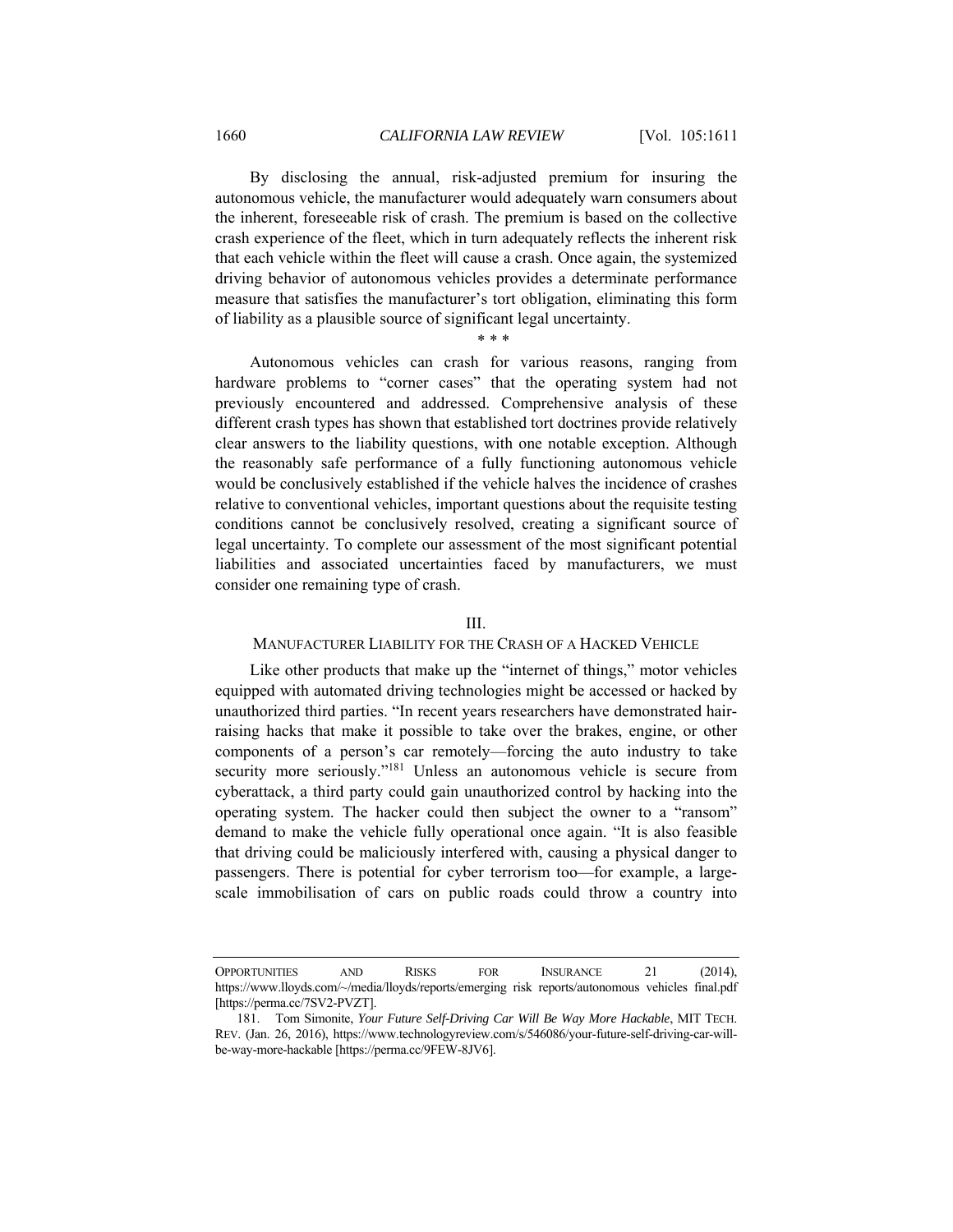By disclosing the annual, risk-adjusted premium for insuring the autonomous vehicle, the manufacturer would adequately warn consumers about the inherent, foreseeable risk of crash. The premium is based on the collective crash experience of the fleet, which in turn adequately reflects the inherent risk that each vehicle within the fleet will cause a crash. Once again, the systemized driving behavior of autonomous vehicles provides a determinate performance measure that satisfies the manufacturer's tort obligation, eliminating this form of liability as a plausible source of significant legal uncertainty.

\* \* \*

Autonomous vehicles can crash for various reasons, ranging from hardware problems to "corner cases" that the operating system had not previously encountered and addressed. Comprehensive analysis of these different crash types has shown that established tort doctrines provide relatively clear answers to the liability questions, with one notable exception. Although the reasonably safe performance of a fully functioning autonomous vehicle would be conclusively established if the vehicle halves the incidence of crashes relative to conventional vehicles, important questions about the requisite testing conditions cannot be conclusively resolved, creating a significant source of legal uncertainty. To complete our assessment of the most significant potential liabilities and associated uncertainties faced by manufacturers, we must consider one remaining type of crash.

## III.
## MANUFACTURER LIABILITY FOR THE CRASH OF A HACKED VEHICLE

Like other products that make up the "internet of things," motor vehicles equipped with automated driving technologies might be accessed or hacked by unauthorized third parties. "In recent years researchers have demonstrated hair-raising hacks that make it possible to take over the brakes, engine, or other components of a person's car remotely—forcing the auto industry to take security more seriously."[181] Unless an autonomous vehicle is secure from cyberattack, a third party could gain unauthorized control by hacking into the operating system. The hacker could then subject the owner to a "ransom" demand to make the vehicle fully operational once again. "It is also feasible that driving could be maliciously interfered with, causing a physical danger to passengers. There is potential for cyber terrorism too—for example, a large-scale immobilisation of cars on public roads could throw a country into

---

OPPORTUNITIES AND RISKS FOR INSURANCE 21 (2014), https://www.lloyds.com/~/media/lloyds/reports/emerging risk reports/autonomous vehicles final.pdf [https://perma.cc/7SV2-PVZT].

181. Tom Simonite, *Your Future Self-Driving Car Will Be Way More Hackable*, MIT TECH. REV. (Jan. 26, 2016), https://www.technologyreview.com/s/546086/your-future-self-driving-car-will-be-way-more-hackable [https://perma.cc/9FEW-8JV6].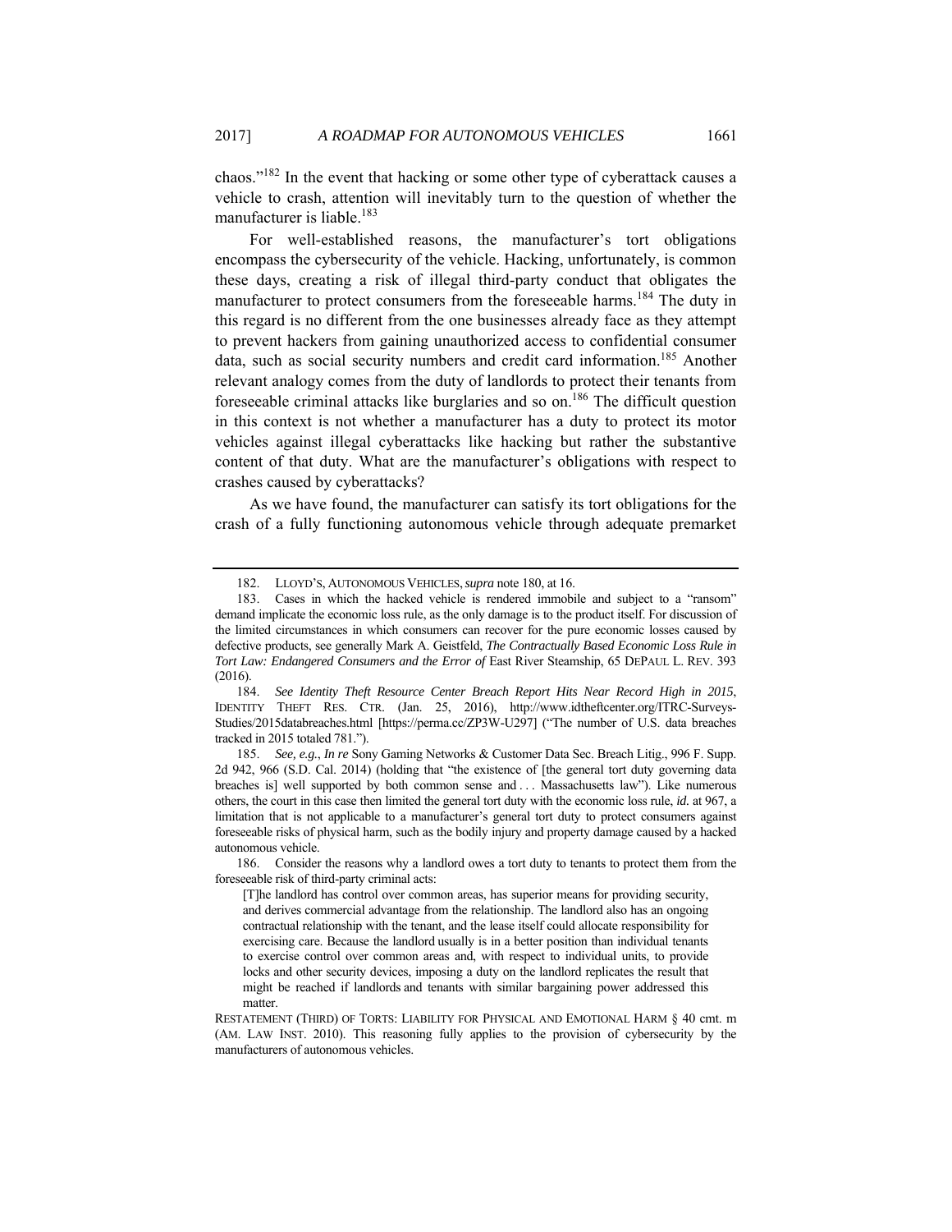chaos."[182] In the event that hacking or some other type of cyberattack causes a vehicle to crash, attention will inevitably turn to the question of whether the manufacturer is liable.[183]

For well-established reasons, the manufacturer's tort obligations encompass the cybersecurity of the vehicle. Hacking, unfortunately, is common these days, creating a risk of illegal third-party conduct that obligates the manufacturer to protect consumers from the foreseeable harms.[184] The duty in this regard is no different from the one businesses already face as they attempt to prevent hackers from gaining unauthorized access to confidential consumer data, such as social security numbers and credit card information.[185] Another relevant analogy comes from the duty of landlords to protect their tenants from foreseeable criminal attacks like burglaries and so on.[186] The difficult question in this context is not whether a manufacturer has a duty to protect its motor vehicles against illegal cyberattacks like hacking but rather the substantive content of that duty. What are the manufacturer's obligations with respect to crashes caused by cyberattacks?

As we have found, the manufacturer can satisfy its tort obligations for the crash of a fully functioning autonomous vehicle through adequate premarket

---

182. LLOYD'S, AUTONOMOUS VEHICLES, *supra* note 180, at 16.

183. Cases in which the hacked vehicle is rendered immobile and subject to a "ransom" demand implicate the economic loss rule, as the only damage is to the product itself. For discussion of the limited circumstances in which consumers can recover for the pure economic losses caused by defective products, see generally Mark A. Geistfeld, *The Contractually Based Economic Loss Rule in Tort Law: Endangered Consumers and the Error of* East River Steamship, 65 DEPAUL L. REV. 393 (2016).

184. *See Identity Theft Resource Center Breach Report Hits Near Record High in 2015*, IDENTITY THEFT RES. CTR. (Jan. 25, 2016), http://www.idtheftcenter.org/ITRC-Surveys-Studies/2015databreaches.html [https://perma.cc/ZP3W-U297] ("The number of U.S. data breaches tracked in 2015 totaled 781.").

185. *See, e.g.*, *In re* Sony Gaming Networks & Customer Data Sec. Breach Litig., 996 F. Supp. 2d 942, 966 (S.D. Cal. 2014) (holding that "the existence of [the general tort duty governing data breaches is] well supported by both common sense and . . . Massachusetts law"). Like numerous others, the court in this case then limited the general tort duty with the economic loss rule, *id.* at 967, a limitation that is not applicable to a manufacturer's general tort duty to protect consumers against foreseeable risks of physical harm, such as the bodily injury and property damage caused by a hacked autonomous vehicle.

186. Consider the reasons why a landlord owes a tort duty to tenants to protect them from the foreseeable risk of third-party criminal acts:

> [T]he landlord has control over common areas, has superior means for providing security, and derives commercial advantage from the relationship. The landlord also has an ongoing contractual relationship with the tenant, and the lease itself could allocate responsibility for exercising care. Because the landlord usually is in a better position than individual tenants to exercise control over common areas and, with respect to individual units, to provide locks and other security devices, imposing a duty on the landlord replicates the result that might be reached if landlords and tenants with similar bargaining power addressed this matter.

RESTATEMENT (THIRD) OF TORTS: LIABILITY FOR PHYSICAL AND EMOTIONAL HARM § 40 cmt. m (AM. LAW INST. 2010). This reasoning fully applies to the provision of cybersecurity by the manufacturers of autonomous vehicles.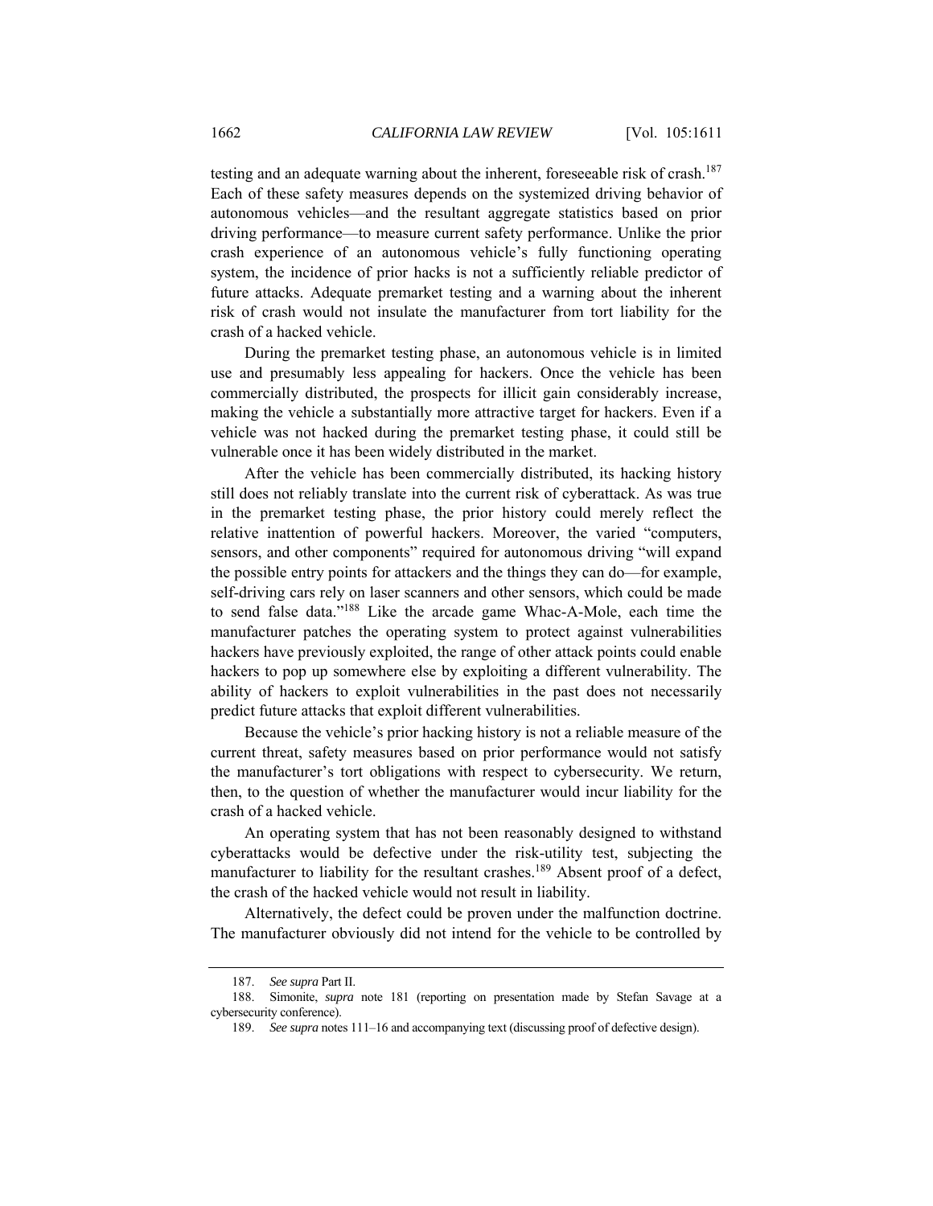testing and an adequate warning about the inherent, foreseeable risk of crash.[187] Each of these safety measures depends on the systemized driving behavior of autonomous vehicles—and the resultant aggregate statistics based on prior driving performance—to measure current safety performance. Unlike the prior crash experience of an autonomous vehicle's fully functioning operating system, the incidence of prior hacks is not a sufficiently reliable predictor of future attacks. Adequate premarket testing and a warning about the inherent risk of crash would not insulate the manufacturer from tort liability for the crash of a hacked vehicle.

During the premarket testing phase, an autonomous vehicle is in limited use and presumably less appealing for hackers. Once the vehicle has been commercially distributed, the prospects for illicit gain considerably increase, making the vehicle a substantially more attractive target for hackers. Even if a vehicle was not hacked during the premarket testing phase, it could still be vulnerable once it has been widely distributed in the market.

After the vehicle has been commercially distributed, its hacking history still does not reliably translate into the current risk of cyberattack. As was true in the premarket testing phase, the prior history could merely reflect the relative inattention of powerful hackers. Moreover, the varied "computers, sensors, and other components" required for autonomous driving "will expand the possible entry points for attackers and the things they can do—for example, self-driving cars rely on laser scanners and other sensors, which could be made to send false data."[188] Like the arcade game Whac-A-Mole, each time the manufacturer patches the operating system to protect against vulnerabilities hackers have previously exploited, the range of other attack points could enable hackers to pop up somewhere else by exploiting a different vulnerability. The ability of hackers to exploit vulnerabilities in the past does not necessarily predict future attacks that exploit different vulnerabilities.

Because the vehicle's prior hacking history is not a reliable measure of the current threat, safety measures based on prior performance would not satisfy the manufacturer's tort obligations with respect to cybersecurity. We return, then, to the question of whether the manufacturer would incur liability for the crash of a hacked vehicle.

An operating system that has not been reasonably designed to withstand cyberattacks would be defective under the risk-utility test, subjecting the manufacturer to liability for the resultant crashes.[189] Absent proof of a defect, the crash of the hacked vehicle would not result in liability.

Alternatively, the defect could be proven under the malfunction doctrine. The manufacturer obviously did not intend for the vehicle to be controlled by

---

187. *See supra* Part II.

188. Simonite, *supra* note 181 (reporting on presentation made by Stefan Savage at a cybersecurity conference).

189. *See supra* notes 111–16 and accompanying text (discussing proof of defective design).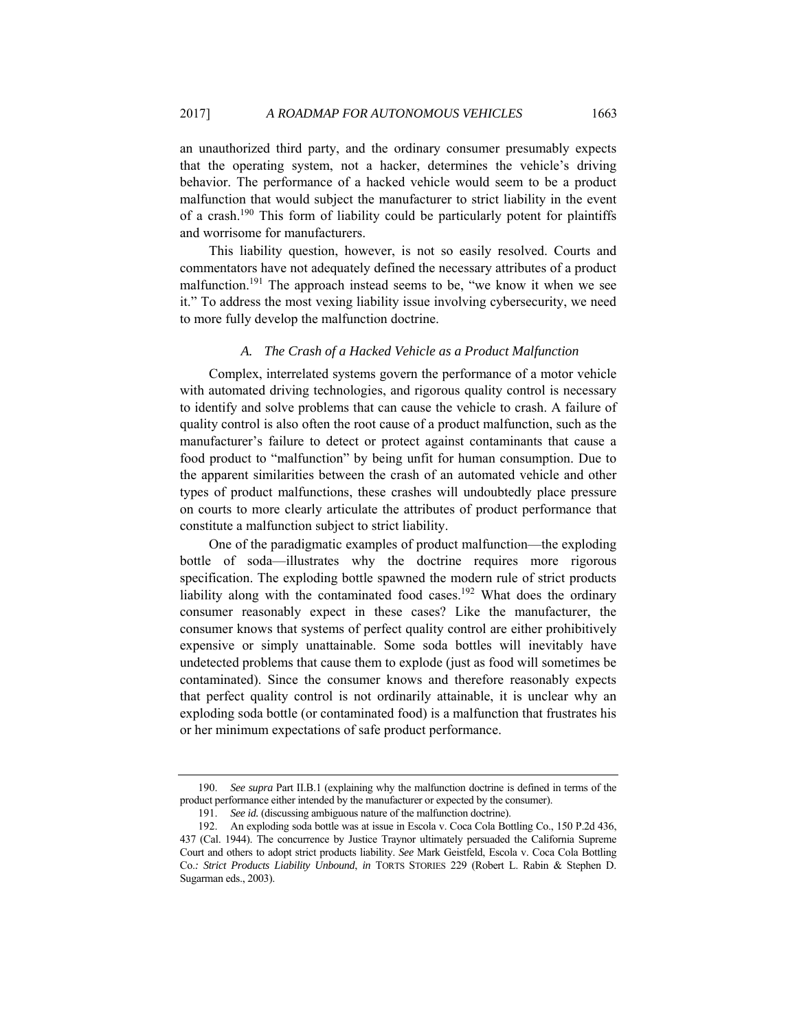an unauthorized third party, and the ordinary consumer presumably expects that the operating system, not a hacker, determines the vehicle's driving behavior. The performance of a hacked vehicle would seem to be a product malfunction that would subject the manufacturer to strict liability in the event of a crash.[190] This form of liability could be particularly potent for plaintiffs and worrisome for manufacturers.

This liability question, however, is not so easily resolved. Courts and commentators have not adequately defined the necessary attributes of a product malfunction.[191] The approach instead seems to be, "we know it when we see it." To address the most vexing liability issue involving cybersecurity, we need to more fully develop the malfunction doctrine.

### *A. The Crash of a Hacked Vehicle as a Product Malfunction*

Complex, interrelated systems govern the performance of a motor vehicle with automated driving technologies, and rigorous quality control is necessary to identify and solve problems that can cause the vehicle to crash. A failure of quality control is also often the root cause of a product malfunction, such as the manufacturer's failure to detect or protect against contaminants that cause a food product to "malfunction" by being unfit for human consumption. Due to the apparent similarities between the crash of an automated vehicle and other types of product malfunctions, these crashes will undoubtedly place pressure on courts to more clearly articulate the attributes of product performance that constitute a malfunction subject to strict liability.

One of the paradigmatic examples of product malfunction—the exploding bottle of soda—illustrates why the doctrine requires more rigorous specification. The exploding bottle spawned the modern rule of strict products liability along with the contaminated food cases.[192] What does the ordinary consumer reasonably expect in these cases? Like the manufacturer, the consumer knows that systems of perfect quality control are either prohibitively expensive or simply unattainable. Some soda bottles will inevitably have undetected problems that cause them to explode (just as food will sometimes be contaminated). Since the consumer knows and therefore reasonably expects that perfect quality control is not ordinarily attainable, it is unclear why an exploding soda bottle (or contaminated food) is a malfunction that frustrates his or her minimum expectations of safe product performance.

---

190. *See supra* Part II.B.1 (explaining why the malfunction doctrine is defined in terms of the product performance either intended by the manufacturer or expected by the consumer).

191. *See id.* (discussing ambiguous nature of the malfunction doctrine).

192. An exploding soda bottle was at issue in Escola v. Coca Cola Bottling Co., 150 P.2d 436, 437 (Cal. 1944). The concurrence by Justice Traynor ultimately persuaded the California Supreme Court and others to adopt strict products liability. *See* Mark Geistfeld, Escola v. Coca Cola Bottling Co.*: Strict Products Liability Unbound*, *in* TORTS STORIES 229 (Robert L. Rabin & Stephen D. Sugarman eds., 2003).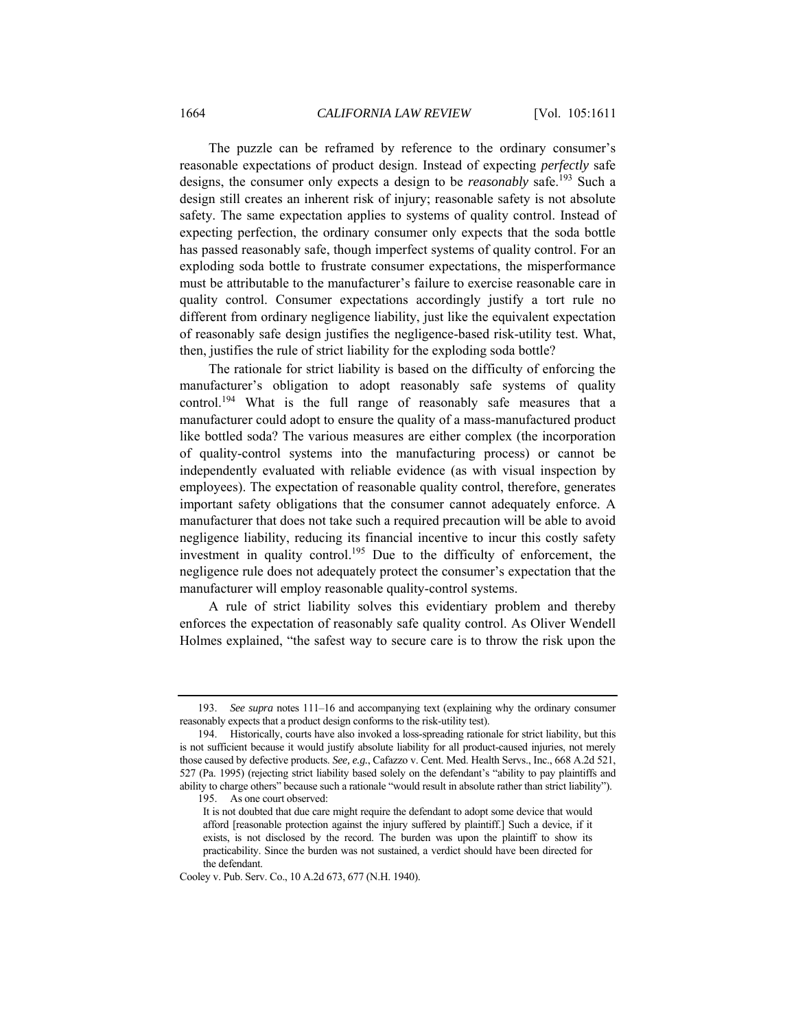The puzzle can be reframed by reference to the ordinary consumer's reasonable expectations of product design. Instead of expecting *perfectly* safe designs, the consumer only expects a design to be *reasonably* safe.[193] Such a design still creates an inherent risk of injury; reasonable safety is not absolute safety. The same expectation applies to systems of quality control. Instead of expecting perfection, the ordinary consumer only expects that the soda bottle has passed reasonably safe, though imperfect systems of quality control. For an exploding soda bottle to frustrate consumer expectations, the misperformance must be attributable to the manufacturer's failure to exercise reasonable care in quality control. Consumer expectations accordingly justify a tort rule no different from ordinary negligence liability, just like the equivalent expectation of reasonably safe design justifies the negligence-based risk-utility test. What, then, justifies the rule of strict liability for the exploding soda bottle?

The rationale for strict liability is based on the difficulty of enforcing the manufacturer's obligation to adopt reasonably safe systems of quality control.[194] What is the full range of reasonably safe measures that a manufacturer could adopt to ensure the quality of a mass-manufactured product like bottled soda? The various measures are either complex (the incorporation of quality-control systems into the manufacturing process) or cannot be independently evaluated with reliable evidence (as with visual inspection by employees). The expectation of reasonable quality control, therefore, generates important safety obligations that the consumer cannot adequately enforce. A manufacturer that does not take such a required precaution will be able to avoid negligence liability, reducing its financial incentive to incur this costly safety investment in quality control.[195] Due to the difficulty of enforcement, the negligence rule does not adequately protect the consumer's expectation that the manufacturer will employ reasonable quality-control systems.

A rule of strict liability solves this evidentiary problem and thereby enforces the expectation of reasonably safe quality control. As Oliver Wendell Holmes explained, "the safest way to secure care is to throw the risk upon the

---

193. *See supra* notes 111–16 and accompanying text (explaining why the ordinary consumer reasonably expects that a product design conforms to the risk-utility test).

194. Historically, courts have also invoked a loss-spreading rationale for strict liability, but this is not sufficient because it would justify absolute liability for all product-caused injuries, not merely those caused by defective products. *See, e.g.*, Cafazzo v. Cent. Med. Health Servs., Inc., 668 A.2d 521, 527 (Pa. 1995) (rejecting strict liability based solely on the defendant's "ability to pay plaintiffs and ability to charge others" because such a rationale "would result in absolute rather than strict liability").

195. As one court observed:

> It is not doubted that due care might require the defendant to adopt some device that would afford [reasonable protection against the injury suffered by plaintiff.] Such a device, if it exists, is not disclosed by the record. The burden was upon the plaintiff to show its practicability. Since the burden was not sustained, a verdict should have been directed for the defendant.

Cooley v. Pub. Serv. Co., 10 A.2d 673, 677 (N.H. 1940).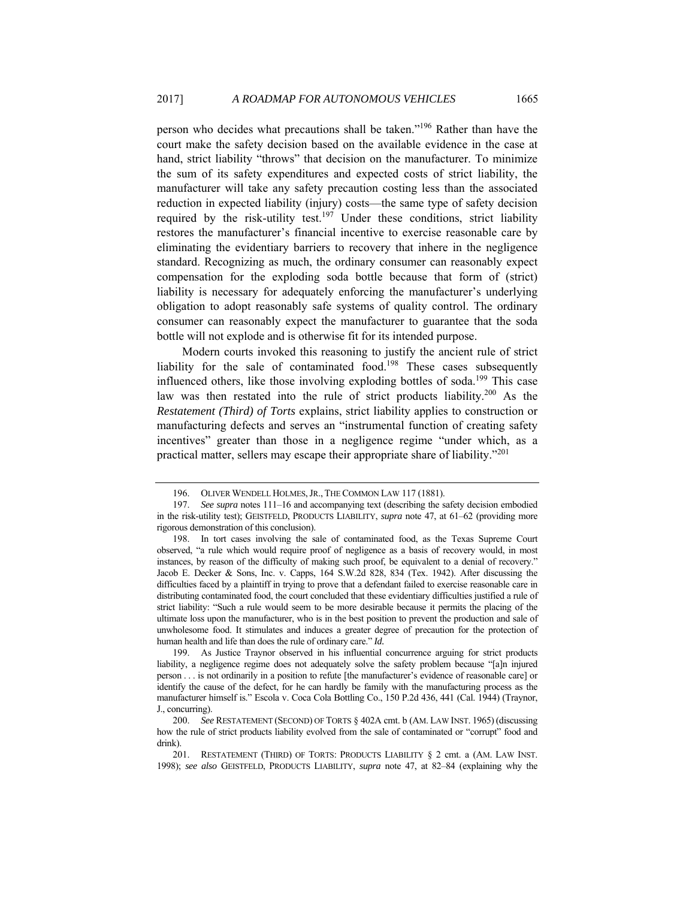person who decides what precautions shall be taken."[196] Rather than have the court make the safety decision based on the available evidence in the case at hand, strict liability "throws" that decision on the manufacturer. To minimize the sum of its safety expenditures and expected costs of strict liability, the manufacturer will take any safety precaution costing less than the associated reduction in expected liability (injury) costs—the same type of safety decision required by the risk-utility test.[197] Under these conditions, strict liability restores the manufacturer's financial incentive to exercise reasonable care by eliminating the evidentiary barriers to recovery that inhere in the negligence standard. Recognizing as much, the ordinary consumer can reasonably expect compensation for the exploding soda bottle because that form of (strict) liability is necessary for adequately enforcing the manufacturer's underlying obligation to adopt reasonably safe systems of quality control. The ordinary consumer can reasonably expect the manufacturer to guarantee that the soda bottle will not explode and is otherwise fit for its intended purpose.

Modern courts invoked this reasoning to justify the ancient rule of strict liability for the sale of contaminated food.[198] These cases subsequently influenced others, like those involving exploding bottles of soda.[199] This case law was then restated into the rule of strict products liability.[200] As the *Restatement (Third) of Torts* explains, strict liability applies to construction or manufacturing defects and serves an "instrumental function of creating safety incentives" greater than those in a negligence regime "under which, as a practical matter, sellers may escape their appropriate share of liability."[201]

---

196. OLIVER WENDELL HOLMES, JR., THE COMMON LAW 117 (1881).

197. *See supra* notes 111–16 and accompanying text (describing the safety decision embodied in the risk-utility test); GEISTFELD, PRODUCTS LIABILITY, *supra* note 47, at 61–62 (providing more rigorous demonstration of this conclusion).

198. In tort cases involving the sale of contaminated food, as the Texas Supreme Court observed, "a rule which would require proof of negligence as a basis of recovery would, in most instances, by reason of the difficulty of making such proof, be equivalent to a denial of recovery." Jacob E. Decker & Sons, Inc. v. Capps, 164 S.W.2d 828, 834 (Tex. 1942). After discussing the difficulties faced by a plaintiff in trying to prove that a defendant failed to exercise reasonable care in distributing contaminated food, the court concluded that these evidentiary difficulties justified a rule of strict liability: "Such a rule would seem to be more desirable because it permits the placing of the ultimate loss upon the manufacturer, who is in the best position to prevent the production and sale of unwholesome food. It stimulates and induces a greater degree of precaution for the protection of human health and life than does the rule of ordinary care." *Id.*

199. As Justice Traynor observed in his influential concurrence arguing for strict products liability, a negligence regime does not adequately solve the safety problem because "[a]n injured person . . . is not ordinarily in a position to refute [the manufacturer's evidence of reasonable care] or identify the cause of the defect, for he can hardly be family with the manufacturing process as the manufacturer himself is." Escola v. Coca Cola Bottling Co., 150 P.2d 436, 441 (Cal. 1944) (Traynor, J., concurring).

200. *See* RESTATEMENT (SECOND) OF TORTS § 402A cmt. b (AM. LAW INST. 1965) (discussing how the rule of strict products liability evolved from the sale of contaminated or "corrupt" food and drink).

201. RESTATEMENT (THIRD) OF TORTS: PRODUCTS LIABILITY § 2 cmt. a (AM. LAW INST. 1998); *see also* GEISTFELD, PRODUCTS LIABILITY, *supra* note 47, at 82–84 (explaining why the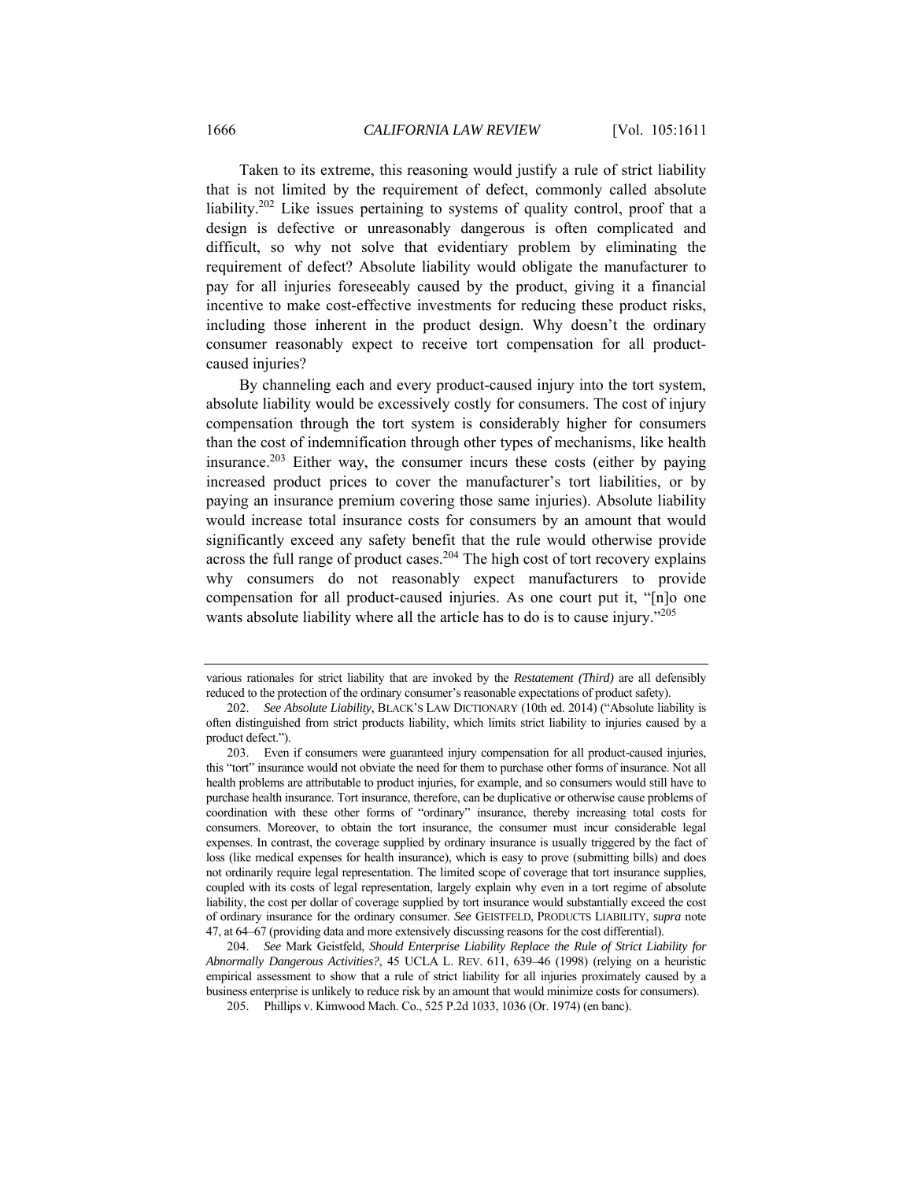Taken to its extreme, this reasoning would justify a rule of strict liability that is not limited by the requirement of defect, commonly called absolute liability.[202] Like issues pertaining to systems of quality control, proof that a design is defective or unreasonably dangerous is often complicated and difficult, so why not solve that evidentiary problem by eliminating the requirement of defect? Absolute liability would obligate the manufacturer to pay for all injuries foreseeably caused by the product, giving it a financial incentive to make cost-effective investments for reducing these product risks, including those inherent in the product design. Why doesn't the ordinary consumer reasonably expect to receive tort compensation for all product-caused injuries?

By channeling each and every product-caused injury into the tort system, absolute liability would be excessively costly for consumers. The cost of injury compensation through the tort system is considerably higher for consumers than the cost of indemnification through other types of mechanisms, like health insurance.[203] Either way, the consumer incurs these costs (either by paying increased product prices to cover the manufacturer's tort liabilities, or by paying an insurance premium covering those same injuries). Absolute liability would increase total insurance costs for consumers by an amount that would significantly exceed any safety benefit that the rule would otherwise provide across the full range of product cases.[204] The high cost of tort recovery explains why consumers do not reasonably expect manufacturers to provide compensation for all product-caused injuries. As one court put it, "[n]o one wants absolute liability where all the article has to do is to cause injury."[205]

---

various rationales for strict liability that are invoked by the *Restatement (Third)* are all defensibly reduced to the protection of the ordinary consumer's reasonable expectations of product safety).

202. *See Absolute Liability*, BLACK'S LAW DICTIONARY (10th ed. 2014) ("Absolute liability is often distinguished from strict products liability, which limits strict liability to injuries caused by a product defect.").

203. Even if consumers were guaranteed injury compensation for all product-caused injuries, this "tort" insurance would not obviate the need for them to purchase other forms of insurance. Not all health problems are attributable to product injuries, for example, and so consumers would still have to purchase health insurance. Tort insurance, therefore, can be duplicative or otherwise cause problems of coordination with these other forms of "ordinary" insurance, thereby increasing total costs for consumers. Moreover, to obtain the tort insurance, the consumer must incur considerable legal expenses. In contrast, the coverage supplied by ordinary insurance is usually triggered by the fact of loss (like medical expenses for health insurance), which is easy to prove (submitting bills) and does not ordinarily require legal representation. The limited scope of coverage that tort insurance supplies, coupled with its costs of legal representation, largely explain why even in a tort regime of absolute liability, the cost per dollar of coverage supplied by tort insurance would substantially exceed the cost of ordinary insurance for the ordinary consumer. *See* GEISTFELD, PRODUCTS LIABILITY, *supra* note 47, at 64–67 (providing data and more extensively discussing reasons for the cost differential).

204. *See* Mark Geistfeld, *Should Enterprise Liability Replace the Rule of Strict Liability for Abnormally Dangerous Activities?*, 45 UCLA L. REV. 611, 639–46 (1998) (relying on a heuristic empirical assessment to show that a rule of strict liability for all injuries proximately caused by a business enterprise is unlikely to reduce risk by an amount that would minimize costs for consumers).

205. Phillips v. Kimwood Mach. Co., 525 P.2d 1033, 1036 (Or. 1974) (en banc).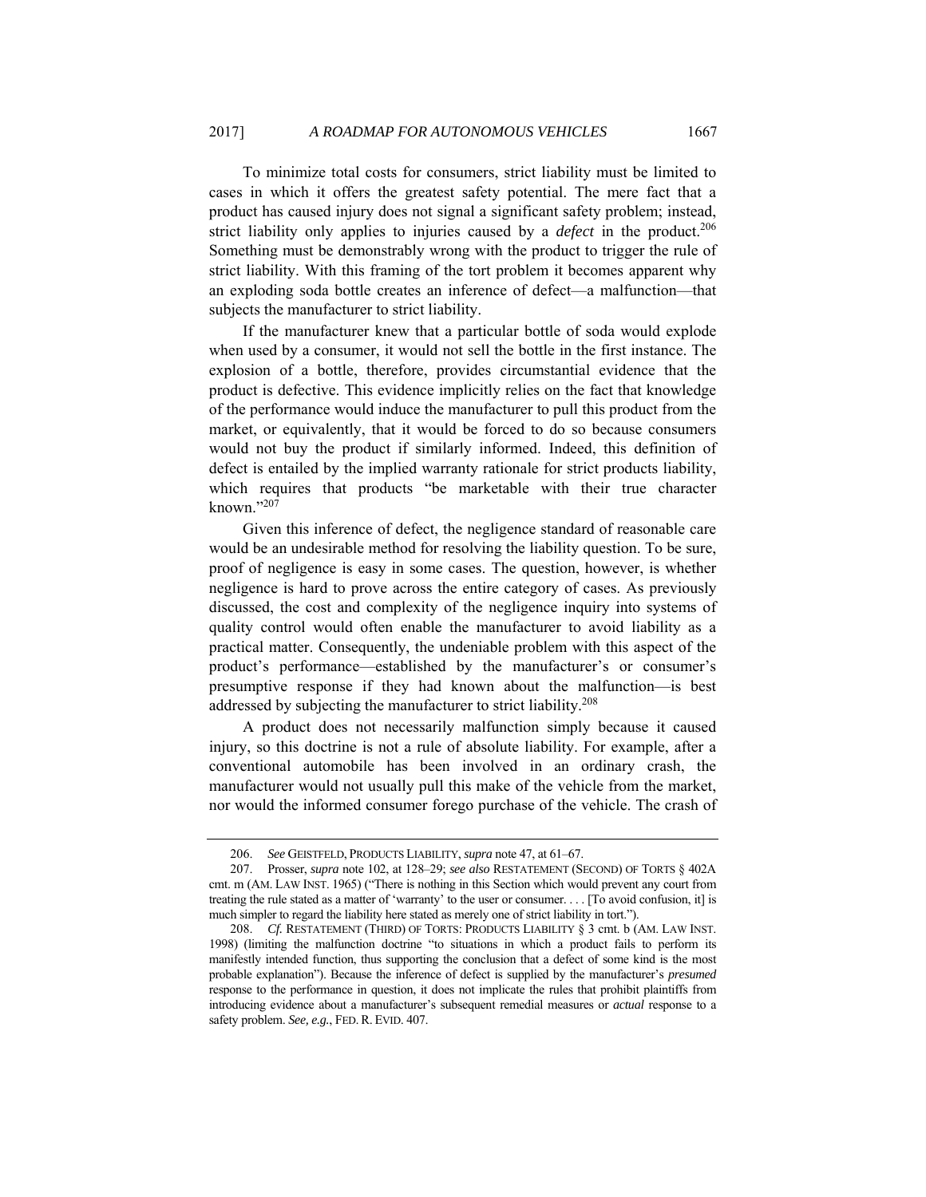To minimize total costs for consumers, strict liability must be limited to cases in which it offers the greatest safety potential. The mere fact that a product has caused injury does not signal a significant safety problem; instead, strict liability only applies to injuries caused by a *defect* in the product.[206] Something must be demonstrably wrong with the product to trigger the rule of strict liability. With this framing of the tort problem it becomes apparent why an exploding soda bottle creates an inference of defect—a malfunction—that subjects the manufacturer to strict liability.

If the manufacturer knew that a particular bottle of soda would explode when used by a consumer, it would not sell the bottle in the first instance. The explosion of a bottle, therefore, provides circumstantial evidence that the product is defective. This evidence implicitly relies on the fact that knowledge of the performance would induce the manufacturer to pull this product from the market, or equivalently, that it would be forced to do so because consumers would not buy the product if similarly informed. Indeed, this definition of defect is entailed by the implied warranty rationale for strict products liability, which requires that products "be marketable with their true character known."[207]

Given this inference of defect, the negligence standard of reasonable care would be an undesirable method for resolving the liability question. To be sure, proof of negligence is easy in some cases. The question, however, is whether negligence is hard to prove across the entire category of cases. As previously discussed, the cost and complexity of the negligence inquiry into systems of quality control would often enable the manufacturer to avoid liability as a practical matter. Consequently, the undeniable problem with this aspect of the product's performance—established by the manufacturer's or consumer's presumptive response if they had known about the malfunction—is best addressed by subjecting the manufacturer to strict liability.[208]

A product does not necessarily malfunction simply because it caused injury, so this doctrine is not a rule of absolute liability. For example, after a conventional automobile has been involved in an ordinary crash, the manufacturer would not usually pull this make of the vehicle from the market, nor would the informed consumer forego purchase of the vehicle. The crash of

---

206. *See* GEISTFELD, PRODUCTS LIABILITY, *supra* note 47, at 61–67.

207. Prosser, *supra* note 102, at 128–29; *see also* RESTATEMENT (SECOND) OF TORTS § 402A cmt. m (AM. LAW INST. 1965) ("There is nothing in this Section which would prevent any court from treating the rule stated as a matter of 'warranty' to the user or consumer. . . . [To avoid confusion, it] is much simpler to regard the liability here stated as merely one of strict liability in tort.").

208. *Cf.* RESTATEMENT (THIRD) OF TORTS: PRODUCTS LIABILITY § 3 cmt. b (AM. LAW INST. 1998) (limiting the malfunction doctrine "to situations in which a product fails to perform its manifestly intended function, thus supporting the conclusion that a defect of some kind is the most probable explanation"). Because the inference of defect is supplied by the manufacturer's *presumed* response to the performance in question, it does not implicate the rules that prohibit plaintiffs from introducing evidence about a manufacturer's subsequent remedial measures or *actual* response to a safety problem. *See, e.g.*, FED. R. EVID. 407.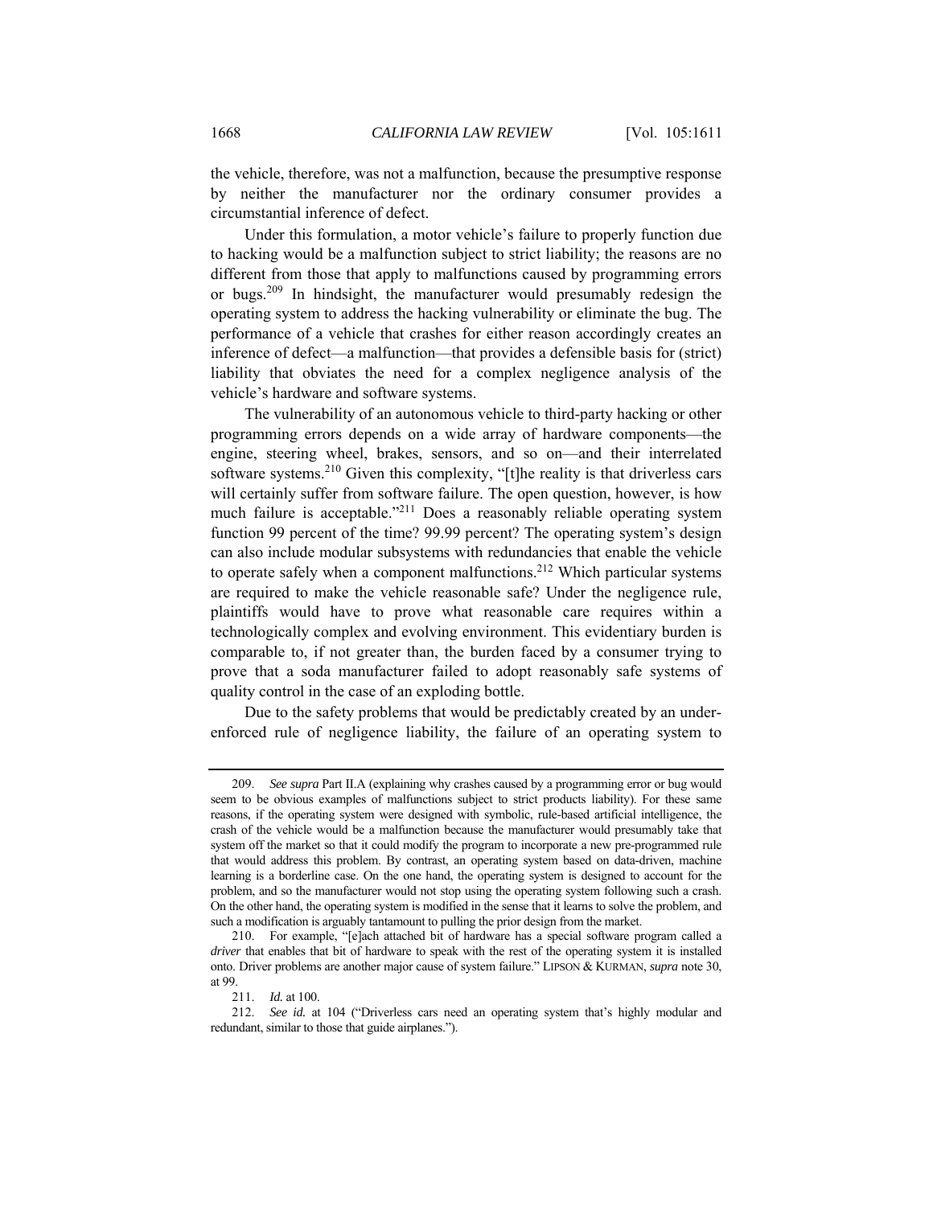the vehicle, therefore, was not a malfunction, because the presumptive response by neither the manufacturer nor the ordinary consumer provides a circumstantial inference of defect.

Under this formulation, a motor vehicle's failure to properly function due to hacking would be a malfunction subject to strict liability; the reasons are no different from those that apply to malfunctions caused by programming errors or bugs.[209] In hindsight, the manufacturer would presumably redesign the operating system to address the hacking vulnerability or eliminate the bug. The performance of a vehicle that crashes for either reason accordingly creates an inference of defect—a malfunction—that provides a defensible basis for (strict) liability that obviates the need for a complex negligence analysis of the vehicle's hardware and software systems.

The vulnerability of an autonomous vehicle to third-party hacking or other programming errors depends on a wide array of hardware components—the engine, steering wheel, brakes, sensors, and so on—and their interrelated software systems.[210] Given this complexity, "[t]he reality is that driverless cars will certainly suffer from software failure. The open question, however, is how much failure is acceptable."[211] Does a reasonably reliable operating system function 99 percent of the time? 99.99 percent? The operating system's design can also include modular subsystems with redundancies that enable the vehicle to operate safely when a component malfunctions.[212] Which particular systems are required to make the vehicle reasonable safe? Under the negligence rule, plaintiffs would have to prove what reasonable care requires within a technologically complex and evolving environment. This evidentiary burden is comparable to, if not greater than, the burden faced by a consumer trying to prove that a soda manufacturer failed to adopt reasonably safe systems of quality control in the case of an exploding bottle.

Due to the safety problems that would be predictably created by an under-enforced rule of negligence liability, the failure of an operating system to

---

209. *See supra* Part II.A (explaining why crashes caused by a programming error or bug would seem to be obvious examples of malfunctions subject to strict products liability). For these same reasons, if the operating system were designed with symbolic, rule-based artificial intelligence, the crash of the vehicle would be a malfunction because the manufacturer would presumably take that system off the market so that it could modify the program to incorporate a new pre-programmed rule that would address this problem. By contrast, an operating system based on data-driven, machine learning is a borderline case. On the one hand, the operating system is designed to account for the problem, and so the manufacturer would not stop using the operating system following such a crash. On the other hand, the operating system is modified in the sense that it learns to solve the problem, and such a modification is arguably tantamount to pulling the prior design from the market.

210. For example, "[e]ach attached bit of hardware has a special software program called a *driver* that enables that bit of hardware to speak with the rest of the operating system it is installed onto. Driver problems are another major cause of system failure." LIPSON & KURMAN, *supra* note 30, at 99.

211. *Id.* at 100.

212. *See id.* at 104 ("Driverless cars need an operating system that's highly modular and redundant, similar to those that guide airplanes.").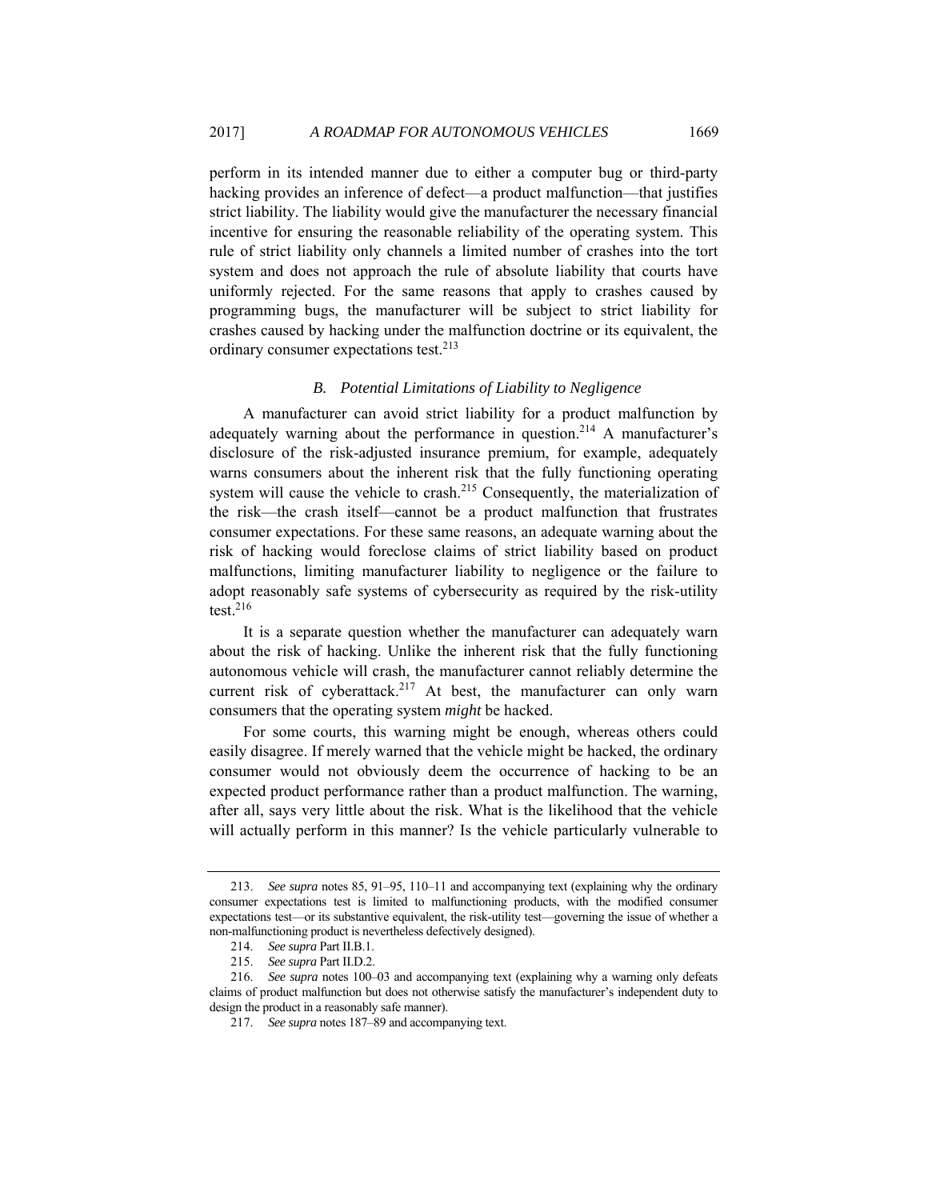perform in its intended manner due to either a computer bug or third-party hacking provides an inference of defect—a product malfunction—that justifies strict liability. The liability would give the manufacturer the necessary financial incentive for ensuring the reasonable reliability of the operating system. This rule of strict liability only channels a limited number of crashes into the tort system and does not approach the rule of absolute liability that courts have uniformly rejected. For the same reasons that apply to crashes caused by programming bugs, the manufacturer will be subject to strict liability for crashes caused by hacking under the malfunction doctrine or its equivalent, the ordinary consumer expectations test.[213]

### *B. Potential Limitations of Liability to Negligence*

A manufacturer can avoid strict liability for a product malfunction by adequately warning about the performance in question.[214] A manufacturer's disclosure of the risk-adjusted insurance premium, for example, adequately warns consumers about the inherent risk that the fully functioning operating system will cause the vehicle to crash.[215] Consequently, the materialization of the risk—the crash itself—cannot be a product malfunction that frustrates consumer expectations. For these same reasons, an adequate warning about the risk of hacking would foreclose claims of strict liability based on product malfunctions, limiting manufacturer liability to negligence or the failure to adopt reasonably safe systems of cybersecurity as required by the risk-utility test.[216]

It is a separate question whether the manufacturer can adequately warn about the risk of hacking. Unlike the inherent risk that the fully functioning autonomous vehicle will crash, the manufacturer cannot reliably determine the current risk of cyberattack.[217] At best, the manufacturer can only warn consumers that the operating system *might* be hacked.

For some courts, this warning might be enough, whereas others could easily disagree. If merely warned that the vehicle might be hacked, the ordinary consumer would not obviously deem the occurrence of hacking to be an expected product performance rather than a product malfunction. The warning, after all, says very little about the risk. What is the likelihood that the vehicle will actually perform in this manner? Is the vehicle particularly vulnerable to

---

213. *See supra* notes 85, 91–95, 110–11 and accompanying text (explaining why the ordinary consumer expectations test is limited to malfunctioning products, with the modified consumer expectations test—or its substantive equivalent, the risk-utility test—governing the issue of whether a non-malfunctioning product is nevertheless defectively designed).

214. *See supra* Part II.B.1.

215. *See supra* Part II.D.2.

216. *See supra* notes 100–03 and accompanying text (explaining why a warning only defeats claims of product malfunction but does not otherwise satisfy the manufacturer's independent duty to design the product in a reasonably safe manner).

217. *See supra* notes 187–89 and accompanying text.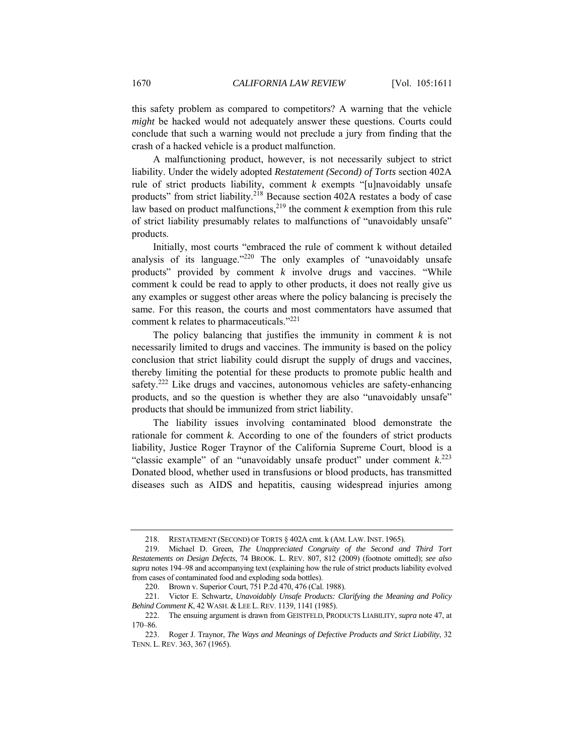this safety problem as compared to competitors? A warning that the vehicle *might* be hacked would not adequately answer these questions. Courts could conclude that such a warning would not preclude a jury from finding that the crash of a hacked vehicle is a product malfunction.

A malfunctioning product, however, is not necessarily subject to strict liability. Under the widely adopted *Restatement (Second) of Torts* section 402A rule of strict products liability, comment *k* exempts "[u]navoidably unsafe products" from strict liability.[218] Because section 402A restates a body of case law based on product malfunctions,[219] the comment *k* exemption from this rule of strict liability presumably relates to malfunctions of "unavoidably unsafe" products.

Initially, most courts "embraced the rule of comment k without detailed analysis of its language."[220] The only examples of "unavoidably unsafe products" provided by comment *k* involve drugs and vaccines. "While comment k could be read to apply to other products, it does not really give us any examples or suggest other areas where the policy balancing is precisely the same. For this reason, the courts and most commentators have assumed that comment k relates to pharmaceuticals."[221]

The policy balancing that justifies the immunity in comment *k* is not necessarily limited to drugs and vaccines. The immunity is based on the policy conclusion that strict liability could disrupt the supply of drugs and vaccines, thereby limiting the potential for these products to promote public health and safety.[222] Like drugs and vaccines, autonomous vehicles are safety-enhancing products, and so the question is whether they are also "unavoidably unsafe" products that should be immunized from strict liability.

The liability issues involving contaminated blood demonstrate the rationale for comment *k*. According to one of the founders of strict products liability, Justice Roger Traynor of the California Supreme Court, blood is a "classic example" of an "unavoidably unsafe product" under comment *k*.[223] Donated blood, whether used in transfusions or blood products, has transmitted diseases such as AIDS and hepatitis, causing widespread injuries among

---

218. RESTATEMENT (SECOND) OF TORTS § 402A cmt. k (AM. LAW. INST. 1965).

219. Michael D. Green, *The Unappreciated Congruity of the Second and Third Tort Restatements on Design Defects*, 74 BROOK. L. REV. 807, 812 (2009) (footnote omitted); *see also supra* notes 194–98 and accompanying text (explaining how the rule of strict products liability evolved from cases of contaminated food and exploding soda bottles).

220. Brown v. Superior Court, 751 P.2d 470, 476 (Cal. 1988).

221. Victor E. Schwartz, *Unavoidably Unsafe Products: Clarifying the Meaning and Policy Behind Comment K*, 42 WASH. & LEE L. REV. 1139, 1141 (1985).

222. The ensuing argument is drawn from GEISTFELD, PRODUCTS LIABILITY, *supra* note 47, at 170–86.

223. Roger J. Traynor, *The Ways and Meanings of Defective Products and Strict Liability*, 32 TENN. L. REV. 363, 367 (1965).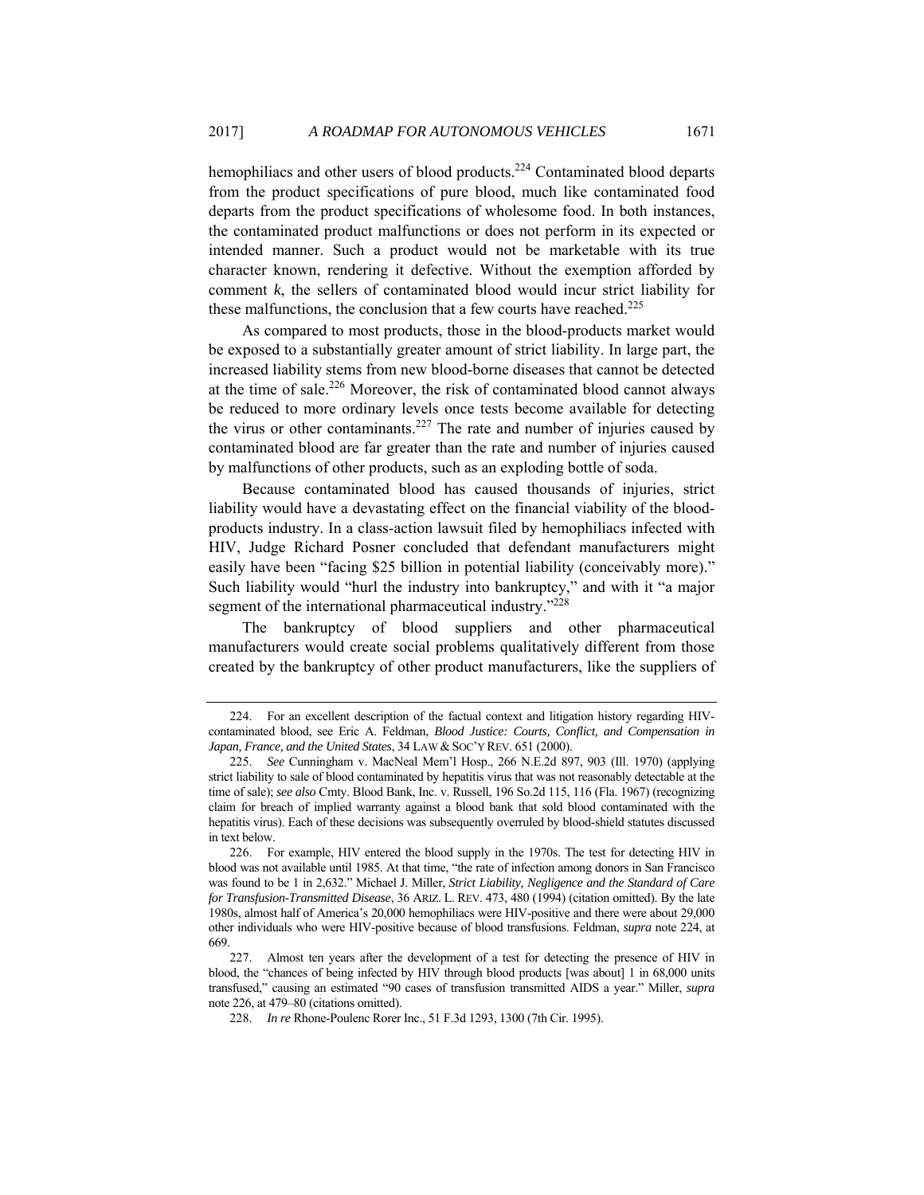hemophiliacs and other users of blood products.[224] Contaminated blood departs from the product specifications of pure blood, much like contaminated food departs from the product specifications of wholesome food. In both instances, the contaminated product malfunctions or does not perform in its expected or intended manner. Such a product would not be marketable with its true character known, rendering it defective. Without the exemption afforded by comment *k*, the sellers of contaminated blood would incur strict liability for these malfunctions, the conclusion that a few courts have reached.[225]

As compared to most products, those in the blood-products market would be exposed to a substantially greater amount of strict liability. In large part, the increased liability stems from new blood-borne diseases that cannot be detected at the time of sale.[226] Moreover, the risk of contaminated blood cannot always be reduced to more ordinary levels once tests become available for detecting the virus or other contaminants.[227] The rate and number of injuries caused by contaminated blood are far greater than the rate and number of injuries caused by malfunctions of other products, such as an exploding bottle of soda.

Because contaminated blood has caused thousands of injuries, strict liability would have a devastating effect on the financial viability of the blood-products industry. In a class-action lawsuit filed by hemophiliacs infected with HIV, Judge Richard Posner concluded that defendant manufacturers might easily have been "facing \$25 billion in potential liability (conceivably more)." Such liability would "hurl the industry into bankruptcy," and with it "a major segment of the international pharmaceutical industry."[228]

The bankruptcy of blood suppliers and other pharmaceutical manufacturers would create social problems qualitatively different from those created by the bankruptcy of other product manufacturers, like the suppliers of

---

224. For an excellent description of the factual context and litigation history regarding HIV-contaminated blood, see Eric A. Feldman, *Blood Justice: Courts, Conflict, and Compensation in Japan, France, and the United States*, 34 LAW & SOC'Y REV. 651 (2000).

225. *See* Cunningham v. MacNeal Mem'l Hosp., 266 N.E.2d 897, 903 (Ill. 1970) (applying strict liability to sale of blood contaminated by hepatitis virus that was not reasonably detectable at the time of sale); *see also* Cmty. Blood Bank, Inc. v. Russell, 196 So.2d 115, 116 (Fla. 1967) (recognizing claim for breach of implied warranty against a blood bank that sold blood contaminated with the hepatitis virus). Each of these decisions was subsequently overruled by blood-shield statutes discussed in text below.

226. For example, HIV entered the blood supply in the 1970s. The test for detecting HIV in blood was not available until 1985. At that time, "the rate of infection among donors in San Francisco was found to be 1 in 2,632." Michael J. Miller, *Strict Liability, Negligence and the Standard of Care for Transfusion-Transmitted Disease*, 36 ARIZ. L. REV. 473, 480 (1994) (citation omitted). By the late 1980s, almost half of America's 20,000 hemophiliacs were HIV-positive and there were about 29,000 other individuals who were HIV-positive because of blood transfusions. Feldman, *supra* note 224, at 669.

227. Almost ten years after the development of a test for detecting the presence of HIV in blood, the "chances of being infected by HIV through blood products [was about] 1 in 68,000 units transfused," causing an estimated "90 cases of transfusion transmitted AIDS a year." Miller, *supra* note 226, at 479–80 (citations omitted).

228. *In re* Rhone-Poulenc Rorer Inc., 51 F.3d 1293, 1300 (7th Cir. 1995).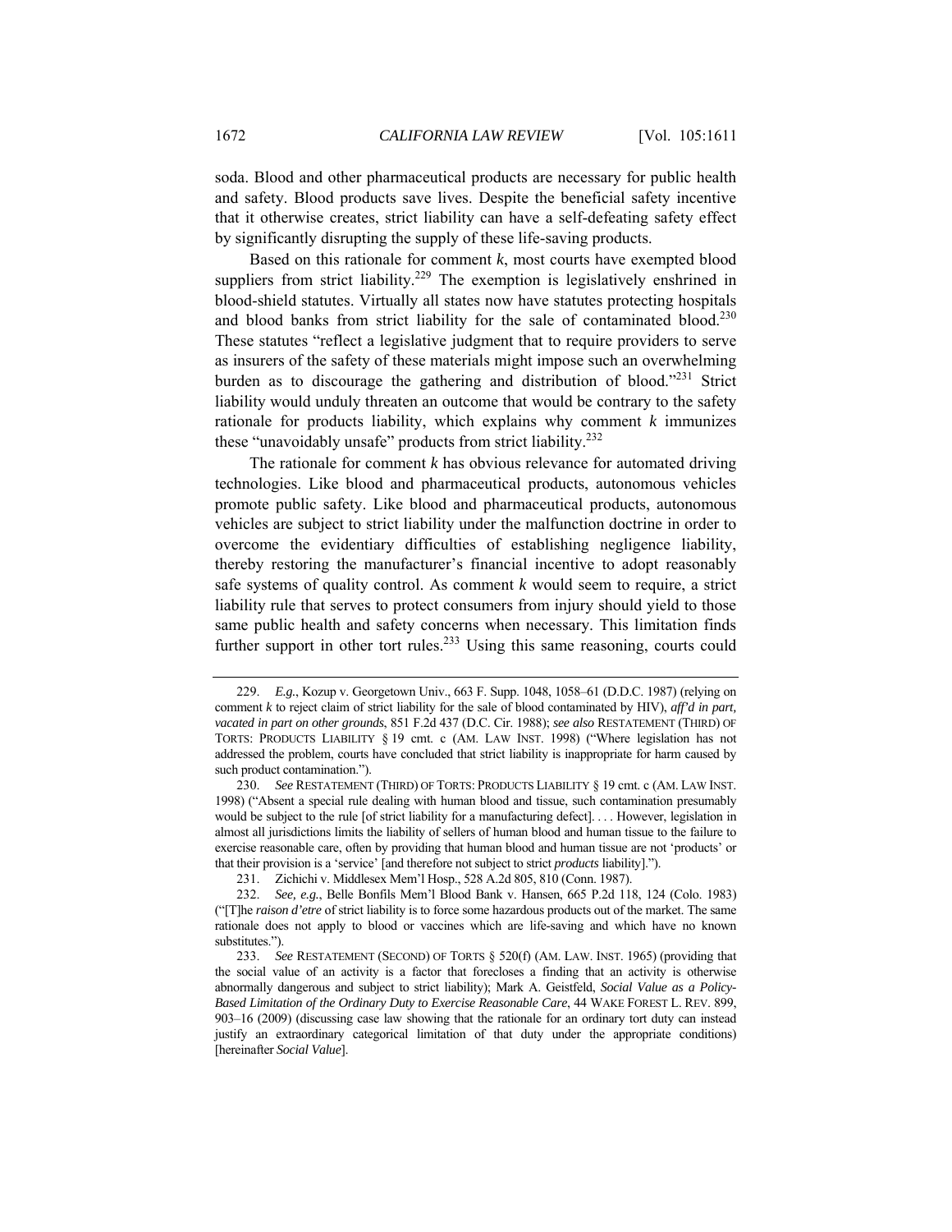soda. Blood and other pharmaceutical products are necessary for public health and safety. Blood products save lives. Despite the beneficial safety incentive that it otherwise creates, strict liability can have a self-defeating safety effect by significantly disrupting the supply of these life-saving products.

Based on this rationale for comment *k*, most courts have exempted blood suppliers from strict liability.[229] The exemption is legislatively enshrined in blood-shield statutes. Virtually all states now have statutes protecting hospitals and blood banks from strict liability for the sale of contaminated blood.[230] These statutes "reflect a legislative judgment that to require providers to serve as insurers of the safety of these materials might impose such an overwhelming burden as to discourage the gathering and distribution of blood."[231] Strict liability would unduly threaten an outcome that would be contrary to the safety rationale for products liability, which explains why comment *k* immunizes these "unavoidably unsafe" products from strict liability.[232]

The rationale for comment *k* has obvious relevance for automated driving technologies. Like blood and pharmaceutical products, autonomous vehicles promote public safety. Like blood and pharmaceutical products, autonomous vehicles are subject to strict liability under the malfunction doctrine in order to overcome the evidentiary difficulties of establishing negligence liability, thereby restoring the manufacturer's financial incentive to adopt reasonably safe systems of quality control. As comment *k* would seem to require, a strict liability rule that serves to protect consumers from injury should yield to those same public health and safety concerns when necessary. This limitation finds further support in other tort rules.[233] Using this same reasoning, courts could

---

229. *E.g.*, Kozup v. Georgetown Univ., 663 F. Supp. 1048, 1058–61 (D.D.C. 1987) (relying on comment *k* to reject claim of strict liability for the sale of blood contaminated by HIV), *aff'd in part, vacated in part on other grounds*, 851 F.2d 437 (D.C. Cir. 1988); *see also* RESTATEMENT (THIRD) OF TORTS: PRODUCTS LIABILITY § 19 cmt. c (AM. LAW INST. 1998) ("Where legislation has not addressed the problem, courts have concluded that strict liability is inappropriate for harm caused by such product contamination.").

230. *See* RESTATEMENT (THIRD) OF TORTS: PRODUCTS LIABILITY § 19 cmt. c (AM. LAW INST. 1998) ("Absent a special rule dealing with human blood and tissue, such contamination presumably would be subject to the rule [of strict liability for a manufacturing defect]. . . . However, legislation in almost all jurisdictions limits the liability of sellers of human blood and human tissue to the failure to exercise reasonable care, often by providing that human blood and human tissue are not 'products' or that their provision is a 'service' [and therefore not subject to strict *products* liability].").

231. Zichichi v. Middlesex Mem'l Hosp., 528 A.2d 805, 810 (Conn. 1987).

232. *See, e.g.*, Belle Bonfils Mem'l Blood Bank v. Hansen, 665 P.2d 118, 124 (Colo. 1983) ("[T]he *raison d'etre* of strict liability is to force some hazardous products out of the market. The same rationale does not apply to blood or vaccines which are life-saving and which have no known substitutes.").

233. *See* RESTATEMENT (SECOND) OF TORTS § 520(f) (AM. LAW. INST. 1965) (providing that the social value of an activity is a factor that forecloses a finding that an activity is otherwise abnormally dangerous and subject to strict liability); Mark A. Geistfeld, *Social Value as a Policy-Based Limitation of the Ordinary Duty to Exercise Reasonable Care*, 44 WAKE FOREST L. REV. 899, 903–16 (2009) (discussing case law showing that the rationale for an ordinary tort duty can instead justify an extraordinary categorical limitation of that duty under the appropriate conditions) [hereinafter *Social Value*].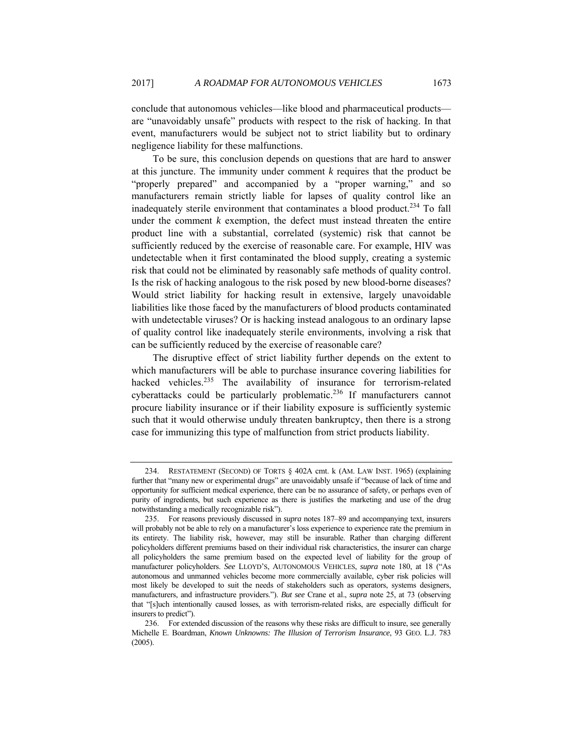conclude that autonomous vehicles—like blood and pharmaceutical products—are "unavoidably unsafe" products with respect to the risk of hacking. In that event, manufacturers would be subject not to strict liability but to ordinary negligence liability for these malfunctions.

To be sure, this conclusion depends on questions that are hard to answer at this juncture. The immunity under comment *k* requires that the product be "properly prepared" and accompanied by a "proper warning," and so manufacturers remain strictly liable for lapses of quality control like an inadequately sterile environment that contaminates a blood product.[234] To fall under the comment *k* exemption, the defect must instead threaten the entire product line with a substantial, correlated (systemic) risk that cannot be sufficiently reduced by the exercise of reasonable care. For example, HIV was undetectable when it first contaminated the blood supply, creating a systemic risk that could not be eliminated by reasonably safe methods of quality control. Is the risk of hacking analogous to the risk posed by new blood-borne diseases? Would strict liability for hacking result in extensive, largely unavoidable liabilities like those faced by the manufacturers of blood products contaminated with undetectable viruses? Or is hacking instead analogous to an ordinary lapse of quality control like inadequately sterile environments, involving a risk that can be sufficiently reduced by the exercise of reasonable care?

The disruptive effect of strict liability further depends on the extent to which manufacturers will be able to purchase insurance covering liabilities for hacked vehicles.[235] The availability of insurance for terrorism-related cyberattacks could be particularly problematic.[236] If manufacturers cannot procure liability insurance or if their liability exposure is sufficiently systemic such that it would otherwise unduly threaten bankruptcy, then there is a strong case for immunizing this type of malfunction from strict products liability.

---

234. RESTATEMENT (SECOND) OF TORTS § 402A cmt. k (AM. LAW INST. 1965) (explaining further that "many new or experimental drugs" are unavoidably unsafe if "because of lack of time and opportunity for sufficient medical experience, there can be no assurance of safety, or perhaps even of purity of ingredients, but such experience as there is justifies the marketing and use of the drug notwithstanding a medically recognizable risk").

235. For reasons previously discussed in *supra* notes 187–89 and accompanying text, insurers will probably not be able to rely on a manufacturer's loss experience to experience rate the premium in its entirety. The liability risk, however, may still be insurable. Rather than charging different policyholders different premiums based on their individual risk characteristics, the insurer can charge all policyholders the same premium based on the expected level of liability for the group of manufacturer policyholders. *See* LLOYD'S, AUTONOMOUS VEHICLES, *supra* note 180, at 18 ("As autonomous and unmanned vehicles become more commercially available, cyber risk policies will most likely be developed to suit the needs of stakeholders such as operators, systems designers, manufacturers, and infrastructure providers."). *But see* Crane et al., *supra* note 25, at 73 (observing that "[s]uch intentionally caused losses, as with terrorism-related risks, are especially difficult for insurers to predict").

236. For extended discussion of the reasons why these risks are difficult to insure, see generally Michelle E. Boardman, *Known Unknowns: The Illusion of Terrorism Insurance*, 93 GEO. L.J. 783 (2005).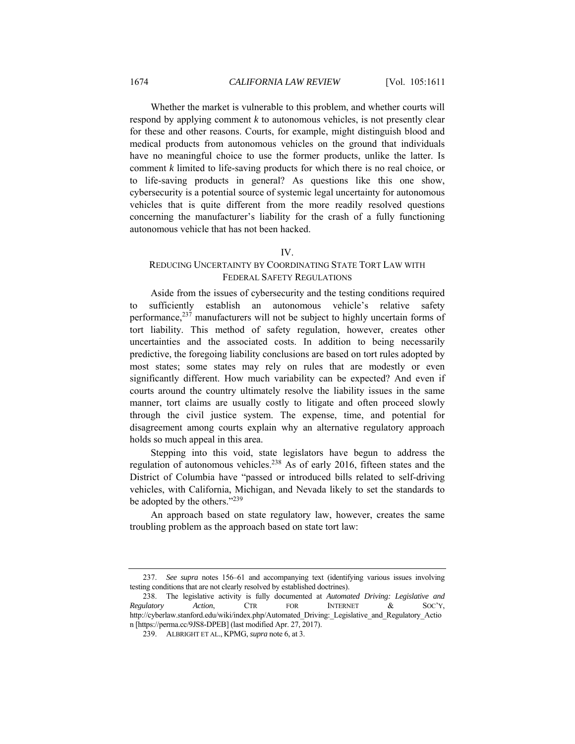Whether the market is vulnerable to this problem, and whether courts will respond by applying comment *k* to autonomous vehicles, is not presently clear for these and other reasons. Courts, for example, might distinguish blood and medical products from autonomous vehicles on the ground that individuals have no meaningful choice to use the former products, unlike the latter. Is comment *k* limited to life-saving products for which there is no real choice, or to life-saving products in general? As questions like this one show, cybersecurity is a potential source of systemic legal uncertainty for autonomous vehicles that is quite different from the more readily resolved questions concerning the manufacturer's liability for the crash of a fully functioning autonomous vehicle that has not been hacked.

## IV.
## REDUCING UNCERTAINTY BY COORDINATING STATE TORT LAW WITH FEDERAL SAFETY REGULATIONS

Aside from the issues of cybersecurity and the testing conditions required to sufficiently establish an autonomous vehicle's relative safety performance,[237] manufacturers will not be subject to highly uncertain forms of tort liability. This method of safety regulation, however, creates other uncertainties and the associated costs. In addition to being necessarily predictive, the foregoing liability conclusions are based on tort rules adopted by most states; some states may rely on rules that are modestly or even significantly different. How much variability can be expected? And even if courts around the country ultimately resolve the liability issues in the same manner, tort claims are usually costly to litigate and often proceed slowly through the civil justice system. The expense, time, and potential for disagreement among courts explain why an alternative regulatory approach holds so much appeal in this area.

Stepping into this void, state legislators have begun to address the regulation of autonomous vehicles.[238] As of early 2016, fifteen states and the District of Columbia have "passed or introduced bills related to self-driving vehicles, with California, Michigan, and Nevada likely to set the standards to be adopted by the others."[239]

An approach based on state regulatory law, however, creates the same troubling problem as the approach based on state tort law:

---

237. *See supra* notes 156–61 and accompanying text (identifying various issues involving testing conditions that are not clearly resolved by established doctrines).

238. The legislative activity is fully documented at *Automated Driving: Legislative and Regulatory Action*, CTR FOR INTERNET & SOC'Y, http://cyberlaw.stanford.edu/wiki/index.php/Automated_Driving:_Legislative_and_Regulatory_Action [https://perma.cc/9JS8-DPEB] (last modified Apr. 27, 2017).

239. ALBRIGHT ET AL., KPMG, *supra* note 6, at 3.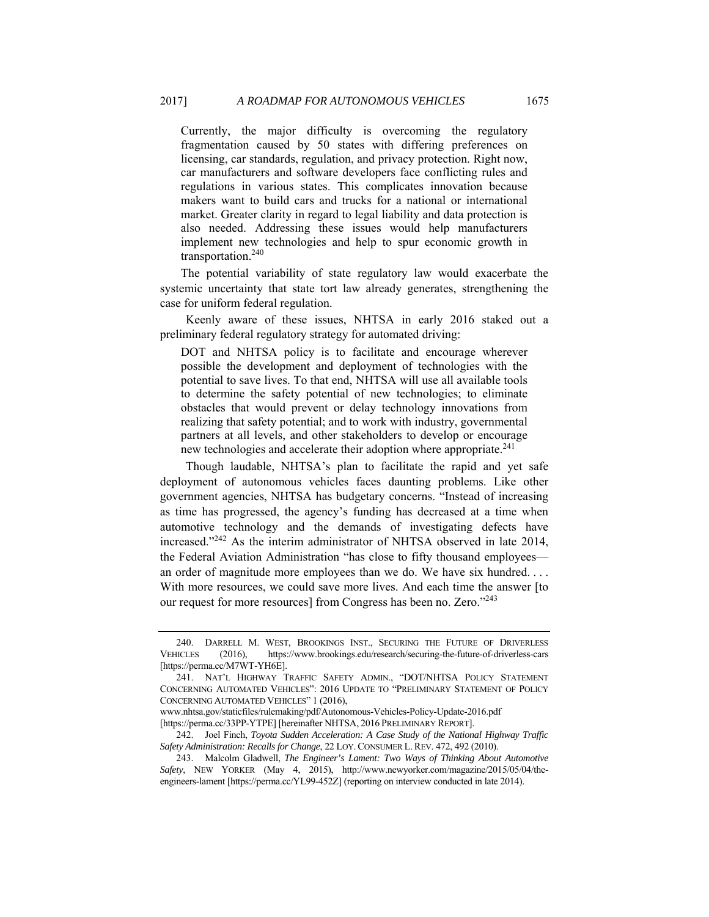> Currently, the major difficulty is overcoming the regulatory fragmentation caused by 50 states with differing preferences on licensing, car standards, regulation, and privacy protection. Right now, car manufacturers and software developers face conflicting rules and regulations in various states. This complicates innovation because makers want to build cars and trucks for a national or international market. Greater clarity in regard to legal liability and data protection is also needed. Addressing these issues would help manufacturers implement new technologies and help to spur economic growth in transportation.[240]

The potential variability of state regulatory law would exacerbate the systemic uncertainty that state tort law already generates, strengthening the case for uniform federal regulation.

Keenly aware of these issues, NHTSA in early 2016 staked out a preliminary federal regulatory strategy for automated driving:

> DOT and NHTSA policy is to facilitate and encourage wherever possible the development and deployment of technologies with the potential to save lives. To that end, NHTSA will use all available tools to determine the safety potential of new technologies; to eliminate obstacles that would prevent or delay technology innovations from realizing that safety potential; and to work with industry, governmental partners at all levels, and other stakeholders to develop or encourage new technologies and accelerate their adoption where appropriate.[241]

Though laudable, NHTSA's plan to facilitate the rapid and yet safe deployment of autonomous vehicles faces daunting problems. Like other government agencies, NHTSA has budgetary concerns. "Instead of increasing as time has progressed, the agency's funding has decreased at a time when automotive technology and the demands of investigating defects have increased."[242] As the interim administrator of NHTSA observed in late 2014, the Federal Aviation Administration "has close to fifty thousand employees—an order of magnitude more employees than we do. We have six hundred. . . . With more resources, we could save more lives. And each time the answer [to our request for more resources] from Congress has been no. Zero."[243]

---

240. DARRELL M. WEST, BROOKINGS INST., SECURING THE FUTURE OF DRIVERLESS VEHICLES (2016), https://www.brookings.edu/research/securing-the-future-of-driverless-cars [https://perma.cc/M7WT-YH6E].

241. NAT'L HIGHWAY TRAFFIC SAFETY ADMIN., "DOT/NHTSA POLICY STATEMENT CONCERNING AUTOMATED VEHICLES": 2016 UPDATE TO "PRELIMINARY STATEMENT OF POLICY CONCERNING AUTOMATED VEHICLES" 1 (2016), www.nhtsa.gov/staticfiles/rulemaking/pdf/Autonomous-Vehicles-Policy-Update-2016.pdf [https://perma.cc/33PP-YTPE] [hereinafter NHTSA, 2016 PRELIMINARY REPORT].

242. Joel Finch, *Toyota Sudden Acceleration: A Case Study of the National Highway Traffic Safety Administration: Recalls for Change*, 22 LOY. CONSUMER L. REV. 472, 492 (2010).

243. Malcolm Gladwell, *The Engineer's Lament: Two Ways of Thinking About Automotive Safety*, NEW YORKER (May 4, 2015), http://www.newyorker.com/magazine/2015/05/04/the-engineers-lament [https://perma.cc/YL99-452Z] (reporting on interview conducted in late 2014).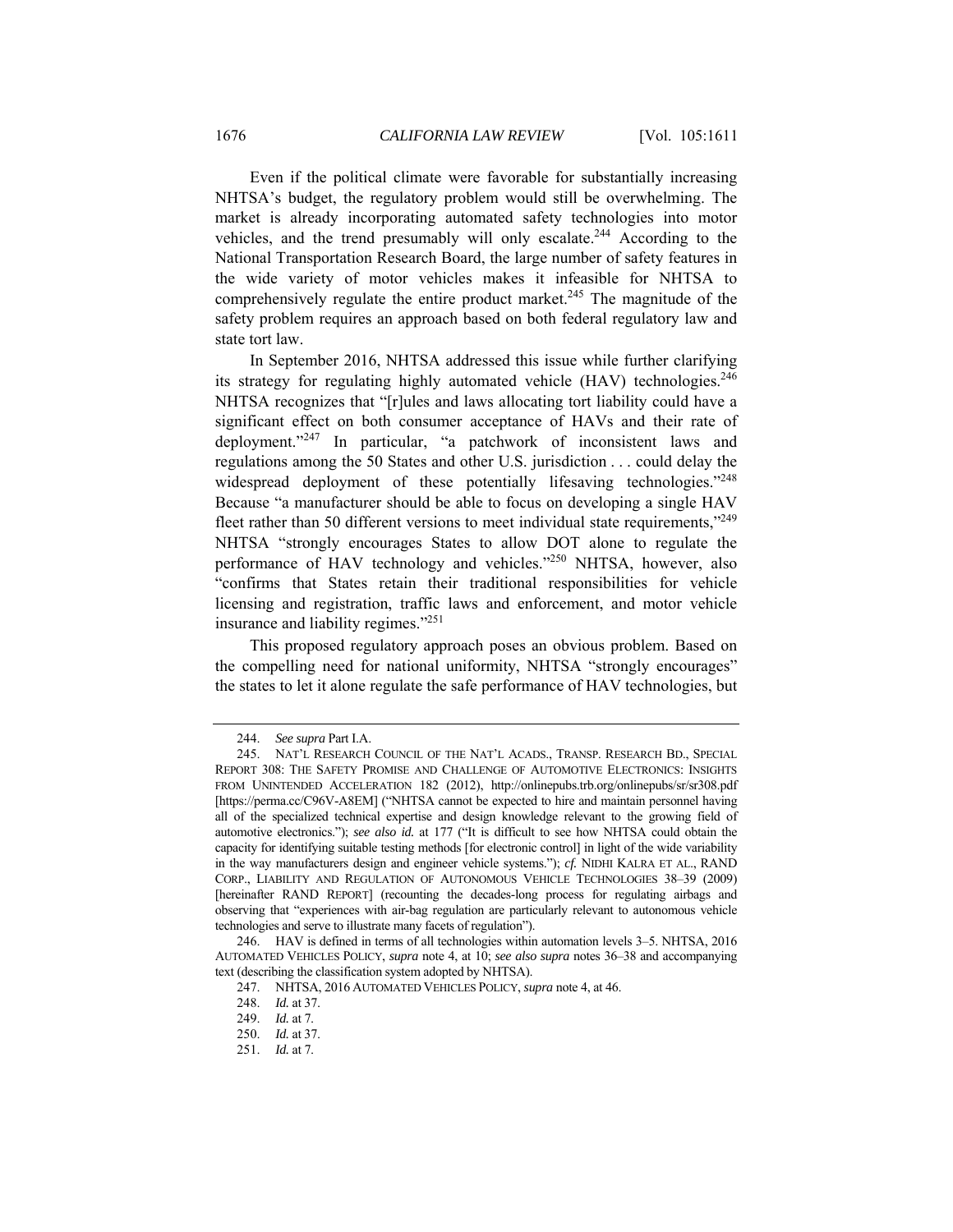Even if the political climate were favorable for substantially increasing NHTSA's budget, the regulatory problem would still be overwhelming. The market is already incorporating automated safety technologies into motor vehicles, and the trend presumably will only escalate.[244] According to the National Transportation Research Board, the large number of safety features in the wide variety of motor vehicles makes it infeasible for NHTSA to comprehensively regulate the entire product market.[245] The magnitude of the safety problem requires an approach based on both federal regulatory law and state tort law.

In September 2016, NHTSA addressed this issue while further clarifying its strategy for regulating highly automated vehicle (HAV) technologies.[246] NHTSA recognizes that "[r]ules and laws allocating tort liability could have a significant effect on both consumer acceptance of HAVs and their rate of deployment."[247] In particular, "a patchwork of inconsistent laws and regulations among the 50 States and other U.S. jurisdiction . . . could delay the widespread deployment of these potentially lifesaving technologies."[248] Because "a manufacturer should be able to focus on developing a single HAV fleet rather than 50 different versions to meet individual state requirements,"[249] NHTSA "strongly encourages States to allow DOT alone to regulate the performance of HAV technology and vehicles."[250] NHTSA, however, also "confirms that States retain their traditional responsibilities for vehicle licensing and registration, traffic laws and enforcement, and motor vehicle insurance and liability regimes."[251]

This proposed regulatory approach poses an obvious problem. Based on the compelling need for national uniformity, NHTSA "strongly encourages" the states to let it alone regulate the safe performance of HAV technologies, but

---

244. *See supra* Part I.A.

245. NAT'L RESEARCH COUNCIL OF THE NAT'L ACADS., TRANSP. RESEARCH BD., SPECIAL REPORT 308: THE SAFETY PROMISE AND CHALLENGE OF AUTOMOTIVE ELECTRONICS: INSIGHTS FROM UNINTENDED ACCELERATION 182 (2012), http://onlinepubs.trb.org/onlinepubs/sr/sr308.pdf [https://perma.cc/C96V-A8EM] ("NHTSA cannot be expected to hire and maintain personnel having all of the specialized technical expertise and design knowledge relevant to the growing field of automotive electronics."); *see also id.* at 177 ("It is difficult to see how NHTSA could obtain the capacity for identifying suitable testing methods [for electronic control] in light of the wide variability in the way manufacturers design and engineer vehicle systems."); *cf.* NIDHI KALRA ET AL., RAND CORP., LIABILITY AND REGULATION OF AUTONOMOUS VEHICLE TECHNOLOGIES 38–39 (2009) [hereinafter RAND REPORT] (recounting the decades-long process for regulating airbags and observing that "experiences with air-bag regulation are particularly relevant to autonomous vehicle technologies and serve to illustrate many facets of regulation").

246. HAV is defined in terms of all technologies within automation levels 3–5. NHTSA, 2016 AUTOMATED VEHICLES POLICY, *supra* note 4, at 10; *see also supra* notes 36–38 and accompanying text (describing the classification system adopted by NHTSA).

247. NHTSA, 2016 AUTOMATED VEHICLES POLICY, *supra* note 4, at 46.

248. *Id.* at 37.

249. *Id.* at 7.

250. *Id.* at 37.

251. *Id.* at 7.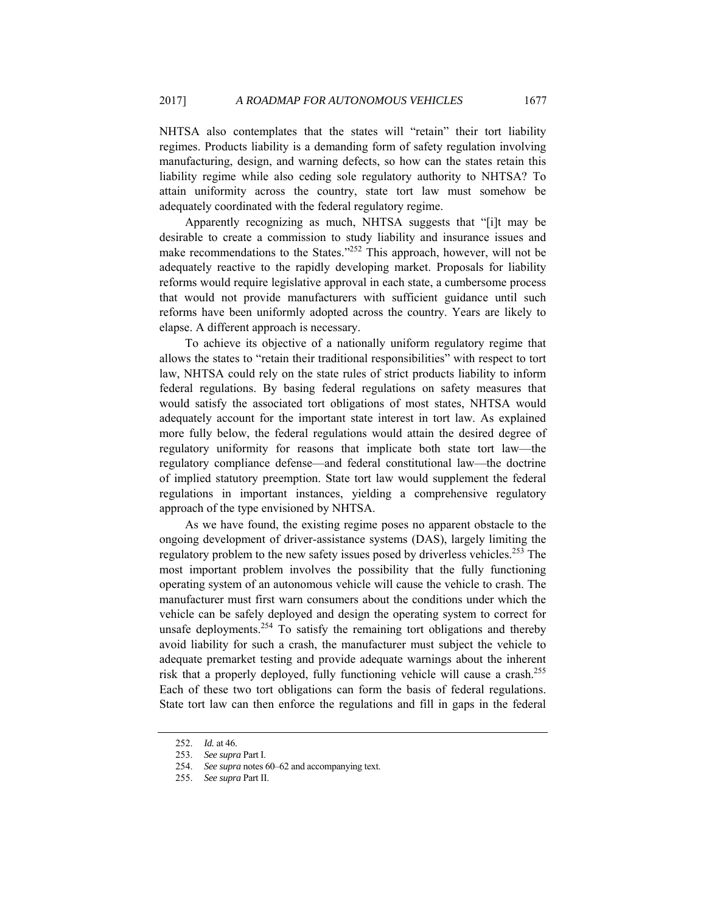NHTSA also contemplates that the states will "retain" their tort liability regimes. Products liability is a demanding form of safety regulation involving manufacturing, design, and warning defects, so how can the states retain this liability regime while also ceding sole regulatory authority to NHTSA? To attain uniformity across the country, state tort law must somehow be adequately coordinated with the federal regulatory regime.

Apparently recognizing as much, NHTSA suggests that "[i]t may be desirable to create a commission to study liability and insurance issues and make recommendations to the States."[252] This approach, however, will not be adequately reactive to the rapidly developing market. Proposals for liability reforms would require legislative approval in each state, a cumbersome process that would not provide manufacturers with sufficient guidance until such reforms have been uniformly adopted across the country. Years are likely to elapse. A different approach is necessary.

To achieve its objective of a nationally uniform regulatory regime that allows the states to "retain their traditional responsibilities" with respect to tort law, NHTSA could rely on the state rules of strict products liability to inform federal regulations. By basing federal regulations on safety measures that would satisfy the associated tort obligations of most states, NHTSA would adequately account for the important state interest in tort law. As explained more fully below, the federal regulations would attain the desired degree of regulatory uniformity for reasons that implicate both state tort law—the regulatory compliance defense—and federal constitutional law—the doctrine of implied statutory preemption. State tort law would supplement the federal regulations in important instances, yielding a comprehensive regulatory approach of the type envisioned by NHTSA.

As we have found, the existing regime poses no apparent obstacle to the ongoing development of driver-assistance systems (DAS), largely limiting the regulatory problem to the new safety issues posed by driverless vehicles.[253] The most important problem involves the possibility that the fully functioning operating system of an autonomous vehicle will cause the vehicle to crash. The manufacturer must first warn consumers about the conditions under which the vehicle can be safely deployed and design the operating system to correct for unsafe deployments.[254] To satisfy the remaining tort obligations and thereby avoid liability for such a crash, the manufacturer must subject the vehicle to adequate premarket testing and provide adequate warnings about the inherent risk that a properly deployed, fully functioning vehicle will cause a crash.[255] Each of these two tort obligations can form the basis of federal regulations. State tort law can then enforce the regulations and fill in gaps in the federal

---

252. *Id.* at 46.

253. *See supra* Part I.

254. *See supra* notes 60–62 and accompanying text.

255. *See supra* Part II.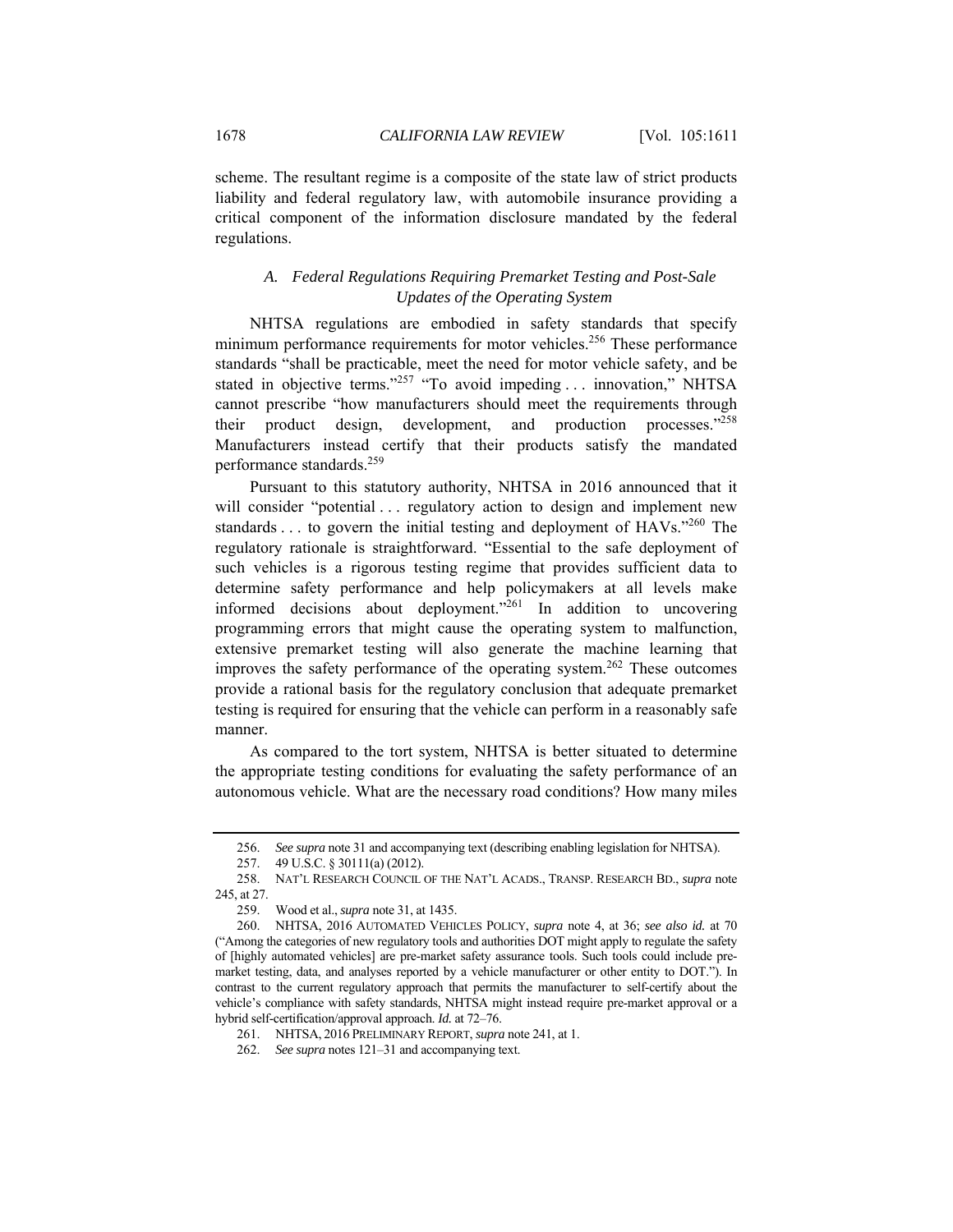scheme. The resultant regime is a composite of the state law of strict products liability and federal regulatory law, with automobile insurance providing a critical component of the information disclosure mandated by the federal regulations.

### *A. Federal Regulations Requiring Premarket Testing and Post-Sale Updates of the Operating System*

NHTSA regulations are embodied in safety standards that specify minimum performance requirements for motor vehicles.[256] These performance standards "shall be practicable, meet the need for motor vehicle safety, and be stated in objective terms."[257] "To avoid impeding . . . innovation," NHTSA cannot prescribe "how manufacturers should meet the requirements through their product design, development, and production processes."[258] Manufacturers instead certify that their products satisfy the mandated performance standards.[259]

Pursuant to this statutory authority, NHTSA in 2016 announced that it will consider "potential . . . regulatory action to design and implement new standards . . . to govern the initial testing and deployment of HAVs."[260] The regulatory rationale is straightforward. "Essential to the safe deployment of such vehicles is a rigorous testing regime that provides sufficient data to determine safety performance and help policymakers at all levels make informed decisions about deployment."[261] In addition to uncovering programming errors that might cause the operating system to malfunction, extensive premarket testing will also generate the machine learning that improves the safety performance of the operating system.[262] These outcomes provide a rational basis for the regulatory conclusion that adequate premarket testing is required for ensuring that the vehicle can perform in a reasonably safe manner.

As compared to the tort system, NHTSA is better situated to determine the appropriate testing conditions for evaluating the safety performance of an autonomous vehicle. What are the necessary road conditions? How many miles

---

256. *See supra* note 31 and accompanying text (describing enabling legislation for NHTSA).

257. 49 U.S.C. § 30111(a) (2012).

258. NAT'L RESEARCH COUNCIL OF THE NAT'L ACADS., TRANSP. RESEARCH BD., *supra* note 245, at 27.

259. Wood et al., *supra* note 31, at 1435.

260. NHTSA, 2016 AUTOMATED VEHICLES POLICY, *supra* note 4, at 36; *see also id.* at 70 ("Among the categories of new regulatory tools and authorities DOT might apply to regulate the safety of [highly automated vehicles] are pre-market safety assurance tools. Such tools could include pre-market testing, data, and analyses reported by a vehicle manufacturer or other entity to DOT."). In contrast to the current regulatory approach that permits the manufacturer to self-certify about the vehicle's compliance with safety standards, NHTSA might instead require pre-market approval or a hybrid self-certification/approval approach. *Id.* at 72–76.

261. NHTSA, 2016 PRELIMINARY REPORT, *supra* note 241, at 1.

262. *See supra* notes 121–31 and accompanying text.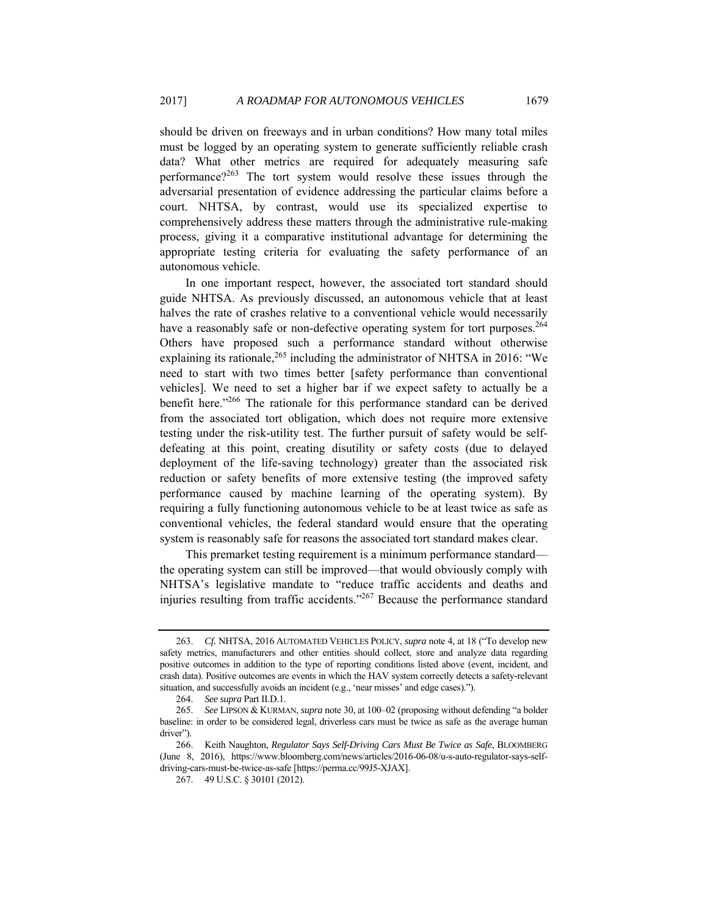should be driven on freeways and in urban conditions? How many total miles must be logged by an operating system to generate sufficiently reliable crash data? What other metrics are required for adequately measuring safe performance?[263] The tort system would resolve these issues through the adversarial presentation of evidence addressing the particular claims before a court. NHTSA, by contrast, would use its specialized expertise to comprehensively address these matters through the administrative rule-making process, giving it a comparative institutional advantage for determining the appropriate testing criteria for evaluating the safety performance of an autonomous vehicle.

In one important respect, however, the associated tort standard should guide NHTSA. As previously discussed, an autonomous vehicle that at least halves the rate of crashes relative to a conventional vehicle would necessarily have a reasonably safe or non-defective operating system for tort purposes.[264] Others have proposed such a performance standard without otherwise explaining its rationale,[265] including the administrator of NHTSA in 2016: "We need to start with two times better [safety performance than conventional vehicles]. We need to set a higher bar if we expect safety to actually be a benefit here."[266] The rationale for this performance standard can be derived from the associated tort obligation, which does not require more extensive testing under the risk-utility test. The further pursuit of safety would be self-defeating at this point, creating disutility or safety costs (due to delayed deployment of the life-saving technology) greater than the associated risk reduction or safety benefits of more extensive testing (the improved safety performance caused by machine learning of the operating system). By requiring a fully functioning autonomous vehicle to be at least twice as safe as conventional vehicles, the federal standard would ensure that the operating system is reasonably safe for reasons the associated tort standard makes clear.

This premarket testing requirement is a minimum performance standard—the operating system can still be improved—that would obviously comply with NHTSA's legislative mandate to "reduce traffic accidents and deaths and injuries resulting from traffic accidents."[267] Because the performance standard

---

263. *Cf.* NHTSA, 2016 AUTOMATED VEHICLES POLICY, *supra* note 4, at 18 ("To develop new safety metrics, manufacturers and other entities should collect, store and analyze data regarding positive outcomes in addition to the type of reporting conditions listed above (event, incident, and crash data). Positive outcomes are events in which the HAV system correctly detects a safety-relevant situation, and successfully avoids an incident (e.g., 'near misses' and edge cases).").

264. *See supra* Part II.D.1.

265. *See* LIPSON & KURMAN, *supra* note 30, at 100–02 (proposing without defending "a bolder baseline: in order to be considered legal, driverless cars must be twice as safe as the average human driver").

266. Keith Naughton, *Regulator Says Self-Driving Cars Must Be Twice as Safe*, BLOOMBERG (June 8, 2016), https://www.bloomberg.com/news/articles/2016-06-08/u-s-auto-regulator-says-self-driving-cars-must-be-twice-as-safe [https://perma.cc/99J5-XJAX].

267. 49 U.S.C. § 30101 (2012).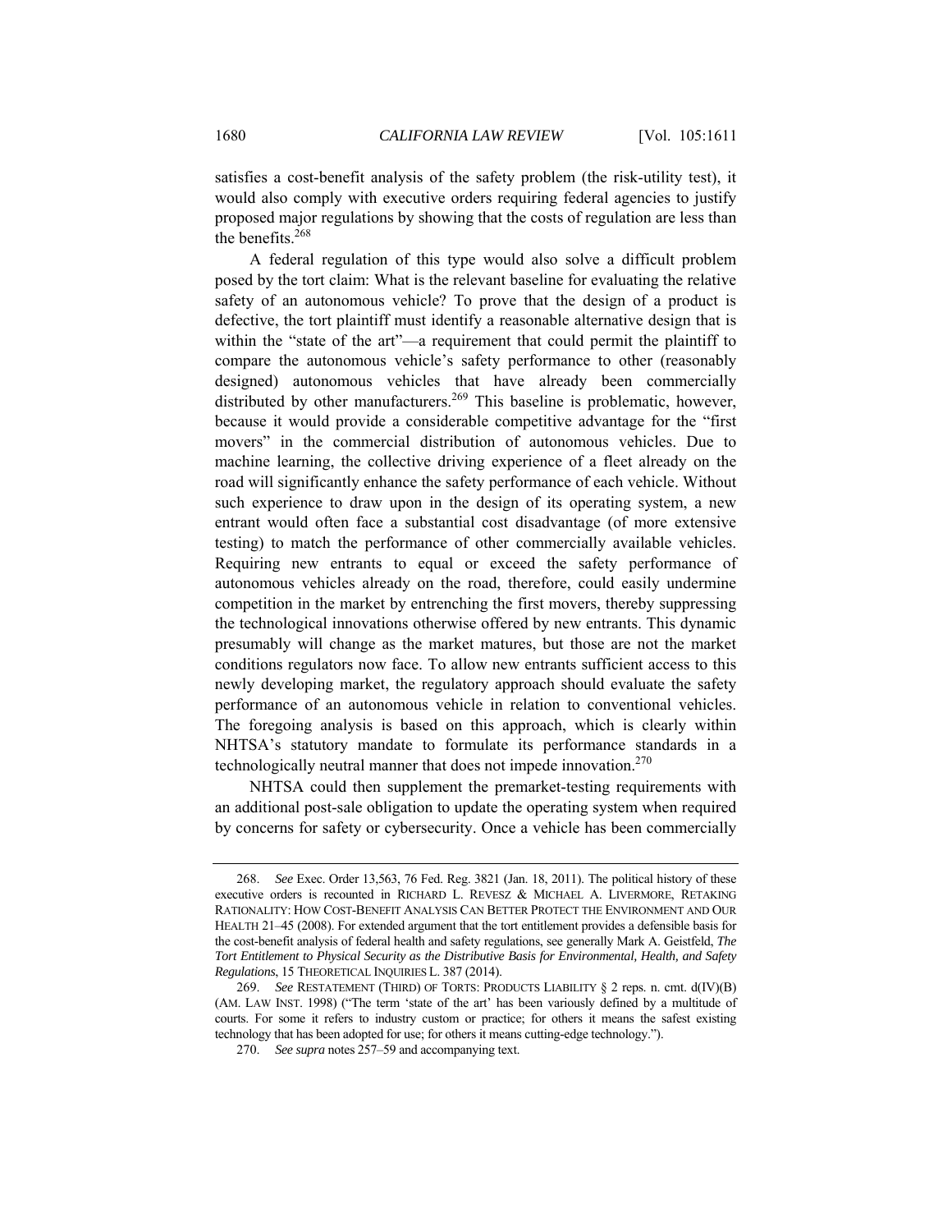satisfies a cost-benefit analysis of the safety problem (the risk-utility test), it would also comply with executive orders requiring federal agencies to justify proposed major regulations by showing that the costs of regulation are less than the benefits.[268]

A federal regulation of this type would also solve a difficult problem posed by the tort claim: What is the relevant baseline for evaluating the relative safety of an autonomous vehicle? To prove that the design of a product is defective, the tort plaintiff must identify a reasonable alternative design that is within the "state of the art"—a requirement that could permit the plaintiff to compare the autonomous vehicle's safety performance to other (reasonably designed) autonomous vehicles that have already been commercially distributed by other manufacturers.[269] This baseline is problematic, however, because it would provide a considerable competitive advantage for the "first movers" in the commercial distribution of autonomous vehicles. Due to machine learning, the collective driving experience of a fleet already on the road will significantly enhance the safety performance of each vehicle. Without such experience to draw upon in the design of its operating system, a new entrant would often face a substantial cost disadvantage (of more extensive testing) to match the performance of other commercially available vehicles. Requiring new entrants to equal or exceed the safety performance of autonomous vehicles already on the road, therefore, could easily undermine competition in the market by entrenching the first movers, thereby suppressing the technological innovations otherwise offered by new entrants. This dynamic presumably will change as the market matures, but those are not the market conditions regulators now face. To allow new entrants sufficient access to this newly developing market, the regulatory approach should evaluate the safety performance of an autonomous vehicle in relation to conventional vehicles. The foregoing analysis is based on this approach, which is clearly within NHTSA's statutory mandate to formulate its performance standards in a technologically neutral manner that does not impede innovation.[270]

NHTSA could then supplement the premarket-testing requirements with an additional post-sale obligation to update the operating system when required by concerns for safety or cybersecurity. Once a vehicle has been commercially

---

268. *See* Exec. Order 13,563, 76 Fed. Reg. 3821 (Jan. 18, 2011). The political history of these executive orders is recounted in RICHARD L. REVESZ & MICHAEL A. LIVERMORE, RETAKING RATIONALITY: HOW COST-BENEFIT ANALYSIS CAN BETTER PROTECT THE ENVIRONMENT AND OUR HEALTH 21–45 (2008). For extended argument that the tort entitlement provides a defensible basis for the cost-benefit analysis of federal health and safety regulations, see generally Mark A. Geistfeld, *The Tort Entitlement to Physical Security as the Distributive Basis for Environmental, Health, and Safety Regulations*, 15 THEORETICAL INQUIRIES L. 387 (2014).

269. *See* RESTATEMENT (THIRD) OF TORTS: PRODUCTS LIABILITY § 2 reps. n. cmt. d(IV)(B) (AM. LAW INST. 1998) ("The term 'state of the art' has been variously defined by a multitude of courts. For some it refers to industry custom or practice; for others it means the safest existing technology that has been adopted for use; for others it means cutting-edge technology.").

270. *See supra* notes 257–59 and accompanying text.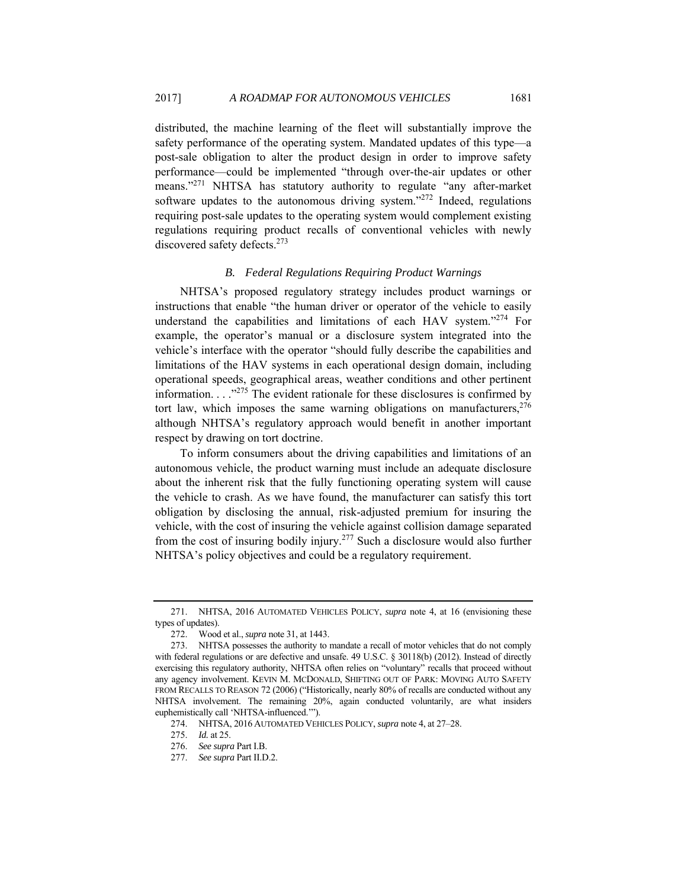distributed, the machine learning of the fleet will substantially improve the safety performance of the operating system. Mandated updates of this type—a post-sale obligation to alter the product design in order to improve safety performance—could be implemented "through over-the-air updates or other means."[271] NHTSA has statutory authority to regulate "any after-market software updates to the autonomous driving system."[272] Indeed, regulations requiring post-sale updates to the operating system would complement existing regulations requiring product recalls of conventional vehicles with newly discovered safety defects.[273]

### *B. Federal Regulations Requiring Product Warnings*

NHTSA's proposed regulatory strategy includes product warnings or instructions that enable "the human driver or operator of the vehicle to easily understand the capabilities and limitations of each HAV system."[274] For example, the operator's manual or a disclosure system integrated into the vehicle's interface with the operator "should fully describe the capabilities and limitations of the HAV systems in each operational design domain, including operational speeds, geographical areas, weather conditions and other pertinent information. . . ."[275] The evident rationale for these disclosures is confirmed by tort law, which imposes the same warning obligations on manufacturers,[276] although NHTSA's regulatory approach would benefit in another important respect by drawing on tort doctrine.

To inform consumers about the driving capabilities and limitations of an autonomous vehicle, the product warning must include an adequate disclosure about the inherent risk that the fully functioning operating system will cause the vehicle to crash. As we have found, the manufacturer can satisfy this tort obligation by disclosing the annual, risk-adjusted premium for insuring the vehicle, with the cost of insuring the vehicle against collision damage separated from the cost of insuring bodily injury.[277] Such a disclosure would also further NHTSA's policy objectives and could be a regulatory requirement.

---

271. NHTSA, 2016 AUTOMATED VEHICLES POLICY, *supra* note 4, at 16 (envisioning these types of updates).

272. Wood et al., *supra* note 31, at 1443.

273. NHTSA possesses the authority to mandate a recall of motor vehicles that do not comply with federal regulations or are defective and unsafe. 49 U.S.C. § 30118(b) (2012). Instead of directly exercising this regulatory authority, NHTSA often relies on "voluntary" recalls that proceed without any agency involvement. KEVIN M. MCDONALD, SHIFTING OUT OF PARK: MOVING AUTO SAFETY FROM RECALLS TO REASON 72 (2006) ("Historically, nearly 80% of recalls are conducted without any NHTSA involvement. The remaining 20%, again conducted voluntarily, are what insiders euphemistically call 'NHTSA-influenced.'").

274. NHTSA, 2016 AUTOMATED VEHICLES POLICY, *supra* note 4, at 27–28.

275. *Id.* at 25.

276. *See supra* Part I.B.

277. *See supra* Part II.D.2.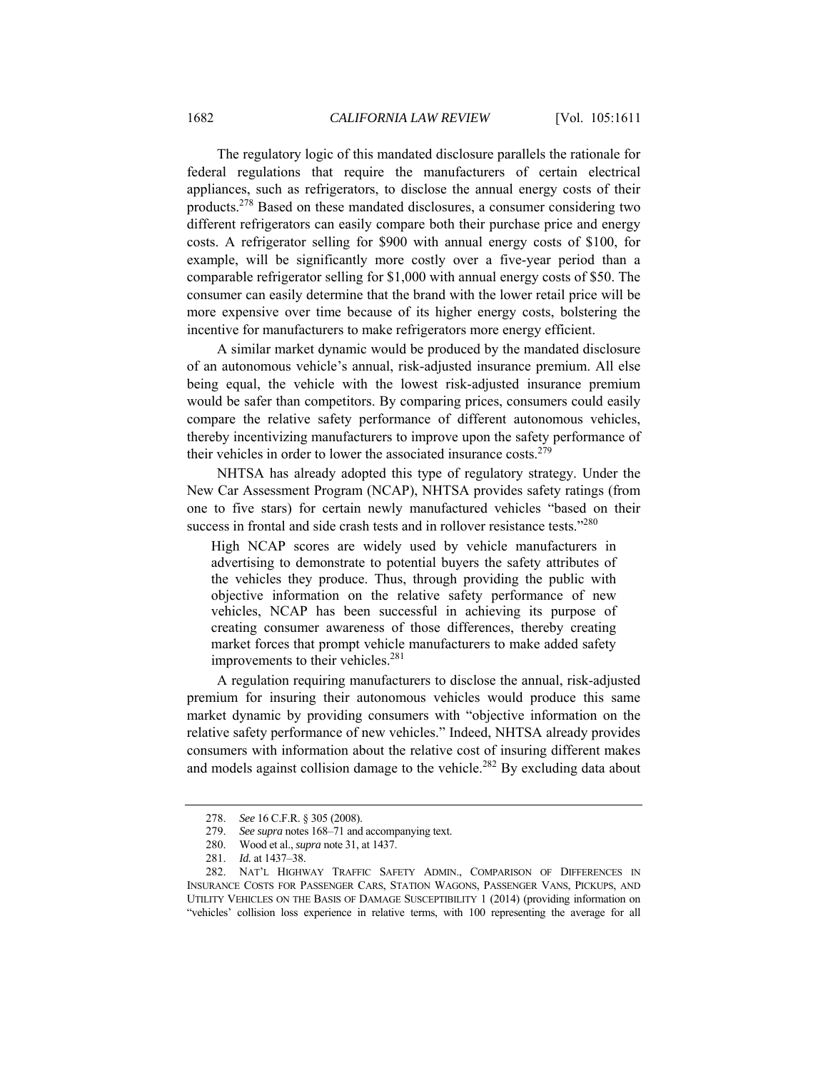The regulatory logic of this mandated disclosure parallels the rationale for federal regulations that require the manufacturers of certain electrical appliances, such as refrigerators, to disclose the annual energy costs of their products.[278] Based on these mandated disclosures, a consumer considering two different refrigerators can easily compare both their purchase price and energy costs. A refrigerator selling for $900 with annual energy costs of $100, for example, will be significantly more costly over a five-year period than a comparable refrigerator selling for $1,000 with annual energy costs of $50. The consumer can easily determine that the brand with the lower retail price will be more expensive over time because of its higher energy costs, bolstering the incentive for manufacturers to make refrigerators more energy efficient.

A similar market dynamic would be produced by the mandated disclosure of an autonomous vehicle's annual, risk-adjusted insurance premium. All else being equal, the vehicle with the lowest risk-adjusted insurance premium would be safer than competitors. By comparing prices, consumers could easily compare the relative safety performance of different autonomous vehicles, thereby incentivizing manufacturers to improve upon the safety performance of their vehicles in order to lower the associated insurance costs.[279]

NHTSA has already adopted this type of regulatory strategy. Under the New Car Assessment Program (NCAP), NHTSA provides safety ratings (from one to five stars) for certain newly manufactured vehicles "based on their success in frontal and side crash tests and in rollover resistance tests."[280]

> High NCAP scores are widely used by vehicle manufacturers in advertising to demonstrate to potential buyers the safety attributes of the vehicles they produce. Thus, through providing the public with objective information on the relative safety performance of new vehicles, NCAP has been successful in achieving its purpose of creating consumer awareness of those differences, thereby creating market forces that prompt vehicle manufacturers to make added safety improvements to their vehicles.[281]

A regulation requiring manufacturers to disclose the annual, risk-adjusted premium for insuring their autonomous vehicles would produce this same market dynamic by providing consumers with "objective information on the relative safety performance of new vehicles." Indeed, NHTSA already provides consumers with information about the relative cost of insuring different makes and models against collision damage to the vehicle.[282] By excluding data about

---

278. *See* 16 C.F.R. § 305 (2008).

279. *See supra* notes 168–71 and accompanying text.

280. Wood et al., *supra* note 31, at 1437.

281. *Id.* at 1437–38.

282. NAT'L HIGHWAY TRAFFIC SAFETY ADMIN., COMPARISON OF DIFFERENCES IN INSURANCE COSTS FOR PASSENGER CARS, STATION WAGONS, PASSENGER VANS, PICKUPS, AND UTILITY VEHICLES ON THE BASIS OF DAMAGE SUSCEPTIBILITY 1 (2014) (providing information on "vehicles' collision loss experience in relative terms, with 100 representing the average for all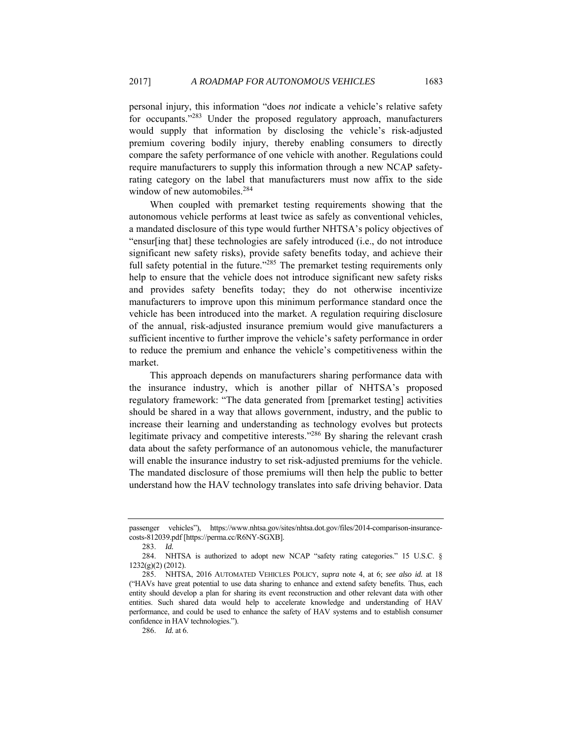personal injury, this information "does *not* indicate a vehicle's relative safety for occupants."[283] Under the proposed regulatory approach, manufacturers would supply that information by disclosing the vehicle's risk-adjusted premium covering bodily injury, thereby enabling consumers to directly compare the safety performance of one vehicle with another. Regulations could require manufacturers to supply this information through a new NCAP safety-rating category on the label that manufacturers must now affix to the side window of new automobiles.[284]

When coupled with premarket testing requirements showing that the autonomous vehicle performs at least twice as safely as conventional vehicles, a mandated disclosure of this type would further NHTSA's policy objectives of "ensur[ing that] these technologies are safely introduced (i.e., do not introduce significant new safety risks), provide safety benefits today, and achieve their full safety potential in the future."[285] The premarket testing requirements only help to ensure that the vehicle does not introduce significant new safety risks and provides safety benefits today; they do not otherwise incentivize manufacturers to improve upon this minimum performance standard once the vehicle has been introduced into the market. A regulation requiring disclosure of the annual, risk-adjusted insurance premium would give manufacturers a sufficient incentive to further improve the vehicle's safety performance in order to reduce the premium and enhance the vehicle's competitiveness within the market.

This approach depends on manufacturers sharing performance data with the insurance industry, which is another pillar of NHTSA's proposed regulatory framework: "The data generated from [premarket testing] activities should be shared in a way that allows government, industry, and the public to increase their learning and understanding as technology evolves but protects legitimate privacy and competitive interests."[286] By sharing the relevant crash data about the safety performance of an autonomous vehicle, the manufacturer will enable the insurance industry to set risk-adjusted premiums for the vehicle. The mandated disclosure of those premiums will then help the public to better understand how the HAV technology translates into safe driving behavior. Data

---

passenger vehicles"), https://www.nhtsa.gov/sites/nhtsa.dot.gov/files/2014-comparison-insurance-costs-812039.pdf [https://perma.cc/R6NY-SGXB].

283. *Id.*

284. NHTSA is authorized to adopt new NCAP "safety rating categories." 15 U.S.C. § 1232(g)(2) (2012).

285. NHTSA, 2016 AUTOMATED VEHICLES POLICY, *supra* note 4, at 6; *see also id.* at 18 ("HAVs have great potential to use data sharing to enhance and extend safety benefits. Thus, each entity should develop a plan for sharing its event reconstruction and other relevant data with other entities. Such shared data would help to accelerate knowledge and understanding of HAV performance, and could be used to enhance the safety of HAV systems and to establish consumer confidence in HAV technologies.").

286. *Id.* at 6.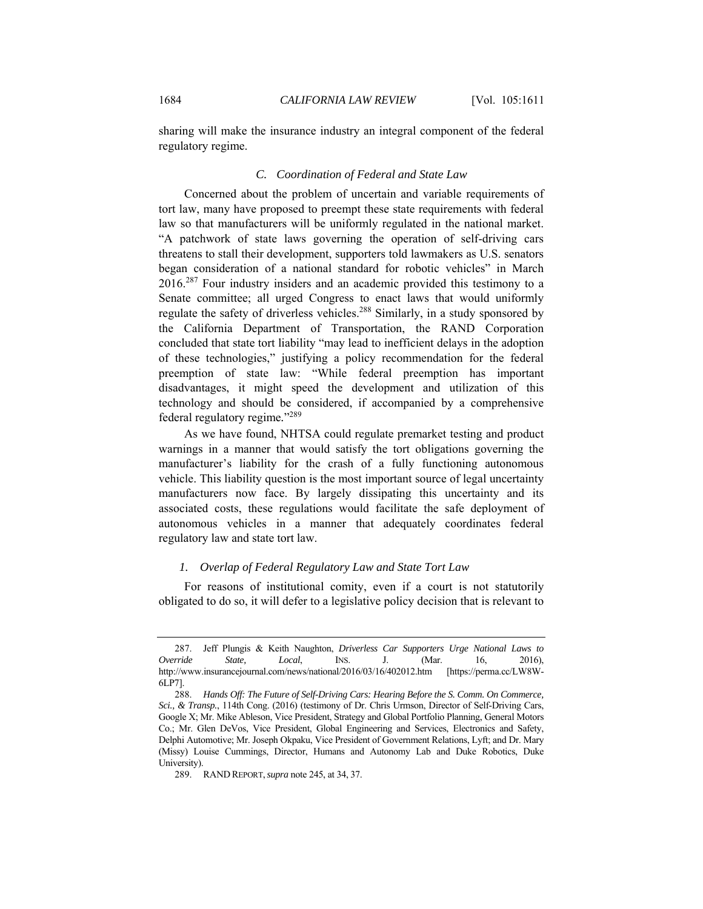sharing will make the insurance industry an integral component of the federal regulatory regime.

### *C. Coordination of Federal and State Law*

Concerned about the problem of uncertain and variable requirements of tort law, many have proposed to preempt these state requirements with federal law so that manufacturers will be uniformly regulated in the national market. "A patchwork of state laws governing the operation of self-driving cars threatens to stall their development, supporters told lawmakers as U.S. senators began consideration of a national standard for robotic vehicles" in March 2016.[287] Four industry insiders and an academic provided this testimony to a Senate committee; all urged Congress to enact laws that would uniformly regulate the safety of driverless vehicles.[288] Similarly, in a study sponsored by the California Department of Transportation, the RAND Corporation concluded that state tort liability "may lead to inefficient delays in the adoption of these technologies," justifying a policy recommendation for the federal preemption of state law: "While federal preemption has important disadvantages, it might speed the development and utilization of this technology and should be considered, if accompanied by a comprehensive federal regulatory regime."[289]

As we have found, NHTSA could regulate premarket testing and product warnings in a manner that would satisfy the tort obligations governing the manufacturer's liability for the crash of a fully functioning autonomous vehicle. This liability question is the most important source of legal uncertainty manufacturers now face. By largely dissipating this uncertainty and its associated costs, these regulations would facilitate the safe deployment of autonomous vehicles in a manner that adequately coordinates federal regulatory law and state tort law.

#### *1. Overlap of Federal Regulatory Law and State Tort Law*

For reasons of institutional comity, even if a court is not statutorily obligated to do so, it will defer to a legislative policy decision that is relevant to

---

287. Jeff Plungis & Keith Naughton, *Driverless Car Supporters Urge National Laws to Override State, Local*, INS. J. (Mar. 16, 2016), http://www.insurancejournal.com/news/national/2016/03/16/402012.htm [https://perma.cc/LW8W-6LP7].

288. *Hands Off: The Future of Self-Driving Cars: Hearing Before the S. Comm. On Commerce, Sci., & Transp.*, 114th Cong. (2016) (testimony of Dr. Chris Urmson, Director of Self-Driving Cars, Google X; Mr. Mike Ableson, Vice President, Strategy and Global Portfolio Planning, General Motors Co.; Mr. Glen DeVos, Vice President, Global Engineering and Services, Electronics and Safety, Delphi Automotive; Mr. Joseph Okpaku, Vice President of Government Relations, Lyft; and Dr. Mary (Missy) Louise Cummings, Director, Humans and Autonomy Lab and Duke Robotics, Duke University).

289. RAND REPORT, *supra* note 245, at 34, 37.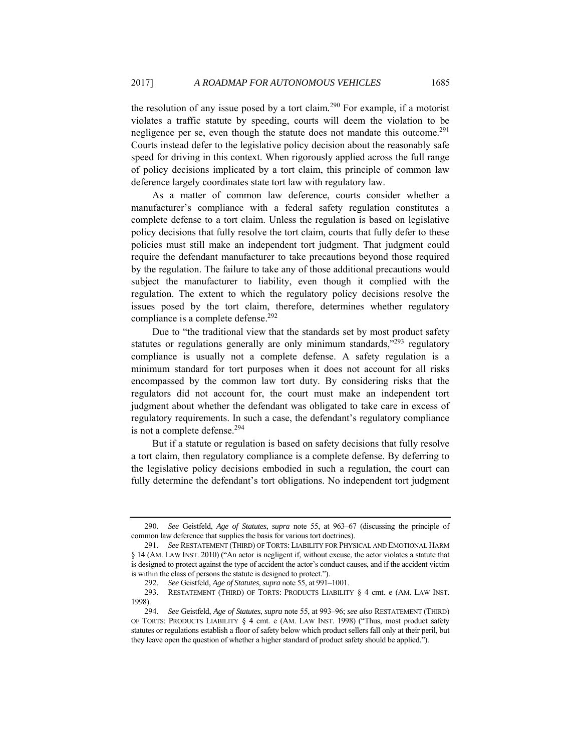the resolution of any issue posed by a tort claim.[290] For example, if a motorist violates a traffic statute by speeding, courts will deem the violation to be negligence per se, even though the statute does not mandate this outcome.[291] Courts instead defer to the legislative policy decision about the reasonably safe speed for driving in this context. When rigorously applied across the full range of policy decisions implicated by a tort claim, this principle of common law deference largely coordinates state tort law with regulatory law.

As a matter of common law deference, courts consider whether a manufacturer's compliance with a federal safety regulation constitutes a complete defense to a tort claim. Unless the regulation is based on legislative policy decisions that fully resolve the tort claim, courts that fully defer to these policies must still make an independent tort judgment. That judgment could require the defendant manufacturer to take precautions beyond those required by the regulation. The failure to take any of those additional precautions would subject the manufacturer to liability, even though it complied with the regulation. The extent to which the regulatory policy decisions resolve the issues posed by the tort claim, therefore, determines whether regulatory compliance is a complete defense.[292]

Due to "the traditional view that the standards set by most product safety statutes or regulations generally are only minimum standards,"[293] regulatory compliance is usually not a complete defense. A safety regulation is a minimum standard for tort purposes when it does not account for all risks encompassed by the common law tort duty. By considering risks that the regulators did not account for, the court must make an independent tort judgment about whether the defendant was obligated to take care in excess of regulatory requirements. In such a case, the defendant's regulatory compliance is not a complete defense.[294]

But if a statute or regulation is based on safety decisions that fully resolve a tort claim, then regulatory compliance is a complete defense. By deferring to the legislative policy decisions embodied in such a regulation, the court can fully determine the defendant's tort obligations. No independent tort judgment

---

290. *See* Geistfeld, *Age of Statutes*, *supra* note 55, at 963–67 (discussing the principle of common law deference that supplies the basis for various tort doctrines).

291. *See* RESTATEMENT (THIRD) OF TORTS: LIABILITY FOR PHYSICAL AND EMOTIONAL HARM § 14 (AM. LAW INST. 2010) ("An actor is negligent if, without excuse, the actor violates a statute that is designed to protect against the type of accident the actor's conduct causes, and if the accident victim is within the class of persons the statute is designed to protect.").

292. *See* Geistfeld, *Age of Statutes*, *supra* note 55, at 991–1001.

293. RESTATEMENT (THIRD) OF TORTS: PRODUCTS LIABILITY § 4 cmt. e (AM. LAW INST. 1998).

294. *See* Geistfeld, *Age of Statutes*, *supra* note 55, at 993–96; *see also* RESTATEMENT (THIRD) OF TORTS: PRODUCTS LIABILITY § 4 cmt. e (AM. LAW INST. 1998) ("Thus, most product safety statutes or regulations establish a floor of safety below which product sellers fall only at their peril, but they leave open the question of whether a higher standard of product safety should be applied.").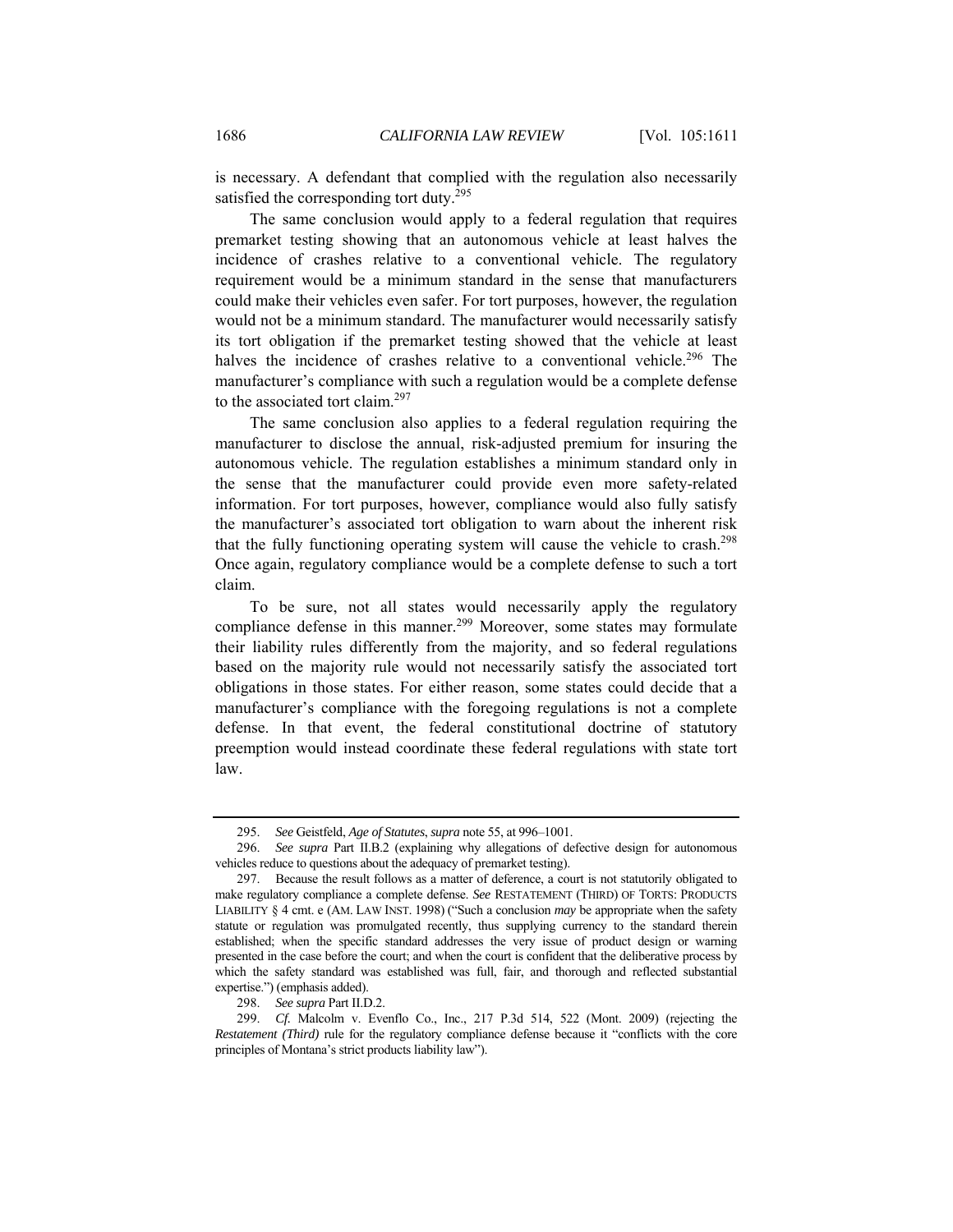is necessary. A defendant that complied with the regulation also necessarily satisfied the corresponding tort duty.[295]

The same conclusion would apply to a federal regulation that requires premarket testing showing that an autonomous vehicle at least halves the incidence of crashes relative to a conventional vehicle. The regulatory requirement would be a minimum standard in the sense that manufacturers could make their vehicles even safer. For tort purposes, however, the regulation would not be a minimum standard. The manufacturer would necessarily satisfy its tort obligation if the premarket testing showed that the vehicle at least halves the incidence of crashes relative to a conventional vehicle.[296] The manufacturer's compliance with such a regulation would be a complete defense to the associated tort claim.[297]

The same conclusion also applies to a federal regulation requiring the manufacturer to disclose the annual, risk-adjusted premium for insuring the autonomous vehicle. The regulation establishes a minimum standard only in the sense that the manufacturer could provide even more safety-related information. For tort purposes, however, compliance would also fully satisfy the manufacturer's associated tort obligation to warn about the inherent risk that the fully functioning operating system will cause the vehicle to crash.[298] Once again, regulatory compliance would be a complete defense to such a tort claim.

To be sure, not all states would necessarily apply the regulatory compliance defense in this manner.[299] Moreover, some states may formulate their liability rules differently from the majority, and so federal regulations based on the majority rule would not necessarily satisfy the associated tort obligations in those states. For either reason, some states could decide that a manufacturer's compliance with the foregoing regulations is not a complete defense. In that event, the federal constitutional doctrine of statutory preemption would instead coordinate these federal regulations with state tort law.

---

295. *See* Geistfeld, *Age of Statutes*, *supra* note 55, at 996–1001.

296. *See supra* Part II.B.2 (explaining why allegations of defective design for autonomous vehicles reduce to questions about the adequacy of premarket testing).

297. Because the result follows as a matter of deference, a court is not statutorily obligated to make regulatory compliance a complete defense. *See* RESTATEMENT (THIRD) OF TORTS: PRODUCTS LIABILITY § 4 cmt. e (AM. LAW INST. 1998) ("Such a conclusion *may* be appropriate when the safety statute or regulation was promulgated recently, thus supplying currency to the standard therein established; when the specific standard addresses the very issue of product design or warning presented in the case before the court; and when the court is confident that the deliberative process by which the safety standard was established was full, fair, and thorough and reflected substantial expertise.") (emphasis added).

298. *See supra* Part II.D.2.

299. *Cf.* Malcolm v. Evenflo Co., Inc., 217 P.3d 514, 522 (Mont. 2009) (rejecting the *Restatement (Third)* rule for the regulatory compliance defense because it "conflicts with the core principles of Montana's strict products liability law").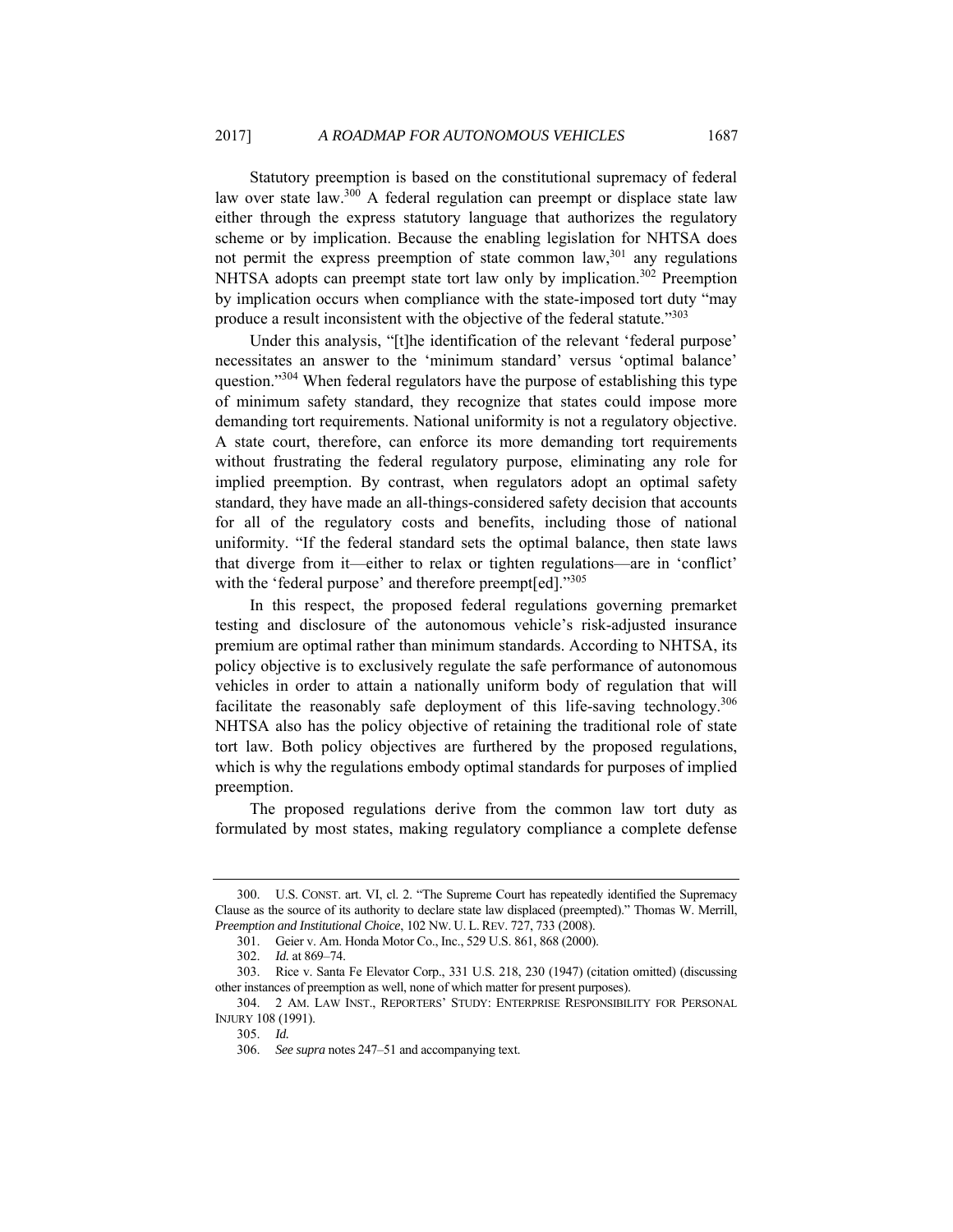Statutory preemption is based on the constitutional supremacy of federal law over state law.[300] A federal regulation can preempt or displace state law either through the express statutory language that authorizes the regulatory scheme or by implication. Because the enabling legislation for NHTSA does not permit the express preemption of state common law,[301] any regulations NHTSA adopts can preempt state tort law only by implication.[302] Preemption by implication occurs when compliance with the state-imposed tort duty "may produce a result inconsistent with the objective of the federal statute."[303]

Under this analysis, "[t]he identification of the relevant 'federal purpose' necessitates an answer to the 'minimum standard' versus 'optimal balance' question."[304] When federal regulators have the purpose of establishing this type of minimum safety standard, they recognize that states could impose more demanding tort requirements. National uniformity is not a regulatory objective. A state court, therefore, can enforce its more demanding tort requirements without frustrating the federal regulatory purpose, eliminating any role for implied preemption. By contrast, when regulators adopt an optimal safety standard, they have made an all-things-considered safety decision that accounts for all of the regulatory costs and benefits, including those of national uniformity. "If the federal standard sets the optimal balance, then state laws that diverge from it—either to relax or tighten regulations—are in 'conflict' with the 'federal purpose' and therefore preempt[ed]."[305]

In this respect, the proposed federal regulations governing premarket testing and disclosure of the autonomous vehicle's risk-adjusted insurance premium are optimal rather than minimum standards. According to NHTSA, its policy objective is to exclusively regulate the safe performance of autonomous vehicles in order to attain a nationally uniform body of regulation that will facilitate the reasonably safe deployment of this life-saving technology.[306] NHTSA also has the policy objective of retaining the traditional role of state tort law. Both policy objectives are furthered by the proposed regulations, which is why the regulations embody optimal standards for purposes of implied preemption.

The proposed regulations derive from the common law tort duty as formulated by most states, making regulatory compliance a complete defense

---

300. U.S. CONST. art. VI, cl. 2. "The Supreme Court has repeatedly identified the Supremacy Clause as the source of its authority to declare state law displaced (preempted)." Thomas W. Merrill, *Preemption and Institutional Choice*, 102 NW. U. L. REV. 727, 733 (2008).

301. Geier v. Am. Honda Motor Co., Inc., 529 U.S. 861, 868 (2000).

302. *Id.* at 869–74.

303. Rice v. Santa Fe Elevator Corp., 331 U.S. 218, 230 (1947) (citation omitted) (discussing other instances of preemption as well, none of which matter for present purposes).

304. 2 AM. LAW INST., REPORTERS' STUDY: ENTERPRISE RESPONSIBILITY FOR PERSONAL INJURY 108 (1991).

305. *Id.*

306. *See supra* notes 247–51 and accompanying text.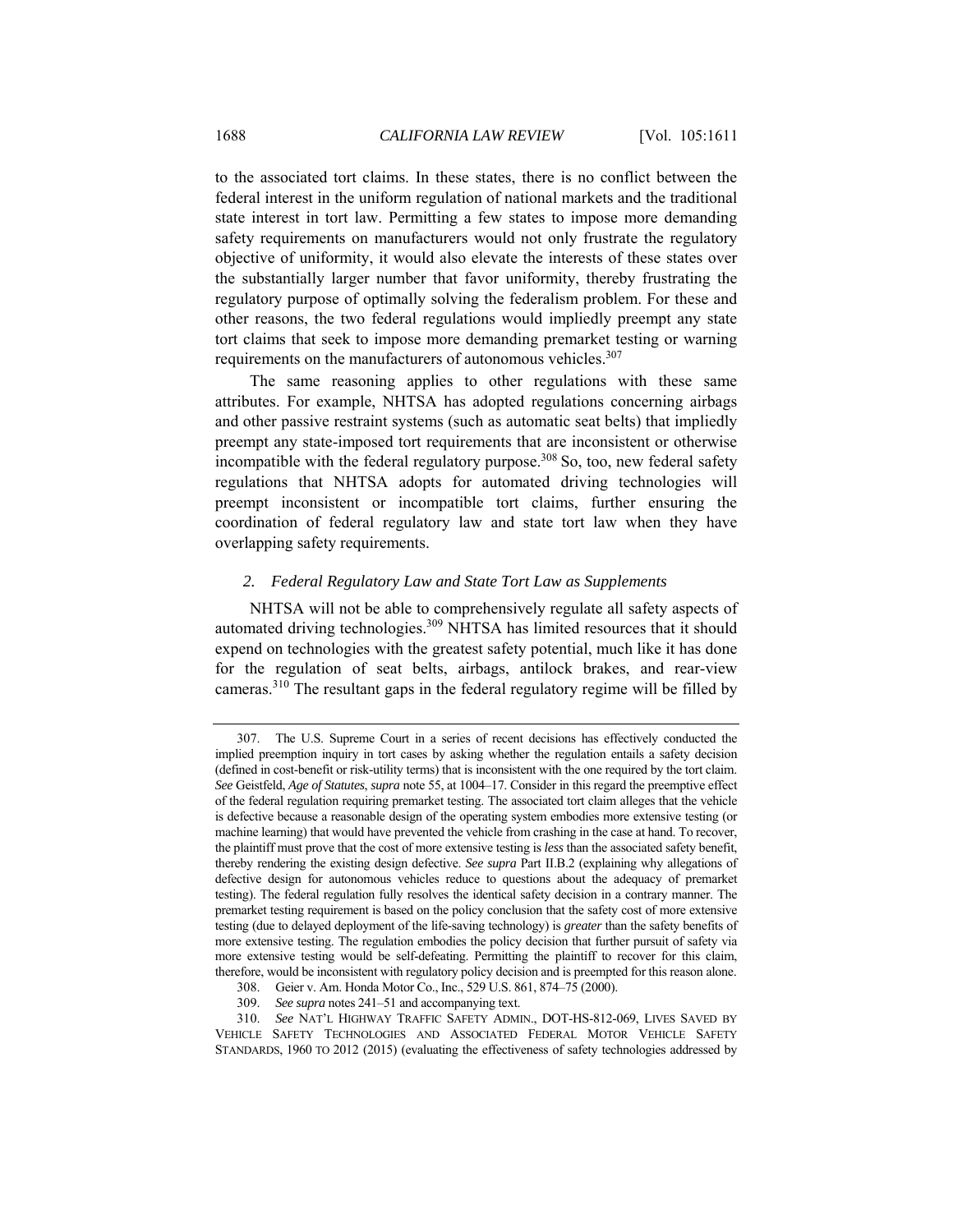to the associated tort claims. In these states, there is no conflict between the federal interest in the uniform regulation of national markets and the traditional state interest in tort law. Permitting a few states to impose more demanding safety requirements on manufacturers would not only frustrate the regulatory objective of uniformity, it would also elevate the interests of these states over the substantially larger number that favor uniformity, thereby frustrating the regulatory purpose of optimally solving the federalism problem. For these and other reasons, the two federal regulations would impliedly preempt any state tort claims that seek to impose more demanding premarket testing or warning requirements on the manufacturers of autonomous vehicles.[307]

The same reasoning applies to other regulations with these same attributes. For example, NHTSA has adopted regulations concerning airbags and other passive restraint systems (such as automatic seat belts) that impliedly preempt any state-imposed tort requirements that are inconsistent or otherwise incompatible with the federal regulatory purpose.[308] So, too, new federal safety regulations that NHTSA adopts for automated driving technologies will preempt inconsistent or incompatible tort claims, further ensuring the coordination of federal regulatory law and state tort law when they have overlapping safety requirements.

### *2. Federal Regulatory Law and State Tort Law as Supplements*

NHTSA will not be able to comprehensively regulate all safety aspects of automated driving technologies.[309] NHTSA has limited resources that it should expend on technologies with the greatest safety potential, much like it has done for the regulation of seat belts, airbags, antilock brakes, and rear-view cameras.[310] The resultant gaps in the federal regulatory regime will be filled by

---

307. The U.S. Supreme Court in a series of recent decisions has effectively conducted the implied preemption inquiry in tort cases by asking whether the regulation entails a safety decision (defined in cost-benefit or risk-utility terms) that is inconsistent with the one required by the tort claim. *See* Geistfeld, *Age of Statutes*, *supra* note 55, at 1004–17. Consider in this regard the preemptive effect of the federal regulation requiring premarket testing. The associated tort claim alleges that the vehicle is defective because a reasonable design of the operating system embodies more extensive testing (or machine learning) that would have prevented the vehicle from crashing in the case at hand. To recover, the plaintiff must prove that the cost of more extensive testing is *less* than the associated safety benefit, thereby rendering the existing design defective. *See supra* Part II.B.2 (explaining why allegations of defective design for autonomous vehicles reduce to questions about the adequacy of premarket testing). The federal regulation fully resolves the identical safety decision in a contrary manner. The premarket testing requirement is based on the policy conclusion that the safety cost of more extensive testing (due to delayed deployment of the life-saving technology) is *greater* than the safety benefits of more extensive testing. The regulation embodies the policy decision that further pursuit of safety via more extensive testing would be self-defeating. Permitting the plaintiff to recover for this claim, therefore, would be inconsistent with regulatory policy decision and is preempted for this reason alone.

308. Geier v. Am. Honda Motor Co., Inc., 529 U.S. 861, 874–75 (2000).

309. *See supra* notes 241–51 and accompanying text.

310. *See* NAT'L HIGHWAY TRAFFIC SAFETY ADMIN., DOT-HS-812-069, LIVES SAVED BY VEHICLE SAFETY TECHNOLOGIES AND ASSOCIATED FEDERAL MOTOR VEHICLE SAFETY STANDARDS, 1960 TO 2012 (2015) (evaluating the effectiveness of safety technologies addressed by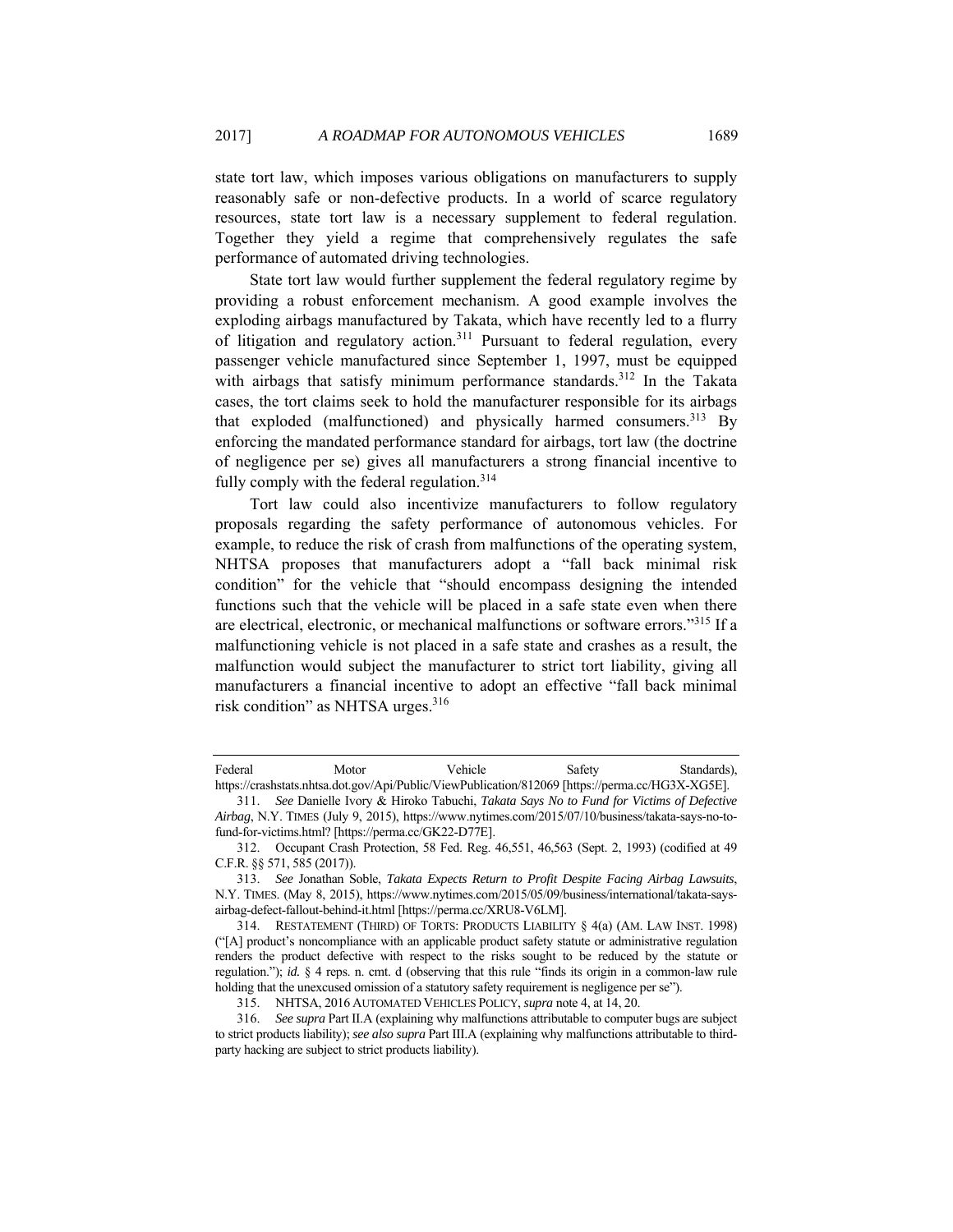state tort law, which imposes various obligations on manufacturers to supply reasonably safe or non-defective products. In a world of scarce regulatory resources, state tort law is a necessary supplement to federal regulation. Together they yield a regime that comprehensively regulates the safe performance of automated driving technologies.

State tort law would further supplement the federal regulatory regime by providing a robust enforcement mechanism. A good example involves the exploding airbags manufactured by Takata, which have recently led to a flurry of litigation and regulatory action.[311] Pursuant to federal regulation, every passenger vehicle manufactured since September 1, 1997, must be equipped with airbags that satisfy minimum performance standards.[312] In the Takata cases, the tort claims seek to hold the manufacturer responsible for its airbags that exploded (malfunctioned) and physically harmed consumers.[313] By enforcing the mandated performance standard for airbags, tort law (the doctrine of negligence per se) gives all manufacturers a strong financial incentive to fully comply with the federal regulation.[314]

Tort law could also incentivize manufacturers to follow regulatory proposals regarding the safety performance of autonomous vehicles. For example, to reduce the risk of crash from malfunctions of the operating system, NHTSA proposes that manufacturers adopt a "fall back minimal risk condition" for the vehicle that "should encompass designing the intended functions such that the vehicle will be placed in a safe state even when there are electrical, electronic, or mechanical malfunctions or software errors."[315] If a malfunctioning vehicle is not placed in a safe state and crashes as a result, the malfunction would subject the manufacturer to strict tort liability, giving all manufacturers a financial incentive to adopt an effective "fall back minimal risk condition" as NHTSA urges.[316]

---

Federal Motor Vehicle Safety Standards), https://crashstats.nhtsa.dot.gov/Api/Public/ViewPublication/812069 [https://perma.cc/HG3X-XG5E].

311. *See* Danielle Ivory & Hiroko Tabuchi, *Takata Says No to Fund for Victims of Defective Airbag*, N.Y. TIMES (July 9, 2015), https://www.nytimes.com/2015/07/10/business/takata-says-no-to-fund-for-victims.html? [https://perma.cc/GK22-D77E].

312. Occupant Crash Protection, 58 Fed. Reg. 46,551, 46,563 (Sept. 2, 1993) (codified at 49 C.F.R. §§ 571, 585 (2017)).

313. *See* Jonathan Soble, *Takata Expects Return to Profit Despite Facing Airbag Lawsuits*, N.Y. TIMES. (May 8, 2015), https://www.nytimes.com/2015/05/09/business/international/takata-says-airbag-defect-fallout-behind-it.html [https://perma.cc/XRU8-V6LM].

314. RESTATEMENT (THIRD) OF TORTS: PRODUCTS LIABILITY § 4(a) (AM. LAW INST. 1998) ("[A] product's noncompliance with an applicable product safety statute or administrative regulation renders the product defective with respect to the risks sought to be reduced by the statute or regulation."); *id.* § 4 reps. n. cmt. d (observing that this rule "finds its origin in a common-law rule holding that the unexcused omission of a statutory safety requirement is negligence per se").

315. NHTSA, 2016 AUTOMATED VEHICLES POLICY, *supra* note 4, at 14, 20.

316. *See supra* Part II.A (explaining why malfunctions attributable to computer bugs are subject to strict products liability); *see also supra* Part III.A (explaining why malfunctions attributable to third-party hacking are subject to strict products liability).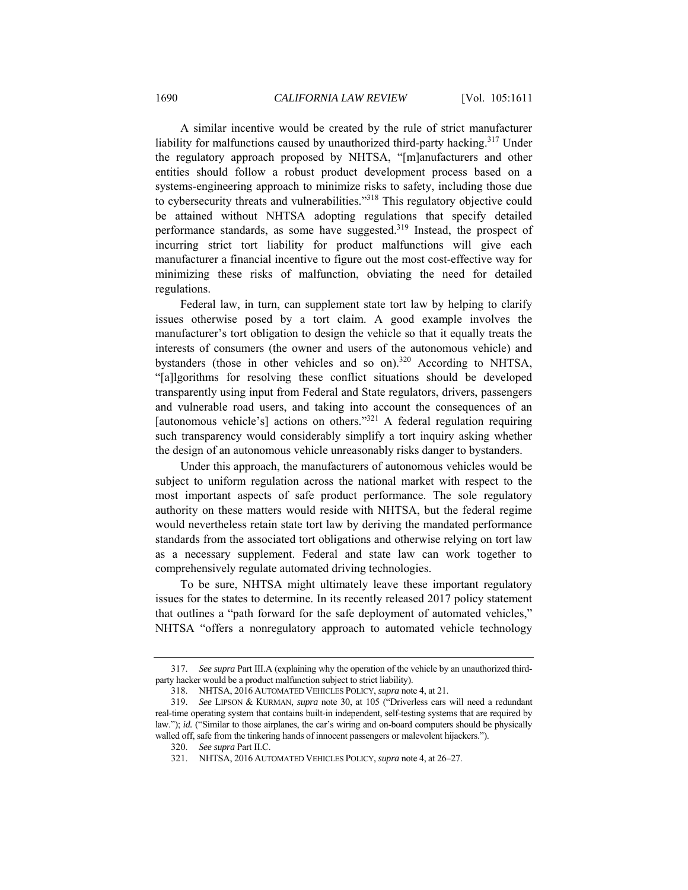A similar incentive would be created by the rule of strict manufacturer liability for malfunctions caused by unauthorized third-party hacking.[317] Under the regulatory approach proposed by NHTSA, "[m]anufacturers and other entities should follow a robust product development process based on a systems-engineering approach to minimize risks to safety, including those due to cybersecurity threats and vulnerabilities."[318] This regulatory objective could be attained without NHTSA adopting regulations that specify detailed performance standards, as some have suggested.[319] Instead, the prospect of incurring strict tort liability for product malfunctions will give each manufacturer a financial incentive to figure out the most cost-effective way for minimizing these risks of malfunction, obviating the need for detailed regulations.

Federal law, in turn, can supplement state tort law by helping to clarify issues otherwise posed by a tort claim. A good example involves the manufacturer's tort obligation to design the vehicle so that it equally treats the interests of consumers (the owner and users of the autonomous vehicle) and bystanders (those in other vehicles and so on).[320] According to NHTSA, "[a]lgorithms for resolving these conflict situations should be developed transparently using input from Federal and State regulators, drivers, passengers and vulnerable road users, and taking into account the consequences of an [autonomous vehicle's] actions on others."[321] A federal regulation requiring such transparency would considerably simplify a tort inquiry asking whether the design of an autonomous vehicle unreasonably risks danger to bystanders.

Under this approach, the manufacturers of autonomous vehicles would be subject to uniform regulation across the national market with respect to the most important aspects of safe product performance. The sole regulatory authority on these matters would reside with NHTSA, but the federal regime would nevertheless retain state tort law by deriving the mandated performance standards from the associated tort obligations and otherwise relying on tort law as a necessary supplement. Federal and state law can work together to comprehensively regulate automated driving technologies.

To be sure, NHTSA might ultimately leave these important regulatory issues for the states to determine. In its recently released 2017 policy statement that outlines a "path forward for the safe deployment of automated vehicles," NHTSA "offers a nonregulatory approach to automated vehicle technology

---

317. *See supra* Part III.A (explaining why the operation of the vehicle by an unauthorized third-party hacker would be a product malfunction subject to strict liability).

318. NHTSA, 2016 AUTOMATED VEHICLES POLICY, *supra* note 4, at 21.

319. *See* LIPSON & KURMAN, *supra* note 30, at 105 ("Driverless cars will need a redundant real-time operating system that contains built-in independent, self-testing systems that are required by law."); *id.* ("Similar to those airplanes, the car's wiring and on-board computers should be physically walled off, safe from the tinkering hands of innocent passengers or malevolent hijackers.").

320. *See supra* Part II.C.

321. NHTSA, 2016 AUTOMATED VEHICLES POLICY, *supra* note 4, at 26–27.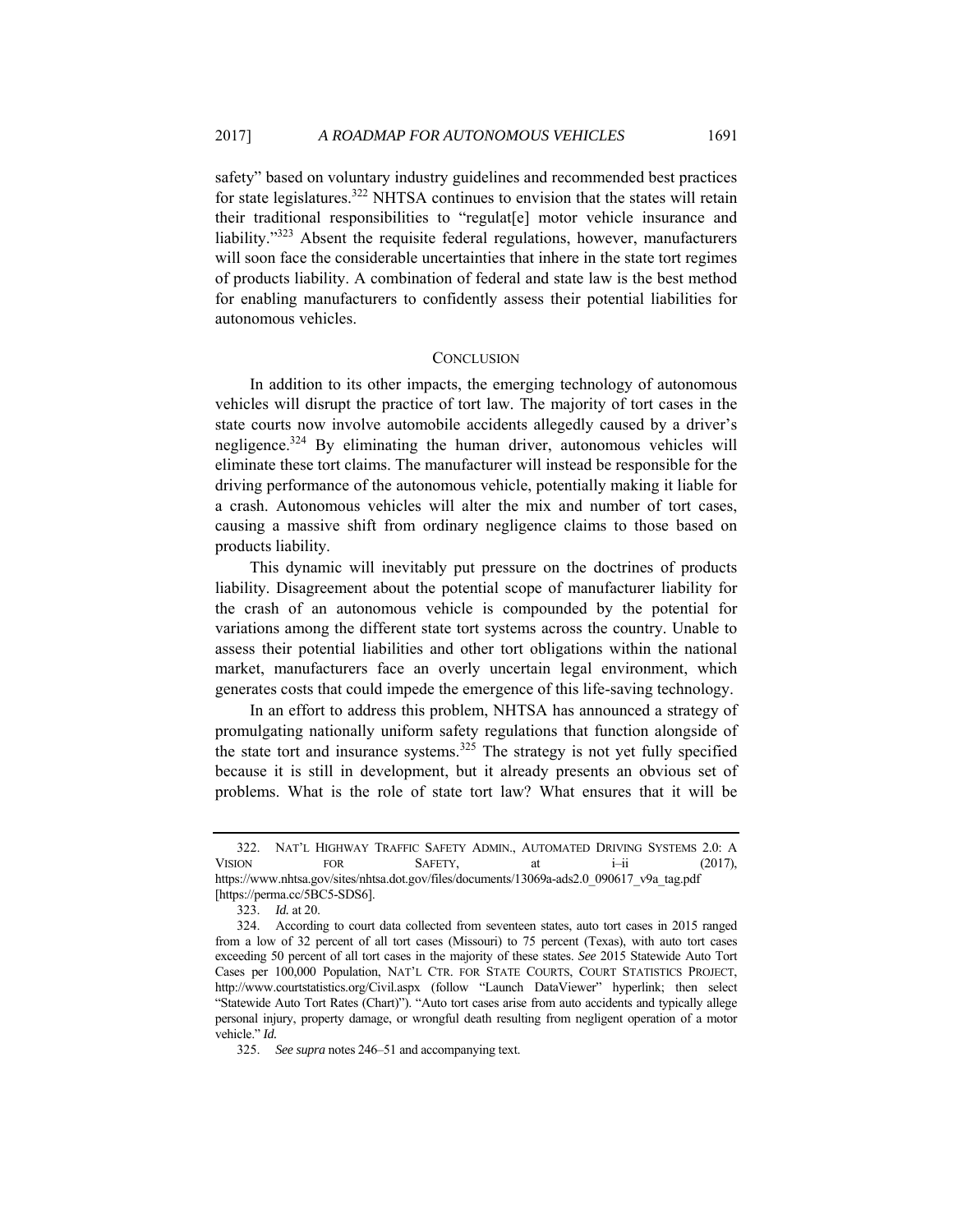safety" based on voluntary industry guidelines and recommended best practices for state legislatures.[322] NHTSA continues to envision that the states will retain their traditional responsibilities to "regulat[e] motor vehicle insurance and liability."[323] Absent the requisite federal regulations, however, manufacturers will soon face the considerable uncertainties that inhere in the state tort regimes of products liability. A combination of federal and state law is the best method for enabling manufacturers to confidently assess their potential liabilities for autonomous vehicles.

## CONCLUSION

In addition to its other impacts, the emerging technology of autonomous vehicles will disrupt the practice of tort law. The majority of tort cases in the state courts now involve automobile accidents allegedly caused by a driver's negligence.[324] By eliminating the human driver, autonomous vehicles will eliminate these tort claims. The manufacturer will instead be responsible for the driving performance of the autonomous vehicle, potentially making it liable for a crash. Autonomous vehicles will alter the mix and number of tort cases, causing a massive shift from ordinary negligence claims to those based on products liability.

This dynamic will inevitably put pressure on the doctrines of products liability. Disagreement about the potential scope of manufacturer liability for the crash of an autonomous vehicle is compounded by the potential for variations among the different state tort systems across the country. Unable to assess their potential liabilities and other tort obligations within the national market, manufacturers face an overly uncertain legal environment, which generates costs that could impede the emergence of this life-saving technology.

In an effort to address this problem, NHTSA has announced a strategy of promulgating nationally uniform safety regulations that function alongside of the state tort and insurance systems.[325] The strategy is not yet fully specified because it is still in development, but it already presents an obvious set of problems. What is the role of state tort law? What ensures that it will be

---

322. NAT'L HIGHWAY TRAFFIC SAFETY ADMIN., AUTOMATED DRIVING SYSTEMS 2.0: A VISION FOR SAFETY, at i–ii (2017), https://www.nhtsa.gov/sites/nhtsa.dot.gov/files/documents/13069a-ads2.0_090617_v9a_tag.pdf [https://perma.cc/5BC5-SDS6].

323. *Id.* at 20.

324. According to court data collected from seventeen states, auto tort cases in 2015 ranged from a low of 32 percent of all tort cases (Missouri) to 75 percent (Texas), with auto tort cases exceeding 50 percent of all tort cases in the majority of these states. *See* 2015 Statewide Auto Tort Cases per 100,000 Population, NAT'L CTR. FOR STATE COURTS, COURT STATISTICS PROJECT, http://www.courtstatistics.org/Civil.aspx (follow "Launch DataViewer" hyperlink; then select "Statewide Auto Tort Rates (Chart)"). "Auto tort cases arise from auto accidents and typically allege personal injury, property damage, or wrongful death resulting from negligent operation of a motor vehicle." *Id.*

325. *See supra* notes 246–51 and accompanying text.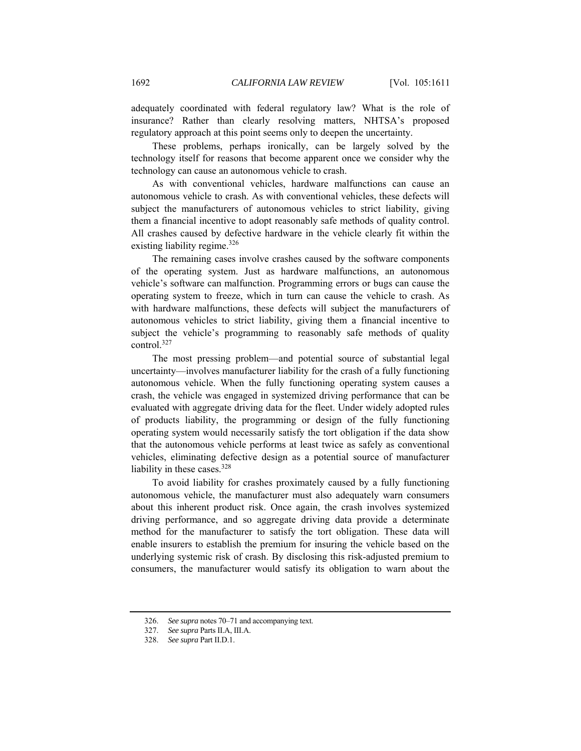adequately coordinated with federal regulatory law? What is the role of insurance? Rather than clearly resolving matters, NHTSA's proposed regulatory approach at this point seems only to deepen the uncertainty.

These problems, perhaps ironically, can be largely solved by the technology itself for reasons that become apparent once we consider why the technology can cause an autonomous vehicle to crash.

As with conventional vehicles, hardware malfunctions can cause an autonomous vehicle to crash. As with conventional vehicles, these defects will subject the manufacturers of autonomous vehicles to strict liability, giving them a financial incentive to adopt reasonably safe methods of quality control. All crashes caused by defective hardware in the vehicle clearly fit within the existing liability regime.[326]

The remaining cases involve crashes caused by the software components of the operating system. Just as hardware malfunctions, an autonomous vehicle's software can malfunction. Programming errors or bugs can cause the operating system to freeze, which in turn can cause the vehicle to crash. As with hardware malfunctions, these defects will subject the manufacturers of autonomous vehicles to strict liability, giving them a financial incentive to subject the vehicle's programming to reasonably safe methods of quality control.[327]

The most pressing problem—and potential source of substantial legal uncertainty—involves manufacturer liability for the crash of a fully functioning autonomous vehicle. When the fully functioning operating system causes a crash, the vehicle was engaged in systemized driving performance that can be evaluated with aggregate driving data for the fleet. Under widely adopted rules of products liability, the programming or design of the fully functioning operating system would necessarily satisfy the tort obligation if the data show that the autonomous vehicle performs at least twice as safely as conventional vehicles, eliminating defective design as a potential source of manufacturer liability in these cases.[328]

To avoid liability for crashes proximately caused by a fully functioning autonomous vehicle, the manufacturer must also adequately warn consumers about this inherent product risk. Once again, the crash involves systemized driving performance, and so aggregate driving data provide a determinate method for the manufacturer to satisfy the tort obligation. These data will enable insurers to establish the premium for insuring the vehicle based on the underlying systemic risk of crash. By disclosing this risk-adjusted premium to consumers, the manufacturer would satisfy its obligation to warn about the

---

326. *See supra* notes 70–71 and accompanying text.

327. *See supra* Parts II.A, III.A.

328. *See supra* Part II.D.1.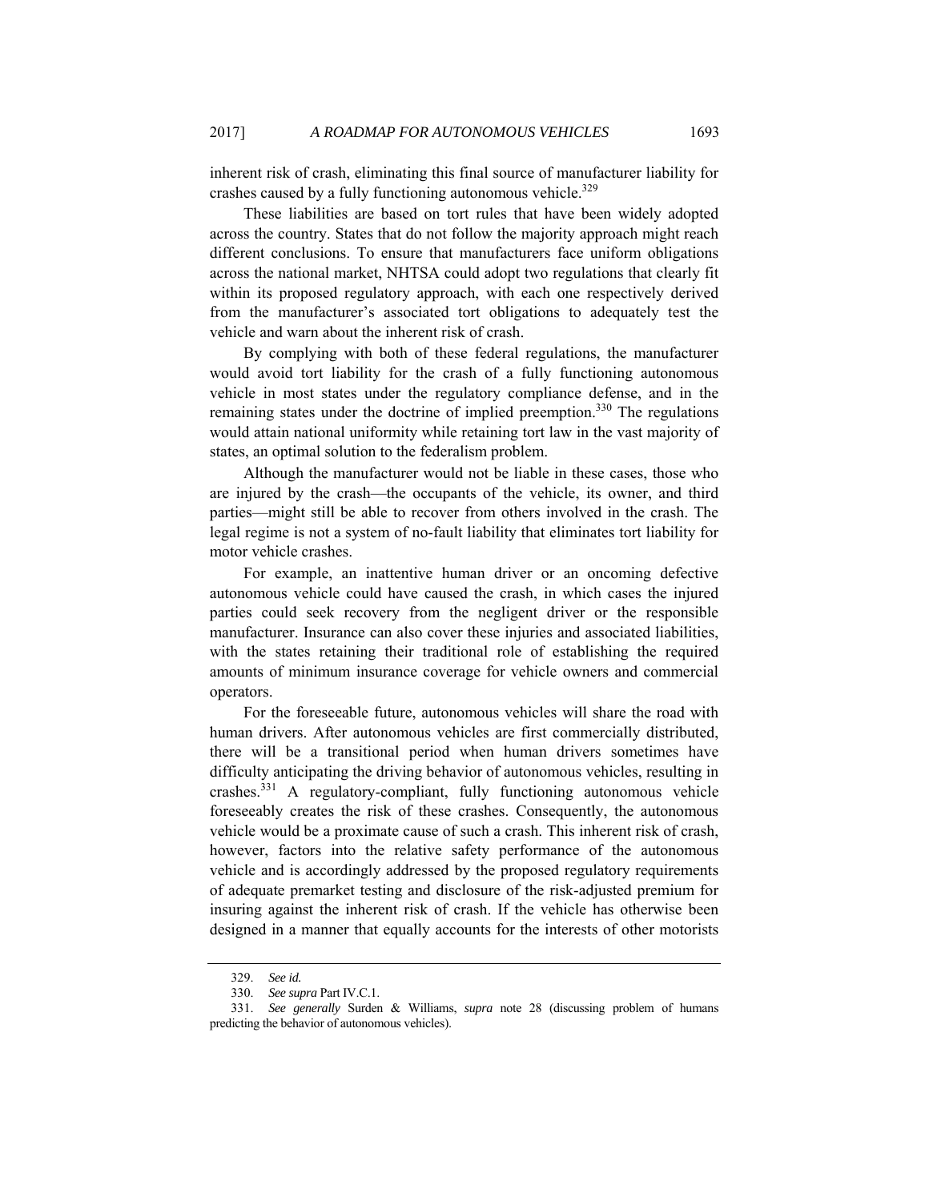inherent risk of crash, eliminating this final source of manufacturer liability for crashes caused by a fully functioning autonomous vehicle.[329]

These liabilities are based on tort rules that have been widely adopted across the country. States that do not follow the majority approach might reach different conclusions. To ensure that manufacturers face uniform obligations across the national market, NHTSA could adopt two regulations that clearly fit within its proposed regulatory approach, with each one respectively derived from the manufacturer's associated tort obligations to adequately test the vehicle and warn about the inherent risk of crash.

By complying with both of these federal regulations, the manufacturer would avoid tort liability for the crash of a fully functioning autonomous vehicle in most states under the regulatory compliance defense, and in the remaining states under the doctrine of implied preemption.[330] The regulations would attain national uniformity while retaining tort law in the vast majority of states, an optimal solution to the federalism problem.

Although the manufacturer would not be liable in these cases, those who are injured by the crash—the occupants of the vehicle, its owner, and third parties—might still be able to recover from others involved in the crash. The legal regime is not a system of no-fault liability that eliminates tort liability for motor vehicle crashes.

For example, an inattentive human driver or an oncoming defective autonomous vehicle could have caused the crash, in which cases the injured parties could seek recovery from the negligent driver or the responsible manufacturer. Insurance can also cover these injuries and associated liabilities, with the states retaining their traditional role of establishing the required amounts of minimum insurance coverage for vehicle owners and commercial operators.

For the foreseeable future, autonomous vehicles will share the road with human drivers. After autonomous vehicles are first commercially distributed, there will be a transitional period when human drivers sometimes have difficulty anticipating the driving behavior of autonomous vehicles, resulting in crashes.[331] A regulatory-compliant, fully functioning autonomous vehicle foreseeably creates the risk of these crashes. Consequently, the autonomous vehicle would be a proximate cause of such a crash. This inherent risk of crash, however, factors into the relative safety performance of the autonomous vehicle and is accordingly addressed by the proposed regulatory requirements of adequate premarket testing and disclosure of the risk-adjusted premium for insuring against the inherent risk of crash. If the vehicle has otherwise been designed in a manner that equally accounts for the interests of other motorists

---

329. *See id.*

330. *See supra* Part IV.C.1.

331. *See generally* Surden & Williams, *supra* note 28 (discussing problem of humans predicting the behavior of autonomous vehicles).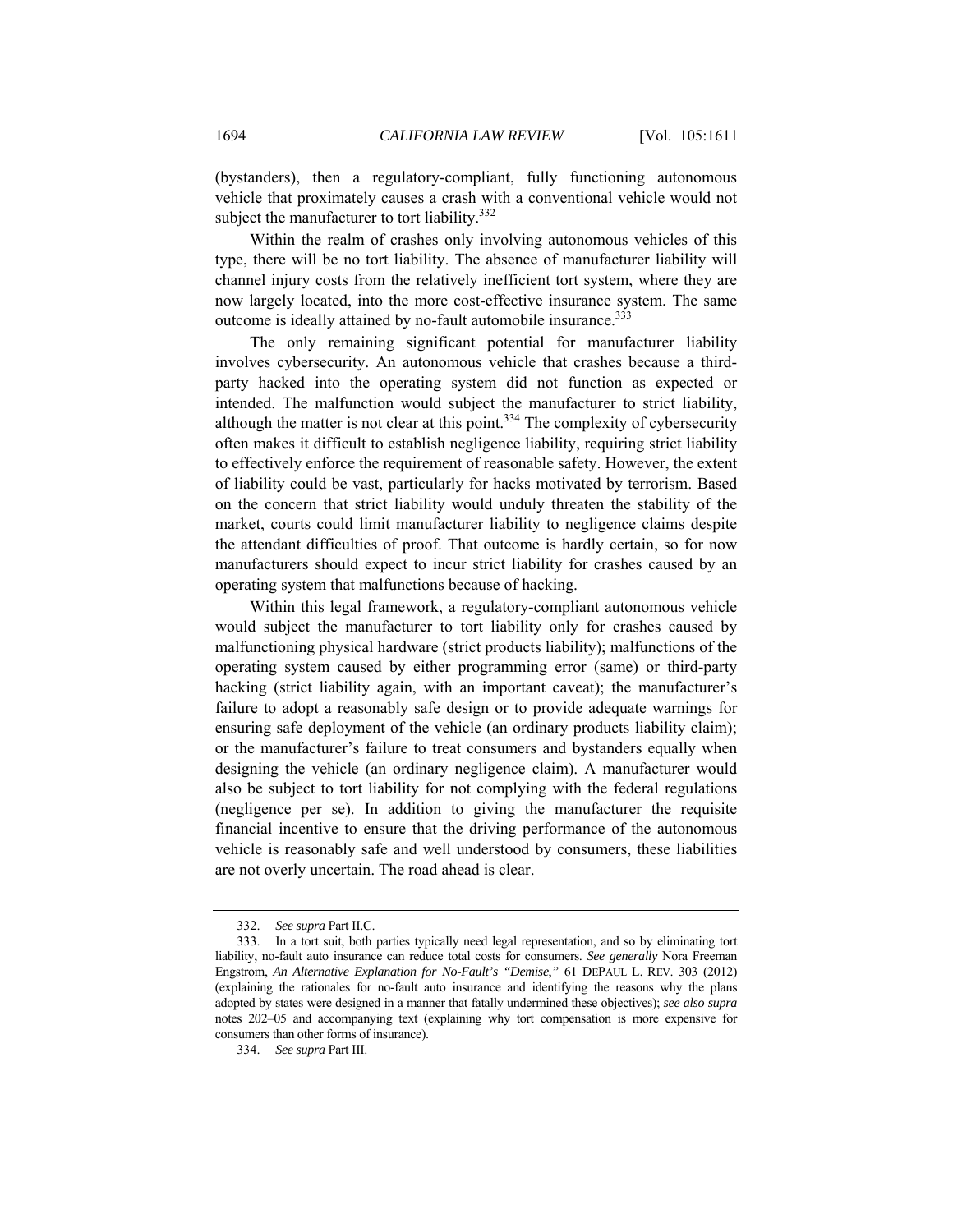(bystanders), then a regulatory-compliant, fully functioning autonomous vehicle that proximately causes a crash with a conventional vehicle would not subject the manufacturer to tort liability.[332]

Within the realm of crashes only involving autonomous vehicles of this type, there will be no tort liability. The absence of manufacturer liability will channel injury costs from the relatively inefficient tort system, where they are now largely located, into the more cost-effective insurance system. The same outcome is ideally attained by no-fault automobile insurance.[333]

The only remaining significant potential for manufacturer liability involves cybersecurity. An autonomous vehicle that crashes because a third-party hacked into the operating system did not function as expected or intended. The malfunction would subject the manufacturer to strict liability, although the matter is not clear at this point.[334] The complexity of cybersecurity often makes it difficult to establish negligence liability, requiring strict liability to effectively enforce the requirement of reasonable safety. However, the extent of liability could be vast, particularly for hacks motivated by terrorism. Based on the concern that strict liability would unduly threaten the stability of the market, courts could limit manufacturer liability to negligence claims despite the attendant difficulties of proof. That outcome is hardly certain, so for now manufacturers should expect to incur strict liability for crashes caused by an operating system that malfunctions because of hacking.

Within this legal framework, a regulatory-compliant autonomous vehicle would subject the manufacturer to tort liability only for crashes caused by malfunctioning physical hardware (strict products liability); malfunctions of the operating system caused by either programming error (same) or third-party hacking (strict liability again, with an important caveat); the manufacturer's failure to adopt a reasonably safe design or to provide adequate warnings for ensuring safe deployment of the vehicle (an ordinary products liability claim); or the manufacturer's failure to treat consumers and bystanders equally when designing the vehicle (an ordinary negligence claim). A manufacturer would also be subject to tort liability for not complying with the federal regulations (negligence per se). In addition to giving the manufacturer the requisite financial incentive to ensure that the driving performance of the autonomous vehicle is reasonably safe and well understood by consumers, these liabilities are not overly uncertain. The road ahead is clear.

---

332. *See supra* Part II.C.

333. In a tort suit, both parties typically need legal representation, and so by eliminating tort liability, no-fault auto insurance can reduce total costs for consumers. *See generally* Nora Freeman Engstrom, *An Alternative Explanation for No-Fault's "Demise*,*"* 61 DEPAUL L. REV. 303 (2012) (explaining the rationales for no-fault auto insurance and identifying the reasons why the plans adopted by states were designed in a manner that fatally undermined these objectives); *see also supra* notes 202–05 and accompanying text (explaining why tort compensation is more expensive for consumers than other forms of insurance).

334. *See supra* Part III.